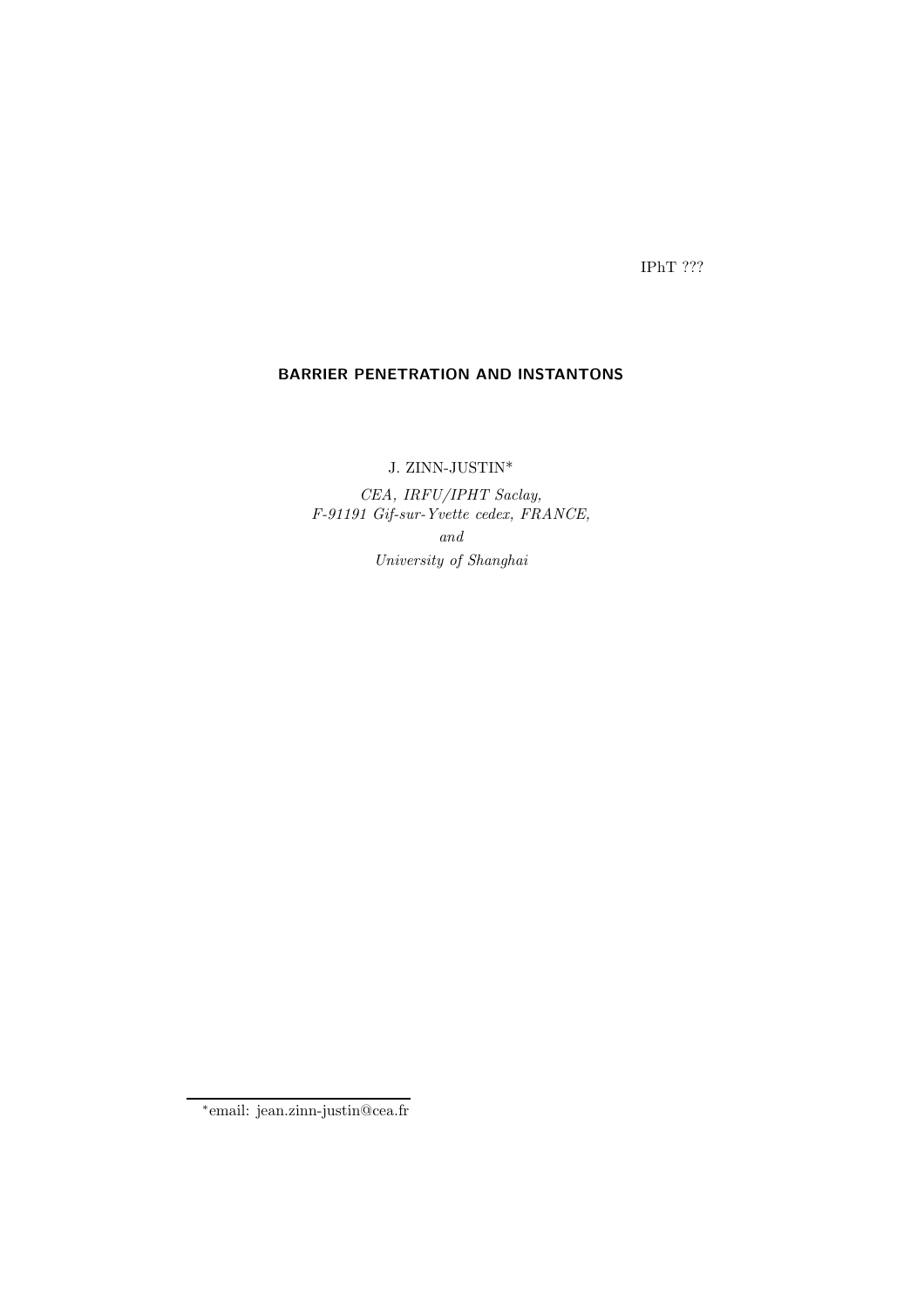IPhT ???

# BARRIER PENETRATION AND INSTANTONS

J. ZINN-JUSTIN*

*CEA, IRFU/IPHT Saclay,*
*F-91191 Gif-sur-Yvette cedex, FRANCE,*
*and*
*University of Shanghai*

*email: jean.zinn-justin@cea.fr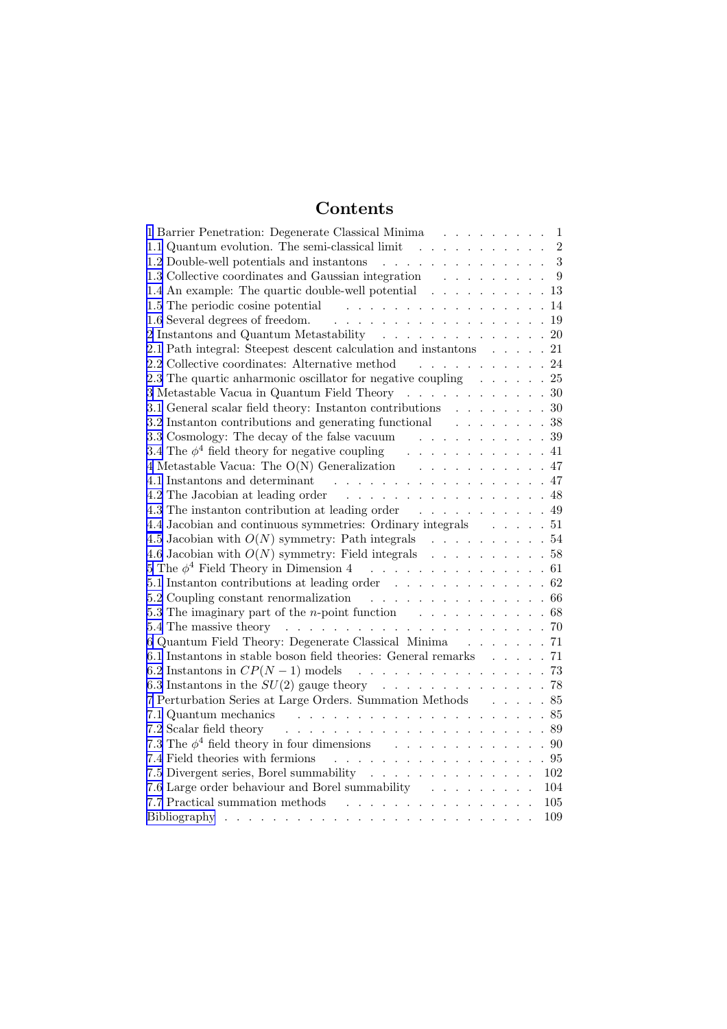# Contents

1 Barrier Penetration: Degenerate Classical Minima . . . . . . . . . 1
1.1 Quantum evolution. The semi-classical limit . . . . . . . . . . . 2
1.2 Double-well potentials and instantons . . . . . . . . . . . . . . 3
1.3 Collective coordinates and Gaussian integration . . . . . . . . . 9
1.4 An example: The quartic double-well potential . . . . . . . . . . 13
1.5 The periodic cosine potential . . . . . . . . . . . . . . . . . . 14
1.6 Several degrees of freedom. . . . . . . . . . . . . . . . . . . . 19
2 Instantons and Quantum Metastability . . . . . . . . . . . . . . 20
2.1 Path integral: Steepest descent calculation and instantons . . . . . 21
2.2 Collective coordinates: Alternative method . . . . . . . . . . . 24
2.3 The quartic anharmonic oscillator for negative coupling . . . . . . 25
3 Metastable Vacua in Quantum Field Theory . . . . . . . . . . . . 30
3.1 General scalar field theory: Instanton contributions . . . . . . . . 30
3.2 Instanton contributions and generating functional . . . . . . . . 38
3.3 Cosmology: The decay of the false vacuum . . . . . . . . . . . 39
3.4 The $\phi^4$ field theory for negative coupling . . . . . . . . . . . 41
4 Metastable Vacua: The O(N) Generalization . . . . . . . . . . . 47
4.1 Instantons and determinant . . . . . . . . . . . . . . . . . . 47
4.2 The Jacobian at leading order . . . . . . . . . . . . . . . . . 48
4.3 The instanton contribution at leading order . . . . . . . . . . . 49
4.4 Jacobian and continuous symmetries: Ordinary integrals . . . . . 51
4.5 Jacobian with $O(N)$ symmetry: Path integrals . . . . . . . . . . 54
4.6 Jacobian with $O(N)$ symmetry: Field integrals . . . . . . . . . . 58
5 The $\phi^4$ Field Theory in Dimension 4 . . . . . . . . . . . . . . 61
5.1 Instanton contributions at leading order . . . . . . . . . . . . . 62
5.2 Coupling constant renormalization . . . . . . . . . . . . . . . 66
5.3 The imaginary part of the $n$-point function . . . . . . . . . . . 68
5.4 The massive theory . . . . . . . . . . . . . . . . . . . . . . 70
6 Quantum Field Theory: Degenerate Classical Minima . . . . . . . 71
6.1 Instantons in stable boson field theories: General remarks . . . . . 71
6.2 Instantons in $CP(N-1)$ models . . . . . . . . . . . . . . . . 73
6.3 Instantons in the $SU(2)$ gauge theory . . . . . . . . . . . . . 78
7 Perturbation Series at Large Orders. Summation Methods . . . . . 85
7.1 Quantum mechanics . . . . . . . . . . . . . . . . . . . . . . 85
7.2 Scalar field theory . . . . . . . . . . . . . . . . . . . . . . . 89
7.3 The $\phi^4$ field theory in four dimensions . . . . . . . . . . . . . 90
7.4 Field theories with fermions . . . . . . . . . . . . . . . . . . 95
7.5 Divergent series, Borel summability . . . . . . . . . . . . . . 102
7.6 Large order behaviour and Borel summability . . . . . . . . . . 104
7.7 Practical summation methods . . . . . . . . . . . . . . . . . 105
Bibliography . . . . . . . . . . . . . . . . . . . . . . . . . . 109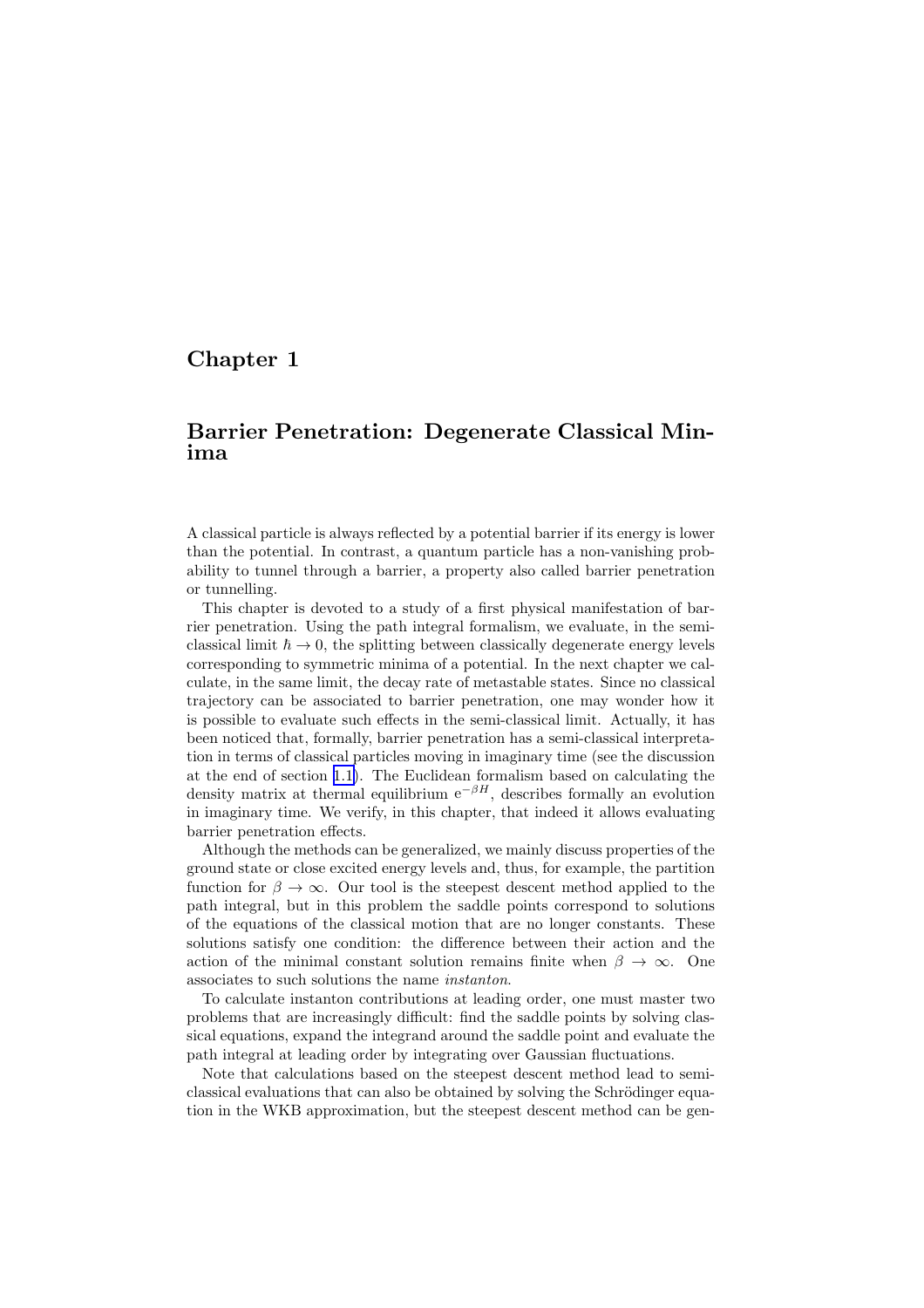# Chapter 1

## Barrier Penetration: Degenerate Classical Minima

A classical particle is always reflected by a potential barrier if its energy is lower than the potential. In contrast, a quantum particle has a non-vanishing probability to tunnel through a barrier, a property also called barrier penetration or tunnelling.

This chapter is devoted to a study of a first physical manifestation of barrier penetration. Using the path integral formalism, we evaluate, in the semi-classical limit $\hbar \to 0$, the splitting between classically degenerate energy levels corresponding to symmetric minima of a potential. In the next chapter we calculate, in the same limit, the decay rate of metastable states. Since no classical trajectory can be associated to barrier penetration, one may wonder how it is possible to evaluate such effects in the semi-classical limit. Actually, it has been noticed that, formally, barrier penetration has a semi-classical interpretation in terms of classical particles moving in imaginary time (see the discussion at the end of section 1.1). The Euclidean formalism based on calculating the density matrix at thermal equilibrium $\mathrm{e}^{-\beta H}$, describes formally an evolution in imaginary time. We verify, in this chapter, that indeed it allows evaluating barrier penetration effects.

Although the methods can be generalized, we mainly discuss properties of the ground state or close excited energy levels and, thus, for example, the partition function for $\beta \to \infty$. Our tool is the steepest descent method applied to the path integral, but in this problem the saddle points correspond to solutions of the equations of the classical motion that are no longer constants. These solutions satisfy one condition: the difference between their action and the action of the minimal constant solution remains finite when $\beta \to \infty$. One associates to such solutions the name *instanton*.

To calculate instanton contributions at leading order, one must master two problems that are increasingly difficult: find the saddle points by solving classical equations, expand the integrand around the saddle point and evaluate the path integral at leading order by integrating over Gaussian fluctuations.

Note that calculations based on the steepest descent method lead to semi-classical evaluations that can also be obtained by solving the Schrödinger equation in the WKB approximation, but the steepest descent method can be gen-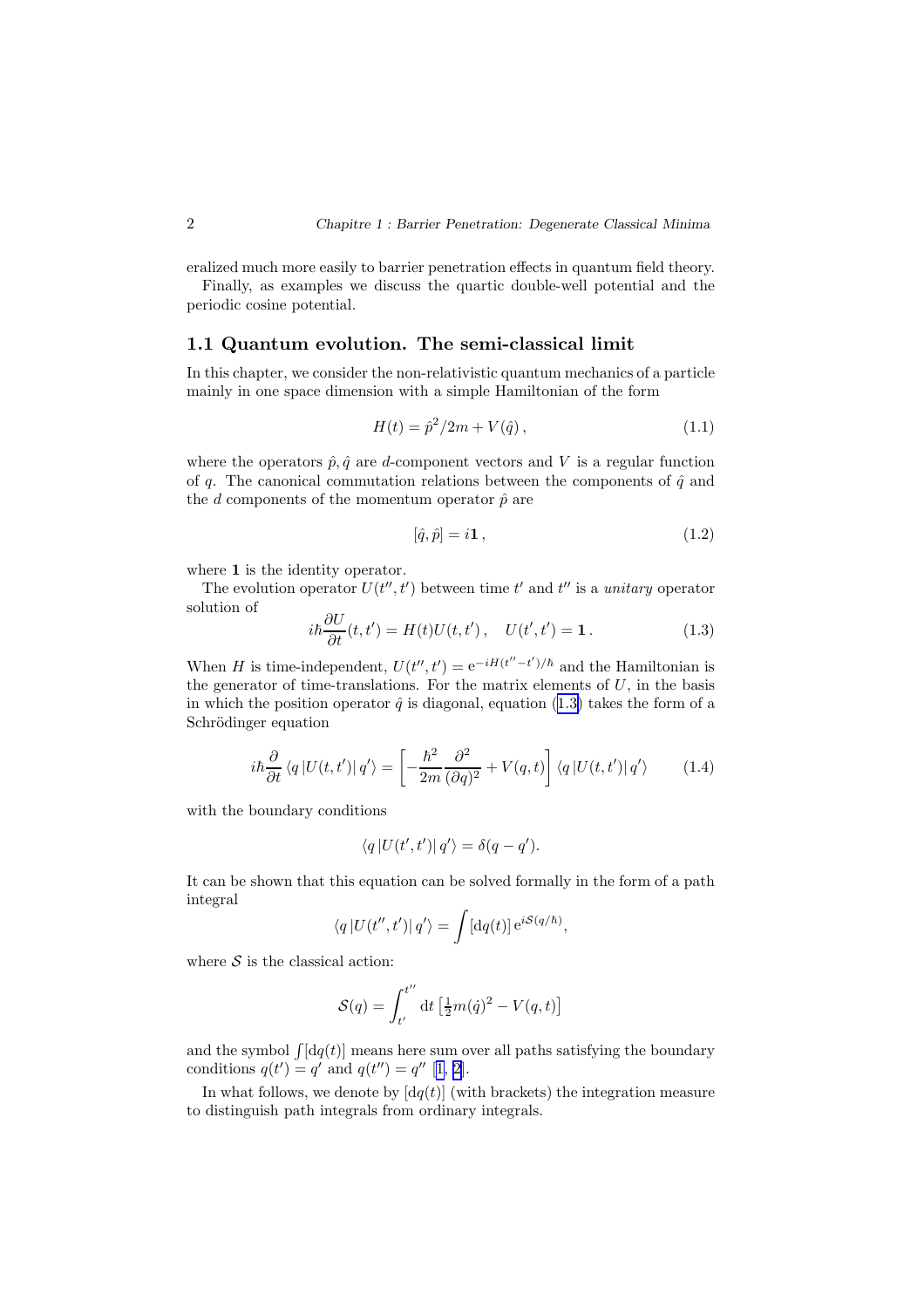eralized much more easily to barrier penetration effects in quantum field theory.

Finally, as examples we discuss the quartic double-well potential and the periodic cosine potential.

## 1.1 Quantum evolution. The semi-classical limit

In this chapter, we consider the non-relativistic quantum mechanics of a particle mainly in one space dimension with a simple Hamiltonian of the form

$$H(t) = \hat{p}^2/2m + V(\hat{q}) \,, \tag{1.1}$$

where the operators $\hat{p}, \hat{q}$ are $d$-component vectors and $V$ is a regular function of $q$. The canonical commutation relations between the components of $\hat{q}$ and the $d$ components of the momentum operator $\hat{p}$ are

$$[\hat{q}, \hat{p}] = i\mathbf{1} \,, \tag{1.2}$$

where $\mathbf{1}$ is the identity operator.

The evolution operator $U(t'', t')$ between time $t'$ and $t''$ is a *unitary* operator solution of

$$i\hbar \frac{\partial U}{\partial t}(t, t') = H(t) U(t, t') \,, \quad U(t', t') = \mathbf{1} \,. \tag{1.3}$$

When $H$ is time-independent, $U(t'', t') = \mathrm{e}^{-iH(t''-t')/\hbar}$ and the Hamiltonian is the generator of time-translations. For the matrix elements of $U$, in the basis in which the position operator $\hat{q}$ is diagonal, equation (1.3) takes the form of a Schrödinger equation

$$i\hbar \frac{\partial}{\partial t} \langle q \,| U(t, t') |\, q' \rangle = \left[ -\frac{\hbar^2}{2m} \frac{\partial^2}{(\partial q)^2} + V(q, t) \right] \langle q \,| U(t, t') |\, q' \rangle \tag{1.4}$$

with the boundary conditions

$$\langle q \,| U(t', t') |\, q' \rangle = \delta(q - q').$$

It can be shown that this equation can be solved formally in the form of a path integral

$$\langle q \,| U(t'', t') |\, q' \rangle = \int [\mathrm{d}q(t)] \, \mathrm{e}^{i\mathcal{S}(q/\hbar)},$$

where $\mathcal{S}$ is the classical action:

$$\mathcal{S}(q) = \int_{t'}^{t''} \mathrm{d}t \left[ \tfrac{1}{2} m (\dot{q})^2 - V(q, t) \right]$$

and the symbol $\int [\mathrm{d}q(t)]$ means here sum over all paths satisfying the boundary conditions $q(t') = q'$ and $q(t'') = q''$ [1, 2].

In what follows, we denote by $[\mathrm{d}q(t)]$ (with brackets) the integration measure to distinguish path integrals from ordinary integrals.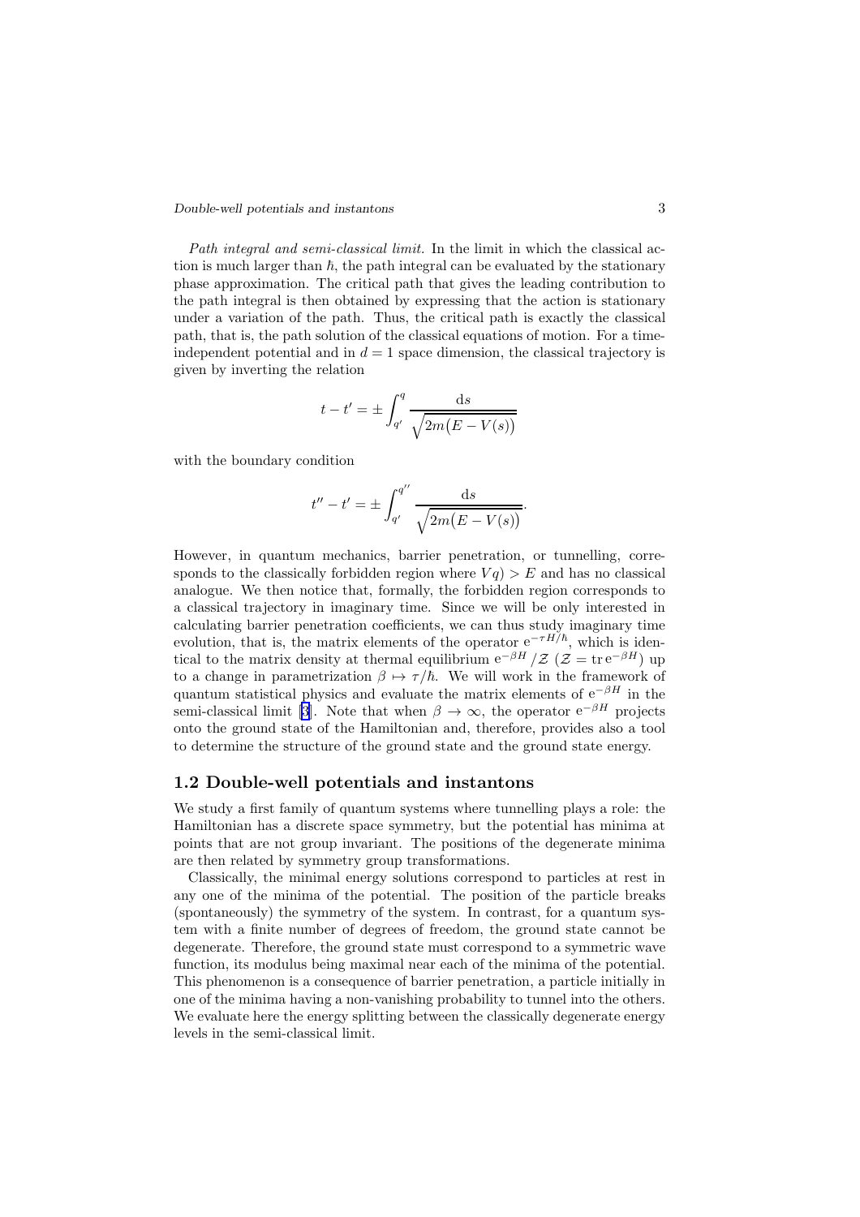*Path integral and semi-classical limit.* In the limit in which the classical action is much larger than $\hbar$, the path integral can be evaluated by the stationary phase approximation. The critical path that gives the leading contribution to the path integral is then obtained by expressing that the action is stationary under a variation of the path. Thus, the critical path is exactly the classical path, that is, the path solution of the classical equations of motion. For a time-independent potential and in $d = 1$ space dimension, the classical trajectory is given by inverting the relation

$$t - t' = \pm \int_{q'}^{q} \frac{\mathrm{d}s}{\sqrt{2m\big(E - V(s)\big)}}$$

with the boundary condition

$$t'' - t' = \pm \int_{q'}^{q''} \frac{\mathrm{d}s}{\sqrt{2m\big(E - V(s)\big)}}.$$

However, in quantum mechanics, barrier penetration, or tunnelling, corresponds to the classically forbidden region where $Vq) > E$ and has no classical analogue. We then notice that, formally, the forbidden region corresponds to a classical trajectory in imaginary time. Since we will be only interested in calculating barrier penetration coefficients, we can thus study imaginary time evolution, that is, the matrix elements of the operator $\mathrm{e}^{-\tau H/\hbar}$, which is identical to the matrix density at thermal equilibrium $\mathrm{e}^{-\beta H}/\mathcal{Z}$ ($\mathcal{Z} = \mathrm{tr}\,\mathrm{e}^{-\beta H}$) up to a change in parametrization $\beta \mapsto \tau/\hbar$. We will work in the framework of quantum statistical physics and evaluate the matrix elements of $\mathrm{e}^{-\beta H}$ in the semi-classical limit [3]. Note that when $\beta \to \infty$, the operator $\mathrm{e}^{-\beta H}$ projects onto the ground state of the Hamiltonian and, therefore, provides also a tool to determine the structure of the ground state and the ground state energy.

## 1.2 Double-well potentials and instantons

We study a first family of quantum systems where tunnelling plays a role: the Hamiltonian has a discrete space symmetry, but the potential has minima at points that are not group invariant. The positions of the degenerate minima are then related by symmetry group transformations.

Classically, the minimal energy solutions correspond to particles at rest in any one of the minima of the potential. The position of the particle breaks (spontaneously) the symmetry of the system. In contrast, for a quantum system with a finite number of degrees of freedom, the ground state cannot be degenerate. Therefore, the ground state must correspond to a symmetric wave function, its modulus being maximal near each of the minima of the potential. This phenomenon is a consequence of barrier penetration, a particle initially in one of the minima having a non-vanishing probability to tunnel into the others. We evaluate here the energy splitting between the classically degenerate energy levels in the semi-classical limit.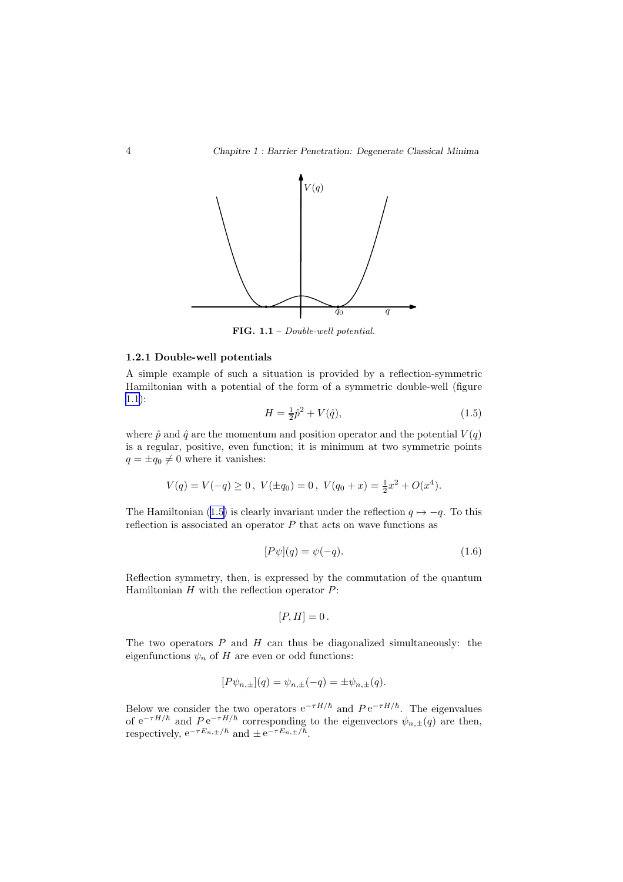**FIG. 1.1** – *Double-well potential.*

### 1.2.1 Double-well potentials

A simple example of such a situation is provided by a reflection-symmetric Hamiltonian with a potential of the form of a symmetric double-well (figure 1.1):

$$H = \tfrac{1}{2}\hat{p}^2 + V(\hat{q}), \tag{1.5}$$

where $\hat{p}$ and $\hat{q}$ are the momentum and position operator and the potential $V(q)$ is a regular, positive, even function; it is minimum at two symmetric points $q = \pm q_0 \neq 0$ where it vanishes:

$$V(q) = V(-q) \geq 0\,,\ V(\pm q_0) = 0\,,\ V(q_0 + x) = \tfrac{1}{2}x^2 + O(x^4).$$

The Hamiltonian (1.5) is clearly invariant under the reflection $q \mapsto -q$. To this reflection is associated an operator $P$ that acts on wave functions as

$$[P\psi](q) = \psi(-q). \tag{1.6}$$

Reflection symmetry, then, is expressed by the commutation of the quantum Hamiltonian $H$ with the reflection operator $P$:

$$[P, H] = 0\,.$$

The two operators $P$ and $H$ can thus be diagonalized simultaneously: the eigenfunctions $\psi_n$ of $H$ are even or odd functions:

$$[P\psi_{n,\pm}](q) = \psi_{n,\pm}(-q) = \pm\psi_{n,\pm}(q).$$

Below we consider the two operators $\mathrm{e}^{-\tau H/\hbar}$ and $P\,\mathrm{e}^{-\tau H/\hbar}$. The eigenvalues of $\mathrm{e}^{-\tau H/\hbar}$ and $P\,\mathrm{e}^{-\tau H/\hbar}$ corresponding to the eigenvectors $\psi_{n,\pm}(q)$ are then, respectively, $\mathrm{e}^{-\tau E_{n,\pm}/\hbar}$ and $\pm\,\mathrm{e}^{-\tau E_{n,\pm}/\hbar}$.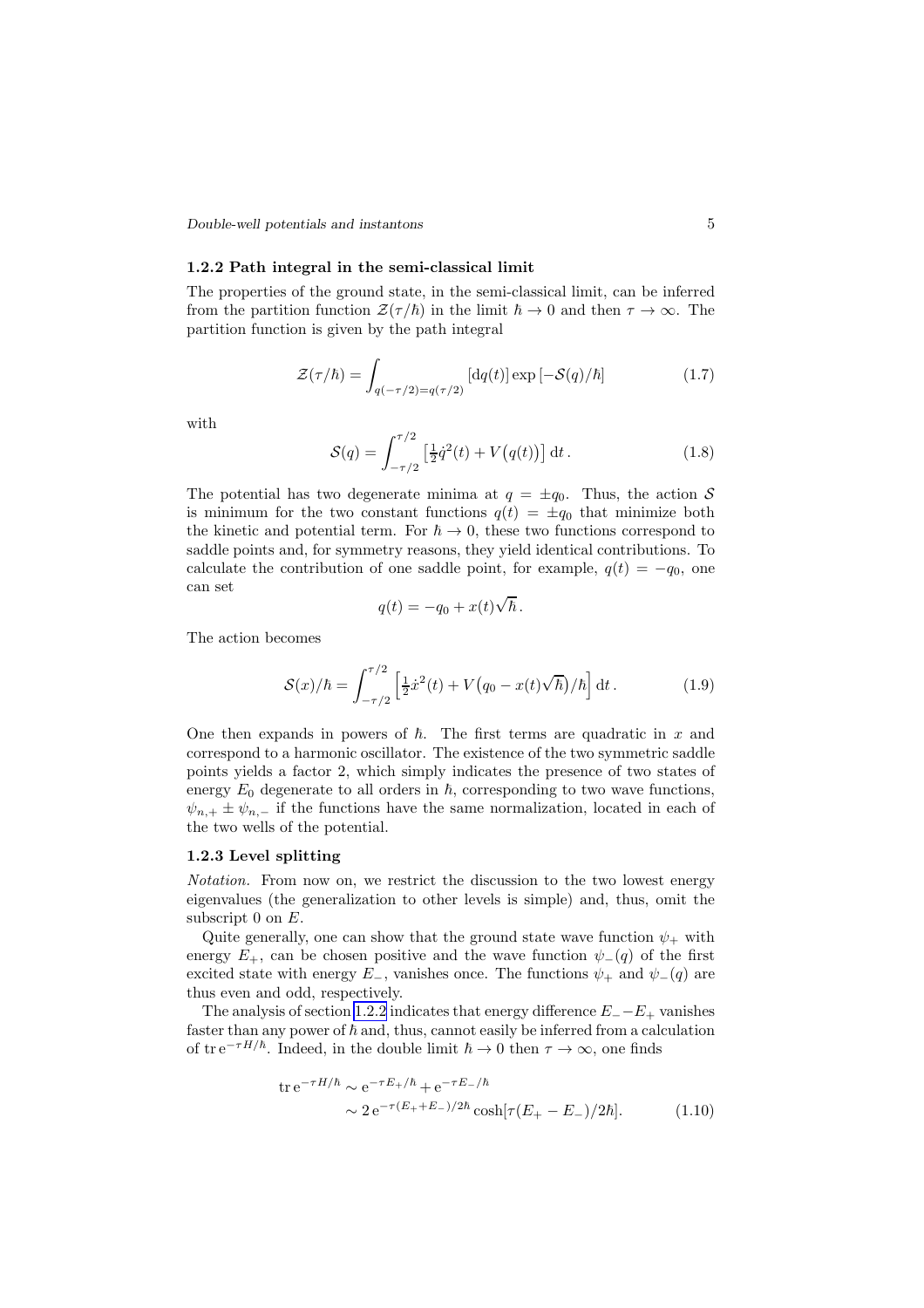### 1.2.2 Path integral in the semi-classical limit

The properties of the ground state, in the semi-classical limit, can be inferred from the partition function $\mathcal{Z}(\tau/\hbar)$ in the limit $\hbar \to 0$ and then $\tau \to \infty$. The partition function is given by the path integral

$$\mathcal{Z}(\tau/\hbar) = \int_{q(-\tau/2)=q(\tau/2)} [\mathrm{d}q(t)] \exp\left[-\mathcal{S}(q)/\hbar\right] \tag{1.7}$$

with

$$\mathcal{S}(q) = \int_{-\tau/2}^{\tau/2} \left[\tfrac{1}{2}\dot{q}^2(t) + V\big(q(t)\big)\right] \mathrm{d}t\,. \tag{1.8}$$

The potential has two degenerate minima at $q = \pm q_0$. Thus, the action $\mathcal{S}$ is minimum for the two constant functions $q(t) = \pm q_0$ that minimize both the kinetic and potential term. For $\hbar \to 0$, these two functions correspond to saddle points and, for symmetry reasons, they yield identical contributions. To calculate the contribution of one saddle point, for example, $q(t) = -q_0$, one can set

$$q(t) = -q_0 + x(t)\sqrt{\hbar}\,.$$

The action becomes

$$\mathcal{S}(x)/\hbar = \int_{-\tau/2}^{\tau/2} \left[\tfrac{1}{2}\dot{x}^2(t) + V\big(q_0 - x(t)\sqrt{\hbar}\big)/\hbar\right] \mathrm{d}t\,. \tag{1.9}$$

One then expands in powers of $\hbar$. The first terms are quadratic in $x$ and correspond to a harmonic oscillator. The existence of the two symmetric saddle points yields a factor 2, which simply indicates the presence of two states of energy $E_0$ degenerate to all orders in $\hbar$, corresponding to two wave functions, $\psi_{n,+} \pm \psi_{n,-}$ if the functions have the same normalization, located in each of the two wells of the potential.

### 1.2.3 Level splitting

*Notation.* From now on, we restrict the discussion to the two lowest energy eigenvalues (the generalization to other levels is simple) and, thus, omit the subscript 0 on $E$.

Quite generally, one can show that the ground state wave function $\psi_+$ with energy $E_+$, can be chosen positive and the wave function $\psi_-(q)$ of the first excited state with energy $E_-$, vanishes once. The functions $\psi_+$ and $\psi_-(q)$ are thus even and odd, respectively.

The analysis of section 1.2.2 indicates that energy difference $E_- - E_+$ vanishes faster than any power of $\hbar$ and, thus, cannot easily be inferred from a calculation of $\operatorname{tr} \mathrm{e}^{-\tau H/\hbar}$. Indeed, in the double limit $\hbar \to 0$ then $\tau \to \infty$, one finds

$$\begin{aligned}
\operatorname{tr} \mathrm{e}^{-\tau H/\hbar} &\sim \mathrm{e}^{-\tau E_+/\hbar} + \mathrm{e}^{-\tau E_-/\hbar} \\
&\sim 2\,\mathrm{e}^{-\tau(E_+ + E_-)/2\hbar} \cosh[\tau(E_+ - E_-)/2\hbar].
\end{aligned} \tag{1.10}$$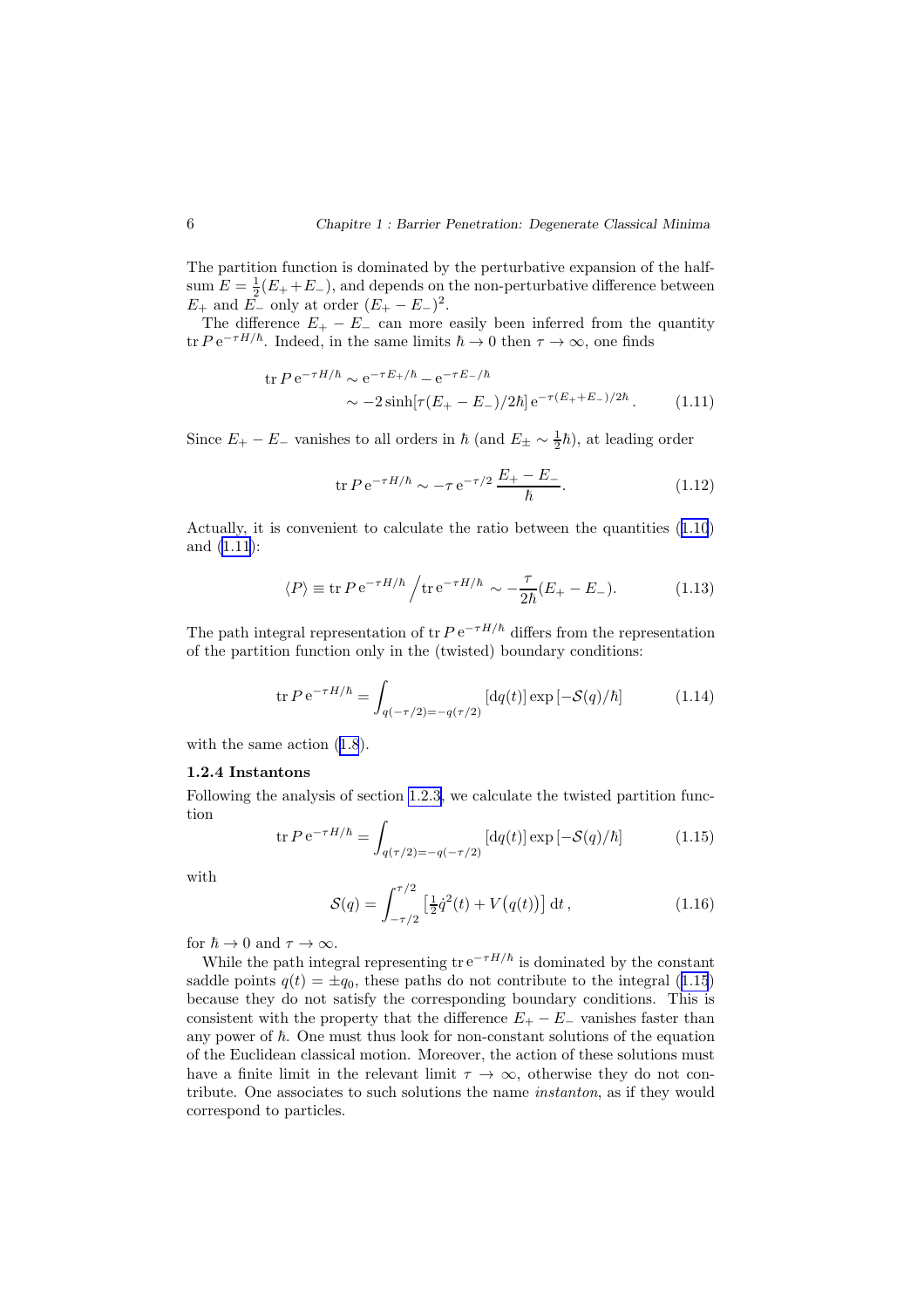The partition function is dominated by the perturbative expansion of the half-sum $E = \frac{1}{2}(E_+ + E_-)$, and depends on the non-perturbative difference between $E_+$ and $E_-$ only at order $(E_+ - E_-)^2$.

The difference $E_+ - E_-$ can more easily been inferred from the quantity $\operatorname{tr} P\, \mathrm{e}^{-\tau H/\hbar}$. Indeed, in the same limits $\hbar \to 0$ then $\tau \to \infty$, one finds

$$
\begin{aligned}
\operatorname{tr} P\, \mathrm{e}^{-\tau H/\hbar} &\sim \mathrm{e}^{-\tau E_+/\hbar} - \mathrm{e}^{-\tau E_-/\hbar} \\
&\sim -2\sinh[\tau(E_+ - E_-)/2\hbar]\, \mathrm{e}^{-\tau(E_+ + E_-)/2\hbar} .
\end{aligned}
\tag{1.11}
$$

Since $E_+ - E_-$ vanishes to all orders in $\hbar$ (and $E_\pm \sim \frac{1}{2}\hbar$), at leading order

$$
\operatorname{tr} P\, \mathrm{e}^{-\tau H/\hbar} \sim -\tau\, \mathrm{e}^{-\tau/2}\, \frac{E_+ - E_-}{\hbar}. \tag{1.12}
$$

Actually, it is convenient to calculate the ratio between the quantities (1.10) and (1.11):

$$
\langle P \rangle \equiv \operatorname{tr} P\, \mathrm{e}^{-\tau H/\hbar} \Big/ \operatorname{tr} \mathrm{e}^{-\tau H/\hbar} \sim -\frac{\tau}{2\hbar}(E_+ - E_-). \tag{1.13}
$$

The path integral representation of $\operatorname{tr} P\, \mathrm{e}^{-\tau H/\hbar}$ differs from the representation of the partition function only in the (twisted) boundary conditions:

$$
\operatorname{tr} P\, \mathrm{e}^{-\tau H/\hbar} = \int_{q(-\tau/2) = -q(\tau/2)} [\mathrm{d}q(t)] \exp\left[-\mathcal{S}(q)/\hbar\right] \tag{1.14}
$$

with the same action (1.8).

### 1.2.4 Instantons

Following the analysis of section 1.2.3, we calculate the twisted partition function

$$
\operatorname{tr} P\, \mathrm{e}^{-\tau H/\hbar} = \int_{q(\tau/2) = -q(-\tau/2)} [\mathrm{d}q(t)] \exp\left[-\mathcal{S}(q)/\hbar\right] \tag{1.15}
$$

with

$$
\mathcal{S}(q) = \int_{-\tau/2}^{\tau/2} \left[\tfrac{1}{2}\dot{q}^2(t) + V\big(q(t)\big)\right] \mathrm{d}t\,, \tag{1.16}
$$

for $\hbar \to 0$ and $\tau \to \infty$.

While the path integral representing $\operatorname{tr} \mathrm{e}^{-\tau H/\hbar}$ is dominated by the constant saddle points $q(t) = \pm q_0$, these paths do not contribute to the integral (1.15) because they do not satisfy the corresponding boundary conditions. This is consistent with the property that the difference $E_+ - E_-$ vanishes faster than any power of $\hbar$. One must thus look for non-constant solutions of the equation of the Euclidean classical motion. Moreover, the action of these solutions must have a finite limit in the relevant limit $\tau \to \infty$, otherwise they do not contribute. One associates to such solutions the name *instanton*, as if they would correspond to particles.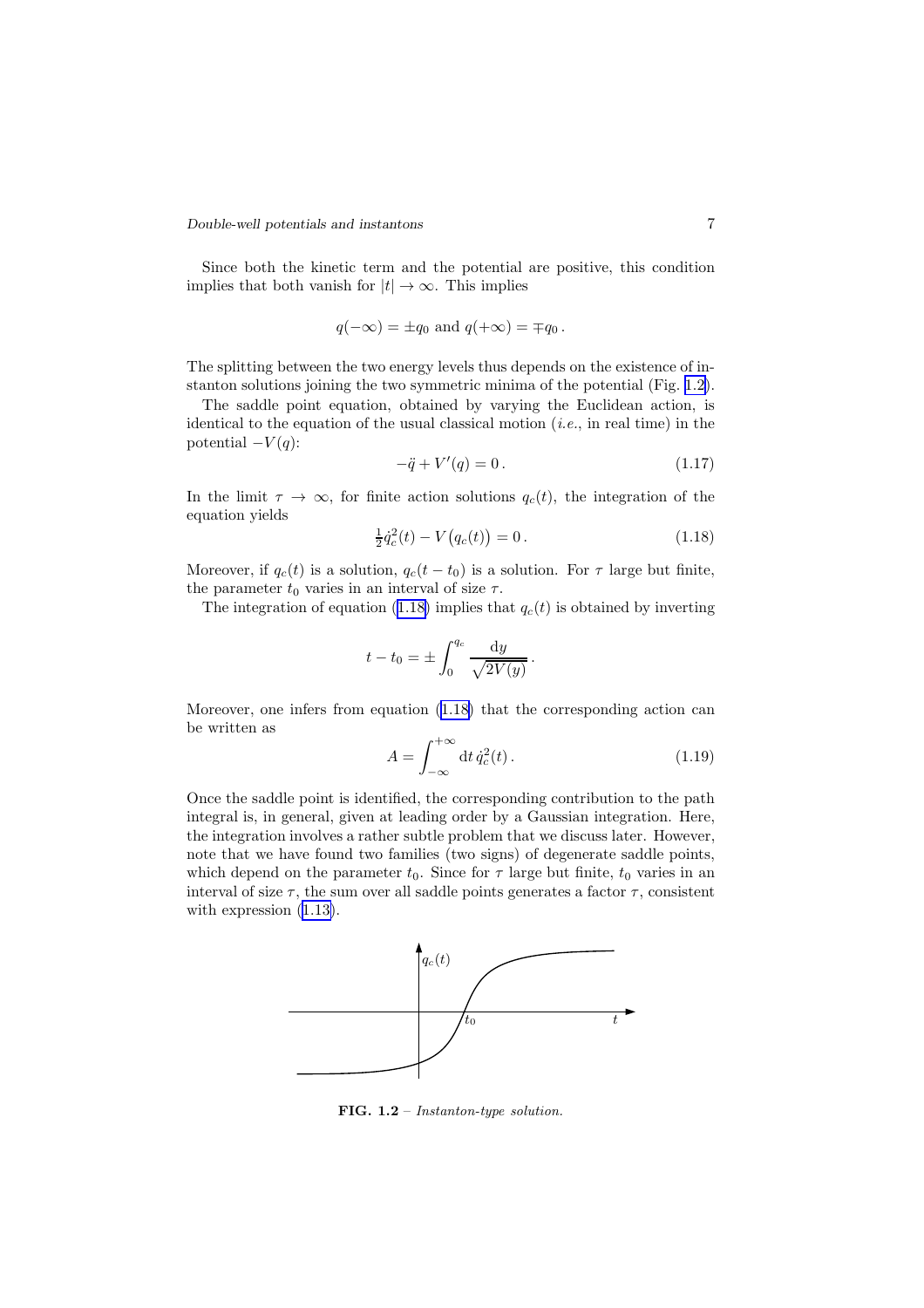Since both the kinetic term and the potential are positive, this condition implies that both vanish for $|t| \to \infty$. This implies

$$q(-\infty) = \pm q_0 \text{ and } q(+\infty) = \mp q_0 \,.$$

The splitting between the two energy levels thus depends on the existence of instanton solutions joining the two symmetric minima of the potential (Fig. 1.2).

The saddle point equation, obtained by varying the Euclidean action, is identical to the equation of the usual classical motion (*i.e.*, in real time) in the potential $-V(q)$:

$$-\ddot{q} + V'(q) = 0 \,. \tag{1.17}$$

In the limit $\tau \to \infty$, for finite action solutions $q_c(t)$, the integration of the equation yields

$$\tfrac{1}{2}\dot{q}_c^2(t) - V\big(q_c(t)\big) = 0 \,. \tag{1.18}$$

Moreover, if $q_c(t)$ is a solution, $q_c(t - t_0)$ is a solution. For $\tau$ large but finite, the parameter $t_0$ varies in an interval of size $\tau$.

The integration of equation (1.18) implies that $q_c(t)$ is obtained by inverting

$$t - t_0 = \pm \int_0^{q_c} \frac{\mathrm{d}y}{\sqrt{2V(y)}} \,.$$

Moreover, one infers from equation (1.18) that the corresponding action can be written as

$$A = \int_{-\infty}^{+\infty} \mathrm{d}t \, \dot{q}_c^2(t) \,. \tag{1.19}$$

Once the saddle point is identified, the corresponding contribution to the path integral is, in general, given at leading order by a Gaussian integration. Here, the integration involves a rather subtle problem that we discuss later. However, note that we have found two families (two signs) of degenerate saddle points, which depend on the parameter $t_0$. Since for $\tau$ large but finite, $t_0$ varies in an interval of size $\tau$, the sum over all saddle points generates a factor $\tau$, consistent with expression (1.13).

**FIG. 1.2** – *Instanton-type solution.*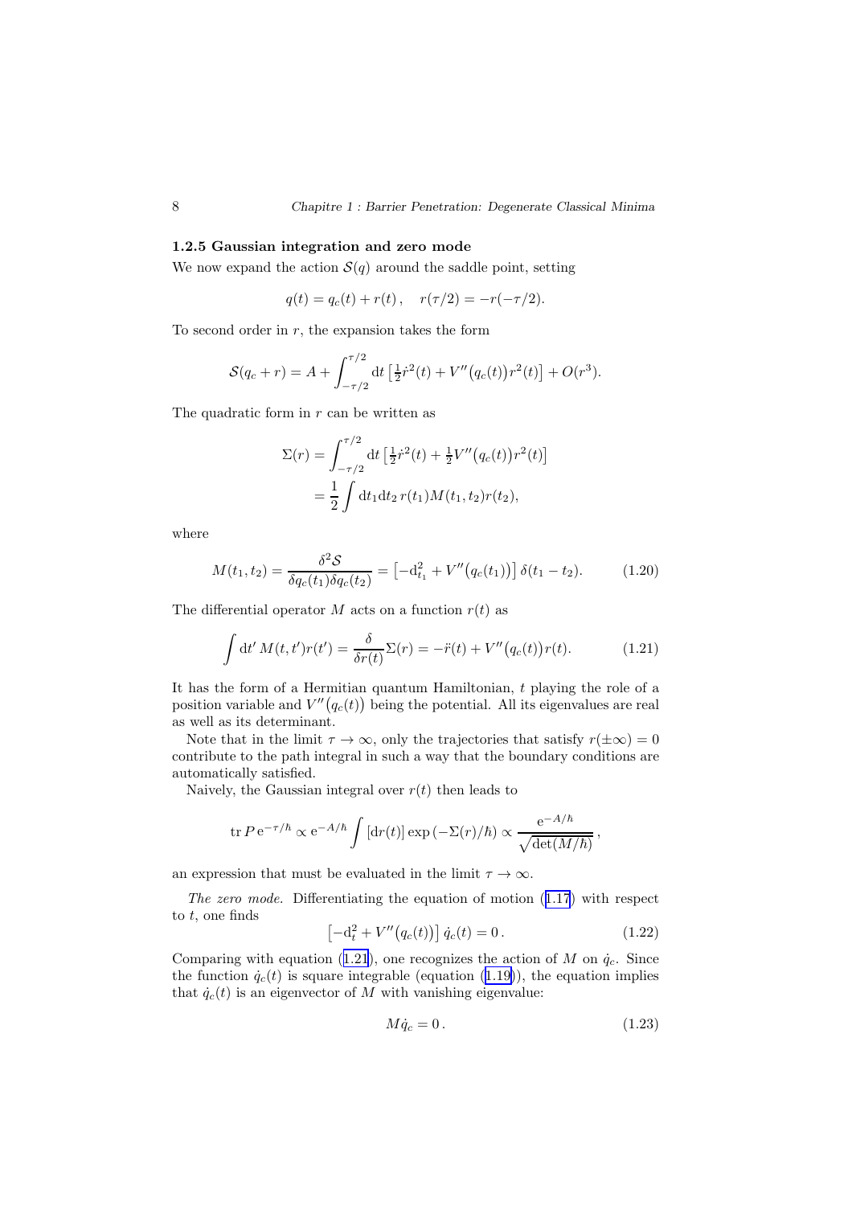### 1.2.5 Gaussian integration and zero mode

We now expand the action $\mathcal{S}(q)$ around the saddle point, setting

$$q(t) = q_c(t) + r(t)\,, \quad r(\tau/2) = -r(-\tau/2).$$

To second order in $r$, the expansion takes the form

$$\mathcal{S}(q_c + r) = A + \int_{-\tau/2}^{\tau/2} \mathrm{d}t \left[\tfrac{1}{2}\dot{r}^2(t) + V''\big(q_c(t)\big) r^2(t)\right] + O(r^3).$$

The quadratic form in $r$ can be written as

$$\begin{aligned}
\Sigma(r) &= \int_{-\tau/2}^{\tau/2} \mathrm{d}t \left[\tfrac{1}{2}\dot{r}^2(t) + \tfrac{1}{2}V''\big(q_c(t)\big) r^2(t)\right] \\
&= \frac{1}{2}\int \mathrm{d}t_1 \mathrm{d}t_2\, r(t_1) M(t_1, t_2) r(t_2),
\end{aligned}$$

where

$$M(t_1, t_2) = \frac{\delta^2 \mathcal{S}}{\delta q_c(t_1)\delta q_c(t_2)} = \left[-\mathrm{d}_{t_1}^2 + V''\big(q_c(t_1)\big)\right]\delta(t_1 - t_2). \tag{1.20}$$

The differential operator $M$ acts on a function $r(t)$ as

$$\int \mathrm{d}t'\, M(t, t') r(t') = \frac{\delta}{\delta r(t)}\Sigma(r) = -\ddot{r}(t) + V''\big(q_c(t)\big) r(t). \tag{1.21}$$

It has the form of a Hermitian quantum Hamiltonian, $t$ playing the role of a position variable and $V''\big(q_c(t)\big)$ being the potential. All its eigenvalues are real as well as its determinant.

Note that in the limit $\tau \to \infty$, only the trajectories that satisfy $r(\pm\infty) = 0$ contribute to the path integral in such a way that the boundary conditions are automatically satisfied.

Naively, the Gaussian integral over $r(t)$ then leads to

$$\operatorname{tr} P\, \mathrm{e}^{-\tau/\hbar} \propto \mathrm{e}^{-A/\hbar} \int [\mathrm{d}r(t)] \exp\left(-\Sigma(r)/\hbar\right) \propto \frac{\mathrm{e}^{-A/\hbar}}{\sqrt{\det(M/\hbar)}}\,,$$

an expression that must be evaluated in the limit $\tau \to \infty$.

*The zero mode.* Differentiating the equation of motion (1.17) with respect to $t$, one finds

$$\left[-\mathrm{d}_t^2 + V''\big(q_c(t)\big)\right]\dot{q}_c(t) = 0\,. \tag{1.22}$$

Comparing with equation (1.21), one recognizes the action of $M$ on $\dot{q}_c$. Since the function $\dot{q}_c(t)$ is square integrable (equation (1.19)), the equation implies that $\dot{q}_c(t)$ is an eigenvector of $M$ with vanishing eigenvalue:

$$M\dot{q}_c = 0\,. \tag{1.23}$$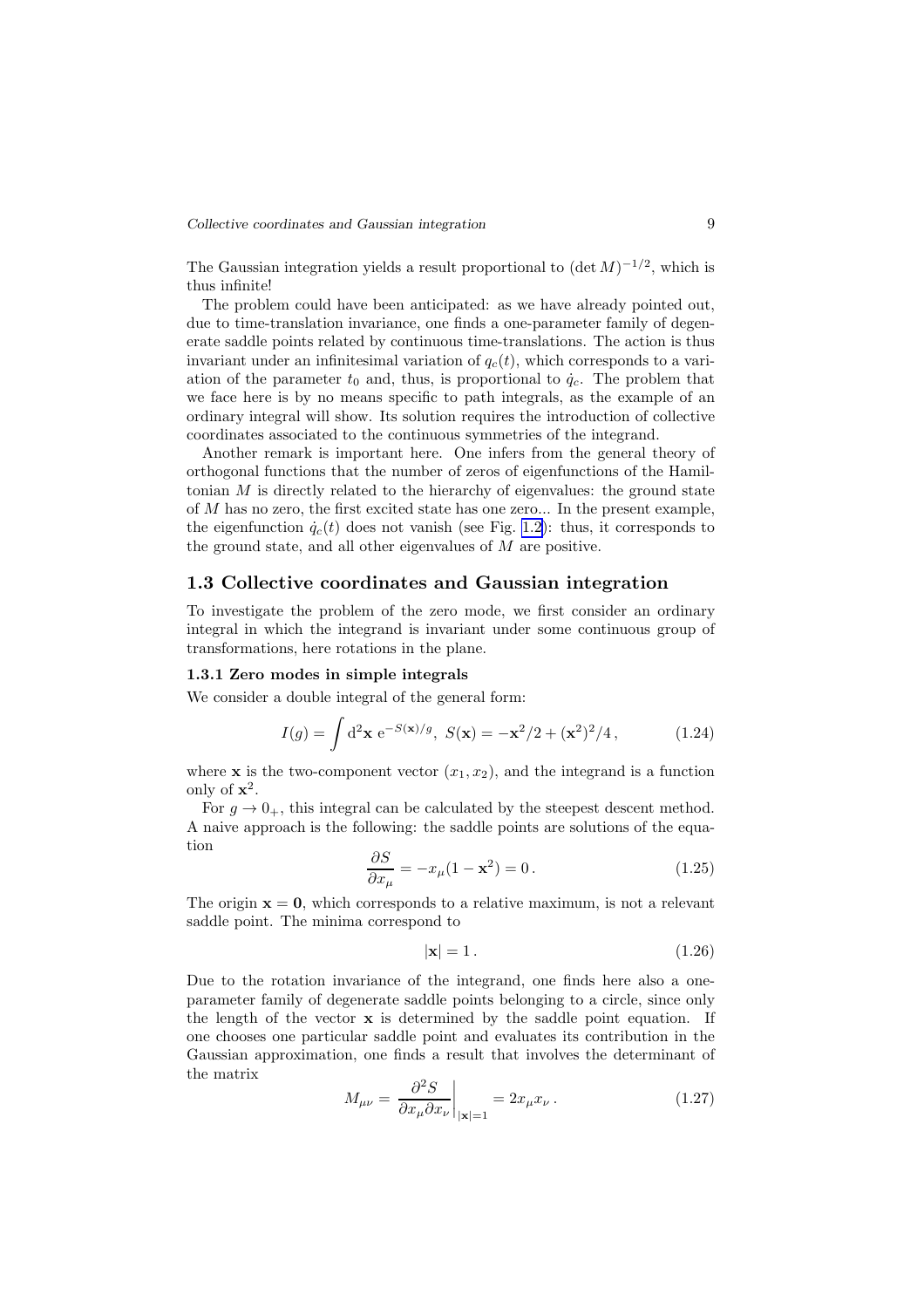The Gaussian integration yields a result proportional to $(\det M)^{-1/2}$, which is thus infinite!

The problem could have been anticipated: as we have already pointed out, due to time-translation invariance, one finds a one-parameter family of degenerate saddle points related by continuous time-translations. The action is thus invariant under an infinitesimal variation of $q_c(t)$, which corresponds to a variation of the parameter $t_0$ and, thus, is proportional to $\dot{q}_c$. The problem that we face here is by no means specific to path integrals, as the example of an ordinary integral will show. Its solution requires the introduction of collective coordinates associated to the continuous symmetries of the integrand.

Another remark is important here. One infers from the general theory of orthogonal functions that the number of zeros of eigenfunctions of the Hamiltonian $M$ is directly related to the hierarchy of eigenvalues: the ground state of $M$ has no zero, the first excited state has one zero... In the present example, the eigenfunction $\dot{q}_c(t)$ does not vanish (see Fig. 1.2): thus, it corresponds to the ground state, and all other eigenvalues of $M$ are positive.

## 1.3 Collective coordinates and Gaussian integration

To investigate the problem of the zero mode, we first consider an ordinary integral in which the integrand is invariant under some continuous group of transformations, here rotations in the plane.

### 1.3.1 Zero modes in simple integrals

We consider a double integral of the general form:

$$I(g) = \int \mathrm{d}^2\mathbf{x}\; \mathrm{e}^{-S(\mathbf{x})/g},\; S(\mathbf{x}) = -\mathbf{x}^2/2 + (\mathbf{x}^2)^2/4\,, \tag{1.24}$$

where $\mathbf{x}$ is the two-component vector $(x_1, x_2)$, and the integrand is a function only of $\mathbf{x}^2$.

For $g \to 0_+$, this integral can be calculated by the steepest descent method. A naive approach is the following: the saddle points are solutions of the equation

$$\frac{\partial S}{\partial x_\mu} = -x_\mu(1 - \mathbf{x}^2) = 0\,. \tag{1.25}$$

The origin $\mathbf{x} = \mathbf{0}$, which corresponds to a relative maximum, is not a relevant saddle point. The minima correspond to

$$|\mathbf{x}| = 1\,. \tag{1.26}$$

Due to the rotation invariance of the integrand, one finds here also a one-parameter family of degenerate saddle points belonging to a circle, since only the length of the vector $\mathbf{x}$ is determined by the saddle point equation. If one chooses one particular saddle point and evaluates its contribution in the Gaussian approximation, one finds a result that involves the determinant of the matrix

$$M_{\mu\nu} = \left.\frac{\partial^2 S}{\partial x_\mu \partial x_\nu}\right|_{|\mathbf{x}|=1} = 2x_\mu x_\nu\,. \tag{1.27}$$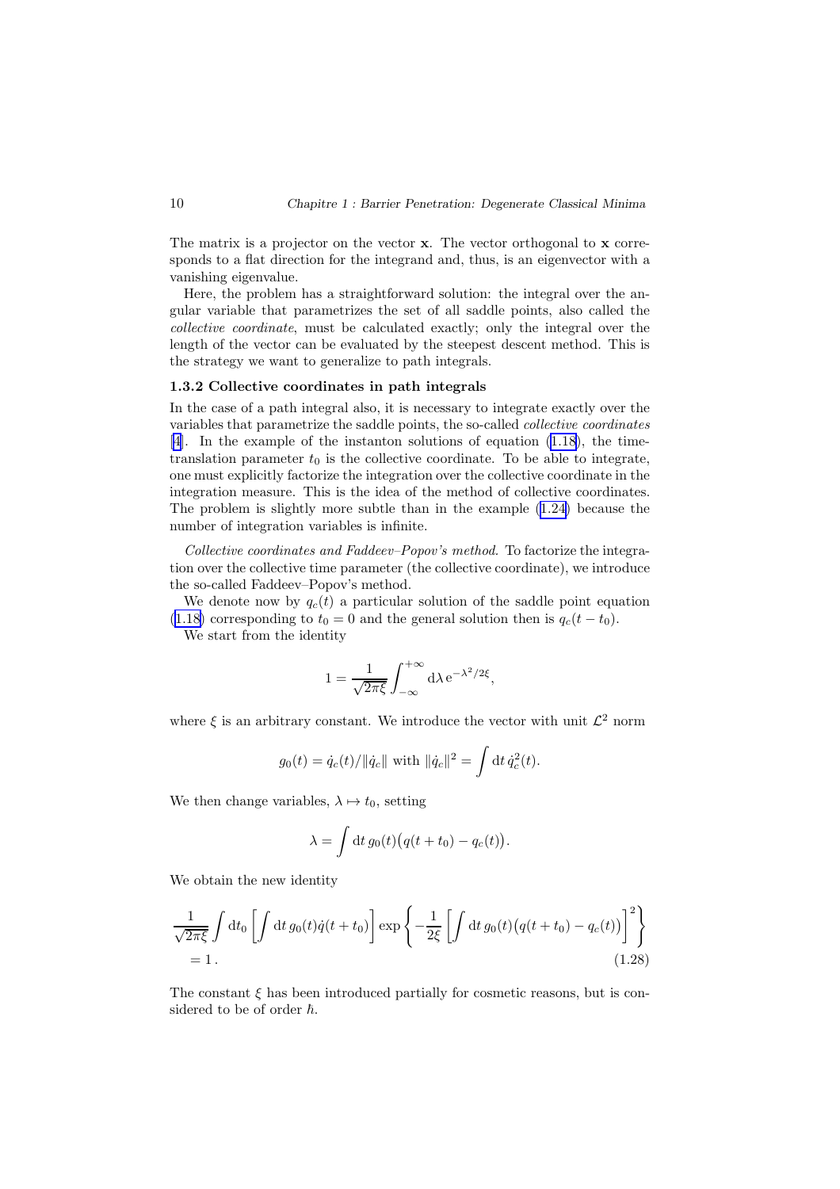The matrix is a projector on the vector $\mathbf{x}$. The vector orthogonal to $\mathbf{x}$ corresponds to a flat direction for the integrand and, thus, is an eigenvector with a vanishing eigenvalue.

Here, the problem has a straightforward solution: the integral over the angular variable that parametrizes the set of all saddle points, also called the *collective coordinate*, must be calculated exactly; only the integral over the length of the vector can be evaluated by the steepest descent method. This is the strategy we want to generalize to path integrals.

### 1.3.2 Collective coordinates in path integrals

In the case of a path integral also, it is necessary to integrate exactly over the variables that parametrize the saddle points, the so-called *collective coordinates* [4]. In the example of the instanton solutions of equation (1.18), the time-translation parameter $t_0$ is the collective coordinate. To be able to integrate, one must explicitly factorize the integration over the collective coordinate in the integration measure. This is the idea of the method of collective coordinates. The problem is slightly more subtle than in the example (1.24) because the number of integration variables is infinite.

*Collective coordinates and Faddeev–Popov's method.* To factorize the integration over the collective time parameter (the collective coordinate), we introduce the so-called Faddeev–Popov's method.

We denote now by $q_c(t)$ a particular solution of the saddle point equation (1.18) corresponding to $t_0 = 0$ and the general solution then is $q_c(t - t_0)$.

We start from the identity

$$1 = \frac{1}{\sqrt{2\pi\xi}} \int_{-\infty}^{+\infty} \mathrm{d}\lambda \, \mathrm{e}^{-\lambda^2/2\xi},$$

where $\xi$ is an arbitrary constant. We introduce the vector with unit $\mathcal{L}^2$ norm

$$g_0(t) = \dot{q}_c(t)/\|\dot{q}_c\| \text{ with } \|\dot{q}_c\|^2 = \int \mathrm{d}t \, \dot{q}_c^2(t).$$

We then change variables, $\lambda \mapsto t_0$, setting

$$\lambda = \int \mathrm{d}t \, g_0(t)\big(q(t + t_0) - q_c(t)\big).$$

We obtain the new identity

$$\frac{1}{\sqrt{2\pi\xi}} \int \mathrm{d}t_0 \left[ \int \mathrm{d}t \, g_0(t) \dot{q}(t + t_0) \right] \exp\left\{ -\frac{1}{2\xi} \left[ \int \mathrm{d}t \, g_0(t)\big(q(t + t_0) - q_c(t)\big) \right]^2 \right\} = 1 \, . \tag{1.28}$$

The constant $\xi$ has been introduced partially for cosmetic reasons, but is considered to be of order $\hbar$.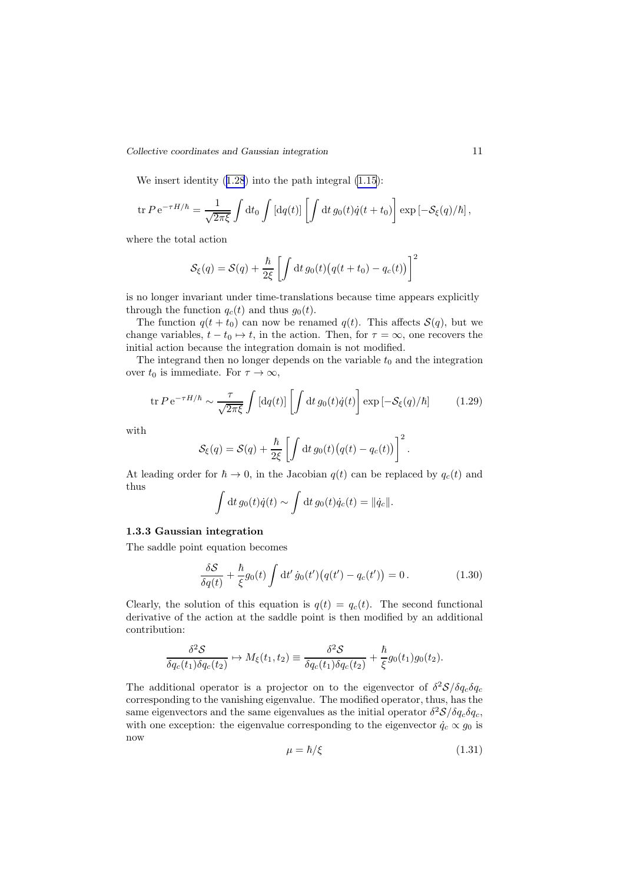We insert identity (1.28) into the path integral (1.15):

$$\operatorname{tr} P\,\mathrm{e}^{-\tau H/\hbar} = \frac{1}{\sqrt{2\pi\xi}} \int \mathrm{d}t_0 \int [\mathrm{d}q(t)] \left[\int \mathrm{d}t\, g_0(t)\dot{q}(t+t_0)\right] \exp\left[-\mathcal{S}_\xi(q)/\hbar\right],$$

where the total action

$$\mathcal{S}_\xi(q) = \mathcal{S}(q) + \frac{\hbar}{2\xi}\left[\int \mathrm{d}t\, g_0(t)\big(q(t+t_0) - q_c(t)\big)\right]^2$$

is no longer invariant under time-translations because time appears explicitly through the function $q_c(t)$ and thus $g_0(t)$.

The function $q(t+t_0)$ can now be renamed $q(t)$. This affects $\mathcal{S}(q)$, but we change variables, $t - t_0 \mapsto t$, in the action. Then, for $\tau = \infty$, one recovers the initial action because the integration domain is not modified.

The integrand then no longer depends on the variable $t_0$ and the integration over $t_0$ is immediate. For $\tau \to \infty$,

$$\operatorname{tr} P\,\mathrm{e}^{-\tau H/\hbar} \sim \frac{\tau}{\sqrt{2\pi\xi}} \int [\mathrm{d}q(t)] \left[\int \mathrm{d}t\, g_0(t)\dot{q}(t)\right] \exp\left[-\mathcal{S}_\xi(q)/\hbar\right] \tag{1.29}$$

with

$$\mathcal{S}_\xi(q) = \mathcal{S}(q) + \frac{\hbar}{2\xi}\left[\int \mathrm{d}t\, g_0(t)\big(q(t) - q_c(t)\big)\right]^2.$$

At leading order for $\hbar \to 0$, in the Jacobian $q(t)$ can be replaced by $q_c(t)$ and thus

$$\int \mathrm{d}t\, g_0(t)\dot{q}(t) \sim \int \mathrm{d}t\, g_0(t)\dot{q}_c(t) = \|\dot{q}_c\|.$$

### 1.3.3 Gaussian integration

The saddle point equation becomes

$$\frac{\delta \mathcal{S}}{\delta q(t)} + \frac{\hbar}{\xi} g_0(t) \int \mathrm{d}t'\, \dot{g}_0(t')\big(q(t') - q_c(t')\big) = 0\,. \tag{1.30}$$

Clearly, the solution of this equation is $q(t) = q_c(t)$. The second functional derivative of the action at the saddle point is then modified by an additional contribution:

$$\frac{\delta^2 \mathcal{S}}{\delta q_c(t_1)\delta q_c(t_2)} \mapsto M_\xi(t_1, t_2) \equiv \frac{\delta^2 \mathcal{S}}{\delta q_c(t_1)\delta q_c(t_2)} + \frac{\hbar}{\xi} g_0(t_1) g_0(t_2).$$

The additional operator is a projector on to the eigenvector of $\delta^2\mathcal{S}/\delta q_c \delta q_c$ corresponding to the vanishing eigenvalue. The modified operator, thus, has the same eigenvectors and the same eigenvalues as the initial operator $\delta^2\mathcal{S}/\delta q_c \delta q_c$, with one exception: the eigenvalue corresponding to the eigenvector $\dot{q}_c \propto g_0$ is now

$$\mu = \hbar/\xi \tag{1.31}$$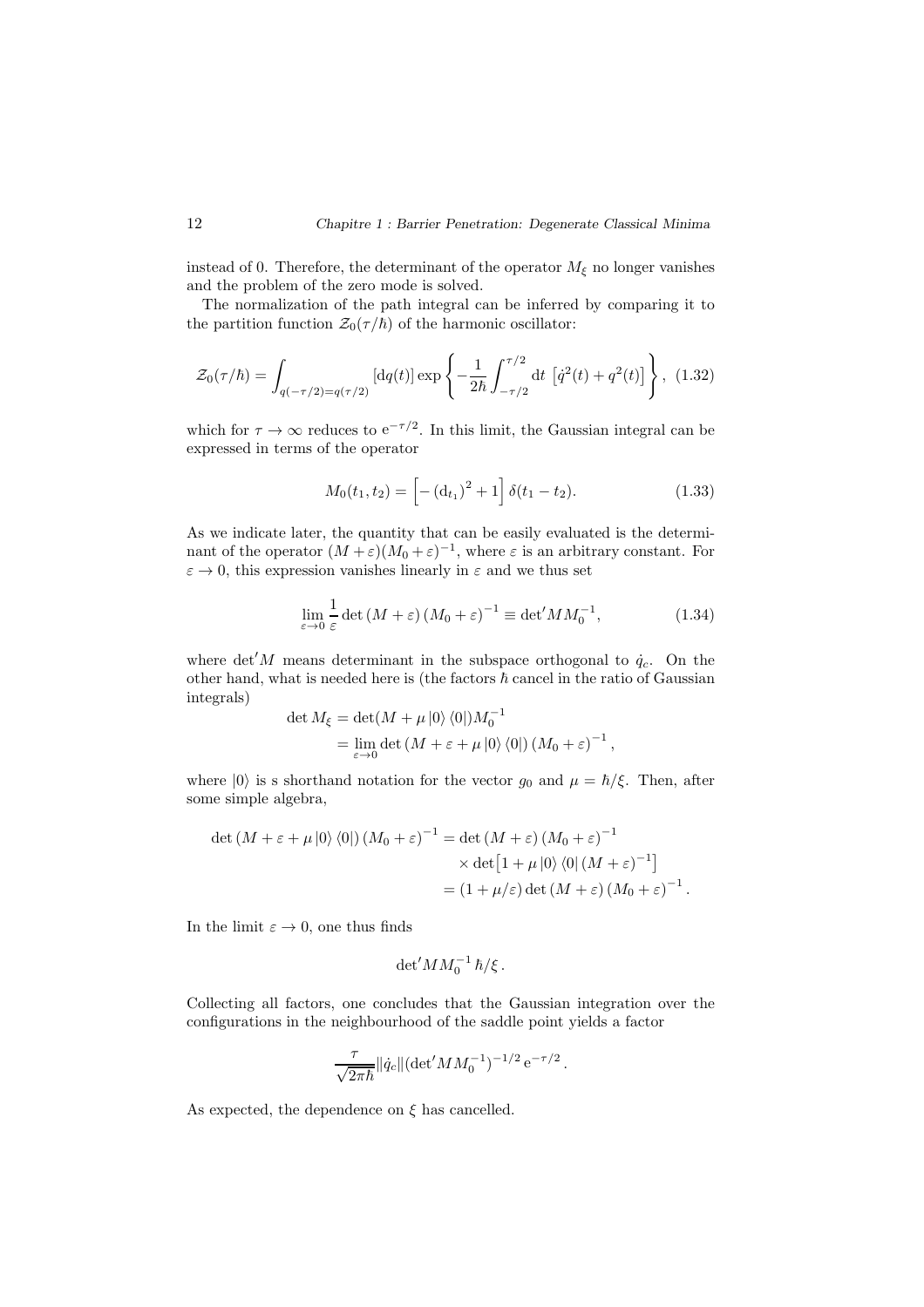instead of 0. Therefore, the determinant of the operator $M_\xi$ no longer vanishes and the problem of the zero mode is solved.

The normalization of the path integral can be inferred by comparing it to the partition function $\mathcal{Z}_0(\tau/\hbar)$ of the harmonic oscillator:

$$\mathcal{Z}_0(\tau/\hbar) = \int_{q(-\tau/2)=q(\tau/2)} [\mathrm{d}q(t)] \exp\left\{-\frac{1}{2\hbar}\int_{-\tau/2}^{\tau/2} \mathrm{d}t \left[\dot{q}^2(t) + q^2(t)\right]\right\}, \quad (1.32)$$

which for $\tau \to \infty$ reduces to $\mathrm{e}^{-\tau/2}$. In this limit, the Gaussian integral can be expressed in terms of the operator

$$M_0(t_1, t_2) = \left[-\left(\mathrm{d}_{t_1}\right)^2 + 1\right] \delta(t_1 - t_2). \quad (1.33)$$

As we indicate later, the quantity that can be easily evaluated is the determinant of the operator $(M + \varepsilon)(M_0 + \varepsilon)^{-1}$, where $\varepsilon$ is an arbitrary constant. For $\varepsilon \to 0$, this expression vanishes linearly in $\varepsilon$ and we thus set

$$\lim_{\varepsilon \to 0} \frac{1}{\varepsilon} \det\left(M + \varepsilon\right)\left(M_0 + \varepsilon\right)^{-1} \equiv \det{}' M M_0^{-1}, \quad (1.34)$$

where $\det' M$ means determinant in the subspace orthogonal to $\dot{q}_c$. On the other hand, what is needed here is (the factors $\hbar$ cancel in the ratio of Gaussian integrals)

$$\begin{aligned}
\det M_\xi &= \det(M + \mu \left|0\right\rangle\left\langle 0\right|) M_0^{-1} \\
&= \lim_{\varepsilon \to 0} \det\left(M + \varepsilon + \mu \left|0\right\rangle\left\langle 0\right|\right)\left(M_0 + \varepsilon\right)^{-1},
\end{aligned}$$

where $|0\rangle$ is s shorthand notation for the vector $g_0$ and $\mu = \hbar/\xi$. Then, after some simple algebra,

$$\begin{aligned}
\det\left(M + \varepsilon + \mu \left|0\right\rangle\left\langle 0\right|\right)\left(M_0 + \varepsilon\right)^{-1} &= \det\left(M + \varepsilon\right)\left(M_0 + \varepsilon\right)^{-1} \\
&\quad \times \det\left[1 + \mu \left|0\right\rangle\left\langle 0\right| \left(M + \varepsilon\right)^{-1}\right] \\
&= (1 + \mu/\varepsilon) \det\left(M + \varepsilon\right)\left(M_0 + \varepsilon\right)^{-1}.
\end{aligned}$$

In the limit $\varepsilon \to 0$, one thus finds

$$\det{}' M M_0^{-1} \, \hbar/\xi \, .$$

Collecting all factors, one concludes that the Gaussian integration over the configurations in the neighbourhood of the saddle point yields a factor

$$\frac{\tau}{\sqrt{2\pi\hbar}} \|\dot{q}_c\| (\det{}' M M_0^{-1})^{-1/2} \, \mathrm{e}^{-\tau/2} \, .$$

As expected, the dependence on $\xi$ has cancelled.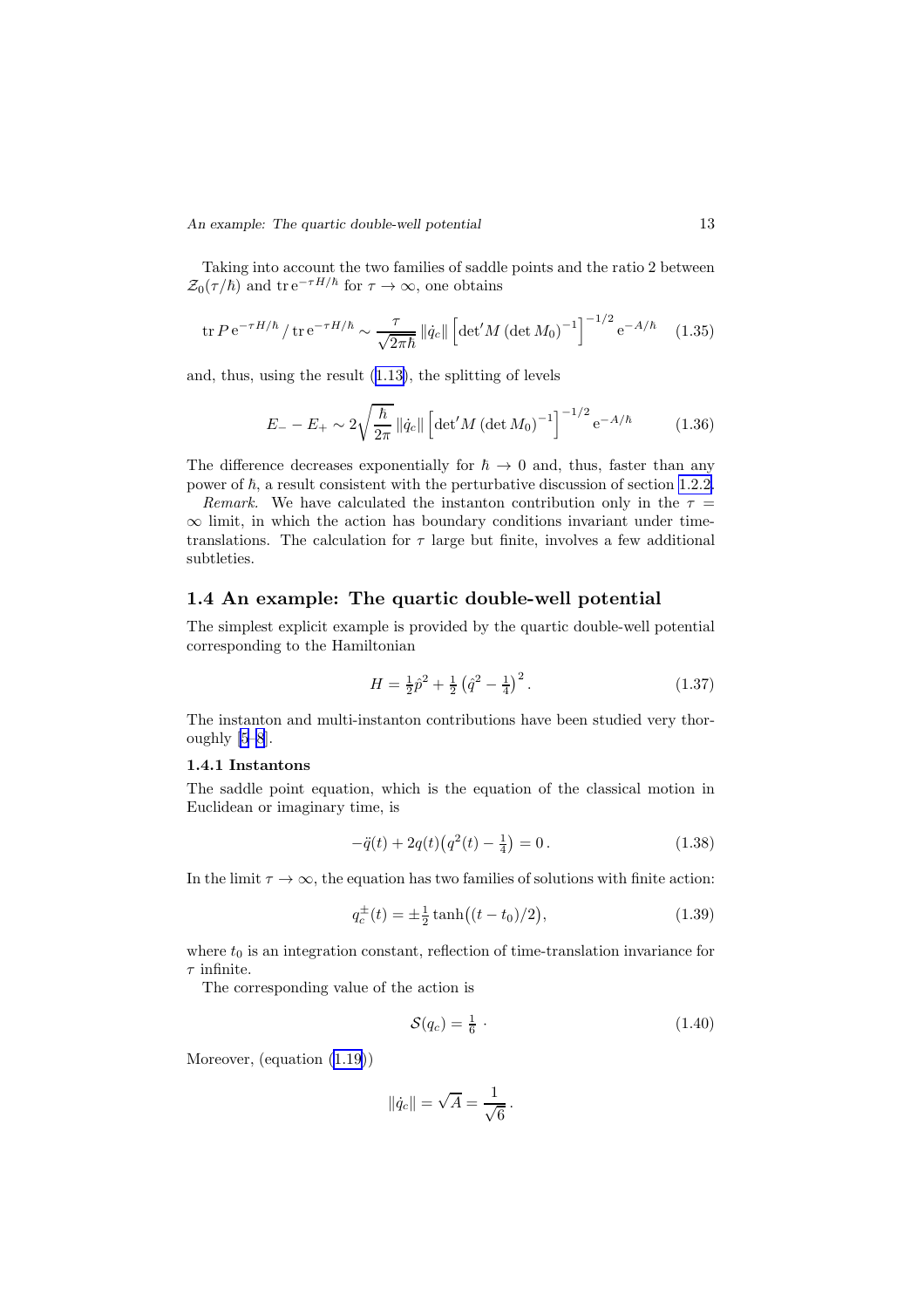Taking into account the two families of saddle points and the ratio 2 between $\mathcal{Z}_0(\tau/\hbar)$ and $\operatorname{tr} e^{-\tau H/\hbar}$ for $\tau \to \infty$, one obtains

$$\operatorname{tr} P \, e^{-\tau H/\hbar} / \operatorname{tr} e^{-\tau H/\hbar} \sim \frac{\tau}{\sqrt{2\pi\hbar}} \|\dot{q}_c\| \left[\det{}' M \, (\det M_0)^{-1}\right]^{-1/2} e^{-A/\hbar} \tag{1.35}$$

and, thus, using the result (1.13), the splitting of levels

$$E_- - E_+ \sim 2\sqrt{\frac{\hbar}{2\pi}} \|\dot{q}_c\| \left[\det{}' M \, (\det M_0)^{-1}\right]^{-1/2} e^{-A/\hbar} \tag{1.36}$$

The difference decreases exponentially for $\hbar \to 0$ and, thus, faster than any power of $\hbar$, a result consistent with the perturbative discussion of section 1.2.2.

*Remark.* We have calculated the instanton contribution only in the $\tau = \infty$ limit, in which the action has boundary conditions invariant under time-translations. The calculation for $\tau$ large but finite, involves a few additional subtleties.

## 1.4 An example: The quartic double-well potential

The simplest explicit example is provided by the quartic double-well potential corresponding to the Hamiltonian

$$H = \tfrac{1}{2}\hat{p}^2 + \tfrac{1}{2}\left(\hat{q}^2 - \tfrac{1}{4}\right)^2. \tag{1.37}$$

The instanton and multi-instanton contributions have been studied very thoroughly [5–8].

### 1.4.1 Instantons

The saddle point equation, which is the equation of the classical motion in Euclidean or imaginary time, is

$$-\ddot{q}(t) + 2q(t)\big(q^2(t) - \tfrac{1}{4}\big) = 0\,. \tag{1.38}$$

In the limit $\tau \to \infty$, the equation has two families of solutions with finite action:

$$q_c^{\pm}(t) = \pm\tfrac{1}{2}\tanh\big((t - t_0)/2\big), \tag{1.39}$$

where $t_0$ is an integration constant, reflection of time-translation invariance for $\tau$ infinite.

The corresponding value of the action is

$$\mathcal{S}(q_c) = \tfrac{1}{6}\;\cdot \tag{1.40}$$

Moreover, (equation (1.19))

$$\|\dot{q}_c\| = \sqrt{A} = \frac{1}{\sqrt{6}}\,.$$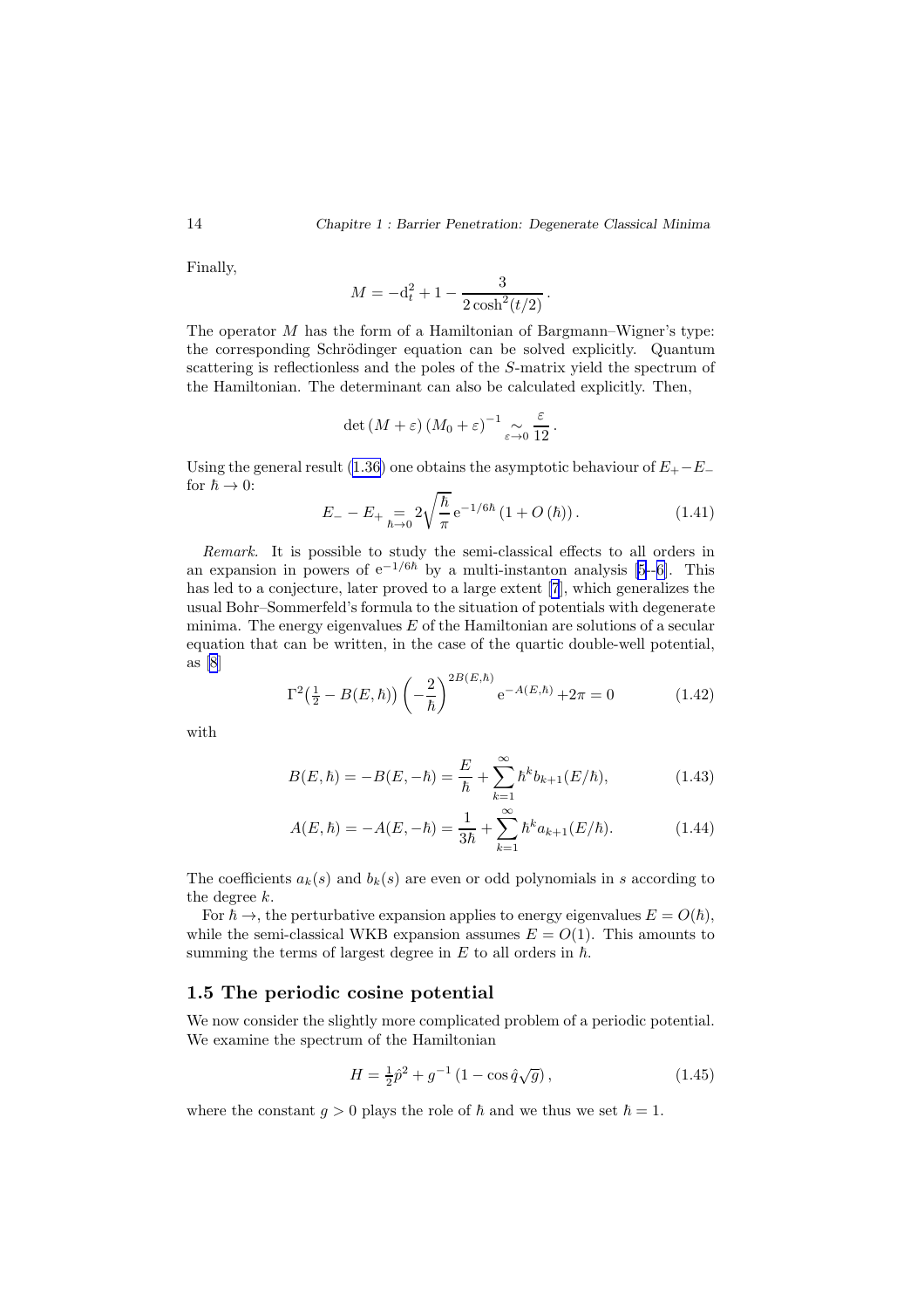Finally,

$$M = -\mathrm{d}_t^2 + 1 - \frac{3}{2\cosh^2(t/2)}\,.$$

The operator $M$ has the form of a Hamiltonian of Bargmann–Wigner's type: the corresponding Schrödinger equation can be solved explicitly. Quantum scattering is reflectionless and the poles of the $S$-matrix yield the spectrum of the Hamiltonian. The determinant can also be calculated explicitly. Then,

$$\det\left(M+\varepsilon\right)\left(M_0+\varepsilon\right)^{-1} \underset{\varepsilon\to 0}{\sim} \frac{\varepsilon}{12}\,.$$

Using the general result (1.36) one obtains the asymptotic behaviour of $E_+ - E_-$ for $\hbar \to 0$:

$$E_- - E_+ \underset{\hbar\to 0}{=} 2\sqrt{\frac{\hbar}{\pi}}\,\mathrm{e}^{-1/6\hbar}\left(1 + O\left(\hbar\right)\right). \tag{1.41}$$

*Remark.* It is possible to study the semi-classical effects to all orders in an expansion in powers of $\mathrm{e}^{-1/6\hbar}$ by a multi-instanton analysis [5–6]. This has led to a conjecture, later proved to a large extent [7], which generalizes the usual Bohr–Sommerfeld's formula to the situation of potentials with degenerate minima. The energy eigenvalues $E$ of the Hamiltonian are solutions of a secular equation that can be written, in the case of the quartic double-well potential, as [8]

$$\Gamma^2\left(\tfrac{1}{2} - B(E,\hbar)\right)\left(-\frac{2}{\hbar}\right)^{2B(E,\hbar)} \mathrm{e}^{-A(E,\hbar)} + 2\pi = 0 \tag{1.42}$$

with

$$B(E,\hbar) = -B(E,-\hbar) = \frac{E}{\hbar} + \sum_{k=1}^{\infty} \hbar^k b_{k+1}(E/\hbar), \tag{1.43}$$

$$A(E,\hbar) = -A(E,-\hbar) = \frac{1}{3\hbar} + \sum_{k=1}^{\infty} \hbar^k a_{k+1}(E/\hbar). \tag{1.44}$$

The coefficients $a_k(s)$ and $b_k(s)$ are even or odd polynomials in $s$ according to the degree $k$.

For $\hbar \to$, the perturbative expansion applies to energy eigenvalues $E = O(\hbar)$, while the semi-classical WKB expansion assumes $E = O(1)$. This amounts to summing the terms of largest degree in $E$ to all orders in $\hbar$.

## 1.5 The periodic cosine potential

We now consider the slightly more complicated problem of a periodic potential. We examine the spectrum of the Hamiltonian

$$H = \tfrac{1}{2}\hat{p}^2 + g^{-1}\left(1 - \cos\hat{q}\sqrt{g}\right), \tag{1.45}$$

where the constant $g > 0$ plays the role of $\hbar$ and we thus we set $\hbar = 1$.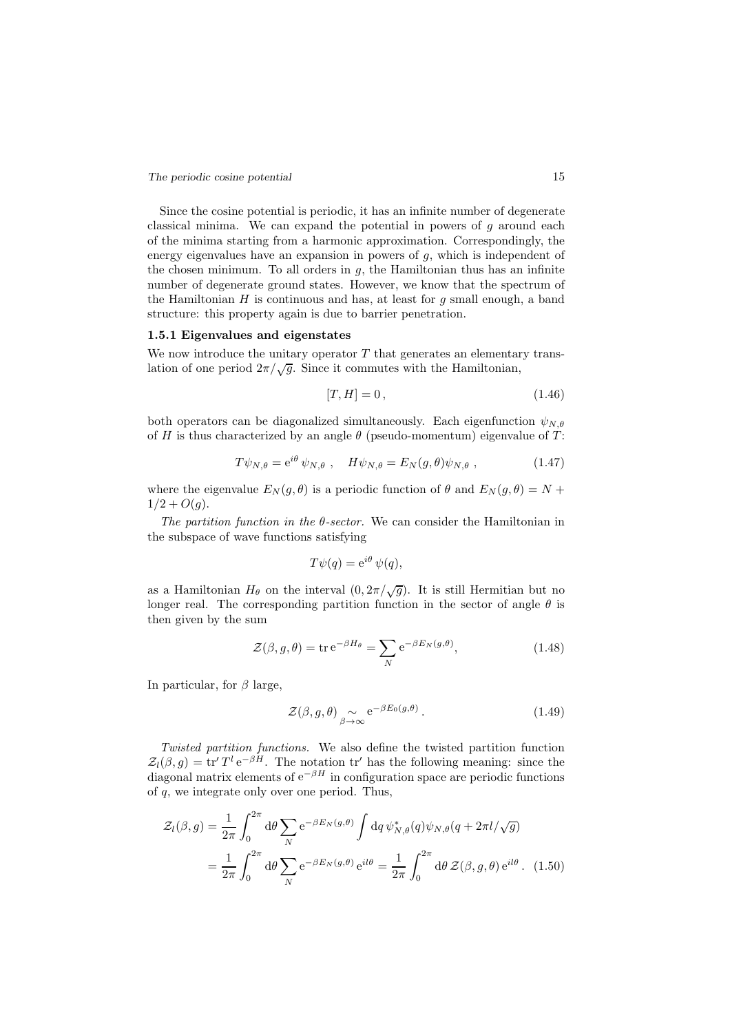Since the cosine potential is periodic, it has an infinite number of degenerate classical minima. We can expand the potential in powers of $g$ around each of the minima starting from a harmonic approximation. Correspondingly, the energy eigenvalues have an expansion in powers of $g$, which is independent of the chosen minimum. To all orders in $g$, the Hamiltonian thus has an infinite number of degenerate ground states. However, we know that the spectrum of the Hamiltonian $H$ is continuous and has, at least for $g$ small enough, a band structure: this property again is due to barrier penetration.

### 1.5.1 Eigenvalues and eigenstates

We now introduce the unitary operator $T$ that generates an elementary translation of one period $2\pi/\sqrt{g}$. Since it commutes with the Hamiltonian,

$$[T, H] = 0\,, \tag{1.46}$$

both operators can be diagonalized simultaneously. Each eigenfunction $\psi_{N,\theta}$ of $H$ is thus characterized by an angle $\theta$ (pseudo-momentum) eigenvalue of $T$:

$$T\psi_{N,\theta} = \mathrm{e}^{i\theta}\,\psi_{N,\theta}\ , \quad H\psi_{N,\theta} = E_N(g,\theta)\psi_{N,\theta}\ , \tag{1.47}$$

where the eigenvalue $E_N(g,\theta)$ is a periodic function of $\theta$ and $E_N(g,\theta) = N + 1/2 + O(g)$.

*The partition function in the $\theta$-sector.* We can consider the Hamiltonian in the subspace of wave functions satisfying

$$T\psi(q) = \mathrm{e}^{i\theta}\,\psi(q),$$

as a Hamiltonian $H_\theta$ on the interval $(0, 2\pi/\sqrt{g})$. It is still Hermitian but no longer real. The corresponding partition function in the sector of angle $\theta$ is then given by the sum

$$\mathcal{Z}(\beta, g, \theta) = \operatorname{tr}\mathrm{e}^{-\beta H_\theta} = \sum_N \mathrm{e}^{-\beta E_N(g,\theta)}, \tag{1.48}$$

In particular, for $\beta$ large,

$$\mathcal{Z}(\beta, g, \theta) \underset{\beta\to\infty}{\sim} \mathrm{e}^{-\beta E_0(g,\theta)}\,. \tag{1.49}$$

*Twisted partition functions.* We also define the twisted partition function $\mathcal{Z}_l(\beta, g) = \operatorname{tr}' T^l\,\mathrm{e}^{-\beta H}$. The notation $\operatorname{tr}'$ has the following meaning: since the diagonal matrix elements of $\mathrm{e}^{-\beta H}$ in configuration space are periodic functions of $q$, we integrate only over one period. Thus,

$$\begin{aligned}
\mathcal{Z}_l(\beta, g) &= \frac{1}{2\pi}\int_0^{2\pi} \mathrm{d}\theta \sum_N \mathrm{e}^{-\beta E_N(g,\theta)} \int \mathrm{d}q\,\psi^*_{N,\theta}(q)\psi_{N,\theta}(q + 2\pi l/\sqrt{g}) \\
&= \frac{1}{2\pi}\int_0^{2\pi} \mathrm{d}\theta \sum_N \mathrm{e}^{-\beta E_N(g,\theta)}\,\mathrm{e}^{il\theta} = \frac{1}{2\pi}\int_0^{2\pi} \mathrm{d}\theta\, \mathcal{Z}(\beta, g, \theta)\,\mathrm{e}^{il\theta}\,. 
\end{aligned} \tag{1.50}$$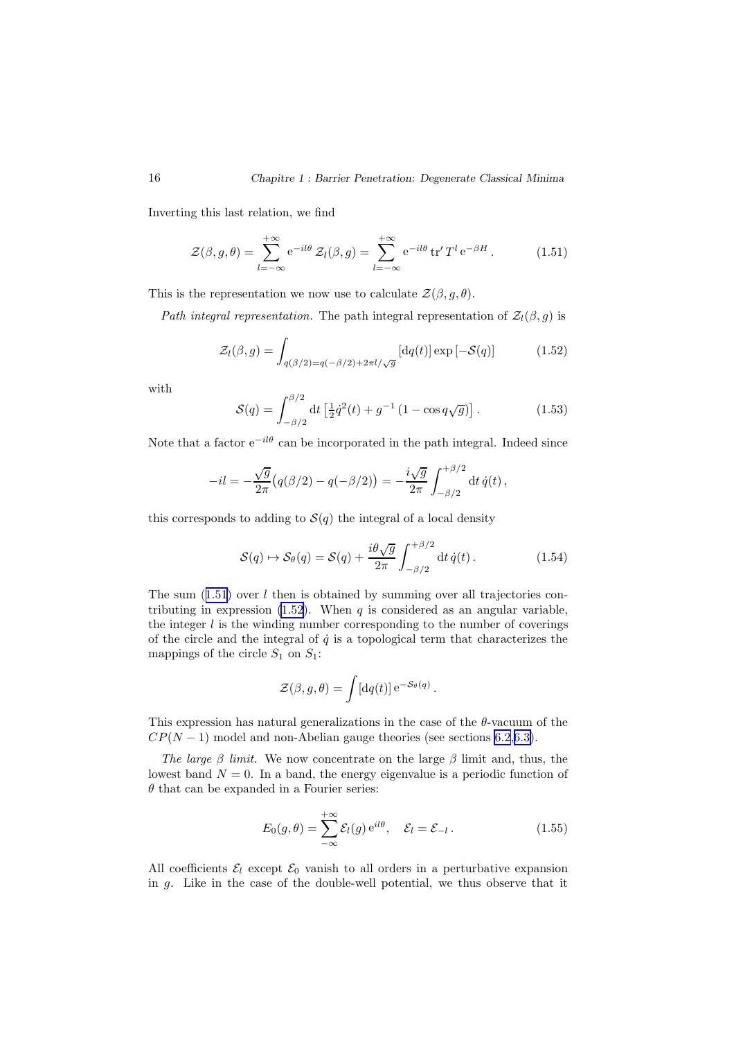Inverting this last relation, we find

$$\mathcal{Z}(\beta,g,\theta)=\sum_{l=-\infty}^{+\infty}\mathrm{e}^{-il\theta}\,\mathcal{Z}_l(\beta,g)=\sum_{l=-\infty}^{+\infty}\mathrm{e}^{-il\theta}\,\mathrm{tr}'\,T^l\,\mathrm{e}^{-\beta H}\,. \tag{1.51}$$

This is the representation we now use to calculate $\mathcal{Z}(\beta,g,\theta)$.

*Path integral representation.* The path integral representation of $\mathcal{Z}_l(\beta,g)$ is

$$\mathcal{Z}_l(\beta,g)=\int_{q(\beta/2)=q(-\beta/2)+2\pi l/\sqrt{g}}[\mathrm{d}q(t)]\exp\left[-\mathcal{S}(q)\right] \tag{1.52}$$

with

$$\mathcal{S}(q)=\int_{-\beta/2}^{\beta/2}\mathrm{d}t\left[\tfrac{1}{2}\dot{q}^2(t)+g^{-1}\left(1-\cos q\sqrt{g}\right)\right]. \tag{1.53}$$

Note that a factor $\mathrm{e}^{-il\theta}$ can be incorporated in the path integral. Indeed since

$$-il=-\frac{\sqrt{g}}{2\pi}\bigl(q(\beta/2)-q(-\beta/2)\bigr)=-\frac{i\sqrt{g}}{2\pi}\int_{-\beta/2}^{+\beta/2}\mathrm{d}t\,\dot{q}(t)\,,$$

this corresponds to adding to $\mathcal{S}(q)$ the integral of a local density

$$\mathcal{S}(q)\mapsto\mathcal{S}_\theta(q)=\mathcal{S}(q)+\frac{i\theta\sqrt{g}}{2\pi}\int_{-\beta/2}^{+\beta/2}\mathrm{d}t\,\dot{q}(t)\,. \tag{1.54}$$

The sum (1.51) over $l$ then is obtained by summing over all trajectories contributing in expression (1.52). When $q$ is considered as an angular variable, the integer $l$ is the winding number corresponding to the number of coverings of the circle and the integral of $\dot{q}$ is a topological term that characterizes the mappings of the circle $S_1$ on $S_1$:

$$\mathcal{Z}(\beta,g,\theta)=\int[\mathrm{d}q(t)]\,\mathrm{e}^{-\mathcal{S}_\theta(q)}\,.$$

This expression has natural generalizations in the case of the $\theta$-vacuum of the $CP(N-1)$ model and non-Abelian gauge theories (see sections 6.2,6.3).

*The large $\beta$ limit.* We now concentrate on the large $\beta$ limit and, thus, the lowest band $N=0$. In a band, the energy eigenvalue is a periodic function of $\theta$ that can be expanded in a Fourier series:

$$E_0(g,\theta)=\sum_{-\infty}^{+\infty}\mathcal{E}_l(g)\,\mathrm{e}^{il\theta},\quad \mathcal{E}_l=\mathcal{E}_{-l}\,. \tag{1.55}$$

All coefficients $\mathcal{E}_l$ except $\mathcal{E}_0$ vanish to all orders in a perturbative expansion in $g$. Like in the case of the double-well potential, we thus observe that it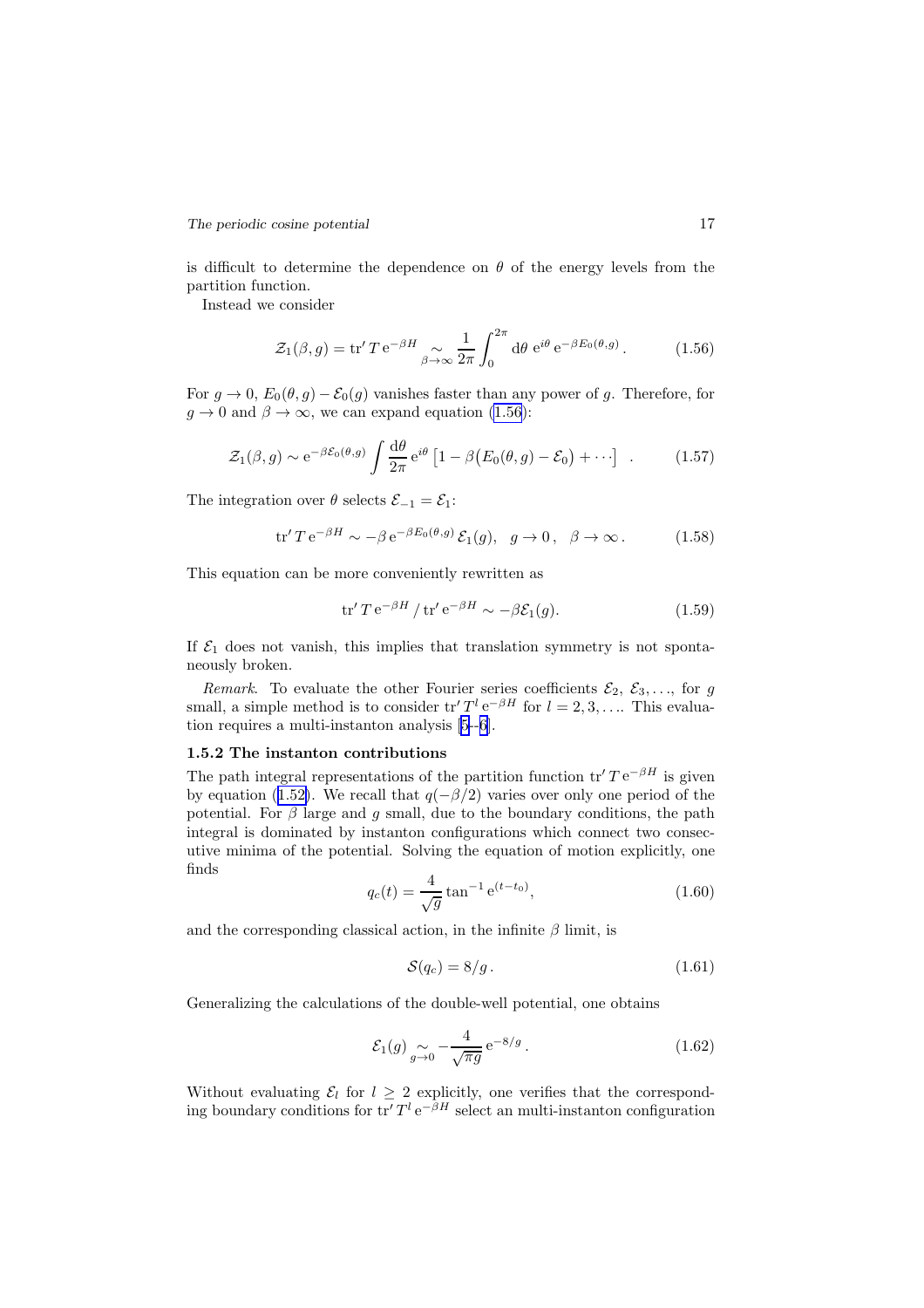is difficult to determine the dependence on $\theta$ of the energy levels from the partition function.

Instead we consider

$$\mathcal{Z}_1(\beta, g) = \operatorname{tr}' T\, \mathrm{e}^{-\beta H} \underset{\beta\to\infty}{\sim} \frac{1}{2\pi}\int_0^{2\pi} \mathrm{d}\theta\ \mathrm{e}^{i\theta}\, \mathrm{e}^{-\beta E_0(\theta, g)}\,. \tag{1.56}$$

For $g \to 0$, $E_0(\theta, g) - \mathcal{E}_0(g)$ vanishes faster than any power of $g$. Therefore, for $g \to 0$ and $\beta \to \infty$, we can expand equation (1.56):

$$\mathcal{Z}_1(\beta, g) \sim \mathrm{e}^{-\beta\mathcal{E}_0(\theta, g)} \int \frac{\mathrm{d}\theta}{2\pi}\, \mathrm{e}^{i\theta} \left[1 - \beta\big(E_0(\theta, g) - \mathcal{E}_0\big) + \cdots\right] \ . \tag{1.57}$$

The integration over $\theta$ selects $\mathcal{E}_{-1} = \mathcal{E}_1$:

$$\operatorname{tr}' T\, \mathrm{e}^{-\beta H} \sim -\beta\, \mathrm{e}^{-\beta E_0(\theta, g)}\, \mathcal{E}_1(g), \quad g \to 0\,, \quad \beta \to \infty\,. \tag{1.58}$$

This equation can be more conveniently rewritten as

$$\operatorname{tr}' T\, \mathrm{e}^{-\beta H} \,/\, \operatorname{tr}' \mathrm{e}^{-\beta H} \sim -\beta\mathcal{E}_1(g). \tag{1.59}$$

If $\mathcal{E}_1$ does not vanish, this implies that translation symmetry is not spontaneously broken.

*Remark.* To evaluate the other Fourier series coefficients $\mathcal{E}_2$, $\mathcal{E}_3, \ldots$, for $g$ small, a simple method is to consider $\operatorname{tr}' T^l\, \mathrm{e}^{-\beta H}$ for $l = 2, 3, \ldots$. This evaluation requires a multi-instanton analysis [5–6].

### 1.5.2 The instanton contributions

The path integral representations of the partition function $\operatorname{tr}' T\, \mathrm{e}^{-\beta H}$ is given by equation (1.52). We recall that $q(-\beta/2)$ varies over only one period of the potential. For $\beta$ large and $g$ small, due to the boundary conditions, the path integral is dominated by instanton configurations which connect two consecutive minima of the potential. Solving the equation of motion explicitly, one finds

$$q_c(t) = \frac{4}{\sqrt{g}} \tan^{-1} \mathrm{e}^{(t - t_0)}, \tag{1.60}$$

and the corresponding classical action, in the infinite $\beta$ limit, is

$$\mathcal{S}(q_c) = 8/g\,. \tag{1.61}$$

Generalizing the calculations of the double-well potential, one obtains

$$\mathcal{E}_1(g) \underset{g\to 0}{\sim} -\frac{4}{\sqrt{\pi g}}\, \mathrm{e}^{-8/g}\,. \tag{1.62}$$

Without evaluating $\mathcal{E}_l$ for $l \geq 2$ explicitly, one verifies that the corresponding boundary conditions for $\operatorname{tr}' T^l\, \mathrm{e}^{-\beta H}$ select an multi-instanton configuration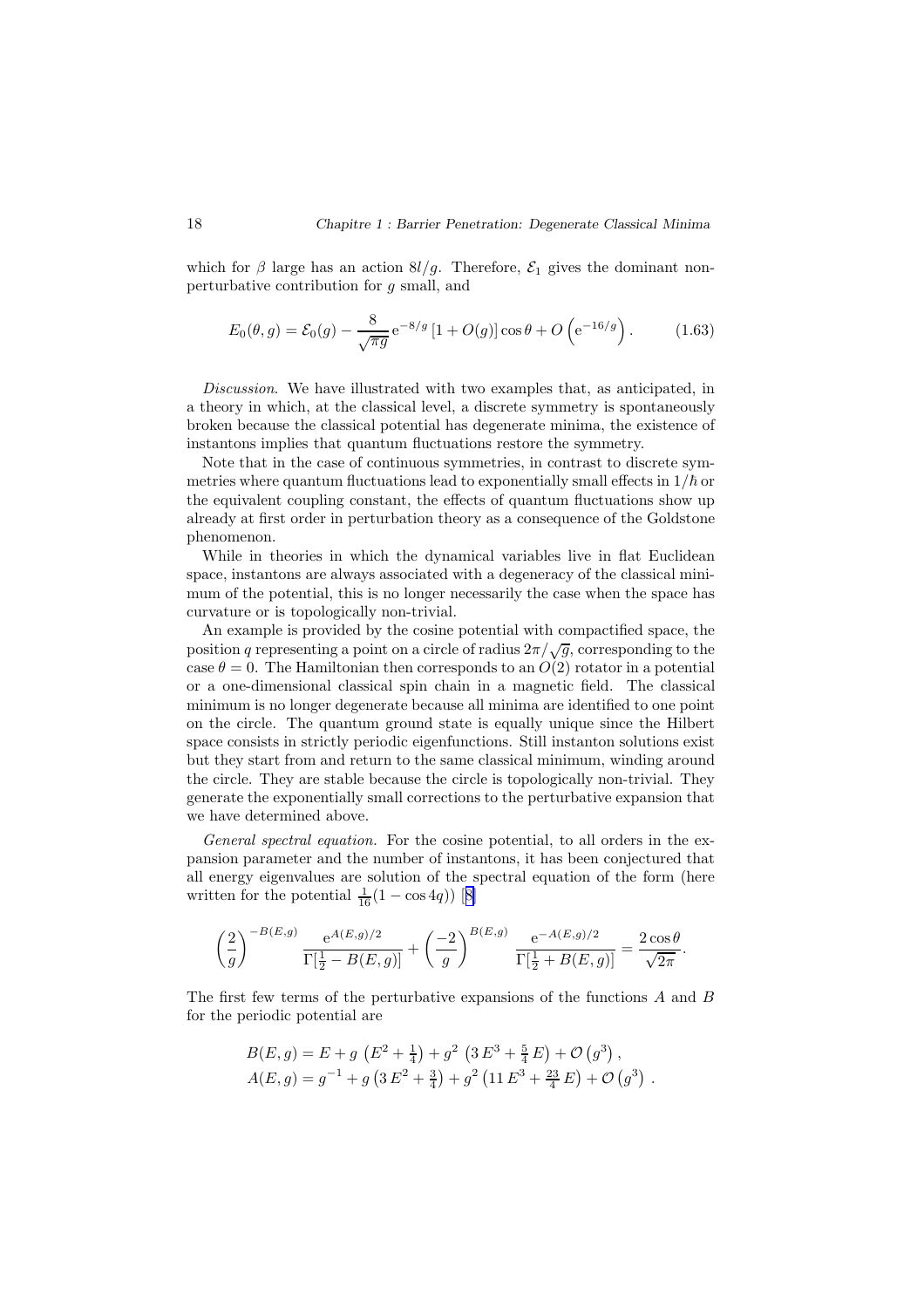which for $\beta$ large has an action $8l/g$. Therefore, $\mathcal{E}_1$ gives the dominant non-perturbative contribution for $g$ small, and

$$E_0(\theta, g) = \mathcal{E}_0(g) - \frac{8}{\sqrt{\pi g}} \mathrm{e}^{-8/g} \left[1 + O(g)\right] \cos\theta + O\left(\mathrm{e}^{-16/g}\right). \tag{1.63}$$

*Discussion.* We have illustrated with two examples that, as anticipated, in a theory in which, at the classical level, a discrete symmetry is spontaneously broken because the classical potential has degenerate minima, the existence of instantons implies that quantum fluctuations restore the symmetry.

Note that in the case of continuous symmetries, in contrast to discrete symmetries where quantum fluctuations lead to exponentially small effects in $1/\hbar$ or the equivalent coupling constant, the effects of quantum fluctuations show up already at first order in perturbation theory as a consequence of the Goldstone phenomenon.

While in theories in which the dynamical variables live in flat Euclidean space, instantons are always associated with a degeneracy of the classical minimum of the potential, this is no longer necessarily the case when the space has curvature or is topologically non-trivial.

An example is provided by the cosine potential with compactified space, the position $q$ representing a point on a circle of radius $2\pi/\sqrt{g}$, corresponding to the case $\theta = 0$. The Hamiltonian then corresponds to an $O(2)$ rotator in a potential or a one-dimensional classical spin chain in a magnetic field. The classical minimum is no longer degenerate because all minima are identified to one point on the circle. The quantum ground state is equally unique since the Hilbert space consists in strictly periodic eigenfunctions. Still instanton solutions exist but they start from and return to the same classical minimum, winding around the circle. They are stable because the circle is topologically non-trivial. They generate the exponentially small corrections to the perturbative expansion that we have determined above.

*General spectral equation.* For the cosine potential, to all orders in the expansion parameter and the number of instantons, it has been conjectured that all energy eigenvalues are solution of the spectral equation of the form (here written for the potential $\frac{1}{16}(1 - \cos 4q)$) [8]

$$\left(\frac{2}{g}\right)^{-B(E,g)} \frac{\mathrm{e}^{A(E,g)/2}}{\Gamma[\frac{1}{2} - B(E,g)]} + \left(\frac{-2}{g}\right)^{B(E,g)} \frac{\mathrm{e}^{-A(E,g)/2}}{\Gamma[\frac{1}{2} + B(E,g)]} = \frac{2\cos\theta}{\sqrt{2\pi}}.$$

The first few terms of the perturbative expansions of the functions $A$ and $B$ for the periodic potential are

$$\begin{aligned}
B(E,g) &= E + g\left(E^2 + \tfrac{1}{4}\right) + g^2\left(3\,E^3 + \tfrac{5}{4}\,E\right) + \mathcal{O}\left(g^3\right), \\
A(E,g) &= g^{-1} + g\left(3\,E^2 + \tfrac{3}{4}\right) + g^2\left(11\,E^3 + \tfrac{23}{4}\,E\right) + \mathcal{O}\left(g^3\right).
\end{aligned}$$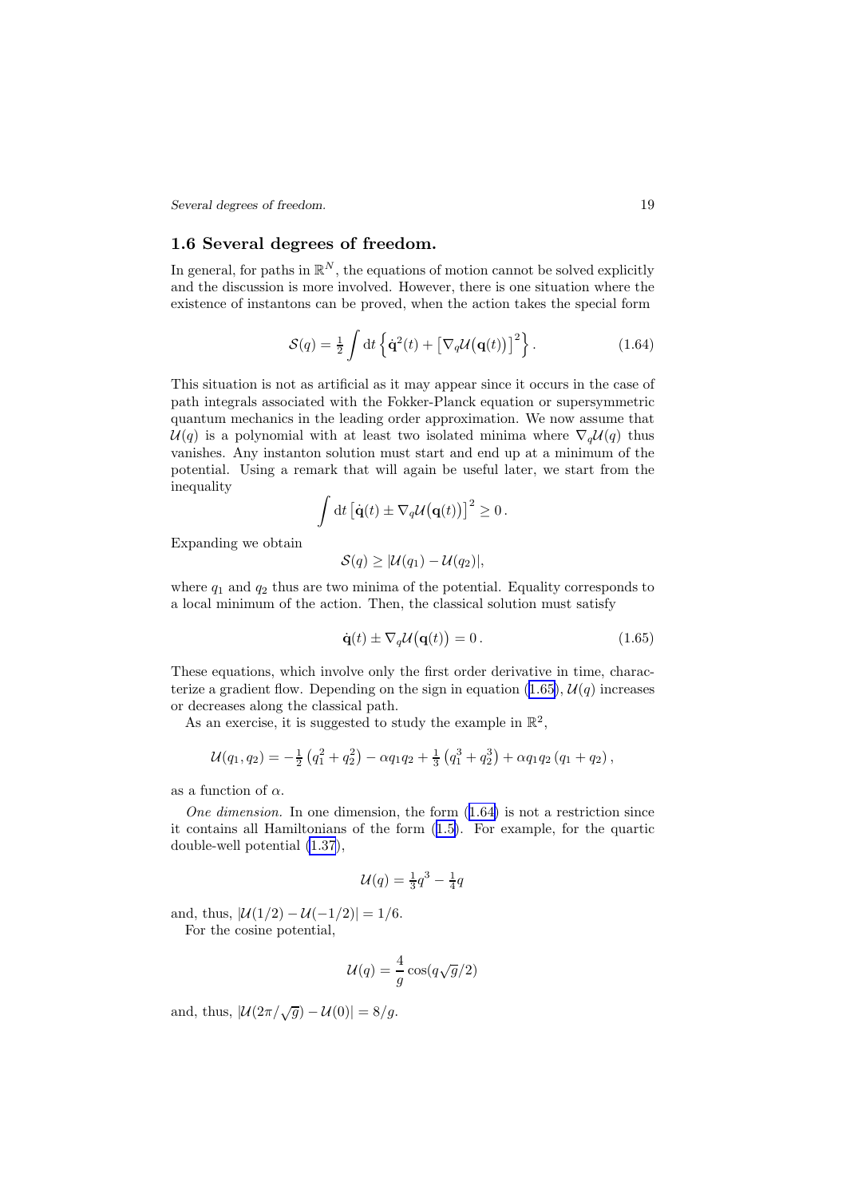## 1.6 Several degrees of freedom.

In general, for paths in $\mathbb{R}^N$, the equations of motion cannot be solved explicitly and the discussion is more involved. However, there is one situation where the existence of instantons can be proved, when the action takes the special form

$$\mathcal{S}(q) = \tfrac{1}{2} \int \mathrm{d}t \left\{ \dot{\mathbf{q}}^2(t) + \left[\nabla_q \mathcal{U}\big(\mathbf{q}(t)\big)\right]^2 \right\}. \tag{1.64}$$

This situation is not as artificial as it may appear since it occurs in the case of path integrals associated with the Fokker-Planck equation or supersymmetric quantum mechanics in the leading order approximation. We now assume that $\mathcal{U}(q)$ is a polynomial with at least two isolated minima where $\nabla_q \mathcal{U}(q)$ thus vanishes. Any instanton solution must start and end up at a minimum of the potential. Using a remark that will again be useful later, we start from the inequality

$$\int \mathrm{d}t \left[\dot{\mathbf{q}}(t) \pm \nabla_q \mathcal{U}\big(\mathbf{q}(t)\big)\right]^2 \geq 0\,.$$

Expanding we obtain

$$\mathcal{S}(q) \geq |\mathcal{U}(q_1) - \mathcal{U}(q_2)|,$$

where $q_1$ and $q_2$ thus are two minima of the potential. Equality corresponds to a local minimum of the action. Then, the classical solution must satisfy

$$\dot{\mathbf{q}}(t) \pm \nabla_q \mathcal{U}\big(\mathbf{q}(t)\big) = 0\,. \tag{1.65}$$

These equations, which involve only the first order derivative in time, characterize a gradient flow. Depending on the sign in equation (1.65), $\mathcal{U}(q)$ increases or decreases along the classical path.

As an exercise, it is suggested to study the example in $\mathbb{R}^2$,

$$\mathcal{U}(q_1, q_2) = -\tfrac{1}{2}\left(q_1^2 + q_2^2\right) - \alpha q_1 q_2 + \tfrac{1}{3}\left(q_1^3 + q_2^3\right) + \alpha q_1 q_2 \left(q_1 + q_2\right),$$

as a function of $\alpha$.

*One dimension.* In one dimension, the form (1.64) is not a restriction since it contains all Hamiltonians of the form (1.5). For example, for the quartic double-well potential (1.37),

$$\mathcal{U}(q) = \tfrac{1}{3} q^3 - \tfrac{1}{4} q$$

and, thus, $|\mathcal{U}(1/2) - \mathcal{U}(-1/2)| = 1/6$.

For the cosine potential,

$$\mathcal{U}(q) = \frac{4}{g} \cos(q\sqrt{g}/2)$$

and, thus, $|\mathcal{U}(2\pi/\sqrt{g}) - \mathcal{U}(0)| = 8/g$.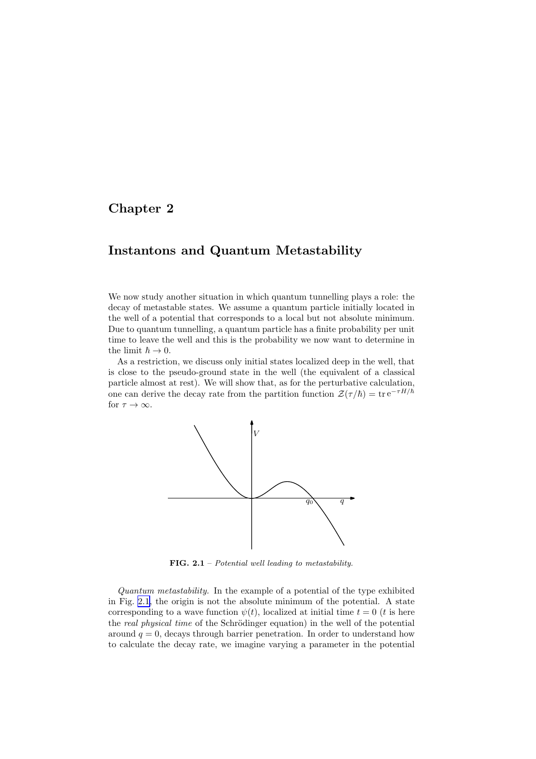# Chapter 2

## Instantons and Quantum Metastability

We now study another situation in which quantum tunnelling plays a role: the decay of metastable states. We assume a quantum particle initially located in the well of a potential that corresponds to a local but not absolute minimum. Due to quantum tunnelling, a quantum particle has a finite probability per unit time to leave the well and this is the probability we now want to determine in the limit $\hbar \to 0$.

As a restriction, we discuss only initial states localized deep in the well, that is close to the pseudo-ground state in the well (the equivalent of a classical particle almost at rest). We will show that, as for the perturbative calculation, one can derive the decay rate from the partition function $\mathcal{Z}(\tau/\hbar) = \operatorname{tr} \mathrm{e}^{-\tau H/\hbar}$ for $\tau \to \infty$.

**FIG. 2.1** – *Potential well leading to metastability.*

*Quantum metastability.* In the example of a potential of the type exhibited in Fig. 2.1, the origin is not the absolute minimum of the potential. A state corresponding to a wave function $\psi(t)$, localized at initial time $t = 0$ ($t$ is here the *real physical time* of the Schrödinger equation) in the well of the potential around $q = 0$, decays through barrier penetration. In order to understand how to calculate the decay rate, we imagine varying a parameter in the potential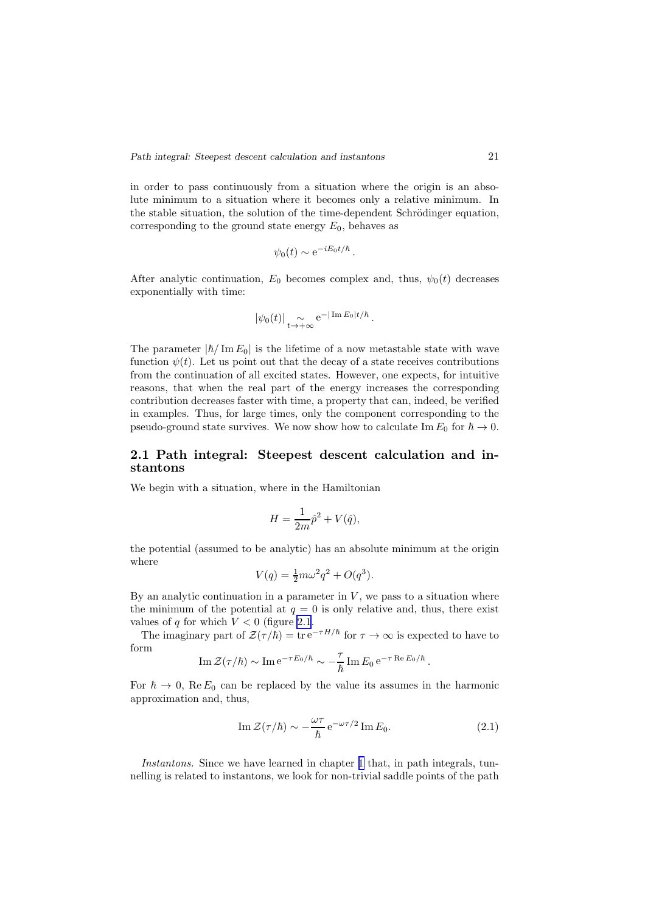in order to pass continuously from a situation where the origin is an absolute minimum to a situation where it becomes only a relative minimum. In the stable situation, the solution of the time-dependent Schrödinger equation, corresponding to the ground state energy $E_0$, behaves as

$$\psi_0(t) \sim \mathrm{e}^{-iE_0 t/\hbar} .$$

After analytic continuation, $E_0$ becomes complex and, thus, $\psi_0(t)$ decreases exponentially with time:

$$|\psi_0(t)| \underset{t\to+\infty}{\sim} \mathrm{e}^{-|\operatorname{Im} E_0| t/\hbar} .$$

The parameter $|\hbar/\operatorname{Im} E_0|$ is the lifetime of a now metastable state with wave function $\psi(t)$. Let us point out that the decay of a state receives contributions from the continuation of all excited states. However, one expects, for intuitive reasons, that when the real part of the energy increases the corresponding contribution decreases faster with time, a property that can, indeed, be verified in examples. Thus, for large times, only the component corresponding to the pseudo-ground state survives. We now show how to calculate $\operatorname{Im} E_0$ for $\hbar \to 0$.

## 2.1 Path integral: Steepest descent calculation and instantons

We begin with a situation, where in the Hamiltonian

$$H = \frac{1}{2m}\hat{p}^2 + V(\hat{q}),$$

the potential (assumed to be analytic) has an absolute minimum at the origin where

$$V(q) = \tfrac{1}{2}m\omega^2 q^2 + O(q^3).$$

By an analytic continuation in a parameter in $V$, we pass to a situation where the minimum of the potential at $q = 0$ is only relative and, thus, there exist values of $q$ for which $V < 0$ (figure 2.1.

The imaginary part of $\mathcal{Z}(\tau/\hbar) = \operatorname{tr} \mathrm{e}^{-\tau H/\hbar}$ for $\tau \to \infty$ is expected to have to form

$$\operatorname{Im} \mathcal{Z}(\tau/\hbar) \sim \operatorname{Im} \mathrm{e}^{-\tau E_0/\hbar} \sim -\frac{\tau}{\hbar} \operatorname{Im} E_0 \, \mathrm{e}^{-\tau \operatorname{Re} E_0/\hbar} .$$

For $\hbar \to 0$, $\operatorname{Re} E_0$ can be replaced by the value its assumes in the harmonic approximation and, thus,

$$\operatorname{Im} \mathcal{Z}(\tau/\hbar) \sim -\frac{\omega\tau}{\hbar} \mathrm{e}^{-\omega\tau/2} \operatorname{Im} E_0. \tag{2.1}$$

*Instantons.* Since we have learned in chapter 1 that, in path integrals, tunnelling is related to instantons, we look for non-trivial saddle points of the path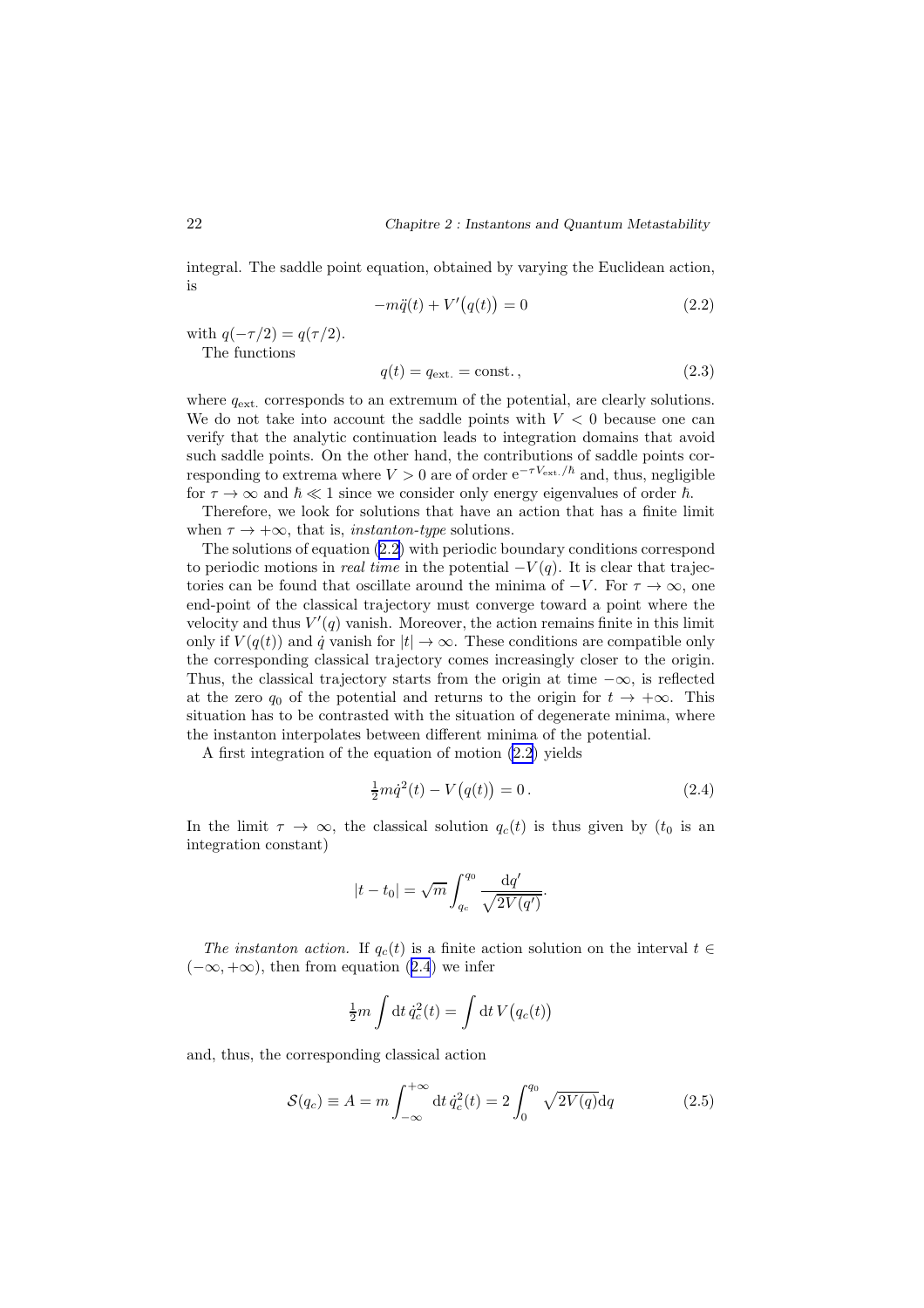integral. The saddle point equation, obtained by varying the Euclidean action, is

$$-m\ddot{q}(t) + V'\big(q(t)\big) = 0 \tag{2.2}$$

with $q(-\tau/2) = q(\tau/2)$.

The functions

$$q(t) = q_{\text{ext.}} = \text{const.}\,, \tag{2.3}$$

where $q_{\text{ext.}}$ corresponds to an extremum of the potential, are clearly solutions. We do not take into account the saddle points with $V < 0$ because one can verify that the analytic continuation leads to integration domains that avoid such saddle points. On the other hand, the contributions of saddle points corresponding to extrema where $V > 0$ are of order $\mathrm{e}^{-\tau V_{\text{ext.}}/\hbar}$ and, thus, negligible for $\tau \to \infty$ and $\hbar \ll 1$ since we consider only energy eigenvalues of order $\hbar$.

Therefore, we look for solutions that have an action that has a finite limit when $\tau \to +\infty$, that is, *instanton-type* solutions.

The solutions of equation (2.2) with periodic boundary conditions correspond to periodic motions in *real time* in the potential $-V(q)$. It is clear that trajectories can be found that oscillate around the minima of $-V$. For $\tau \to \infty$, one end-point of the classical trajectory must converge toward a point where the velocity and thus $V'(q)$ vanish. Moreover, the action remains finite in this limit only if $V(q(t))$ and $\dot{q}$ vanish for $|t| \to \infty$. These conditions are compatible only the corresponding classical trajectory comes increasingly closer to the origin. Thus, the classical trajectory starts from the origin at time $-\infty$, is reflected at the zero $q_0$ of the potential and returns to the origin for $t \to +\infty$. This situation has to be contrasted with the situation of degenerate minima, where the instanton interpolates between different minima of the potential.

A first integration of the equation of motion (2.2) yields

$$\tfrac{1}{2}m\dot{q}^2(t) - V\big(q(t)\big) = 0\,. \tag{2.4}$$

In the limit $\tau \to \infty$, the classical solution $q_c(t)$ is thus given by ($t_0$ is an integration constant)

$$|t - t_0| = \sqrt{m}\int_{q_c}^{q_0} \frac{\mathrm{d}q'}{\sqrt{2V(q')}}.$$

*The instanton action.* If $q_c(t)$ is a finite action solution on the interval $t \in (-\infty, +\infty)$, then from equation (2.4) we infer

$$\tfrac{1}{2}m\int \mathrm{d}t\,\dot{q}_c^2(t) = \int \mathrm{d}t\,V\big(q_c(t)\big)$$

and, thus, the corresponding classical action

$$\mathcal{S}(q_c) \equiv A = m\int_{-\infty}^{+\infty} \mathrm{d}t\,\dot{q}_c^2(t) = 2\int_0^{q_0} \sqrt{2V(q)}\mathrm{d}q \tag{2.5}$$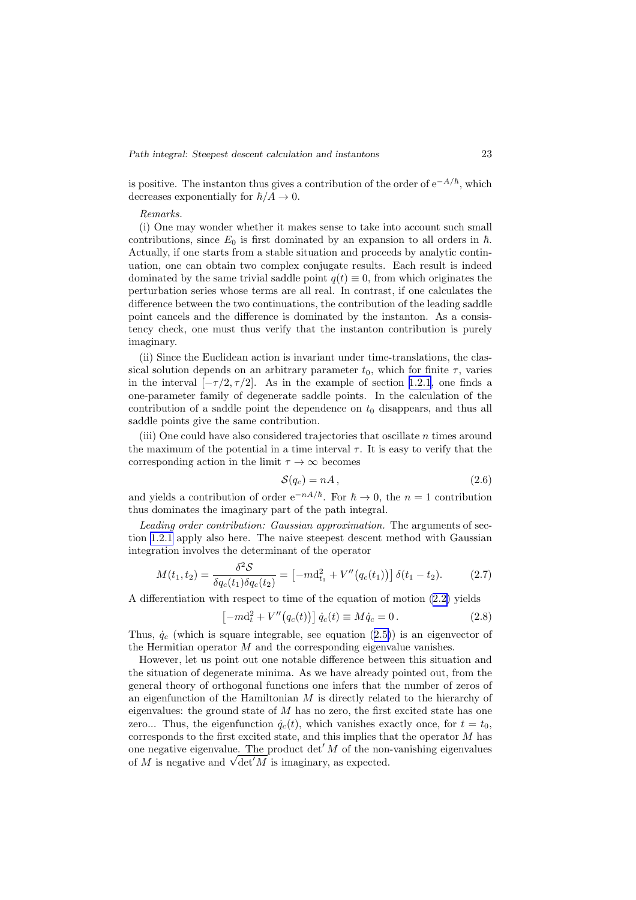is positive. The instanton thus gives a contribution of the order of $e^{-A/\hbar}$, which decreases exponentially for $\hbar/A \to 0$.

*Remarks.*

(i) One may wonder whether it makes sense to take into account such small contributions, since $E_0$ is first dominated by an expansion to all orders in $\hbar$. Actually, if one starts from a stable situation and proceeds by analytic continuation, one can obtain two complex conjugate results. Each result is indeed dominated by the same trivial saddle point $q(t) \equiv 0$, from which originates the perturbation series whose terms are all real. In contrast, if one calculates the difference between the two continuations, the contribution of the leading saddle point cancels and the difference is dominated by the instanton. As a consistency check, one must thus verify that the instanton contribution is purely imaginary.

(ii) Since the Euclidean action is invariant under time-translations, the classical solution depends on an arbitrary parameter $t_0$, which for finite $\tau$, varies in the interval $[-\tau/2, \tau/2]$. As in the example of section 1.2.1, one finds a one-parameter family of degenerate saddle points. In the calculation of the contribution of a saddle point the dependence on $t_0$ disappears, and thus all saddle points give the same contribution.

(iii) One could have also considered trajectories that oscillate $n$ times around the maximum of the potential in a time interval $\tau$. It is easy to verify that the corresponding action in the limit $\tau \to \infty$ becomes

$$\mathcal{S}(q_c) = nA\,, \tag{2.6}$$

and yields a contribution of order $e^{-nA/\hbar}$. For $\hbar \to 0$, the $n = 1$ contribution thus dominates the imaginary part of the path integral.

*Leading order contribution: Gaussian approximation.* The arguments of section 1.2.1 apply also here. The naive steepest descent method with Gaussian integration involves the determinant of the operator

$$M(t_1, t_2) = \frac{\delta^2 \mathcal{S}}{\delta q_c(t_1) \delta q_c(t_2)} = \left[-m\mathrm{d}_{t_1}^2 + V''\big(q_c(t_1)\big)\right] \delta(t_1 - t_2). \tag{2.7}$$

A differentiation with respect to time of the equation of motion (2.2) yields

$$\left[-m\mathrm{d}_t^2 + V''\big(q_c(t)\big)\right] \dot{q}_c(t) \equiv M \dot{q}_c = 0\,. \tag{2.8}$$

Thus, $\dot{q}_c$ (which is square integrable, see equation (2.5)) is an eigenvector of the Hermitian operator $M$ and the corresponding eigenvalue vanishes.

However, let us point out one notable difference between this situation and the situation of degenerate minima. As we have already pointed out, from the general theory of orthogonal functions one infers that the number of zeros of an eigenfunction of the Hamiltonian $M$ is directly related to the hierarchy of eigenvalues: the ground state of $M$ has no zero, the first excited state has one zero... Thus, the eigenfunction $\dot{q}_c(t)$, which vanishes exactly once, for $t = t_0$, corresponds to the first excited state, and this implies that the operator $M$ has one negative eigenvalue. The product $\det' M$ of the non-vanishing eigenvalues of $M$ is negative and $\sqrt{\det' M}$ is imaginary, as expected.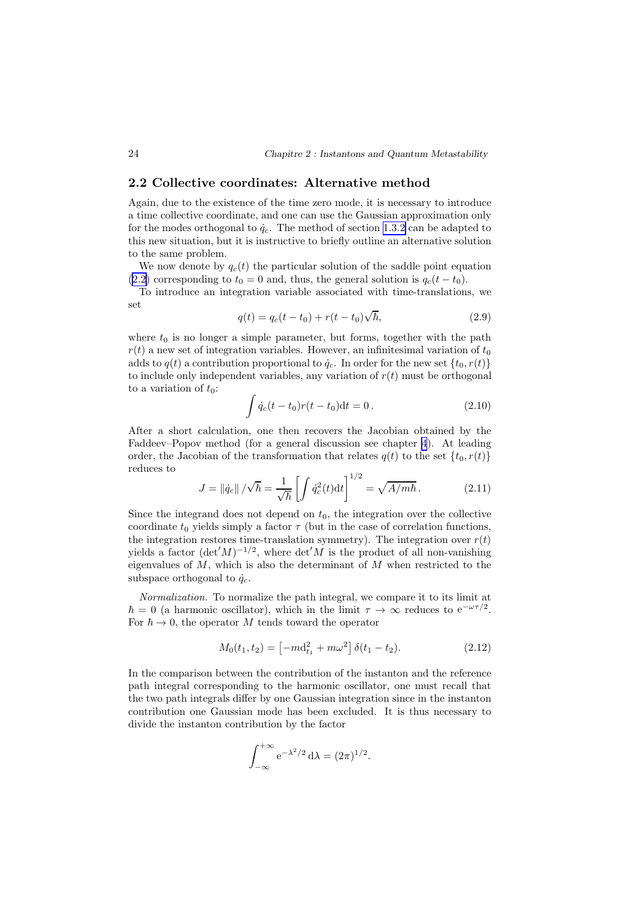## 2.2 Collective coordinates: Alternative method

Again, due to the existence of the time zero mode, it is necessary to introduce a time collective coordinate, and one can use the Gaussian approximation only for the modes orthogonal to $\dot{q}_c$. The method of section 1.3.2 can be adapted to this new situation, but it is instructive to briefly outline an alternative solution to the same problem.

We now denote by $q_c(t)$ the particular solution of the saddle point equation (2.2) corresponding to $t_0 = 0$ and, thus, the general solution is $q_c(t - t_0)$.

To introduce an integration variable associated with time-translations, we set

$$q(t) = q_c(t - t_0) + r(t - t_0)\sqrt{\hbar}, \tag{2.9}$$

where $t_0$ is no longer a simple parameter, but forms, together with the path $r(t)$ a new set of integration variables. However, an infinitesimal variation of $t_0$ adds to $q(t)$ a contribution proportional to $\dot{q}_c$. In order for the new set $\{t_0, r(t)\}$ to include only independent variables, any variation of $r(t)$ must be orthogonal to a variation of $t_0$:

$$\int \dot{q}_c(t - t_0) r(t - t_0) \mathrm{d}t = 0\,. \tag{2.10}$$

After a short calculation, one then recovers the Jacobian obtained by the Faddeev–Popov method (for a general discussion see chapter 4). At leading order, the Jacobian of the transformation that relates $q(t)$ to the set $\{t_0, r(t)\}$ reduces to

$$J = \|\dot{q}_c\| / \sqrt{\hbar} = \frac{1}{\sqrt{\hbar}} \left[\int \dot{q}_c^2(t) \mathrm{d}t\right]^{1/2} = \sqrt{A/m\hbar}\,. \tag{2.11}$$

Since the integrand does not depend on $t_0$, the integration over the collective coordinate $t_0$ yields simply a factor $\tau$ (but in the case of correlation functions, the integration restores time-translation symmetry). The integration over $r(t)$ yields a factor $(\det' M)^{-1/2}$, where $\det' M$ is the product of all non-vanishing eigenvalues of $M$, which is also the determinant of $M$ when restricted to the subspace orthogonal to $\dot{q}_c$.

*Normalization.* To normalize the path integral, we compare it to its limit at $\hbar = 0$ (a harmonic oscillator), which in the limit $\tau \to \infty$ reduces to $\mathrm{e}^{-\omega\tau/2}$. For $\hbar \to 0$, the operator $M$ tends toward the operator

$$M_0(t_1, t_2) = \left[-m\mathrm{d}_{t_1}^2 + m\omega^2\right] \delta(t_1 - t_2). \tag{2.12}$$

In the comparison between the contribution of the instanton and the reference path integral corresponding to the harmonic oscillator, one must recall that the two path integrals differ by one Gaussian integration since in the instanton contribution one Gaussian mode has been excluded. It is thus necessary to divide the instanton contribution by the factor

$$\int_{-\infty}^{+\infty} \mathrm{e}^{-\lambda^2/2}\, \mathrm{d}\lambda = (2\pi)^{1/2}.$$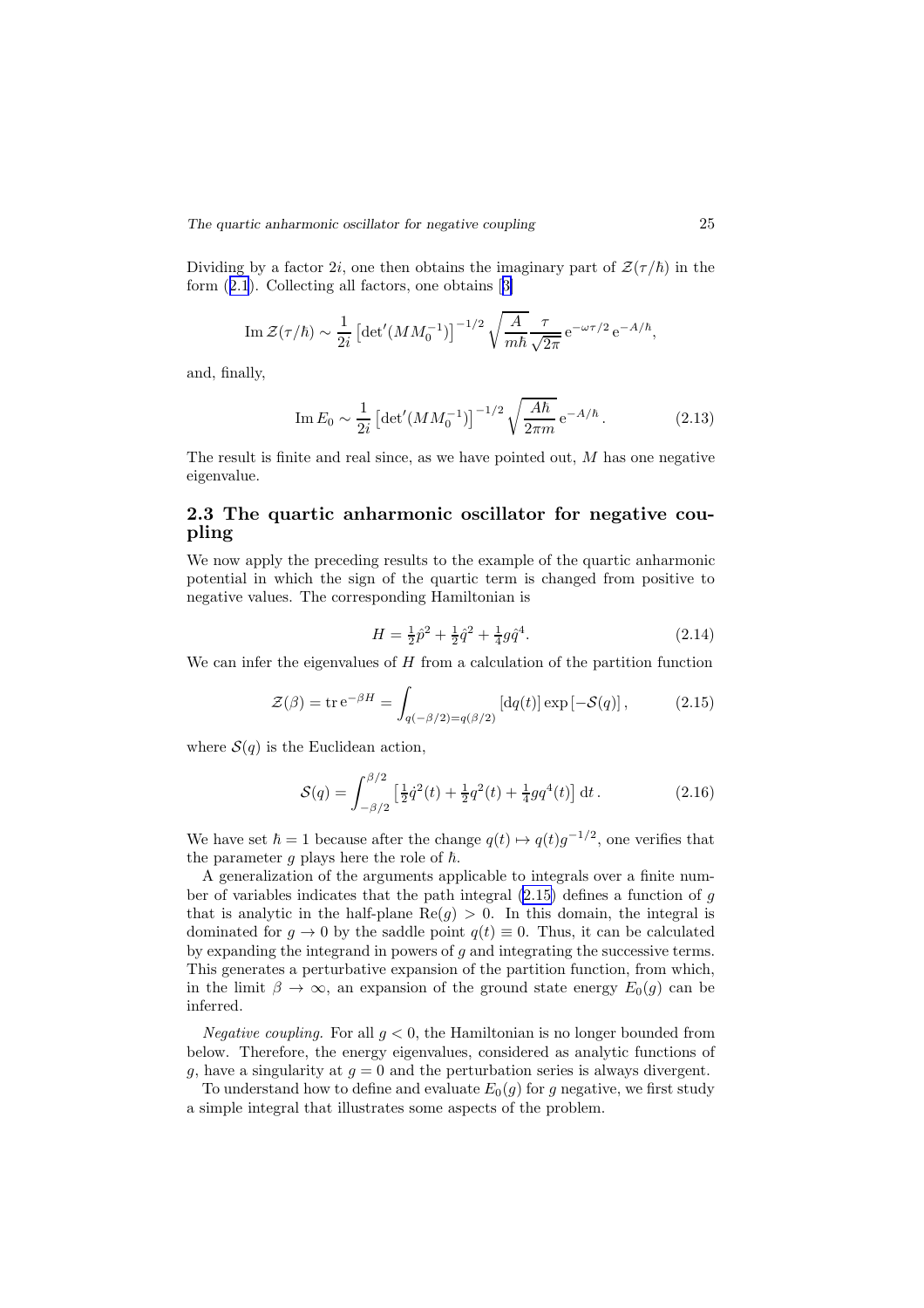Dividing by a factor $2i$, one then obtains the imaginary part of $\mathcal{Z}(\tau/\hbar)$ in the form (2.1). Collecting all factors, one obtains [3]

$$\operatorname{Im} \mathcal{Z}(\tau/\hbar) \sim \frac{1}{2i} \left[\det{}'(MM_0^{-1})\right]^{-1/2} \sqrt{\frac{A}{m\hbar}} \frac{\tau}{\sqrt{2\pi}} \, \mathrm{e}^{-\omega\tau/2} \, \mathrm{e}^{-A/\hbar},$$

and, finally,

$$\operatorname{Im} E_0 \sim \frac{1}{2i} \left[\det{}'(MM_0^{-1})\right]^{-1/2} \sqrt{\frac{A\hbar}{2\pi m}} \, \mathrm{e}^{-A/\hbar} \,. \tag{2.13}$$

The result is finite and real since, as we have pointed out, $M$ has one negative eigenvalue.

## 2.3 The quartic anharmonic oscillator for negative coupling

We now apply the preceding results to the example of the quartic anharmonic potential in which the sign of the quartic term is changed from positive to negative values. The corresponding Hamiltonian is

$$H = \tfrac{1}{2}\hat{p}^2 + \tfrac{1}{2}\hat{q}^2 + \tfrac{1}{4}g\hat{q}^4. \tag{2.14}$$

We can infer the eigenvalues of $H$ from a calculation of the partition function

$$\mathcal{Z}(\beta) = \operatorname{tr} \mathrm{e}^{-\beta H} = \int_{q(-\beta/2)=q(\beta/2)} [\mathrm{d}q(t)] \exp\left[-\mathcal{S}(q)\right], \tag{2.15}$$

where $\mathcal{S}(q)$ is the Euclidean action,

$$\mathcal{S}(q) = \int_{-\beta/2}^{\beta/2} \left[\tfrac{1}{2}\dot{q}^2(t) + \tfrac{1}{2}q^2(t) + \tfrac{1}{4}gq^4(t)\right] \mathrm{d}t \,. \tag{2.16}$$

We have set $\hbar = 1$ because after the change $q(t) \mapsto q(t)g^{-1/2}$, one verifies that the parameter $g$ plays here the role of $\hbar$.

A generalization of the arguments applicable to integrals over a finite number of variables indicates that the path integral (2.15) defines a function of $g$ that is analytic in the half-plane $\operatorname{Re}(g) > 0$. In this domain, the integral is dominated for $g \to 0$ by the saddle point $q(t) \equiv 0$. Thus, it can be calculated by expanding the integrand in powers of $g$ and integrating the successive terms. This generates a perturbative expansion of the partition function, from which, in the limit $\beta \to \infty$, an expansion of the ground state energy $E_0(g)$ can be inferred.

*Negative coupling.* For all $g < 0$, the Hamiltonian is no longer bounded from below. Therefore, the energy eigenvalues, considered as analytic functions of $g$, have a singularity at $g = 0$ and the perturbation series is always divergent.

To understand how to define and evaluate $E_0(g)$ for $g$ negative, we first study a simple integral that illustrates some aspects of the problem.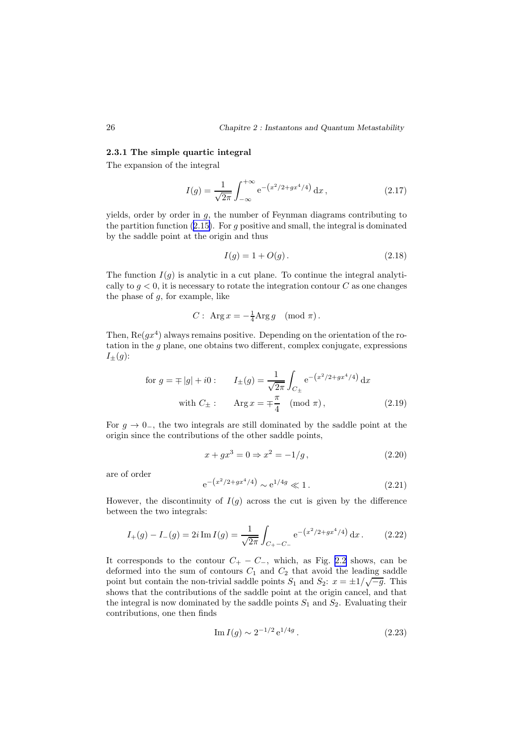### 2.3.1 The simple quartic integral

The expansion of the integral

$$I(g) = \frac{1}{\sqrt{2\pi}} \int_{-\infty}^{+\infty} \mathrm{e}^{-\left(x^2/2 + gx^4/4\right)} \,\mathrm{d}x\,, \tag{2.17}$$

yields, order by order in $g$, the number of Feynman diagrams contributing to the partition function (2.15). For $g$ positive and small, the integral is dominated by the saddle point at the origin and thus

$$I(g) = 1 + O(g)\,. \tag{2.18}$$

The function $I(g)$ is analytic in a cut plane. To continue the integral analytically to $g < 0$, it is necessary to rotate the integration contour $C$ as one changes the phase of $g$, for example, like

$$C: \ \operatorname{Arg} x = -\tfrac{1}{4}\operatorname{Arg} g \pmod{\pi}.$$

Then, $\operatorname{Re}(gx^4)$ always remains positive. Depending on the orientation of the rotation in the $g$ plane, one obtains two different, complex conjugate, expressions $I_\pm(g)$:

$$\begin{aligned} \text{for } g = \mp|g| + i0: \qquad & I_\pm(g) = \frac{1}{\sqrt{2\pi}} \int_{C_\pm} \mathrm{e}^{-\left(x^2/2 + gx^4/4\right)} \,\mathrm{d}x \\ \text{with } C_\pm: \qquad & \operatorname{Arg} x = \mp\frac{\pi}{4} \pmod{\pi}, \end{aligned} \tag{2.19}$$

For $g \to 0_-$, the two integrals are still dominated by the saddle point at the origin since the contributions of the other saddle points,

$$x + gx^3 = 0 \Rightarrow x^2 = -1/g\,, \tag{2.20}$$

are of order

$$\mathrm{e}^{-\left(x^2/2 + gx^4/4\right)} \sim \mathrm{e}^{1/4g} \ll 1\,. \tag{2.21}$$

However, the discontinuity of $I(g)$ across the cut is given by the difference between the two integrals:

$$I_+(g) - I_-(g) = 2i \operatorname{Im} I(g) = \frac{1}{\sqrt{2\pi}} \int_{C_+ - C_-} \mathrm{e}^{-\left(x^2/2 + gx^4/4\right)} \,\mathrm{d}x\,. \tag{2.22}$$

It corresponds to the contour $C_+ - C_-$, which, as Fig. 2.2 shows, can be deformed into the sum of contours $C_1$ and $C_2$ that avoid the leading saddle point but contain the non-trivial saddle points $S_1$ and $S_2$: $x = \pm 1/\sqrt{-g}$. This shows that the contributions of the saddle point at the origin cancel, and that the integral is now dominated by the saddle points $S_1$ and $S_2$. Evaluating their contributions, one then finds

$$\operatorname{Im} I(g) \sim 2^{-1/2}\, \mathrm{e}^{1/4g}\,. \tag{2.23}$$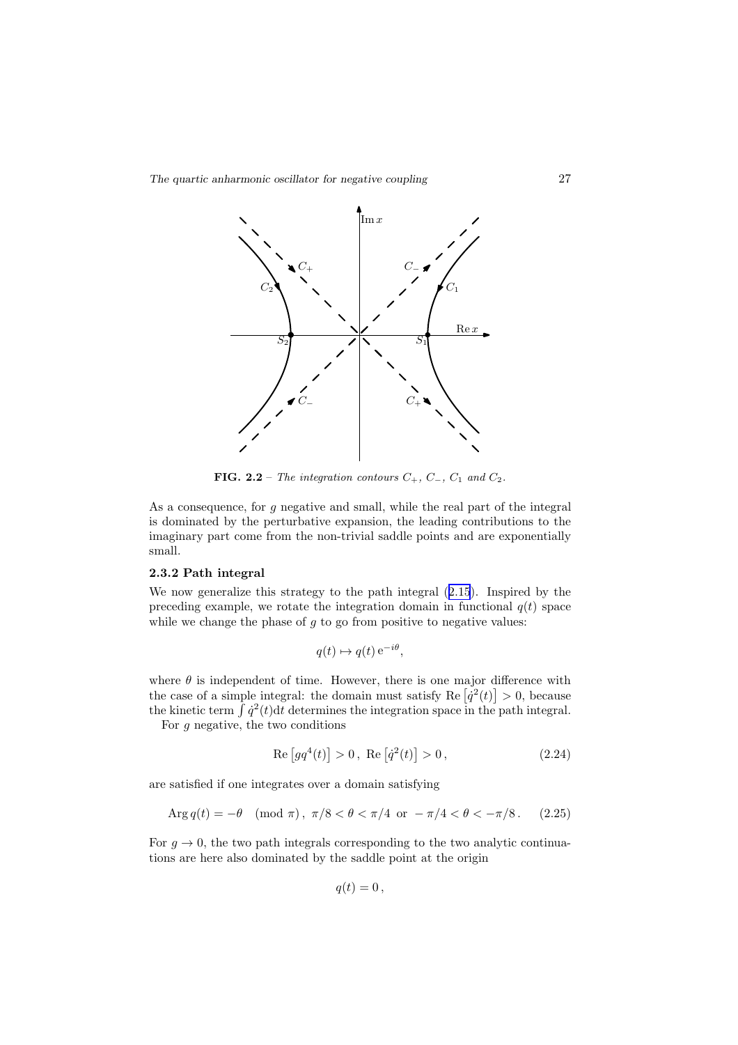**FIG. 2.2** – *The integration contours $C_+$, $C_-$, $C_1$ and $C_2$.*

As a consequence, for $g$ negative and small, while the real part of the integral is dominated by the perturbative expansion, the leading contributions to the imaginary part come from the non-trivial saddle points and are exponentially small.

### 2.3.2 Path integral

We now generalize this strategy to the path integral (2.15). Inspired by the preceding example, we rotate the integration domain in functional $q(t)$ space while we change the phase of $g$ to go from positive to negative values:

$$q(t) \mapsto q(t)\, \mathrm{e}^{-i\theta},$$

where $\theta$ is independent of time. However, there is one major difference with the case of a simple integral: the domain must satisfy $\mathrm{Re}\left[\dot{q}^2(t)\right] > 0$, because the kinetic term $\int \dot{q}^2(t)\mathrm{d}t$ determines the integration space in the path integral.

For $g$ negative, the two conditions

$$\mathrm{Re}\left[g q^4(t)\right] > 0\,,\ \mathrm{Re}\left[\dot{q}^2(t)\right] > 0\,, \tag{2.24}$$

are satisfied if one integrates over a domain satisfying

$$\mathrm{Arg}\, q(t) = -\theta \pmod{\pi}\,,\ \pi/8 < \theta < \pi/4 \ \text{ or } \ -\pi/4 < \theta < -\pi/8\,. \tag{2.25}$$

For $g \to 0$, the two path integrals corresponding to the two analytic continuations are here also dominated by the saddle point at the origin

$$q(t) = 0\,,$$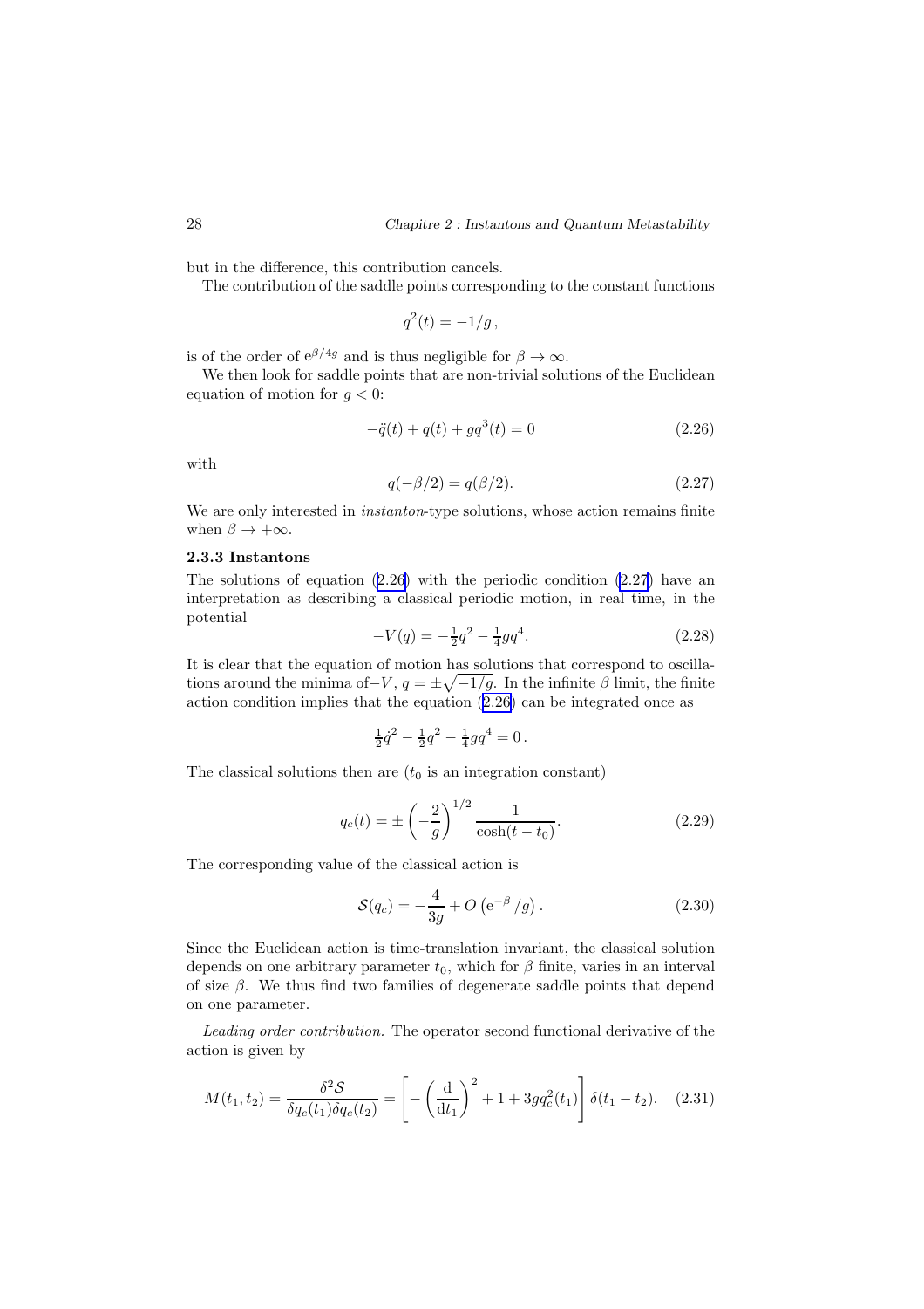but in the difference, this contribution cancels.

The contribution of the saddle points corresponding to the constant functions

$$q^2(t) = -1/g\,,$$

is of the order of $\mathrm{e}^{\beta/4g}$ and is thus negligible for $\beta \to \infty$.

We then look for saddle points that are non-trivial solutions of the Euclidean equation of motion for $g < 0$:

$$-\ddot{q}(t) + q(t) + gq^3(t) = 0 \tag{2.26}$$

with

$$q(-\beta/2) = q(\beta/2). \tag{2.27}$$

We are only interested in *instanton*-type solutions, whose action remains finite when $\beta \to +\infty$.

### 2.3.3 Instantons

The solutions of equation (2.26) with the periodic condition (2.27) have an interpretation as describing a classical periodic motion, in real time, in the potential

$$-V(q) = -\tfrac{1}{2}q^2 - \tfrac{1}{4}gq^4. \tag{2.28}$$

It is clear that the equation of motion has solutions that correspond to oscillations around the minima of$-V$, $q = \pm\sqrt{-1/g}$. In the infinite $\beta$ limit, the finite action condition implies that the equation (2.26) can be integrated once as

$$\tfrac{1}{2}\dot{q}^2 - \tfrac{1}{2}q^2 - \tfrac{1}{4}gq^4 = 0\,.$$

The classical solutions then are ($t_0$ is an integration constant)

$$q_c(t) = \pm\left(-\frac{2}{g}\right)^{1/2}\frac{1}{\cosh(t-t_0)}. \tag{2.29}$$

The corresponding value of the classical action is

$$\mathcal{S}(q_c) = -\frac{4}{3g} + O\left(\mathrm{e}^{-\beta}/g\right). \tag{2.30}$$

Since the Euclidean action is time-translation invariant, the classical solution depends on one arbitrary parameter $t_0$, which for $\beta$ finite, varies in an interval of size $\beta$. We thus find two families of degenerate saddle points that depend on one parameter.

*Leading order contribution.* The operator second functional derivative of the action is given by

$$M(t_1,t_2) = \frac{\delta^2\mathcal{S}}{\delta q_c(t_1)\delta q_c(t_2)} = \left[-\left(\frac{\mathrm{d}}{\mathrm{d}t_1}\right)^2 + 1 + 3gq_c^2(t_1)\right]\delta(t_1-t_2). \tag{2.31}$$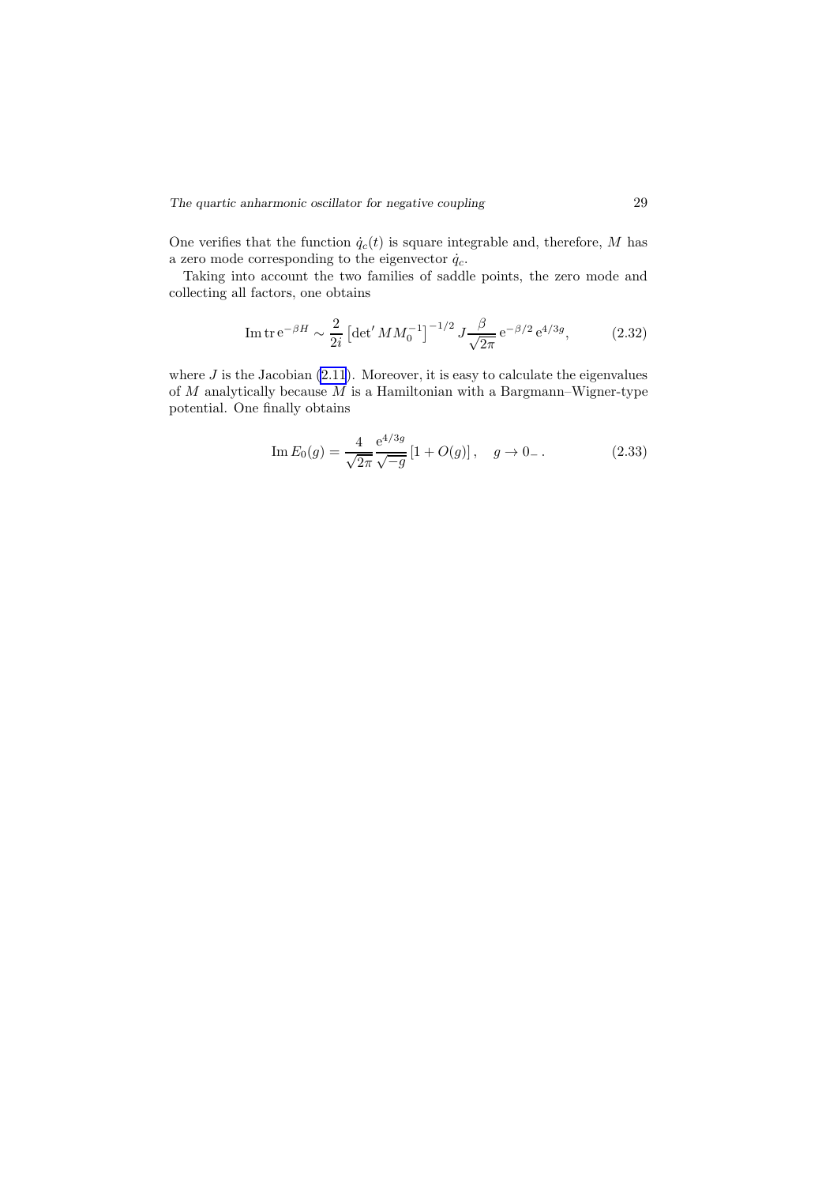One verifies that the function $\dot{q}_c(t)$ is square integrable and, therefore, $M$ has a zero mode corresponding to the eigenvector $\dot{q}_c$.

Taking into account the two families of saddle points, the zero mode and collecting all factors, one obtains

$$\operatorname{Im} \operatorname{tr} \mathrm{e}^{-\beta H} \sim \frac{2}{2i} \left[\det{}' M M_0^{-1}\right]^{-1/2} J \frac{\beta}{\sqrt{2\pi}} \, \mathrm{e}^{-\beta/2} \, \mathrm{e}^{4/3g}, \tag{2.32}$$

where $J$ is the Jacobian (2.11). Moreover, it is easy to calculate the eigenvalues of $M$ analytically because $M$ is a Hamiltonian with a Bargmann–Wigner-type potential. One finally obtains

$$\operatorname{Im} E_0(g) = \frac{4}{\sqrt{2\pi}} \frac{\mathrm{e}^{4/3g}}{\sqrt{-g}} \left[1 + O(g)\right], \quad g \to 0_- \,. \tag{2.33}$$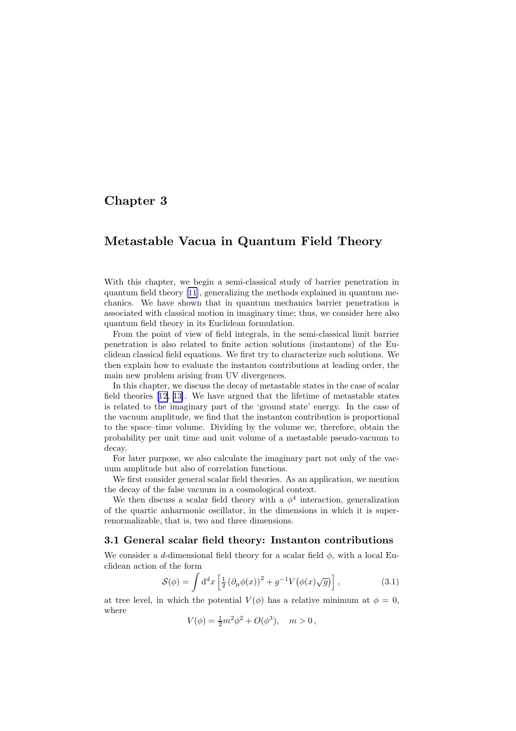# Chapter 3

# Metastable Vacua in Quantum Field Theory

With this chapter, we begin a semi-classical study of barrier penetration in quantum field theory [11], generalizing the methods explained in quantum mechanics. We have shown that in quantum mechanics barrier penetration is associated with classical motion in imaginary time; thus, we consider here also quantum field theory in its Euclidean formulation.

From the point of view of field integrals, in the semi-classical limit barrier penetration is also related to finite action solutions (instantons) of the Euclidean classical field equations. We first try to characterize such solutions. We then explain how to evaluate the instanton contributions at leading order, the main new problem arising from UV divergences.

In this chapter, we discuss the decay of metastable states in the case of scalar field theories [12, 13]. We have argued that the lifetime of metastable states is related to the imaginary part of the 'ground state' energy. In the case of the vacuum amplitude, we find that the instanton contribution is proportional to the space–time volume. Dividing by the volume we, therefore, obtain the probability per unit time and unit volume of a metastable pseudo-vacuum to decay.

For later purpose, we also calculate the imaginary part not only of the vacuum amplitude but also of correlation functions.

We first consider general scalar field theories. As an application, we mention the decay of the false vacuum in a cosmological context.

We then discuss a scalar field theory with a $\phi^4$ interaction, generalization of the quartic anharmonic oscillator, in the dimensions in which it is super-renormalizable, that is, two and three dimensions.

## 3.1 General scalar field theory: Instanton contributions

We consider a $d$-dimensional field theory for a scalar field $\phi$, with a local Euclidean action of the form

$$\mathcal{S}(\phi) = \int \mathrm{d}^d x \left[ \tfrac{1}{2} \left(\partial_\mu \phi(x)\right)^2 + g^{-1} V\big(\phi(x)\sqrt{g}\big) \right], \tag{3.1}$$

at tree level, in which the potential $V(\phi)$ has a relative minimum at $\phi = 0$, where

$$V(\phi) = \tfrac{1}{2} m^2 \phi^2 + O(\phi^3), \quad m > 0\,,$$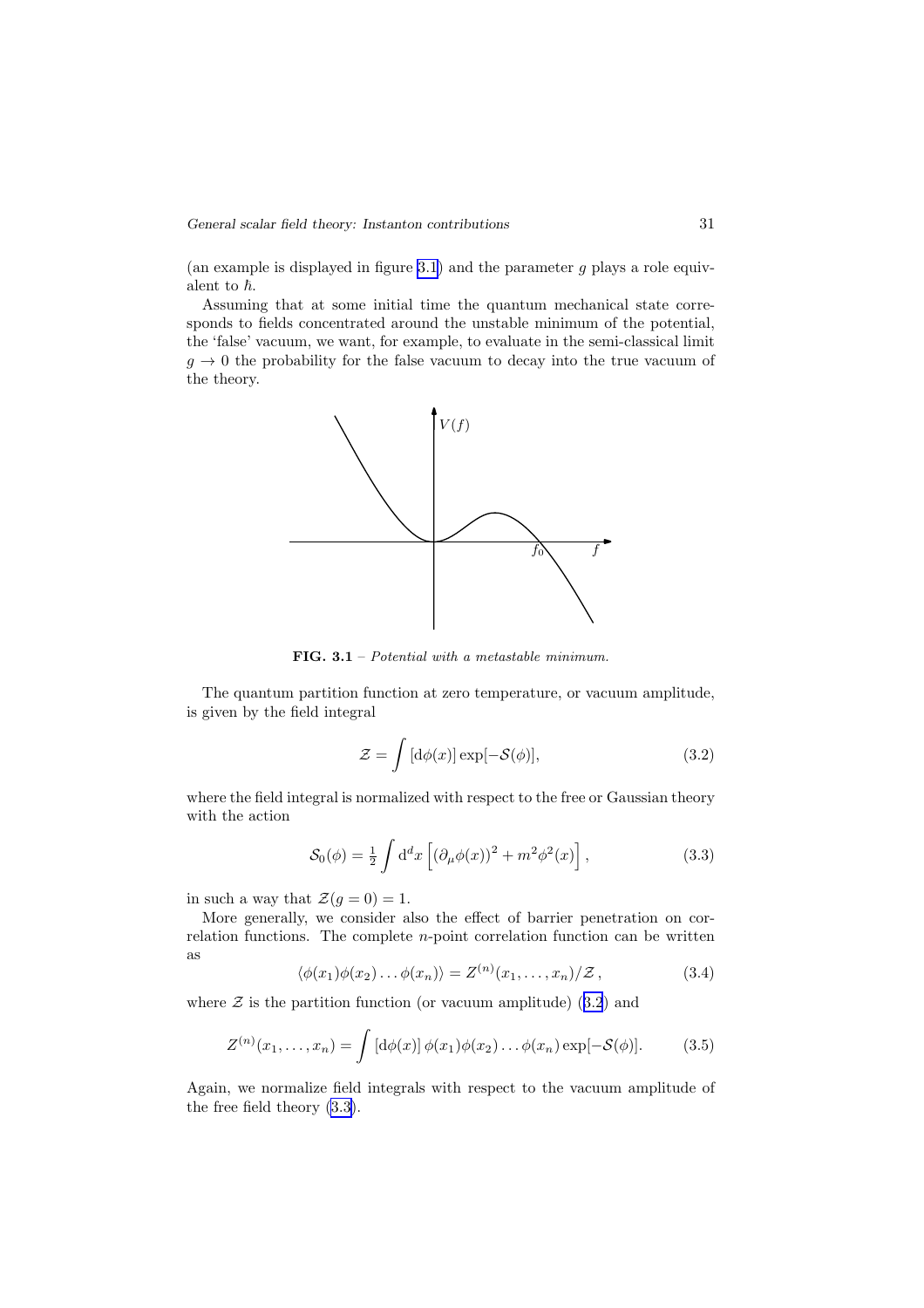(an example is displayed in figure 3.1) and the parameter $g$ plays a role equivalent to $\hbar$.

Assuming that at some initial time the quantum mechanical state corresponds to fields concentrated around the unstable minimum of the potential, the 'false' vacuum, we want, for example, to evaluate in the semi-classical limit $g \to 0$ the probability for the false vacuum to decay into the true vacuum of the theory.

**FIG. 3.1** – *Potential with a metastable minimum.*

The quantum partition function at zero temperature, or vacuum amplitude, is given by the field integral

$$\mathcal{Z} = \int [\mathrm{d}\phi(x)] \exp[-\mathcal{S}(\phi)], \tag{3.2}$$

where the field integral is normalized with respect to the free or Gaussian theory with the action

$$\mathcal{S}_0(\phi) = \tfrac{1}{2} \int \mathrm{d}^d x \left[ (\partial_\mu \phi(x))^2 + m^2 \phi^2(x) \right], \tag{3.3}$$

in such a way that $\mathcal{Z}(g=0) = 1$.

More generally, we consider also the effect of barrier penetration on correlation functions. The complete $n$-point correlation function can be written as

$$\langle \phi(x_1)\phi(x_2)\dots\phi(x_n) \rangle = Z^{(n)}(x_1,\dots,x_n)/\mathcal{Z}\,, \tag{3.4}$$

where $\mathcal{Z}$ is the partition function (or vacuum amplitude) (3.2) and

$$Z^{(n)}(x_1,\dots,x_n) = \int [\mathrm{d}\phi(x)]\, \phi(x_1)\phi(x_2)\dots\phi(x_n) \exp[-\mathcal{S}(\phi)]. \tag{3.5}$$

Again, we normalize field integrals with respect to the vacuum amplitude of the free field theory (3.3).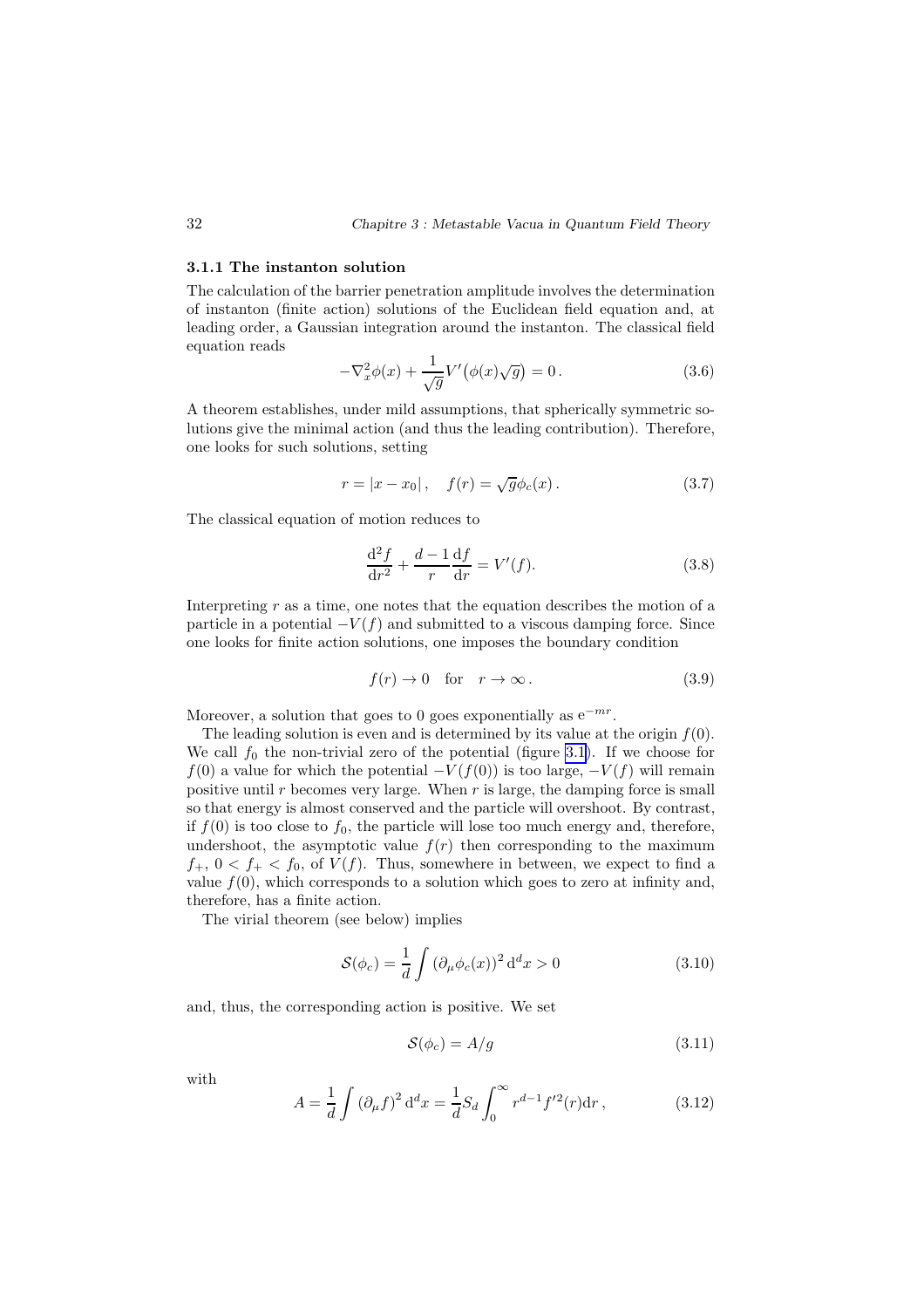### 3.1.1 The instanton solution

The calculation of the barrier penetration amplitude involves the determination of instanton (finite action) solutions of the Euclidean field equation and, at leading order, a Gaussian integration around the instanton. The classical field equation reads

$$-\nabla_x^2 \phi(x) + \frac{1}{\sqrt{g}} V'\big(\phi(x)\sqrt{g}\big) = 0 \,. \tag{3.6}$$

A theorem establishes, under mild assumptions, that spherically symmetric solutions give the minimal action (and thus the leading contribution). Therefore, one looks for such solutions, setting

$$r = |x - x_0| \,, \quad f(r) = \sqrt{g}\phi_c(x) \,. \tag{3.7}$$

The classical equation of motion reduces to

$$\frac{\mathrm{d}^2 f}{\mathrm{d}r^2} + \frac{d-1}{r}\frac{\mathrm{d}f}{\mathrm{d}r} = V'(f). \tag{3.8}$$

Interpreting $r$ as a time, one notes that the equation describes the motion of a particle in a potential $-V(f)$ and submitted to a viscous damping force. Since one looks for finite action solutions, one imposes the boundary condition

$$f(r) \to 0 \quad \text{for} \quad r \to \infty \,. \tag{3.9}$$

Moreover, a solution that goes to 0 goes exponentially as $\mathrm{e}^{-mr}$.

The leading solution is even and is determined by its value at the origin $f(0)$. We call $f_0$ the non-trivial zero of the potential (figure 3.1). If we choose for $f(0)$ a value for which the potential $-V(f(0))$ is too large, $-V(f)$ will remain positive until $r$ becomes very large. When $r$ is large, the damping force is small so that energy is almost conserved and the particle will overshoot. By contrast, if $f(0)$ is too close to $f_0$, the particle will lose too much energy and, therefore, undershoot, the asymptotic value $f(r)$ then corresponding to the maximum $f_+$, $0 < f_+ < f_0$, of $V(f)$. Thus, somewhere in between, we expect to find a value $f(0)$, which corresponds to a solution which goes to zero at infinity and, therefore, has a finite action.

The virial theorem (see below) implies

$$\mathcal{S}(\phi_c) = \frac{1}{d}\int \left(\partial_\mu \phi_c(x)\right)^2 \mathrm{d}^d x > 0 \tag{3.10}$$

and, thus, the corresponding action is positive. We set

$$\mathcal{S}(\phi_c) = A/g \tag{3.11}$$

with

$$A = \frac{1}{d}\int \left(\partial_\mu f\right)^2 \mathrm{d}^d x = \frac{1}{d} S_d \int_0^\infty r^{d-1} f'^2(r) \mathrm{d}r \,, \tag{3.12}$$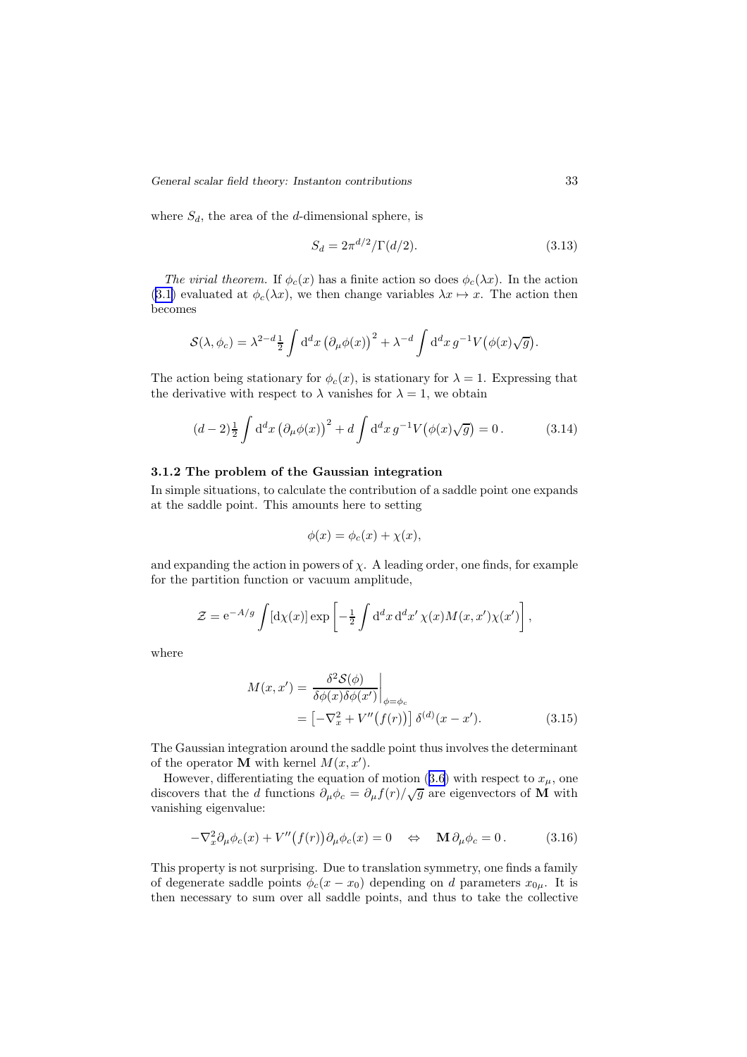where $S_d$, the area of the $d$-dimensional sphere, is

$$S_d = 2\pi^{d/2}/\Gamma(d/2). \tag{3.13}$$

*The virial theorem.* If $\phi_c(x)$ has a finite action so does $\phi_c(\lambda x)$. In the action (3.1) evaluated at $\phi_c(\lambda x)$, we then change variables $\lambda x \mapsto x$. The action then becomes

$$\mathcal{S}(\lambda, \phi_c) = \lambda^{2-d}\tfrac{1}{2}\int \mathrm{d}^d x \left(\partial_\mu \phi(x)\right)^2 + \lambda^{-d}\int \mathrm{d}^d x\, g^{-1} V\big(\phi(x)\sqrt{g}\big).$$

The action being stationary for $\phi_c(x)$, is stationary for $\lambda = 1$. Expressing that the derivative with respect to $\lambda$ vanishes for $\lambda = 1$, we obtain

$$(d-2)\tfrac{1}{2}\int \mathrm{d}^d x \left(\partial_\mu \phi(x)\right)^2 + d\int \mathrm{d}^d x\, g^{-1} V\big(\phi(x)\sqrt{g}\big) = 0\,. \tag{3.14}$$

### 3.1.2 The problem of the Gaussian integration

In simple situations, to calculate the contribution of a saddle point one expands at the saddle point. This amounts here to setting

$$\phi(x) = \phi_c(x) + \chi(x),$$

and expanding the action in powers of $\chi$. A leading order, one finds, for example for the partition function or vacuum amplitude,

$$\mathcal{Z} = \mathrm{e}^{-A/g}\int [\mathrm{d}\chi(x)] \exp\left[-\tfrac{1}{2}\int \mathrm{d}^d x\, \mathrm{d}^d x'\, \chi(x) M(x,x')\chi(x')\right],$$

where

$$\begin{aligned} M(x,x') &= \left.\frac{\delta^2 \mathcal{S}(\phi)}{\delta\phi(x)\delta\phi(x')}\right|_{\phi=\phi_c} \\ &= \left[-\nabla_x^2 + V''\big(f(r)\big)\right]\delta^{(d)}(x-x'). \end{aligned} \tag{3.15}$$

The Gaussian integration around the saddle point thus involves the determinant of the operator $\mathbf{M}$ with kernel $M(x,x')$.

However, differentiating the equation of motion (3.6) with respect to $x_\mu$, one discovers that the $d$ functions $\partial_\mu \phi_c = \partial_\mu f(r)/\sqrt{g}$ are eigenvectors of $\mathbf{M}$ with vanishing eigenvalue:

$$-\nabla_x^2 \partial_\mu \phi_c(x) + V''\big(f(r)\big)\partial_\mu \phi_c(x) = 0 \quad \Leftrightarrow \quad \mathbf{M}\,\partial_\mu \phi_c = 0\,. \tag{3.16}$$

This property is not surprising. Due to translation symmetry, one finds a family of degenerate saddle points $\phi_c(x - x_0)$ depending on $d$ parameters $x_{0\mu}$. It is then necessary to sum over all saddle points, and thus to take the collective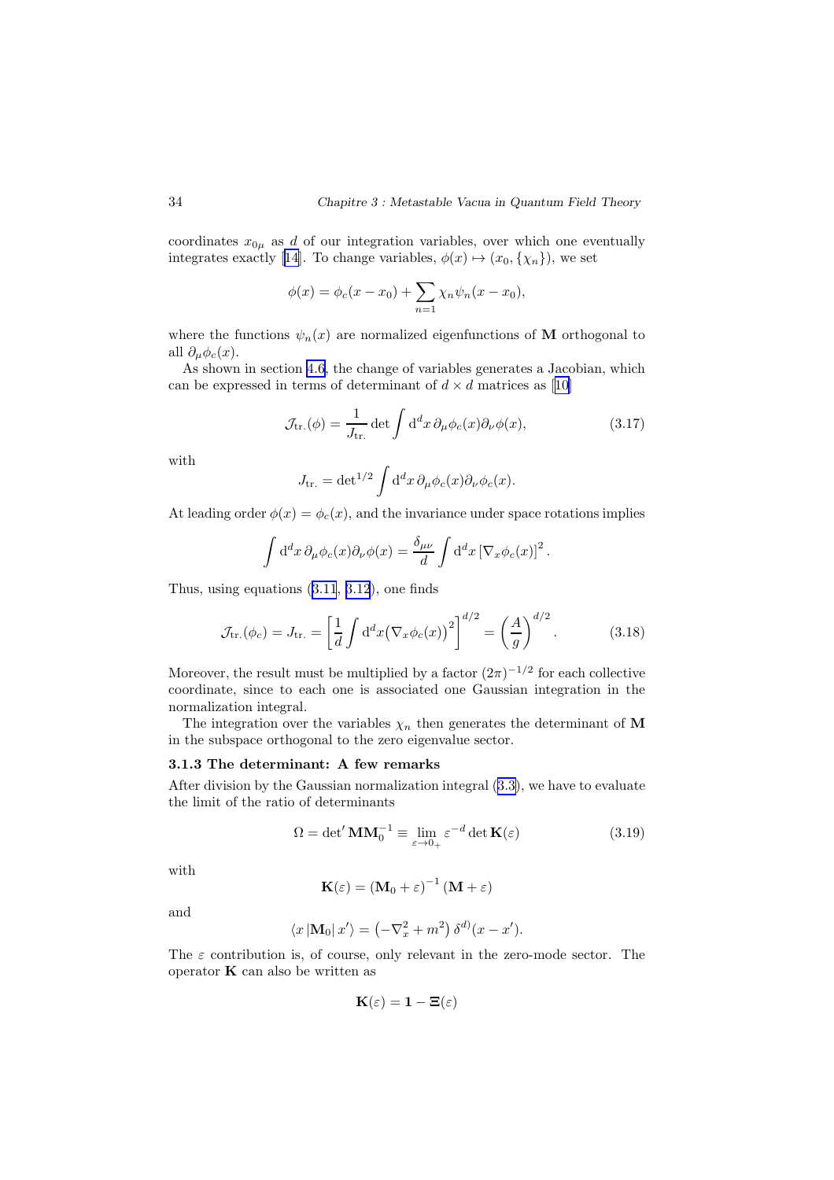coordinates $x_{0\mu}$ as $d$ of our integration variables, over which one eventually integrates exactly [14]. To change variables, $\phi(x) \mapsto (x_0, \{\chi_n\})$, we set

$$\phi(x) = \phi_c(x - x_0) + \sum_{n=1} \chi_n \psi_n(x - x_0),$$

where the functions $\psi_n(x)$ are normalized eigenfunctions of $\mathbf{M}$ orthogonal to all $\partial_\mu \phi_c(x)$.

As shown in section 4.6, the change of variables generates a Jacobian, which can be expressed in terms of determinant of $d \times d$ matrices as [10]

$$\mathcal{J}_{\text{tr.}}(\phi) = \frac{1}{J_{\text{tr.}}} \det \int \mathrm{d}^d x \, \partial_\mu \phi_c(x) \partial_\nu \phi(x), \tag{3.17}$$

with

$$J_{\text{tr.}} = \det{}^{1/2} \int \mathrm{d}^d x \, \partial_\mu \phi_c(x) \partial_\nu \phi_c(x).$$

At leading order $\phi(x) = \phi_c(x)$, and the invariance under space rotations implies

$$\int \mathrm{d}^d x \, \partial_\mu \phi_c(x) \partial_\nu \phi(x) = \frac{\delta_{\mu\nu}}{d} \int \mathrm{d}^d x \left[ \nabla_x \phi_c(x) \right]^2 .$$

Thus, using equations (3.11, 3.12), one finds

$$\mathcal{J}_{\text{tr.}}(\phi_c) = J_{\text{tr.}} = \left[ \frac{1}{d} \int \mathrm{d}^d x \big( \nabla_x \phi_c(x) \big)^2 \right]^{d/2} = \left( \frac{A}{g} \right)^{d/2} . \tag{3.18}$$

Moreover, the result must be multiplied by a factor $(2\pi)^{-1/2}$ for each collective coordinate, since to each one is associated one Gaussian integration in the normalization integral.

The integration over the variables $\chi_n$ then generates the determinant of $\mathbf{M}$ in the subspace orthogonal to the zero eigenvalue sector.

### 3.1.3 The determinant: A few remarks

After division by the Gaussian normalization integral (3.3), we have to evaluate the limit of the ratio of determinants

$$\Omega = \det{}' \mathbf{M} \mathbf{M}_0^{-1} \equiv \lim_{\varepsilon \to 0_+} \varepsilon^{-d} \det \mathbf{K}(\varepsilon) \tag{3.19}$$

with

$$\mathbf{K}(\varepsilon) = \left( \mathbf{M}_0 + \varepsilon \right)^{-1} \left( \mathbf{M} + \varepsilon \right)$$

and

$$\langle x \left| \mathbf{M}_0 \right| x' \rangle = \left( -\nabla_x^2 + m^2 \right) \delta^{d)}(x - x').$$

The $\varepsilon$ contribution is, of course, only relevant in the zero-mode sector. The operator $\mathbf{K}$ can also be written as

$$\mathbf{K}(\varepsilon) = \mathbf{1} - \mathbf{\Xi}(\varepsilon)$$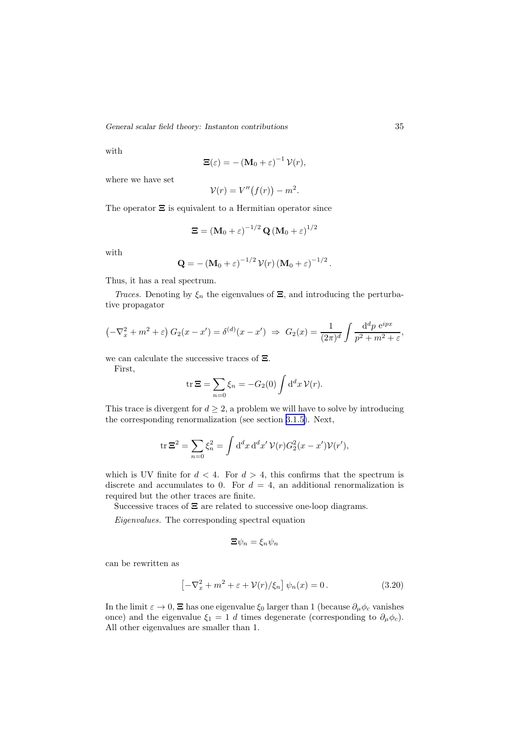with

$$\Xi(\varepsilon) = -\left(\mathbf{M}_0 + \varepsilon\right)^{-1} \mathcal{V}(r),$$

where we have set

$$\mathcal{V}(r) = V''\bigl(f(r)\bigr) - m^2.$$

The operator $\Xi$ is equivalent to a Hermitian operator since

$$\Xi = \left(\mathbf{M}_0 + \varepsilon\right)^{-1/2} \mathbf{Q} \left(\mathbf{M}_0 + \varepsilon\right)^{1/2}$$

with

$$\mathbf{Q} = -\left(\mathbf{M}_0 + \varepsilon\right)^{-1/2} \mathcal{V}(r) \left(\mathbf{M}_0 + \varepsilon\right)^{-1/2}.$$

Thus, it has a real spectrum.

*Traces.* Denoting by $\xi_n$ the eigenvalues of $\Xi$, and introducing the perturbative propagator

$$\left(-\nabla_x^2 + m^2 + \varepsilon\right) G_2(x - x') = \delta^{(d)}(x - x') \;\Rightarrow\; G_2(x) = \frac{1}{(2\pi)^d} \int \frac{\mathrm{d}^d p \; \mathrm{e}^{ipx}}{p^2 + m^2 + \varepsilon},$$

we can calculate the successive traces of $\Xi$.

First,

$$\operatorname{tr} \Xi = \sum_{n=0} \xi_n = -G_2(0) \int \mathrm{d}^d x \, \mathcal{V}(r).$$

This trace is divergent for $d \geq 2$, a problem we will have to solve by introducing the corresponding renormalization (see section 3.1.5). Next,

$$\operatorname{tr} \Xi^2 = \sum_{n=0} \xi_n^2 = \int \mathrm{d}^d x \, \mathrm{d}^d x' \, \mathcal{V}(r) G_2^2(x - x') \mathcal{V}(r'),$$

which is UV finite for $d < 4$. For $d > 4$, this confirms that the spectrum is discrete and accumulates to 0. For $d = 4$, an additional renormalization is required but the other traces are finite.

Successive traces of $\Xi$ are related to successive one-loop diagrams.

*Eigenvalues.* The corresponding spectral equation

$$\Xi \psi_n = \xi_n \psi_n$$

can be rewritten as

$$\left[-\nabla_x^2 + m^2 + \varepsilon + \mathcal{V}(r)/\xi_n\right] \psi_n(x) = 0\,. \tag{3.20}$$

In the limit $\varepsilon \to 0$, $\Xi$ has one eigenvalue $\xi_0$ larger than 1 (because $\partial_\mu \phi_c$ vanishes once) and the eigenvalue $\xi_1 = 1$ $d$ times degenerate (corresponding to $\partial_\mu \phi_c$). All other eigenvalues are smaller than 1.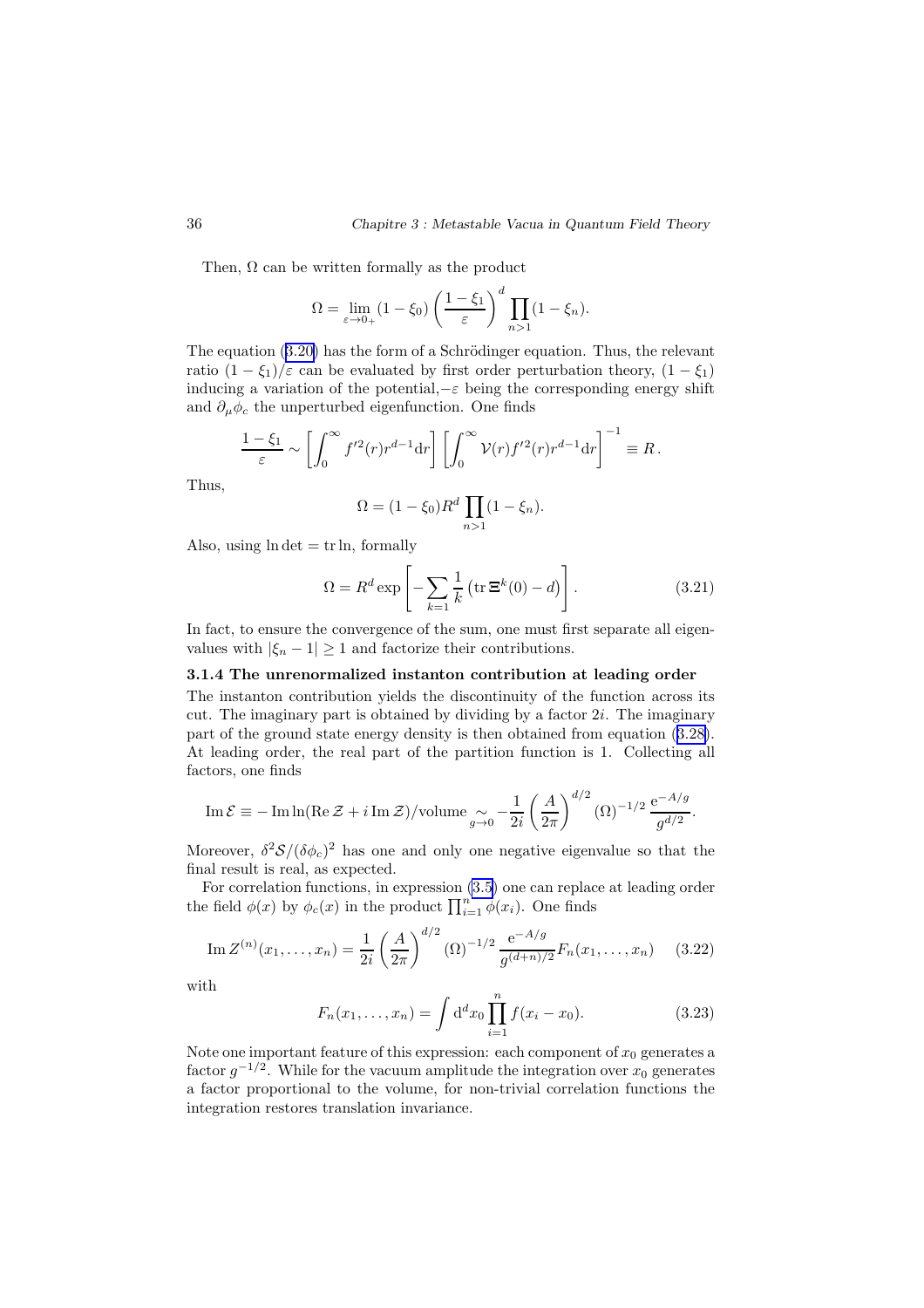Then, $\Omega$ can be written formally as the product

$$\Omega = \lim_{\varepsilon \to 0_+} (1-\xi_0) \left(\frac{1-\xi_1}{\varepsilon}\right)^d \prod_{n>1} (1-\xi_n).$$

The equation (3.20) has the form of a Schrödinger equation. Thus, the relevant ratio $(1-\xi_1)/\varepsilon$ can be evaluated by first order perturbation theory, $(1-\xi_1)$ inducing a variation of the potential,$-\varepsilon$ being the corresponding energy shift and $\partial_\mu \phi_c$ the unperturbed eigenfunction. One finds

$$\frac{1-\xi_1}{\varepsilon} \sim \left[\int_0^\infty f'^2(r) r^{d-1} \mathrm{d}r\right] \left[\int_0^\infty \mathcal{V}(r) f'^2(r) r^{d-1} \mathrm{d}r\right]^{-1} \equiv R\,.$$

Thus,

$$\Omega = (1-\xi_0) R^d \prod_{n>1} (1-\xi_n).$$

Also, using $\ln \det = \operatorname{tr} \ln$, formally

$$\Omega = R^d \exp\left[-\sum_{k=1} \frac{1}{k} \left(\operatorname{tr} \boldsymbol{\Xi}^k(0) - d\right)\right]. \tag{3.21}$$

In fact, to ensure the convergence of the sum, one must first separate all eigenvalues with $|\xi_n - 1| \geq 1$ and factorize their contributions.

### 3.1.4 The unrenormalized instanton contribution at leading order

The instanton contribution yields the discontinuity of the function across its cut. The imaginary part is obtained by dividing by a factor $2i$. The imaginary part of the ground state energy density is then obtained from equation (3.28). At leading order, the real part of the partition function is 1. Collecting all factors, one finds

$$\operatorname{Im} \mathcal{E} \equiv -\operatorname{Im} \ln(\operatorname{Re} \mathcal{Z} + i \operatorname{Im} \mathcal{Z})/\text{volume} \underset{g \to 0}{\sim} -\frac{1}{2i} \left(\frac{A}{2\pi}\right)^{d/2} (\Omega)^{-1/2} \frac{\mathrm{e}^{-A/g}}{g^{d/2}}.$$

Moreover, $\delta^2 \mathcal{S}/(\delta\phi_c)^2$ has one and only one negative eigenvalue so that the final result is real, as expected.

For correlation functions, in expression (3.5) one can replace at leading order the field $\phi(x)$ by $\phi_c(x)$ in the product $\prod_{i=1}^n \phi(x_i)$. One finds

$$\operatorname{Im} Z^{(n)}(x_1, \ldots, x_n) = \frac{1}{2i} \left(\frac{A}{2\pi}\right)^{d/2} (\Omega)^{-1/2} \frac{\mathrm{e}^{-A/g}}{g^{(d+n)/2}} F_n(x_1, \ldots, x_n) \tag{3.22}$$

with

$$F_n(x_1, \ldots, x_n) = \int \mathrm{d}^d x_0 \prod_{i=1}^n f(x_i - x_0). \tag{3.23}$$

Note one important feature of this expression: each component of $x_0$ generates a factor $g^{-1/2}$. While for the vacuum amplitude the integration over $x_0$ generates a factor proportional to the volume, for non-trivial correlation functions the integration restores translation invariance.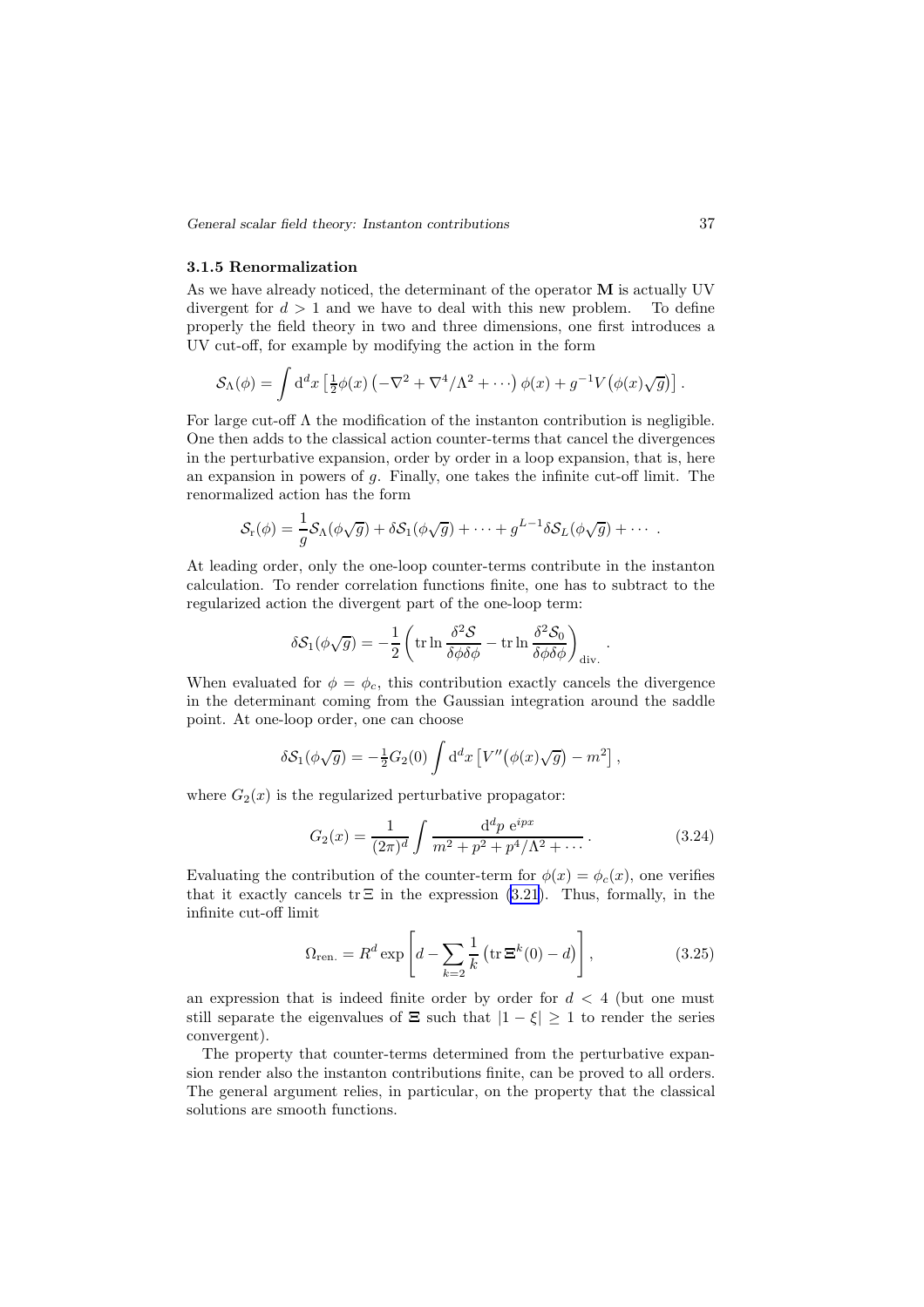### 3.1.5 Renormalization

As we have already noticed, the determinant of the operator $\mathbf{M}$ is actually UV divergent for $d > 1$ and we have to deal with this new problem. To define properly the field theory in two and three dimensions, one first introduces a UV cut-off, for example by modifying the action in the form

$$\mathcal{S}_\Lambda(\phi) = \int \mathrm{d}^d x \left[\tfrac{1}{2}\phi(x)\left(-\nabla^2 + \nabla^4/\Lambda^2 + \cdots\right)\phi(x) + g^{-1}V\big(\phi(x)\sqrt{g}\big)\right].$$

For large cut-off $\Lambda$ the modification of the instanton contribution is negligible. One then adds to the classical action counter-terms that cancel the divergences in the perturbative expansion, order by order in a loop expansion, that is, here an expansion in powers of $g$. Finally, one takes the infinite cut-off limit. The renormalized action has the form

$$\mathcal{S}_\mathrm{r}(\phi) = \frac{1}{g}\mathcal{S}_\Lambda(\phi\sqrt{g}) + \delta\mathcal{S}_1(\phi\sqrt{g}) + \cdots + g^{L-1}\delta\mathcal{S}_L(\phi\sqrt{g}) + \cdots \,.$$

At leading order, only the one-loop counter-terms contribute in the instanton calculation. To render correlation functions finite, one has to subtract to the regularized action the divergent part of the one-loop term:

$$\delta\mathcal{S}_1(\phi\sqrt{g}) = -\frac{1}{2}\left(\operatorname{tr}\ln\frac{\delta^2\mathcal{S}}{\delta\phi\delta\phi} - \operatorname{tr}\ln\frac{\delta^2\mathcal{S}_0}{\delta\phi\delta\phi}\right)_{\mathrm{div.}} .$$

When evaluated for $\phi = \phi_c$, this contribution exactly cancels the divergence in the determinant coming from the Gaussian integration around the saddle point. At one-loop order, one can choose

$$\delta\mathcal{S}_1(\phi\sqrt{g}) = -\tfrac{1}{2}G_2(0)\int \mathrm{d}^d x\left[V''\big(\phi(x)\sqrt{g}\big) - m^2\right],$$

where $G_2(x)$ is the regularized perturbative propagator:

$$G_2(x) = \frac{1}{(2\pi)^d}\int \frac{\mathrm{d}^d p\ \mathrm{e}^{ipx}}{m^2 + p^2 + p^4/\Lambda^2 + \cdots}\,. \tag{3.24}$$

Evaluating the contribution of the counter-term for $\phi(x) = \phi_c(x)$, one verifies that it exactly cancels $\operatorname{tr}\Xi$ in the expression (3.21). Thus, formally, in the infinite cut-off limit

$$\Omega_{\mathrm{ren.}} = R^d \exp\left[d - \sum_{k=2}\frac{1}{k}\left(\operatorname{tr}\boldsymbol{\Xi}^k(0) - d\right)\right], \tag{3.25}$$

an expression that is indeed finite order by order for $d < 4$ (but one must still separate the eigenvalues of $\boldsymbol{\Xi}$ such that $|1-\xi| \geq 1$ to render the series convergent).

The property that counter-terms determined from the perturbative expansion render also the instanton contributions finite, can be proved to all orders. The general argument relies, in particular, on the property that the classical solutions are smooth functions.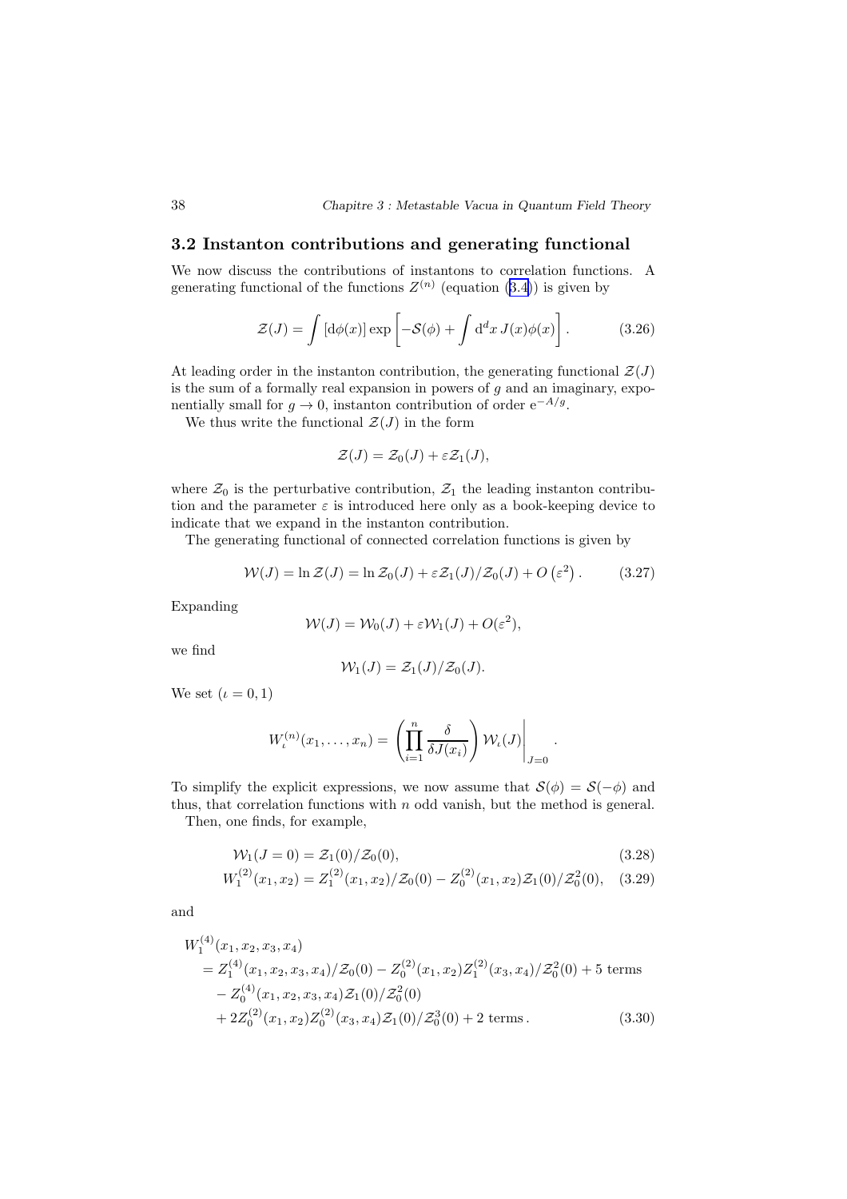## 3.2 Instanton contributions and generating functional

We now discuss the contributions of instantons to correlation functions. A generating functional of the functions $Z^{(n)}$ (equation (3.4)) is given by

$$\mathcal{Z}(J) = \int [\mathrm{d}\phi(x)] \exp\left[-\mathcal{S}(\phi) + \int \mathrm{d}^d x\, J(x)\phi(x)\right]. \tag{3.26}$$

At leading order in the instanton contribution, the generating functional $\mathcal{Z}(J)$ is the sum of a formally real expansion in powers of $g$ and an imaginary, exponentially small for $g \to 0$, instanton contribution of order $\mathrm{e}^{-A/g}$.

We thus write the functional $\mathcal{Z}(J)$ in the form

$$\mathcal{Z}(J) = \mathcal{Z}_0(J) + \varepsilon \mathcal{Z}_1(J),$$

where $\mathcal{Z}_0$ is the perturbative contribution, $\mathcal{Z}_1$ the leading instanton contribution and the parameter $\varepsilon$ is introduced here only as a book-keeping device to indicate that we expand in the instanton contribution.

The generating functional of connected correlation functions is given by

$$\mathcal{W}(J) = \ln \mathcal{Z}(J) = \ln \mathcal{Z}_0(J) + \varepsilon \mathcal{Z}_1(J)/\mathcal{Z}_0(J) + O\left(\varepsilon^2\right). \tag{3.27}$$

Expanding

$$\mathcal{W}(J) = \mathcal{W}_0(J) + \varepsilon \mathcal{W}_1(J) + O(\varepsilon^2),$$

we find

$$\mathcal{W}_1(J) = \mathcal{Z}_1(J)/\mathcal{Z}_0(J).$$

We set ($\iota = 0, 1$)

$$W_\iota^{(n)}(x_1, \ldots, x_n) = \left(\prod_{i=1}^n \frac{\delta}{\delta J(x_i)}\right) \mathcal{W}_\iota(J)\bigg|_{J=0}.$$

To simplify the explicit expressions, we now assume that $\mathcal{S}(\phi) = \mathcal{S}(-\phi)$ and thus, that correlation functions with $n$ odd vanish, but the method is general.

Then, one finds, for example,

$$\mathcal{W}_1(J=0) = \mathcal{Z}_1(0)/\mathcal{Z}_0(0), \tag{3.28}$$

$$W_1^{(2)}(x_1, x_2) = Z_1^{(2)}(x_1, x_2)/\mathcal{Z}_0(0) - Z_0^{(2)}(x_1, x_2)\mathcal{Z}_1(0)/\mathcal{Z}_0^2(0), \tag{3.29}$$

and

$$\begin{aligned}
&W_1^{(4)}(x_1, x_2, x_3, x_4) \\
&\quad = Z_1^{(4)}(x_1, x_2, x_3, x_4)/\mathcal{Z}_0(0) - Z_0^{(2)}(x_1, x_2) Z_1^{(2)}(x_3, x_4)/\mathcal{Z}_0^2(0) + 5 \text{ terms} \\
&\quad\quad - Z_0^{(4)}(x_1, x_2, x_3, x_4)\mathcal{Z}_1(0)/\mathcal{Z}_0^2(0) \\
&\quad\quad + 2 Z_0^{(2)}(x_1, x_2) Z_0^{(2)}(x_3, x_4)\mathcal{Z}_1(0)/\mathcal{Z}_0^3(0) + 2 \text{ terms}.
\end{aligned} \tag{3.30}$$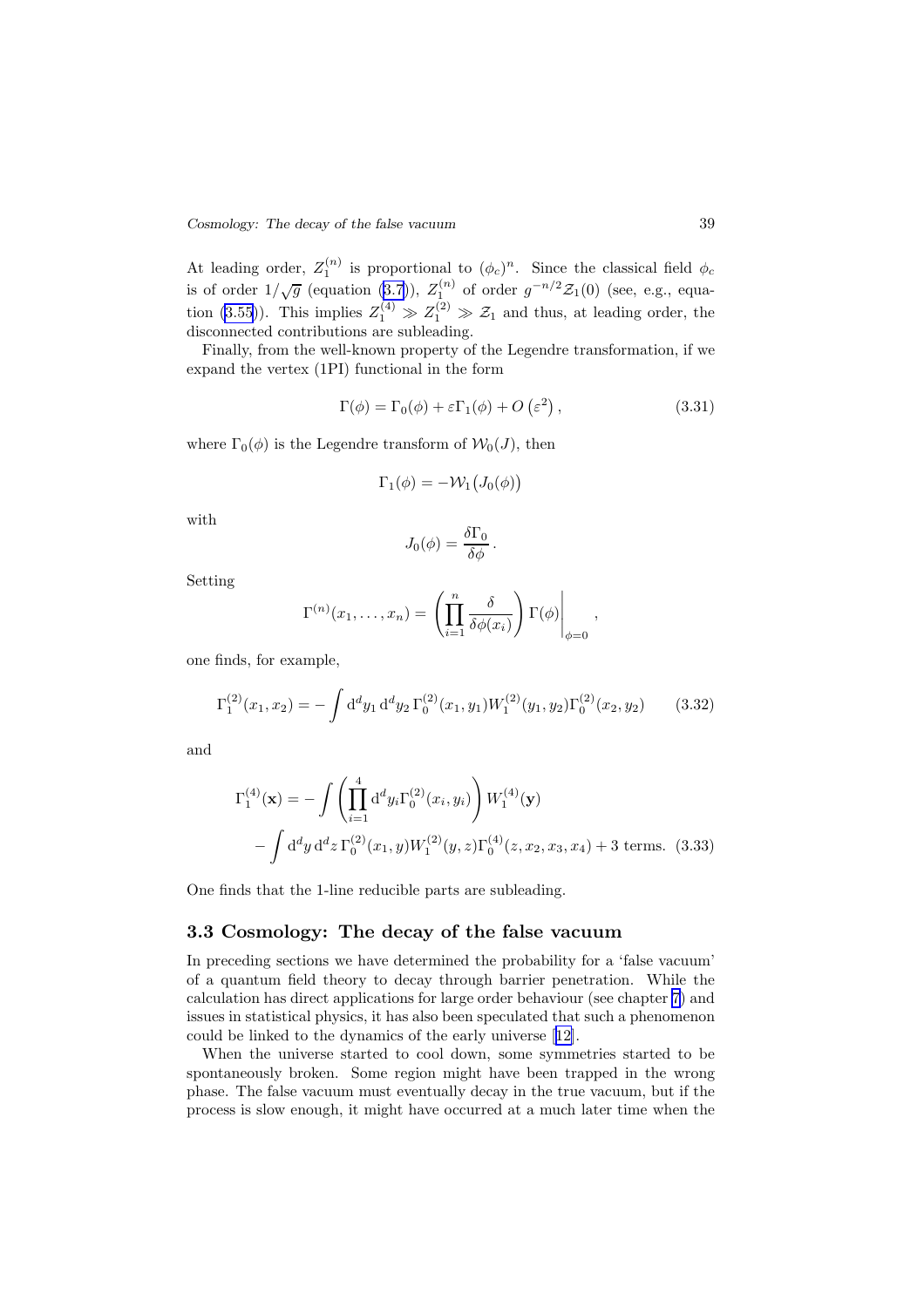At leading order, $Z_1^{(n)}$ is proportional to $(\phi_c)^n$. Since the classical field $\phi_c$ is of order $1/\sqrt{g}$ (equation (3.7)), $Z_1^{(n)}$ of order $g^{-n/2}\mathcal{Z}_1(0)$ (see, e.g., equation (3.55)). This implies $Z_1^{(4)} \gg Z_1^{(2)} \gg \mathcal{Z}_1$ and thus, at leading order, the disconnected contributions are subleading.

Finally, from the well-known property of the Legendre transformation, if we expand the vertex (1PI) functional in the form

$$\Gamma(\phi) = \Gamma_0(\phi) + \varepsilon \Gamma_1(\phi) + O\left(\varepsilon^2\right), \tag{3.31}$$

where $\Gamma_0(\phi)$ is the Legendre transform of $\mathcal{W}_0(J)$, then

$$\Gamma_1(\phi) = -\mathcal{W}_1\big(J_0(\phi)\big)$$

with

$$J_0(\phi) = \frac{\delta \Gamma_0}{\delta \phi}.$$

Setting

$$\Gamma^{(n)}(x_1, \ldots, x_n) = \left(\prod_{i=1}^{n} \frac{\delta}{\delta \phi(x_i)}\right) \Gamma(\phi)\bigg|_{\phi=0},$$

one finds, for example,

$$\Gamma_1^{(2)}(x_1, x_2) = -\int \mathrm{d}^d y_1\, \mathrm{d}^d y_2\, \Gamma_0^{(2)}(x_1, y_1) W_1^{(2)}(y_1, y_2) \Gamma_0^{(2)}(x_2, y_2) \tag{3.32}$$

and

$$\begin{aligned}\Gamma_1^{(4)}(\mathbf{x}) = &-\int \left(\prod_{i=1}^{4} \mathrm{d}^d y_i \Gamma_0^{(2)}(x_i, y_i)\right) W_1^{(4)}(\mathbf{y}) \\ &-\int \mathrm{d}^d y\, \mathrm{d}^d z\, \Gamma_0^{(2)}(x_1, y) W_1^{(2)}(y, z) \Gamma_0^{(4)}(z, x_2, x_3, x_4) + 3 \text{ terms.}\end{aligned} \tag{3.33}$$

One finds that the 1-line reducible parts are subleading.

## 3.3 Cosmology: The decay of the false vacuum

In preceding sections we have determined the probability for a 'false vacuum' of a quantum field theory to decay through barrier penetration. While the calculation has direct applications for large order behaviour (see chapter 7) and issues in statistical physics, it has also been speculated that such a phenomenon could be linked to the dynamics of the early universe [12].

When the universe started to cool down, some symmetries started to be spontaneously broken. Some region might have been trapped in the wrong phase. The false vacuum must eventually decay in the true vacuum, but if the process is slow enough, it might have occurred at a much later time when the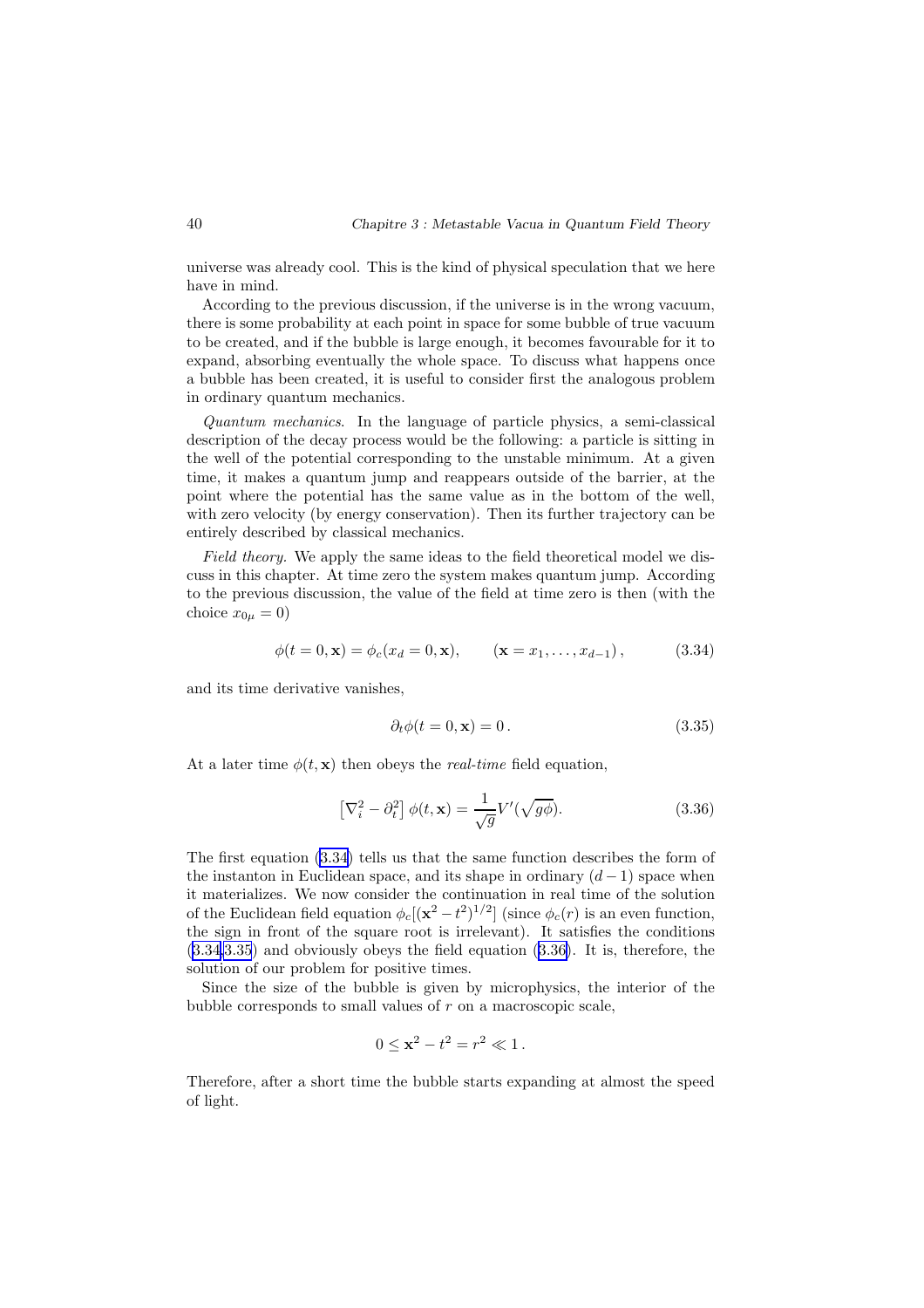universe was already cool. This is the kind of physical speculation that we here have in mind.

According to the previous discussion, if the universe is in the wrong vacuum, there is some probability at each point in space for some bubble of true vacuum to be created, and if the bubble is large enough, it becomes favourable for it to expand, absorbing eventually the whole space. To discuss what happens once a bubble has been created, it is useful to consider first the analogous problem in ordinary quantum mechanics.

*Quantum mechanics.* In the language of particle physics, a semi-classical description of the decay process would be the following: a particle is sitting in the well of the potential corresponding to the unstable minimum. At a given time, it makes a quantum jump and reappears outside of the barrier, at the point where the potential has the same value as in the bottom of the well, with zero velocity (by energy conservation). Then its further trajectory can be entirely described by classical mechanics.

*Field theory.* We apply the same ideas to the field theoretical model we discuss in this chapter. At time zero the system makes quantum jump. According to the previous discussion, the value of the field at time zero is then (with the choice $x_{0\mu} = 0$)

$$\phi(t = 0, \mathbf{x}) = \phi_c(x_d = 0, \mathbf{x}), \qquad (\mathbf{x} = x_1, \ldots, x_{d-1}), \tag{3.34}$$

and its time derivative vanishes,

$$\partial_t \phi(t = 0, \mathbf{x}) = 0 \,. \tag{3.35}$$

At a later time $\phi(t, \mathbf{x})$ then obeys the *real-time* field equation,

$$\left[\nabla_i^2 - \partial_t^2\right] \phi(t, \mathbf{x}) = \frac{1}{\sqrt{g}} V'(\sqrt{g}\phi). \tag{3.36}$$

The first equation (3.34) tells us that the same function describes the form of the instanton in Euclidean space, and its shape in ordinary $(d-1)$ space when it materializes. We now consider the continuation in real time of the solution of the Euclidean field equation $\phi_c[(\mathbf{x}^2 - t^2)^{1/2}]$ (since $\phi_c(r)$ is an even function, the sign in front of the square root is irrelevant). It satisfies the conditions (3.34,3.35) and obviously obeys the field equation (3.36). It is, therefore, the solution of our problem for positive times.

Since the size of the bubble is given by microphysics, the interior of the bubble corresponds to small values of $r$ on a macroscopic scale,

$$0 \leq \mathbf{x}^2 - t^2 = r^2 \ll 1 \,.$$

Therefore, after a short time the bubble starts expanding at almost the speed of light.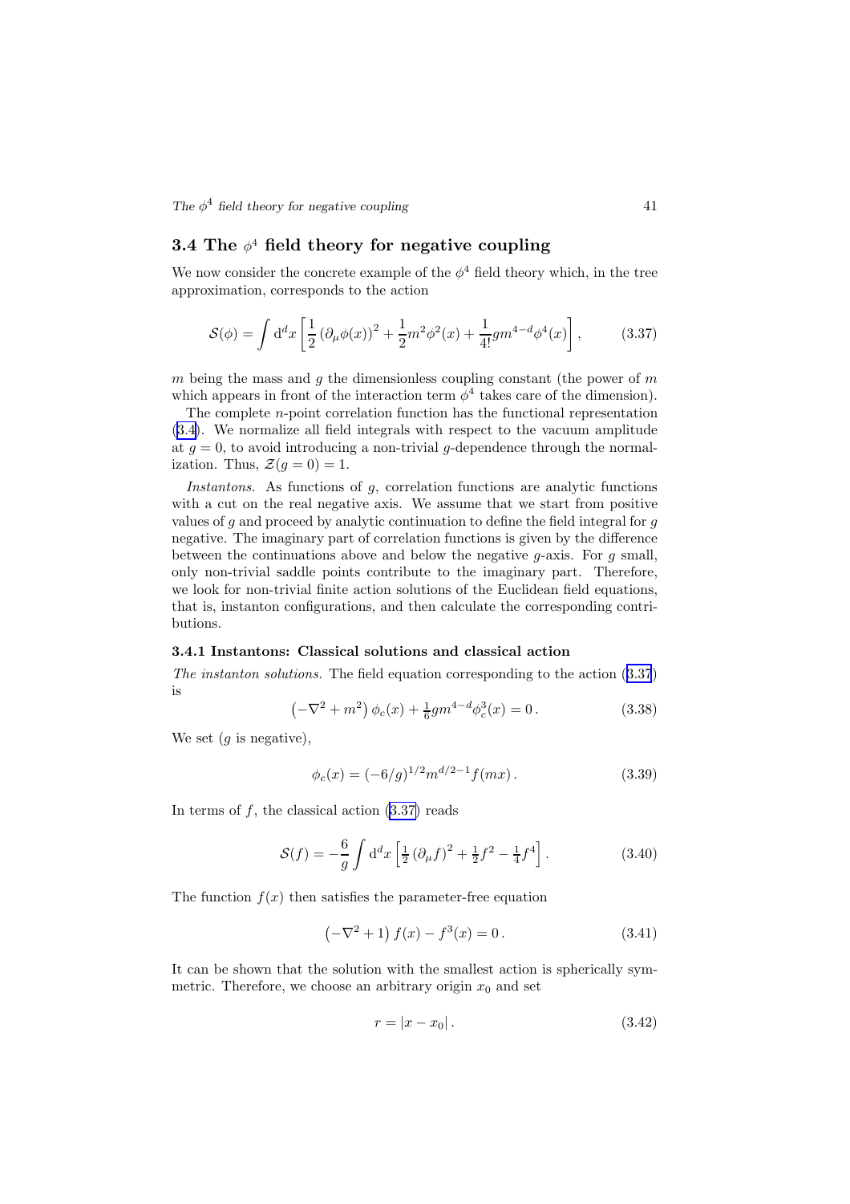## 3.4 The $\phi^4$ field theory for negative coupling

We now consider the concrete example of the $\phi^4$ field theory which, in the tree approximation, corresponds to the action

$$\mathcal{S}(\phi) = \int \mathrm{d}^d x \left[ \frac{1}{2} \left(\partial_\mu \phi(x)\right)^2 + \frac{1}{2} m^2 \phi^2(x) + \frac{1}{4!} g m^{4-d} \phi^4(x) \right], \tag{3.37}$$

$m$ being the mass and $g$ the dimensionless coupling constant (the power of $m$ which appears in front of the interaction term $\phi^4$ takes care of the dimension).

The complete $n$-point correlation function has the functional representation (3.4). We normalize all field integrals with respect to the vacuum amplitude at $g = 0$, to avoid introducing a non-trivial $g$-dependence through the normalization. Thus, $\mathcal{Z}(g = 0) = 1$.

*Instantons.* As functions of $g$, correlation functions are analytic functions with a cut on the real negative axis. We assume that we start from positive values of $g$ and proceed by analytic continuation to define the field integral for $g$ negative. The imaginary part of correlation functions is given by the difference between the continuations above and below the negative $g$-axis. For $g$ small, only non-trivial saddle points contribute to the imaginary part. Therefore, we look for non-trivial finite action solutions of the Euclidean field equations, that is, instanton configurations, and then calculate the corresponding contributions.

### 3.4.1 Instantons: Classical solutions and classical action

*The instanton solutions.* The field equation corresponding to the action (3.37) is

$$\left(-\nabla^2 + m^2\right) \phi_c(x) + \tfrac{1}{6} g m^{4-d} \phi_c^3(x) = 0 \,. \tag{3.38}$$

We set ($g$ is negative),

$$\phi_c(x) = (-6/g)^{1/2} m^{d/2-1} f(mx) \,. \tag{3.39}$$

In terms of $f$, the classical action (3.37) reads

$$\mathcal{S}(f) = -\frac{6}{g} \int \mathrm{d}^d x \left[ \tfrac{1}{2} \left(\partial_\mu f\right)^2 + \tfrac{1}{2} f^2 - \tfrac{1}{4} f^4 \right]. \tag{3.40}$$

The function $f(x)$ then satisfies the parameter-free equation

$$\left(-\nabla^2 + 1\right) f(x) - f^3(x) = 0 \,. \tag{3.41}$$

It can be shown that the solution with the smallest action is spherically symmetric. Therefore, we choose an arbitrary origin $x_0$ and set

$$r = |x - x_0| \,. \tag{3.42}$$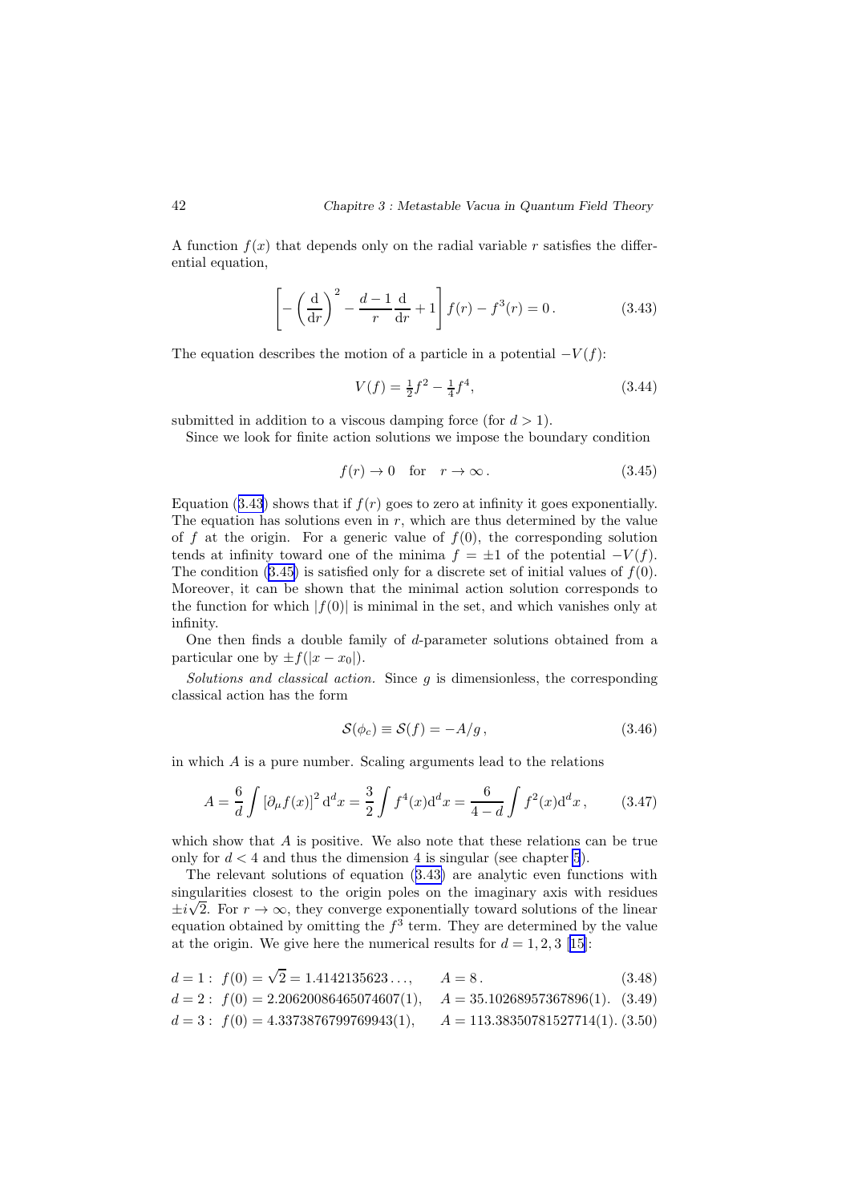A function $f(x)$ that depends only on the radial variable $r$ satisfies the differential equation,

$$\left[-\left(\frac{\mathrm{d}}{\mathrm{d}r}\right)^2 - \frac{d-1}{r}\frac{\mathrm{d}}{\mathrm{d}r} + 1\right] f(r) - f^3(r) = 0\,. \tag{3.43}$$

The equation describes the motion of a particle in a potential $-V(f)$:

$$V(f) = \tfrac{1}{2}f^2 - \tfrac{1}{4}f^4, \tag{3.44}$$

submitted in addition to a viscous damping force (for $d > 1$).

Since we look for finite action solutions we impose the boundary condition

$$f(r) \to 0 \quad \text{for} \quad r \to \infty\,. \tag{3.45}$$

Equation (3.43) shows that if $f(r)$ goes to zero at infinity it goes exponentially. The equation has solutions even in $r$, which are thus determined by the value of $f$ at the origin. For a generic value of $f(0)$, the corresponding solution tends at infinity toward one of the minima $f = \pm 1$ of the potential $-V(f)$. The condition (3.45) is satisfied only for a discrete set of initial values of $f(0)$. Moreover, it can be shown that the minimal action solution corresponds to the function for which $|f(0)|$ is minimal in the set, and which vanishes only at infinity.

One then finds a double family of $d$-parameter solutions obtained from a particular one by $\pm f(|x - x_0|)$.

*Solutions and classical action.* Since $g$ is dimensionless, the corresponding classical action has the form

$$\mathcal{S}(\phi_c) \equiv \mathcal{S}(f) = -A/g\,, \tag{3.46}$$

in which $A$ is a pure number. Scaling arguments lead to the relations

$$A = \frac{6}{d}\int \left[\partial_\mu f(x)\right]^2 \mathrm{d}^d x = \frac{3}{2}\int f^4(x)\mathrm{d}^d x = \frac{6}{4-d}\int f^2(x)\mathrm{d}^d x\,, \tag{3.47}$$

which show that $A$ is positive. We also note that these relations can be true only for $d < 4$ and thus the dimension 4 is singular (see chapter 5).

The relevant solutions of equation (3.43) are analytic even functions with singularities closest to the origin poles on the imaginary axis with residues $\pm i\sqrt{2}$. For $r \to \infty$, they converge exponentially toward solutions of the linear equation obtained by omitting the $f^3$ term. They are determined by the value at the origin. We give here the numerical results for $d = 1, 2, 3$ [15]:

$$d = 1:\ f(0) = \sqrt{2} = 1.4142135623\ldots, \qquad A = 8\,. \tag{3.48}$$

$$d = 2:\ f(0) = 2.20620086465074607(1), \quad A = 35.10268957367896(1). \tag{3.49}$$

$$d = 3:\ f(0) = 4.3373876799769943(1), \qquad A = 113.38350781527714(1). \tag{3.50}$$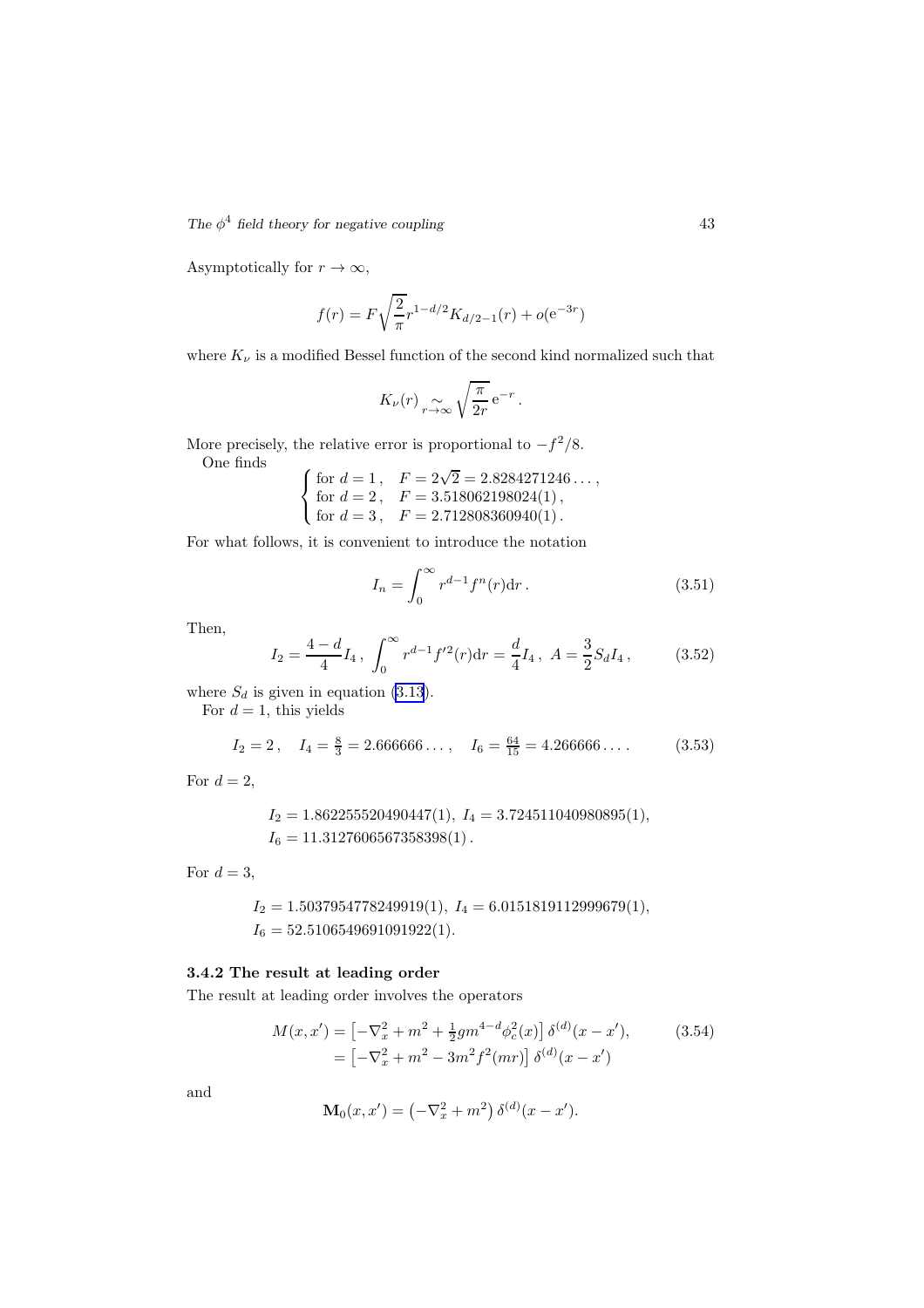Asymptotically for $r \to \infty$,

$$f(r) = F\sqrt{\frac{2}{\pi}} r^{1-d/2} K_{d/2-1}(r) + o(\mathrm{e}^{-3r})$$

where $K_\nu$ is a modified Bessel function of the second kind normalized such that

$$K_\nu(r) \underset{r\to\infty}{\sim} \sqrt{\frac{\pi}{2r}}\,\mathrm{e}^{-r}\,.$$

More precisely, the relative error is proportional to $-f^2/8$.

One finds

$$\begin{cases} \text{for } d=1\,, \quad F = 2\sqrt{2} = 2.8284271246\ldots\,, \\ \text{for } d=2\,, \quad F = 3.518062198024(1)\,, \\ \text{for } d=3\,, \quad F = 2.712808360940(1)\,. \end{cases}$$

For what follows, it is convenient to introduce the notation

$$I_n = \int_0^\infty r^{d-1} f^n(r)\mathrm{d}r\,. \tag{3.51}$$

Then,

$$I_2 = \frac{4-d}{4} I_4\,,\ \int_0^\infty r^{d-1} f'^2(r)\mathrm{d}r = \frac{d}{4} I_4\,,\ A = \frac{3}{2} S_d I_4\,, \tag{3.52}$$

where $S_d$ is given in equation (3.13).

For $d=1$, this yields

$$I_2 = 2\,, \quad I_4 = \tfrac{8}{3} = 2.666666\ldots\,, \quad I_6 = \tfrac{64}{15} = 4.266666\ldots\,. \tag{3.53}$$

For $d=2$,

$$I_2 = 1.862255520490447(1),\ I_4 = 3.724511040980895(1),$$
$$I_6 = 11.3127606567358398(1)\,.$$

For $d=3$,

$$I_2 = 1.5037954778249919(1),\ I_4 = 6.0151819112999679(1),$$
$$I_6 = 52.5106549691091922(1).$$

### 3.4.2 The result at leading order

The result at leading order involves the operators

$$\begin{aligned} M(x,x') &= \left[-\nabla_x^2 + m^2 + \tfrac{1}{2} g m^{4-d} \phi_c^2(x)\right] \delta^{(d)}(x-x'), \\ &= \left[-\nabla_x^2 + m^2 - 3m^2 f^2(mr)\right] \delta^{(d)}(x-x') \end{aligned} \tag{3.54}$$

and

$$\mathbf{M}_0(x,x') = \left(-\nabla_x^2 + m^2\right) \delta^{(d)}(x-x').$$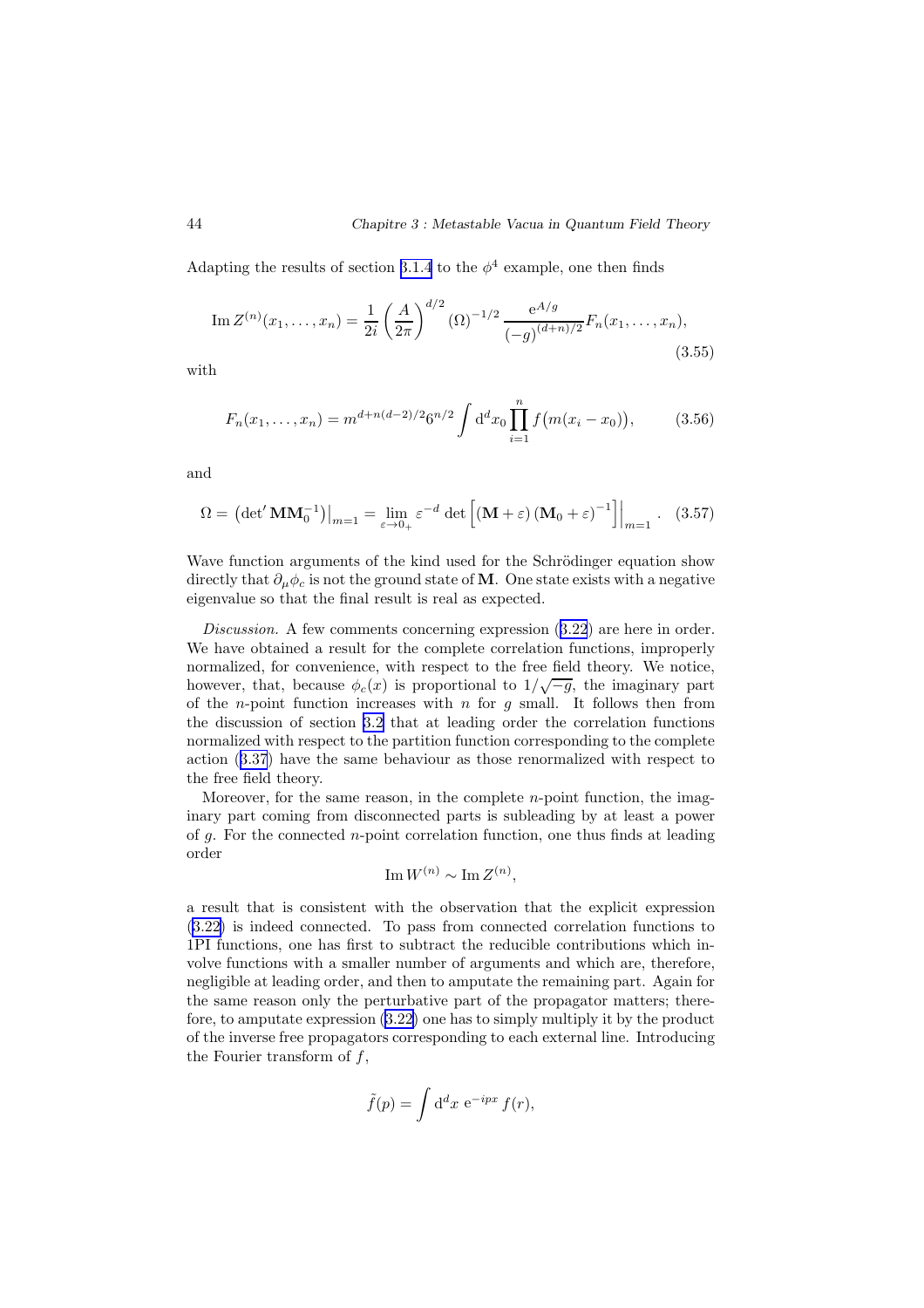Adapting the results of section 3.1.4 to the $\phi^4$ example, one then finds

$$\operatorname{Im} Z^{(n)}(x_1, \ldots, x_n) = \frac{1}{2i}\left(\frac{A}{2\pi}\right)^{d/2} (\Omega)^{-1/2} \frac{\mathrm{e}^{A/g}}{(-g)^{(d+n)/2}} F_n(x_1, \ldots, x_n), \tag{3.55}$$

with

$$F_n(x_1, \ldots, x_n) = m^{d+n(d-2)/2} 6^{n/2} \int \mathrm{d}^d x_0 \prod_{i=1}^{n} f\big(m(x_i - x_0)\big), \tag{3.56}$$

and

$$\Omega = \left(\det{}' \mathbf{M}\mathbf{M}_0^{-1}\right)\Big|_{m=1} = \lim_{\varepsilon \to 0_+} \varepsilon^{-d} \det\left[(\mathbf{M}+\varepsilon)(\mathbf{M}_0+\varepsilon)^{-1}\right]\Big|_{m=1}. \tag{3.57}$$

Wave function arguments of the kind used for the Schrödinger equation show directly that $\partial_\mu \phi_c$ is not the ground state of $\mathbf{M}$. One state exists with a negative eigenvalue so that the final result is real as expected.

*Discussion.* A few comments concerning expression (3.22) are here in order. We have obtained a result for the complete correlation functions, improperly normalized, for convenience, with respect to the free field theory. We notice, however, that, because $\phi_c(x)$ is proportional to $1/\sqrt{-g}$, the imaginary part of the $n$-point function increases with $n$ for $g$ small. It follows then from the discussion of section 3.2 that at leading order the correlation functions normalized with respect to the partition function corresponding to the complete action (3.37) have the same behaviour as those renormalized with respect to the free field theory.

Moreover, for the same reason, in the complete $n$-point function, the imaginary part coming from disconnected parts is subleading by at least a power of $g$. For the connected $n$-point correlation function, one thus finds at leading order

$$\operatorname{Im} W^{(n)} \sim \operatorname{Im} Z^{(n)},$$

a result that is consistent with the observation that the explicit expression (3.22) is indeed connected. To pass from connected correlation functions to 1PI functions, one has first to subtract the reducible contributions which involve functions with a smaller number of arguments and which are, therefore, negligible at leading order, and then to amputate the remaining part. Again for the same reason only the perturbative part of the propagator matters; therefore, to amputate expression (3.22) one has to simply multiply it by the product of the inverse free propagators corresponding to each external line. Introducing the Fourier transform of $f$,

$$\tilde{f}(p) = \int \mathrm{d}^d x \; \mathrm{e}^{-ipx} f(r),$$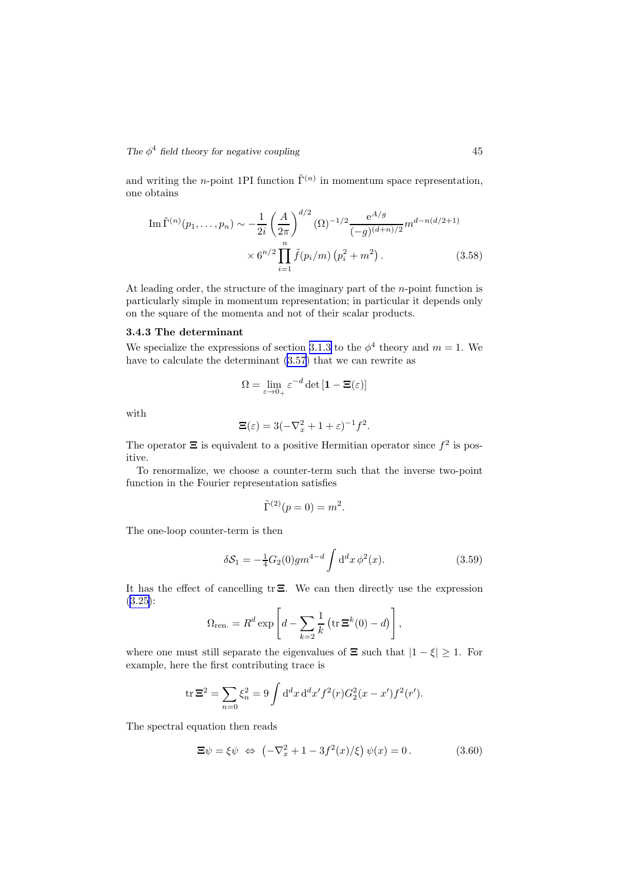and writing the $n$-point 1PI function $\tilde{\Gamma}^{(n)}$ in momentum space representation, one obtains

$$\operatorname{Im}\tilde{\Gamma}^{(n)}(p_1,\ldots,p_n) \sim -\frac{1}{2i}\left(\frac{A}{2\pi}\right)^{d/2}(\Omega)^{-1/2}\frac{\mathrm{e}^{A/g}}{(-g)^{(d+n)/2}}m^{d-n(d/2+1)} \times 6^{n/2}\prod_{i=1}^{n}\tilde{f}(p_i/m)\left(p_i^2+m^2\right). \tag{3.58}$$

At leading order, the structure of the imaginary part of the $n$-point function is particularly simple in momentum representation; in particular it depends only on the square of the momenta and not of their scalar products.

### 3.4.3 The determinant

We specialize the expressions of section 3.1.3 to the $\phi^4$ theory and $m=1$. We have to calculate the determinant (3.57) that we can rewrite as

$$\Omega = \lim_{\varepsilon\to 0_+}\varepsilon^{-d}\det\left[\mathbf{1}-\mathbf{\Xi}(\varepsilon)\right]$$

with

$$\mathbf{\Xi}(\varepsilon) = 3(-\nabla_x^2+1+\varepsilon)^{-1}f^2.$$

The operator $\mathbf{\Xi}$ is equivalent to a positive Hermitian operator since $f^2$ is positive.

To renormalize, we choose a counter-term such that the inverse two-point function in the Fourier representation satisfies

$$\tilde{\Gamma}^{(2)}(p=0)=m^2.$$

The one-loop counter-term is then

$$\delta\mathcal{S}_1 = -\tfrac{1}{4}G_2(0)gm^{4-d}\int \mathrm{d}^d x\,\phi^2(x). \tag{3.59}$$

It has the effect of cancelling $\operatorname{tr}\mathbf{\Xi}$. We can then directly use the expression (3.25):

$$\Omega_{\text{ren.}} = R^d\exp\left[d-\sum_{k=2}\frac{1}{k}\left(\operatorname{tr}\mathbf{\Xi}^k(0)-d\right)\right],$$

where one must still separate the eigenvalues of $\mathbf{\Xi}$ such that $|1-\xi|\geq 1$. For example, here the first contributing trace is

$$\operatorname{tr}\mathbf{\Xi}^2 = \sum_{n=0}\xi_n^2 = 9\int \mathrm{d}^d x\,\mathrm{d}^d x' f^2(r)G_2^2(x-x')f^2(r').$$

The spectral equation then reads

$$\mathbf{\Xi}\psi=\xi\psi \;\Leftrightarrow\; \left(-\nabla_x^2+1-3f^2(x)/\xi\right)\psi(x)=0\,. \tag{3.60}$$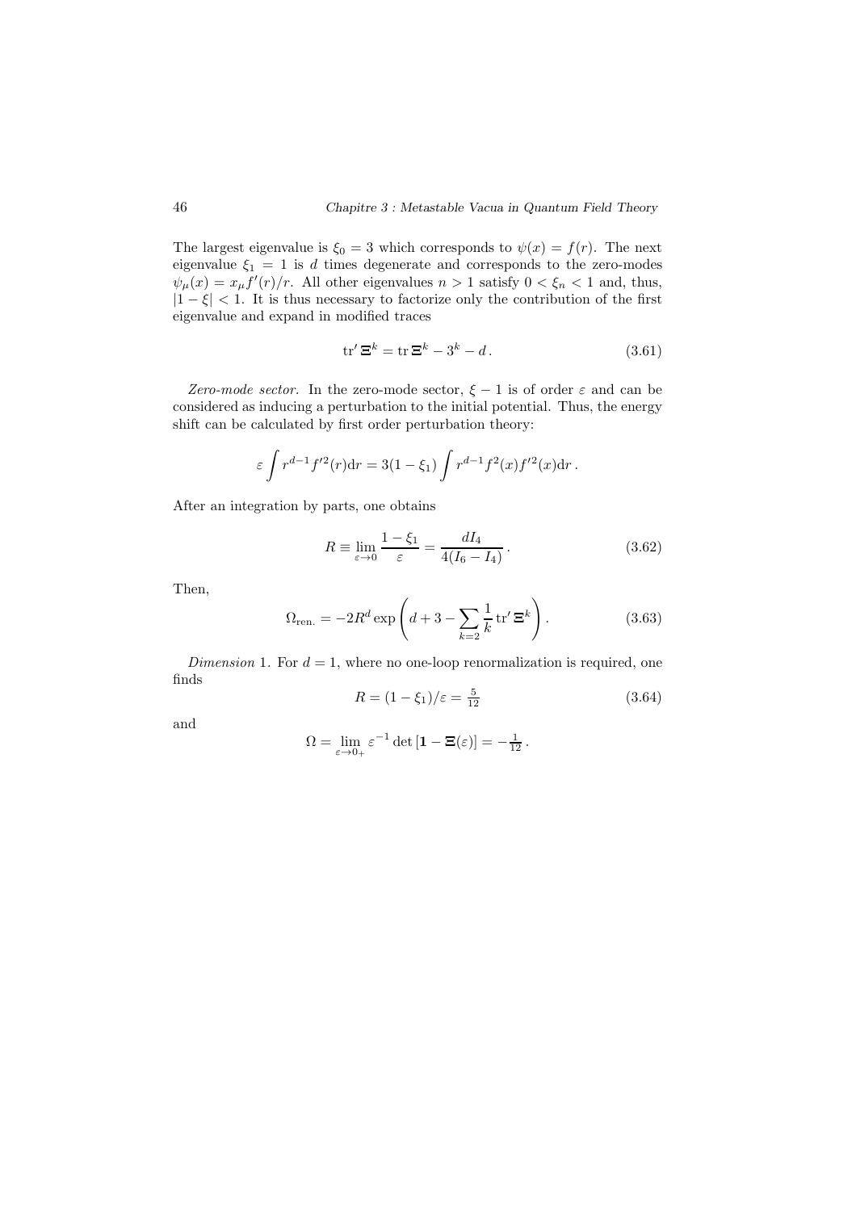The largest eigenvalue is $\xi_0 = 3$ which corresponds to $\psi(x) = f(r)$. The next eigenvalue $\xi_1 = 1$ is $d$ times degenerate and corresponds to the zero-modes $\psi_\mu(x) = x_\mu f'(r)/r$. All other eigenvalues $n > 1$ satisfy $0 < \xi_n < 1$ and, thus, $|1 - \xi| < 1$. It is thus necessary to factorize only the contribution of the first eigenvalue and expand in modified traces

$$\operatorname{tr}' \boldsymbol{\Xi}^k = \operatorname{tr} \boldsymbol{\Xi}^k - 3^k - d \,. \tag{3.61}$$

*Zero-mode sector.* In the zero-mode sector, $\xi - 1$ is of order $\varepsilon$ and can be considered as inducing a perturbation to the initial potential. Thus, the energy shift can be calculated by first order perturbation theory:

$$\varepsilon \int r^{d-1} f'^2(r) \mathrm{d}r = 3(1 - \xi_1) \int r^{d-1} f^2(x) f'^2(x) \mathrm{d}r \,.$$

After an integration by parts, one obtains

$$R \equiv \lim_{\varepsilon \to 0} \frac{1 - \xi_1}{\varepsilon} = \frac{d I_4}{4(I_6 - I_4)} \,. \tag{3.62}$$

Then,

$$\Omega_{\text{ren.}} = -2R^d \exp\left( d + 3 - \sum_{k=2} \frac{1}{k} \operatorname{tr}' \boldsymbol{\Xi}^k \right). \tag{3.63}$$

*Dimension* 1. For $d = 1$, where no one-loop renormalization is required, one finds

$$R = (1 - \xi_1)/\varepsilon = \tfrac{5}{12} \tag{3.64}$$

and

$$\Omega = \lim_{\varepsilon \to 0_+} \varepsilon^{-1} \det \left[ \mathbf{1} - \boldsymbol{\Xi}(\varepsilon) \right] = -\tfrac{1}{12} \,.$$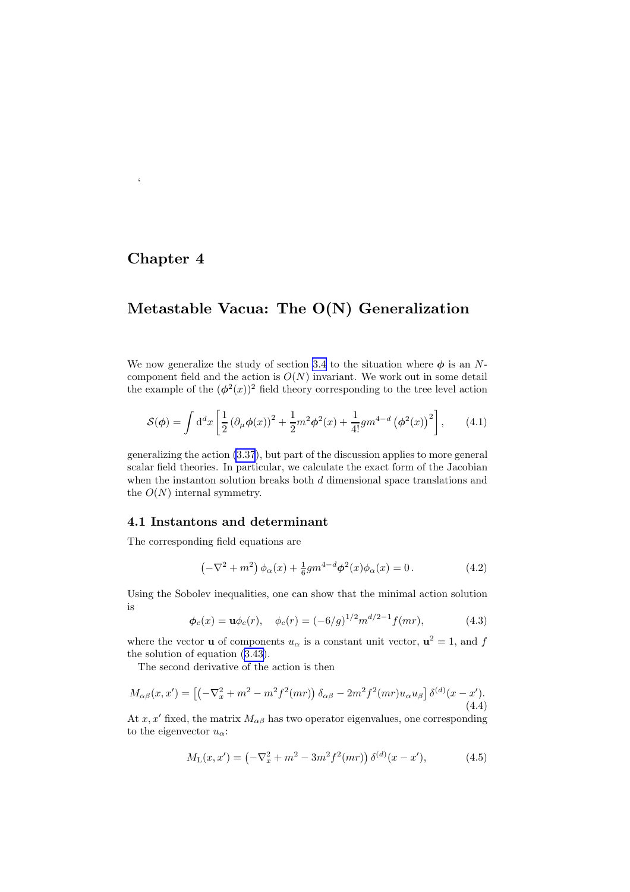# Chapter 4

# Metastable Vacua: The O(N) Generalization

We now generalize the study of section 3.4 to the situation where $\boldsymbol{\phi}$ is an $N$-component field and the action is $O(N)$ invariant. We work out in some detail the example of the $(\boldsymbol{\phi}^2(x))^2$ field theory corresponding to the tree level action

$$\mathcal{S}(\boldsymbol{\phi}) = \int \mathrm{d}^d x \left[ \frac{1}{2} \left( \partial_\mu \boldsymbol{\phi}(x) \right)^2 + \frac{1}{2} m^2 \boldsymbol{\phi}^2(x) + \frac{1}{4!} g m^{4-d} \left( \boldsymbol{\phi}^2(x) \right)^2 \right], \tag{4.1}$$

generalizing the action (3.37), but part of the discussion applies to more general scalar field theories. In particular, we calculate the exact form of the Jacobian when the instanton solution breaks both $d$ dimensional space translations and the $O(N)$ internal symmetry.

## 4.1 Instantons and determinant

The corresponding field equations are

$$\left( -\nabla^2 + m^2 \right) \phi_\alpha(x) + \tfrac{1}{6} g m^{4-d} \boldsymbol{\phi}^2(x) \phi_\alpha(x) = 0 \,. \tag{4.2}$$

Using the Sobolev inequalities, one can show that the minimal action solution is

$$\boldsymbol{\phi}_c(x) = \mathbf{u} \phi_c(r), \quad \phi_c(r) = (-6/g)^{1/2} m^{d/2-1} f(mr), \tag{4.3}$$

where the vector $\mathbf{u}$ of components $u_\alpha$ is a constant unit vector, $\mathbf{u}^2 = 1$, and $f$ the solution of equation (3.43).

The second derivative of the action is then

$$M_{\alpha\beta}(x, x') = \left[ \left( -\nabla_x^2 + m^2 - m^2 f^2(mr) \right) \delta_{\alpha\beta} - 2m^2 f^2(mr) u_\alpha u_\beta \right] \delta^{(d)}(x - x'). \tag{4.4}$$

At $x, x'$ fixed, the matrix $M_{\alpha\beta}$ has two operator eigenvalues, one corresponding to the eigenvector $u_\alpha$:

$$M_{\mathrm{L}}(x, x') = \left( -\nabla_x^2 + m^2 - 3m^2 f^2(mr) \right) \delta^{(d)}(x - x'), \tag{4.5}$$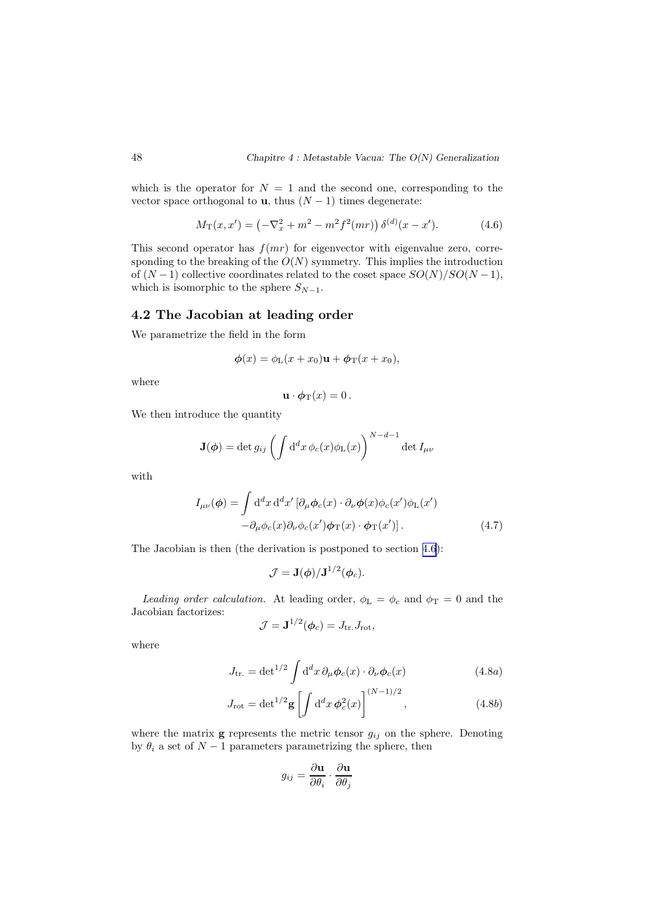which is the operator for $N = 1$ and the second one, corresponding to the vector space orthogonal to $\mathbf{u}$, thus $(N-1)$ times degenerate:

$$M_{\mathrm{T}}(x, x') = \left(-\nabla_x^2 + m^2 - m^2 f^2(mr)\right) \delta^{(d)}(x - x'). \tag{4.6}$$

This second operator has $f(mr)$ for eigenvector with eigenvalue zero, corresponding to the breaking of the $O(N)$ symmetry. This implies the introduction of $(N-1)$ collective coordinates related to the coset space $SO(N)/SO(N-1)$, which is isomorphic to the sphere $S_{N-1}$.

## 4.2 The Jacobian at leading order

We parametrize the field in the form

$$\boldsymbol{\phi}(x) = \phi_{\mathrm{L}}(x + x_0)\mathbf{u} + \boldsymbol{\phi}_{\mathrm{T}}(x + x_0),$$

where

$$\mathbf{u} \cdot \boldsymbol{\phi}_{\mathrm{T}}(x) = 0\,.$$

We then introduce the quantity

$$\mathbf{J}(\boldsymbol{\phi}) = \det g_{ij} \left( \int \mathrm{d}^d x\, \phi_c(x) \phi_{\mathrm{L}}(x) \right)^{N-d-1} \det I_{\mu\nu}$$

with

$$\begin{aligned} I_{\mu\nu}(\boldsymbol{\phi}) = \int \mathrm{d}^d x\, \mathrm{d}^d x' \, & [\partial_\mu \boldsymbol{\phi}_c(x) \cdot \partial_\nu \boldsymbol{\phi}(x) \phi_c(x') \phi_{\mathrm{L}}(x') \\ & - \partial_\mu \phi_c(x) \partial_\nu \phi_c(x') \boldsymbol{\phi}_{\mathrm{T}}(x) \cdot \boldsymbol{\phi}_{\mathrm{T}}(x')]\,. \end{aligned} \tag{4.7}$$

The Jacobian is then (the derivation is postponed to section 4.6):

$$\mathcal{J} = \mathbf{J}(\boldsymbol{\phi}) / \mathbf{J}^{1/2}(\boldsymbol{\phi}_c).$$

*Leading order calculation.* At leading order, $\phi_{\mathrm{L}} = \phi_c$ and $\phi_{\mathrm{T}} = 0$ and the Jacobian factorizes:

$$\mathcal{J} = \mathbf{J}^{1/2}(\boldsymbol{\phi}_c) = J_{\mathrm{tr.}} J_{\mathrm{rot}},$$

where

$$J_{\mathrm{tr.}} = \det{}^{1/2} \int \mathrm{d}^d x\, \partial_\mu \boldsymbol{\phi}_c(x) \cdot \partial_\nu \boldsymbol{\phi}_c(x) \tag{4.8a}$$

$$J_{\mathrm{rot}} = \det{}^{1/2} \mathbf{g} \left[ \int \mathrm{d}^d x\, \boldsymbol{\phi}_c^2(x) \right]^{(N-1)/2}, \tag{4.8b}$$

where the matrix $\mathbf{g}$ represents the metric tensor $g_{ij}$ on the sphere. Denoting by $\theta_i$ a set of $N-1$ parameters parametrizing the sphere, then

$$g_{ij} = \frac{\partial \mathbf{u}}{\partial \theta_i} \cdot \frac{\partial \mathbf{u}}{\partial \theta_j}$$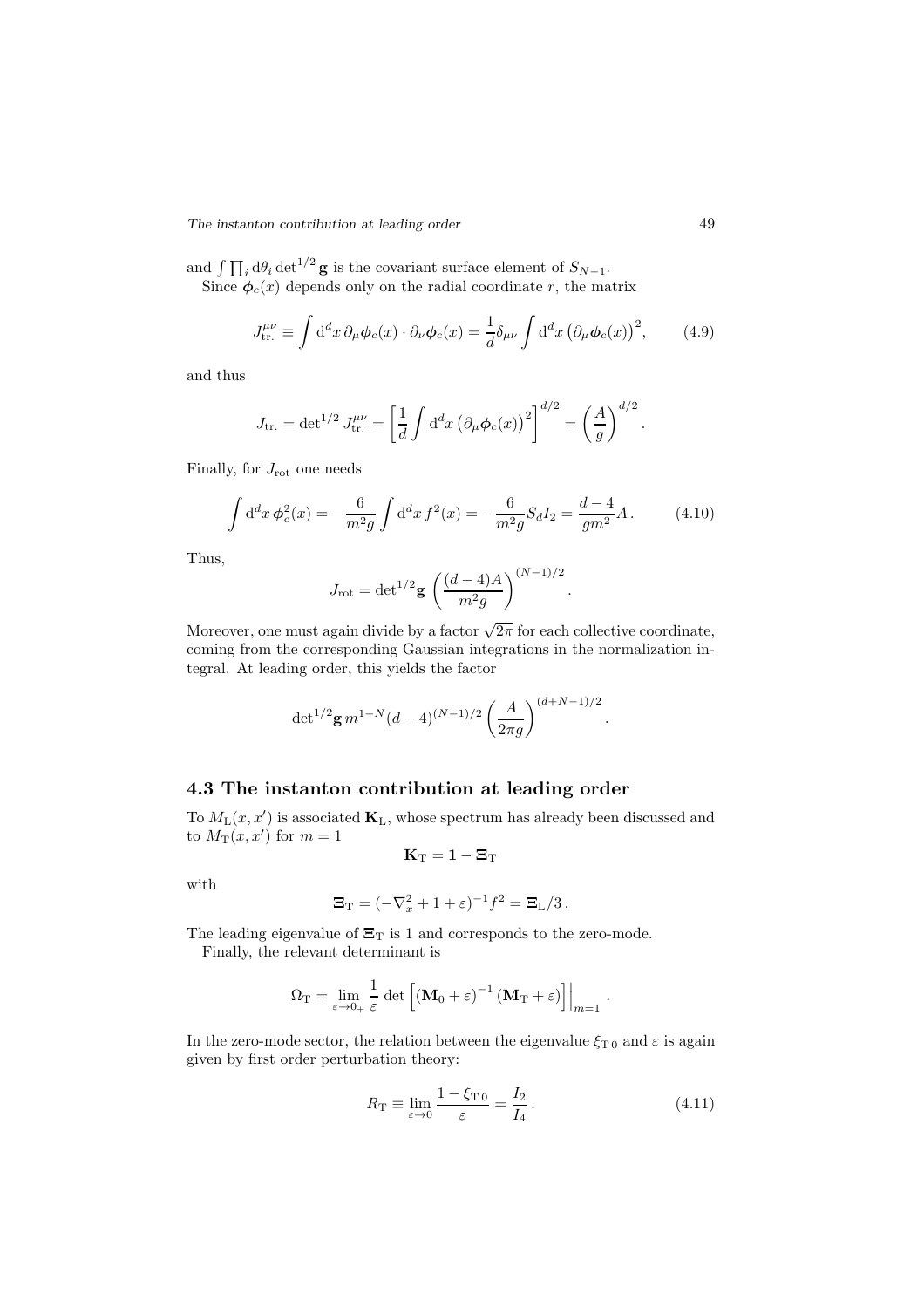and $\int \prod_i \mathrm{d}\theta_i \det^{1/2} \mathbf{g}$ is the covariant surface element of $S_{N-1}$.

Since $\boldsymbol{\phi}_c(x)$ depends only on the radial coordinate $r$, the matrix

$$J_{\text{tr.}}^{\mu\nu} \equiv \int \mathrm{d}^d x \, \partial_\mu \boldsymbol{\phi}_c(x) \cdot \partial_\nu \boldsymbol{\phi}_c(x) = \frac{1}{d} \delta_{\mu\nu} \int \mathrm{d}^d x \left( \partial_\mu \boldsymbol{\phi}_c(x) \right)^2, \tag{4.9}$$

and thus

$$J_{\text{tr.}} = \det{}^{1/2} J_{\text{tr.}}^{\mu\nu} = \left[ \frac{1}{d} \int \mathrm{d}^d x \left( \partial_\mu \boldsymbol{\phi}_c(x) \right)^2 \right]^{d/2} = \left( \frac{A}{g} \right)^{d/2}.$$

Finally, for $J_{\text{rot}}$ one needs

$$\int \mathrm{d}^d x \, \boldsymbol{\phi}_c^2(x) = -\frac{6}{m^2 g} \int \mathrm{d}^d x \, f^2(x) = -\frac{6}{m^2 g} S_d I_2 = \frac{d-4}{g m^2} A \,. \tag{4.10}$$

Thus,

$$J_{\text{rot}} = \det{}^{1/2} \mathbf{g} \, \left( \frac{(d-4)A}{m^2 g} \right)^{(N-1)/2}.$$

Moreover, one must again divide by a factor $\sqrt{2\pi}$ for each collective coordinate, coming from the corresponding Gaussian integrations in the normalization integral. At leading order, this yields the factor

$$\det{}^{1/2} \mathbf{g} \, m^{1-N} (d-4)^{(N-1)/2} \left( \frac{A}{2\pi g} \right)^{(d+N-1)/2}.$$

## 4.3 The instanton contribution at leading order

To $M_{\text{L}}(x,x')$ is associated $\mathbf{K}_{\text{L}}$, whose spectrum has already been discussed and to $M_{\text{T}}(x,x')$ for $m=1$

$$\mathbf{K}_{\text{T}} = \mathbf{1} - \boldsymbol{\Xi}_{\text{T}}$$

with

$$\boldsymbol{\Xi}_{\text{T}} = (-\nabla_x^2 + 1 + \varepsilon)^{-1} f^2 = \boldsymbol{\Xi}_{\text{L}}/3 \,.$$

The leading eigenvalue of $\boldsymbol{\Xi}_{\text{T}}$ is 1 and corresponds to the zero-mode.

Finally, the relevant determinant is

$$\Omega_{\text{T}} = \lim_{\varepsilon \to 0_+} \frac{1}{\varepsilon} \det \left[ \left( \mathbf{M}_0 + \varepsilon \right)^{-1} \left( \mathbf{M}_{\text{T}} + \varepsilon \right) \right] \Big|_{m=1}.$$

In the zero-mode sector, the relation between the eigenvalue $\xi_{\text{T}\,0}$ and $\varepsilon$ is again given by first order perturbation theory:

$$R_{\text{T}} \equiv \lim_{\varepsilon \to 0} \frac{1 - \xi_{\text{T}\,0}}{\varepsilon} = \frac{I_2}{I_4} \,. \tag{4.11}$$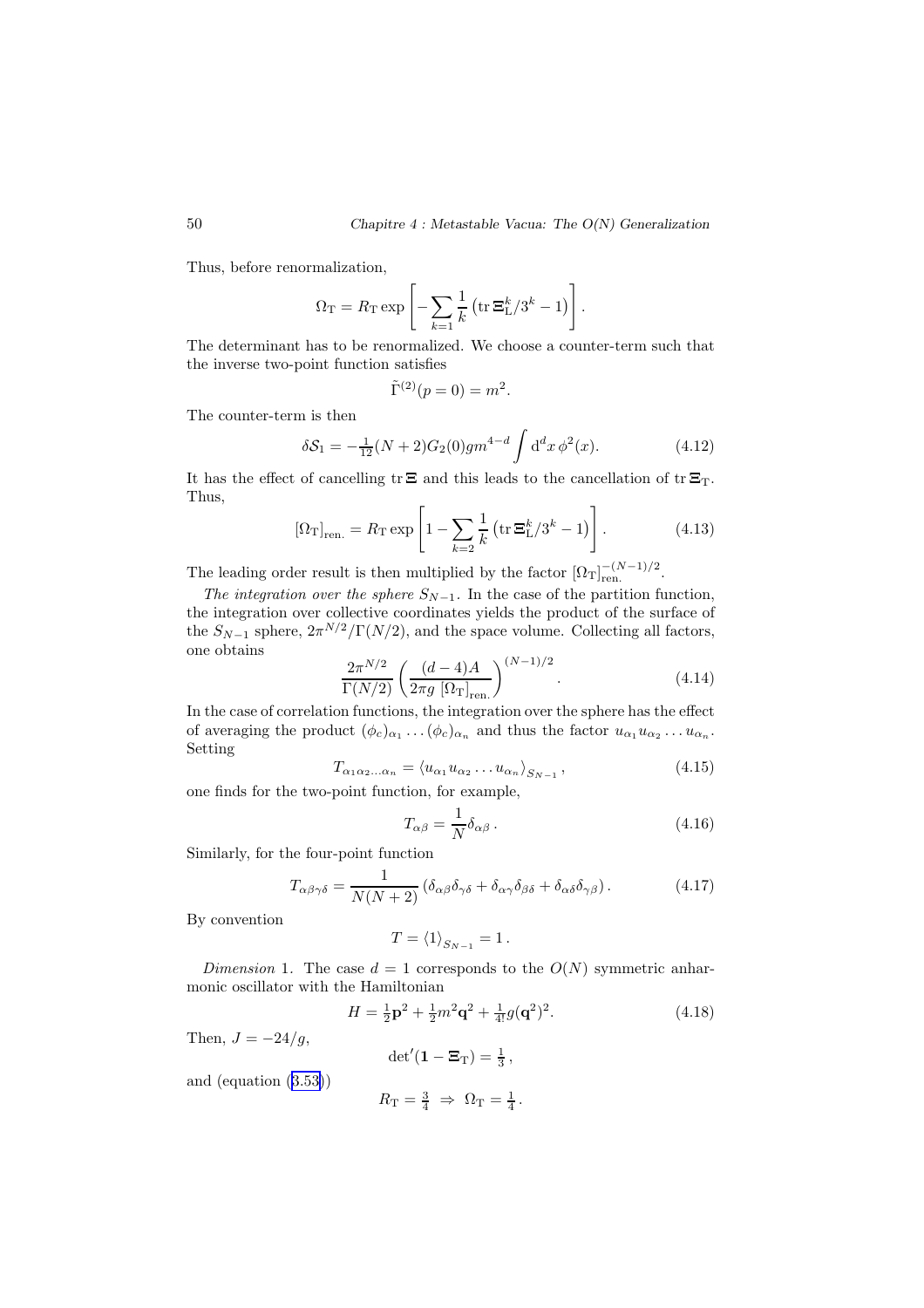Thus, before renormalization,

$$\Omega_{\rm T} = R_{\rm T} \exp\left[ -\sum_{k=1} \frac{1}{k} \left( \operatorname{tr} \mathbf{\Xi}_{\rm L}^k / 3^k - 1 \right) \right].$$

The determinant has to be renormalized. We choose a counter-term such that the inverse two-point function satisfies

$$\tilde{\Gamma}^{(2)}(p=0) = m^2.$$

The counter-term is then

$$\delta \mathcal{S}_1 = -\tfrac{1}{12}(N+2) G_2(0) g m^{4-d} \int \mathrm{d}^d x \, \phi^2(x). \tag{4.12}$$

It has the effect of cancelling $\operatorname{tr} \mathbf{\Xi}$ and this leads to the cancellation of $\operatorname{tr} \mathbf{\Xi}_{\rm T}$. Thus,

$$[\Omega_{\rm T}]_{\rm ren.} = R_{\rm T} \exp\left[ 1 - \sum_{k=2} \frac{1}{k} \left( \operatorname{tr} \mathbf{\Xi}_{\rm L}^k / 3^k - 1 \right) \right]. \tag{4.13}$$

The leading order result is then multiplied by the factor $[\Omega_{\rm T}]_{\rm ren.}^{-(N-1)/2}$.

*The integration over the sphere* $S_{N-1}$. In the case of the partition function, the integration over collective coordinates yields the product of the surface of the $S_{N-1}$ sphere, $2\pi^{N/2}/\Gamma(N/2)$, and the space volume. Collecting all factors, one obtains

$$\frac{2\pi^{N/2}}{\Gamma(N/2)} \left( \frac{(d-4)A}{2\pi g \, [\Omega_{\rm T}]_{\rm ren.}} \right)^{(N-1)/2}. \tag{4.14}$$

In the case of correlation functions, the integration over the sphere has the effect of averaging the product $(\phi_c)_{\alpha_1} \ldots (\phi_c)_{\alpha_n}$ and thus the factor $u_{\alpha_1} u_{\alpha_2} \ldots u_{\alpha_n}$. Setting

$$T_{\alpha_1 \alpha_2 \ldots \alpha_n} = \left\langle u_{\alpha_1} u_{\alpha_2} \ldots u_{\alpha_n} \right\rangle_{S_{N-1}}, \tag{4.15}$$

one finds for the two-point function, for example,

$$T_{\alpha\beta} = \frac{1}{N} \delta_{\alpha\beta} \,. \tag{4.16}$$

Similarly, for the four-point function

$$T_{\alpha\beta\gamma\delta} = \frac{1}{N(N+2)} \left( \delta_{\alpha\beta}\delta_{\gamma\delta} + \delta_{\alpha\gamma}\delta_{\beta\delta} + \delta_{\alpha\delta}\delta_{\gamma\beta} \right). \tag{4.17}$$

By convention

$$T = \langle 1 \rangle_{S_{N-1}} = 1 \,.$$

*Dimension* 1. The case $d = 1$ corresponds to the $O(N)$ symmetric anharmonic oscillator with the Hamiltonian

$$H = \tfrac{1}{2}\mathbf{p}^2 + \tfrac{1}{2} m^2 \mathbf{q}^2 + \tfrac{1}{4!} g (\mathbf{q}^2)^2. \tag{4.18}$$

Then, $J = -24/g$,

$$\det{}'(\mathbf{1} - \mathbf{\Xi}_{\rm T}) = \tfrac{1}{3} \,,$$

and (equation (3.53))

$$R_{\rm T} = \tfrac{3}{4} \ \Rightarrow \ \Omega_{\rm T} = \tfrac{1}{4} \,.$$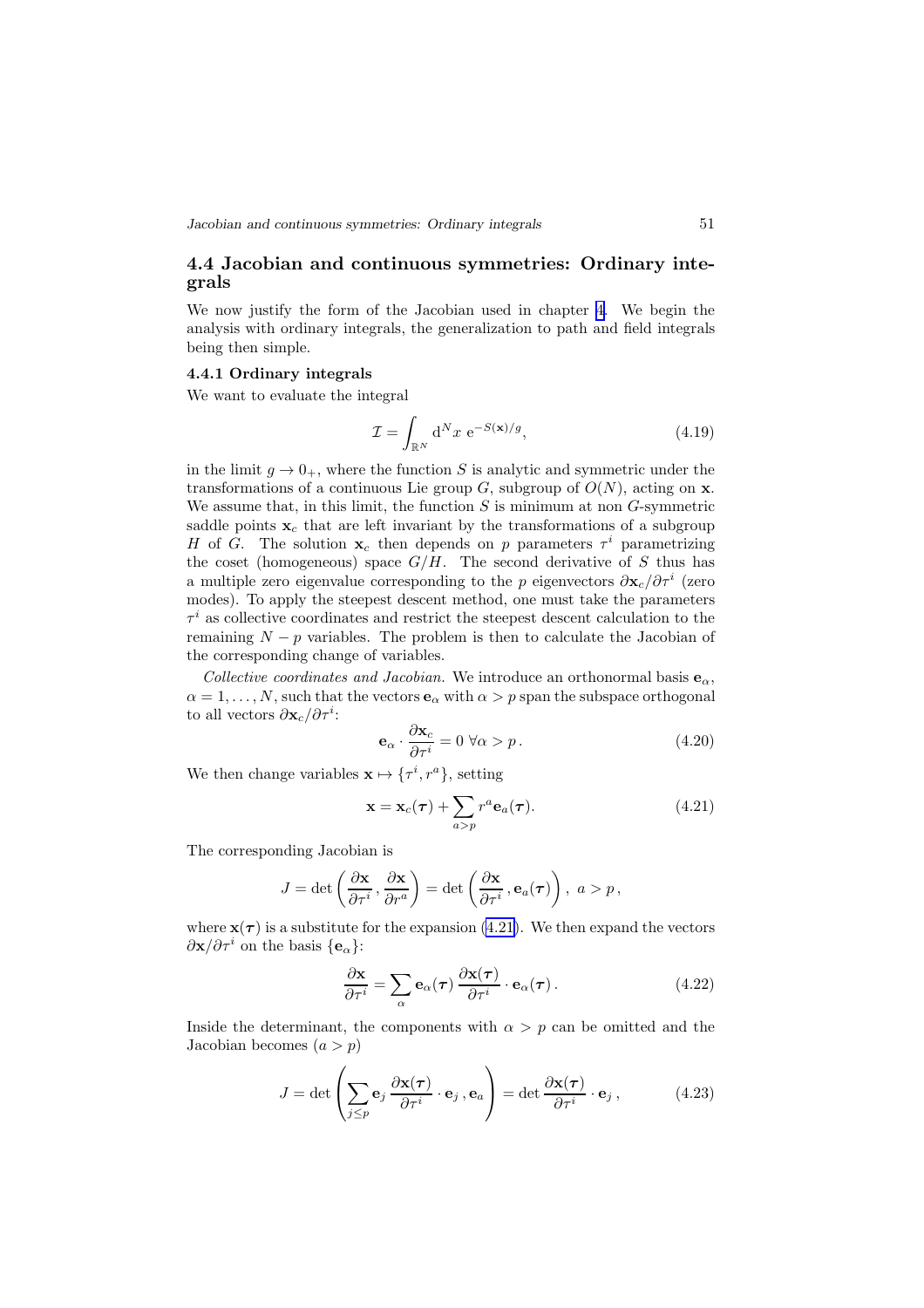## 4.4 Jacobian and continuous symmetries: Ordinary integrals

We now justify the form of the Jacobian used in chapter 4. We begin the analysis with ordinary integrals, the generalization to path and field integrals being then simple.

### 4.4.1 Ordinary integrals

We want to evaluate the integral

$$\mathcal{I} = \int_{\mathbb{R}^N} \mathrm{d}^N x \; \mathrm{e}^{-S(\mathbf{x})/g}, \tag{4.19}$$

in the limit $g \to 0_+$, where the function $S$ is analytic and symmetric under the transformations of a continuous Lie group $G$, subgroup of $O(N)$, acting on $\mathbf{x}$. We assume that, in this limit, the function $S$ is minimum at non $G$-symmetric saddle points $\mathbf{x}_c$ that are left invariant by the transformations of a subgroup $H$ of $G$. The solution $\mathbf{x}_c$ then depends on $p$ parameters $\tau^i$ parametrizing the coset (homogeneous) space $G/H$. The second derivative of $S$ thus has a multiple zero eigenvalue corresponding to the $p$ eigenvectors $\partial \mathbf{x}_c/\partial \tau^i$ (zero modes). To apply the steepest descent method, one must take the parameters $\tau^i$ as collective coordinates and restrict the steepest descent calculation to the remaining $N-p$ variables. The problem is then to calculate the Jacobian of the corresponding change of variables.

*Collective coordinates and Jacobian.* We introduce an orthonormal basis $\mathbf{e}_\alpha$, $\alpha = 1, \ldots, N$, such that the vectors $\mathbf{e}_\alpha$ with $\alpha > p$ span the subspace orthogonal to all vectors $\partial \mathbf{x}_c/\partial \tau^i$:

$$\mathbf{e}_\alpha \cdot \frac{\partial \mathbf{x}_c}{\partial \tau^i} = 0 \;\; \forall \alpha > p\,. \tag{4.20}$$

We then change variables $\mathbf{x} \mapsto \{\tau^i, r^a\}$, setting

$$\mathbf{x} = \mathbf{x}_c(\boldsymbol{\tau}) + \sum_{a>p} r^a \mathbf{e}_a(\boldsymbol{\tau}). \tag{4.21}$$

The corresponding Jacobian is

$$J = \det\left(\frac{\partial \mathbf{x}}{\partial \tau^i}\,, \frac{\partial \mathbf{x}}{\partial r^a}\right) = \det\left(\frac{\partial \mathbf{x}}{\partial \tau^i}\,, \mathbf{e}_a(\boldsymbol{\tau})\right),\; a > p\,,$$

where $\mathbf{x}(\boldsymbol{\tau})$ is a substitute for the expansion (4.21). We then expand the vectors $\partial \mathbf{x}/\partial \tau^i$ on the basis $\{\mathbf{e}_\alpha\}$:

$$\frac{\partial \mathbf{x}}{\partial \tau^i} = \sum_\alpha \mathbf{e}_\alpha(\boldsymbol{\tau})\, \frac{\partial \mathbf{x}(\boldsymbol{\tau})}{\partial \tau^i} \cdot \mathbf{e}_\alpha(\boldsymbol{\tau})\,. \tag{4.22}$$

Inside the determinant, the components with $\alpha > p$ can be omitted and the Jacobian becomes ($a > p$)

$$J = \det\left(\sum_{j \le p} \mathbf{e}_j\, \frac{\partial \mathbf{x}(\boldsymbol{\tau})}{\partial \tau^i} \cdot \mathbf{e}_j\,, \mathbf{e}_a\right) = \det \frac{\partial \mathbf{x}(\boldsymbol{\tau})}{\partial \tau^i} \cdot \mathbf{e}_j\,, \tag{4.23}$$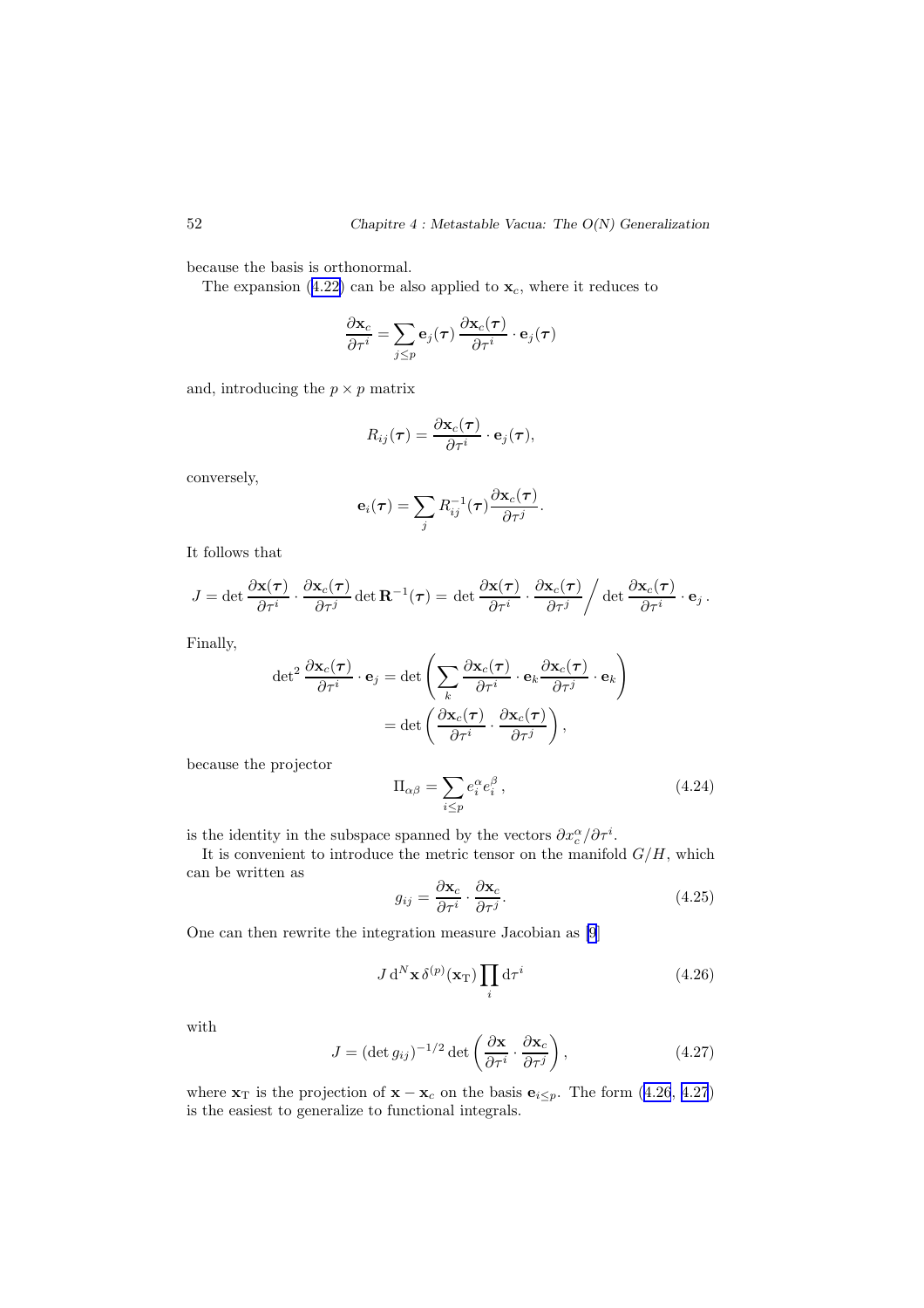because the basis is orthonormal.

The expansion (4.22) can be also applied to $\mathbf{x}_c$, where it reduces to

$$\frac{\partial \mathbf{x}_c}{\partial \tau^i} = \sum_{j \le p} \mathbf{e}_j(\boldsymbol{\tau})\, \frac{\partial \mathbf{x}_c(\boldsymbol{\tau})}{\partial \tau^i} \cdot \mathbf{e}_j(\boldsymbol{\tau})$$

and, introducing the $p \times p$ matrix

$$R_{ij}(\boldsymbol{\tau}) = \frac{\partial \mathbf{x}_c(\boldsymbol{\tau})}{\partial \tau^i} \cdot \mathbf{e}_j(\boldsymbol{\tau}),$$

conversely,

$$\mathbf{e}_i(\boldsymbol{\tau}) = \sum_j R^{-1}_{ij}(\boldsymbol{\tau}) \frac{\partial \mathbf{x}_c(\boldsymbol{\tau})}{\partial \tau^j}.$$

It follows that

$$J = \det \frac{\partial \mathbf{x}(\boldsymbol{\tau})}{\partial \tau^i} \cdot \frac{\partial \mathbf{x}_c(\boldsymbol{\tau})}{\partial \tau^j} \det \mathbf{R}^{-1}(\boldsymbol{\tau}) = \det \frac{\partial \mathbf{x}(\boldsymbol{\tau})}{\partial \tau^i} \cdot \frac{\partial \mathbf{x}_c(\boldsymbol{\tau})}{\partial \tau^j} \Big/ \det \frac{\partial \mathbf{x}_c(\boldsymbol{\tau})}{\partial \tau^i} \cdot \mathbf{e}_j \,.$$

Finally,

$$\begin{aligned} \det{}^2 \frac{\partial \mathbf{x}_c(\boldsymbol{\tau})}{\partial \tau^i} \cdot \mathbf{e}_j &= \det \left( \sum_k \frac{\partial \mathbf{x}_c(\boldsymbol{\tau})}{\partial \tau^i} \cdot \mathbf{e}_k \frac{\partial \mathbf{x}_c(\boldsymbol{\tau})}{\partial \tau^j} \cdot \mathbf{e}_k \right) \\ &= \det \left( \frac{\partial \mathbf{x}_c(\boldsymbol{\tau})}{\partial \tau^i} \cdot \frac{\partial \mathbf{x}_c(\boldsymbol{\tau})}{\partial \tau^j} \right), \end{aligned}$$

because the projector

$$\Pi_{\alpha\beta} = \sum_{i \le p} e_i^\alpha e_i^\beta \,, \tag{4.24}$$

is the identity in the subspace spanned by the vectors $\partial x_c^\alpha / \partial \tau^i$.

It is convenient to introduce the metric tensor on the manifold $G/H$, which can be written as

$$g_{ij} = \frac{\partial \mathbf{x}_c}{\partial \tau^i} \cdot \frac{\partial \mathbf{x}_c}{\partial \tau^j}. \tag{4.25}$$

One can then rewrite the integration measure Jacobian as [9]

$$J \, \mathrm{d}^N \mathbf{x} \, \delta^{(p)}(\mathbf{x}_\mathrm{T}) \prod_i \mathrm{d}\tau^i \tag{4.26}$$

with

$$J = (\det g_{ij})^{-1/2} \det \left( \frac{\partial \mathbf{x}}{\partial \tau^i} \cdot \frac{\partial \mathbf{x}_c}{\partial \tau^j} \right), \tag{4.27}$$

where $\mathbf{x}_\mathrm{T}$ is the projection of $\mathbf{x} - \mathbf{x}_c$ on the basis $\mathbf{e}_{i \le p}$. The form (4.26, 4.27) is the easiest to generalize to functional integrals.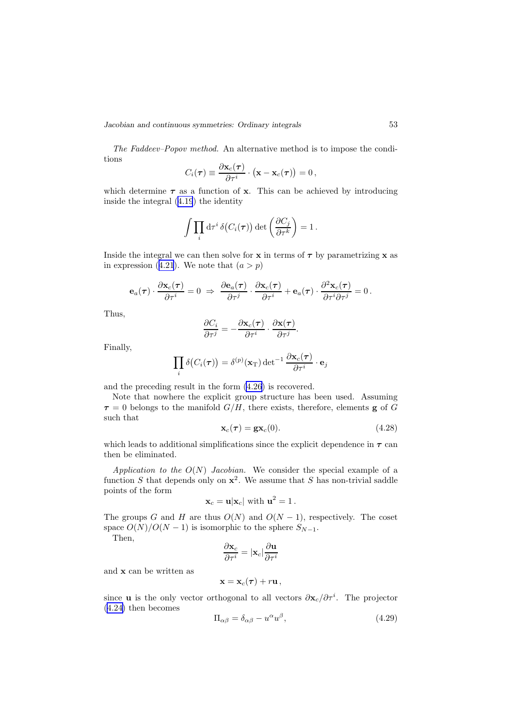*The Faddeev–Popov method.* An alternative method is to impose the conditions

$$C_i(\boldsymbol{\tau}) \equiv \frac{\partial \mathbf{x}_c(\boldsymbol{\tau})}{\partial \tau^i} \cdot \big(\mathbf{x} - \mathbf{x}_c(\boldsymbol{\tau})\big) = 0\,,$$

which determine $\boldsymbol{\tau}$ as a function of $\mathbf{x}$. This can be achieved by introducing inside the integral (4.19) the identity

$$\int \prod_i \mathrm{d}\tau^i\, \delta\big(C_i(\boldsymbol{\tau})\big) \det\left(\frac{\partial C_j}{\partial \tau^k}\right) = 1\,.$$

Inside the integral we can then solve for $\mathbf{x}$ in terms of $\boldsymbol{\tau}$ by parametrizing $\mathbf{x}$ as in expression (4.21). We note that $(a > p)$

$$\mathbf{e}_a(\boldsymbol{\tau}) \cdot \frac{\partial \mathbf{x}_c(\boldsymbol{\tau})}{\partial \tau^i} = 0 \;\Rightarrow\; \frac{\partial \mathbf{e}_a(\boldsymbol{\tau})}{\partial \tau^j} \cdot \frac{\partial \mathbf{x}_c(\boldsymbol{\tau})}{\partial \tau^i} + \mathbf{e}_a(\boldsymbol{\tau}) \cdot \frac{\partial^2 \mathbf{x}_c(\boldsymbol{\tau})}{\partial \tau^i \partial \tau^j} = 0\,.$$

Thus,

$$\frac{\partial C_i}{\partial \tau^j} = -\frac{\partial \mathbf{x}_c(\boldsymbol{\tau})}{\partial \tau^i} \cdot \frac{\partial \mathbf{x}(\boldsymbol{\tau})}{\partial \tau^j}.$$

Finally,

$$\prod_i \delta\big(C_i(\boldsymbol{\tau})\big) = \delta^{(p)}(\mathbf{x}_{\mathrm{T}}) \det{}^{-1} \frac{\partial \mathbf{x}_c(\boldsymbol{\tau})}{\partial \tau^i} \cdot \mathbf{e}_j$$

and the preceding result in the form (4.26) is recovered.

Note that nowhere the explicit group structure has been used. Assuming $\boldsymbol{\tau} = 0$ belongs to the manifold $G/H$, there exists, therefore, elements $\mathbf{g}$ of $G$ such that

$$\mathbf{x}_c(\boldsymbol{\tau}) = \mathbf{g}\mathbf{x}_c(0). \tag{4.28}$$

which leads to additional simplifications since the explicit dependence in $\boldsymbol{\tau}$ can then be eliminated.

*Application to the $O(N)$ Jacobian.* We consider the special example of a function $S$ that depends only on $\mathbf{x}^2$. We assume that $S$ has non-trivial saddle points of the form

$$\mathbf{x}_c = \mathbf{u}|\mathbf{x}_c| \text{ with } \mathbf{u}^2 = 1\,.$$

The groups $G$ and $H$ are thus $O(N)$ and $O(N-1)$, respectively. The coset space $O(N)/O(N-1)$ is isomorphic to the sphere $S_{N-1}$.

Then,

$$\frac{\partial \mathbf{x}_c}{\partial \tau^i} = |\mathbf{x}_c| \frac{\partial \mathbf{u}}{\partial \tau^i}$$

and $\mathbf{x}$ can be written as

$$\mathbf{x} = \mathbf{x}_c(\boldsymbol{\tau}) + r\mathbf{u}\,,$$

since $\mathbf{u}$ is the only vector orthogonal to all vectors $\partial \mathbf{x}_c/\partial \tau^i$. The projector (4.24) then becomes

$$\Pi_{\alpha\beta} = \delta_{\alpha\beta} - u^\alpha u^\beta, \tag{4.29}$$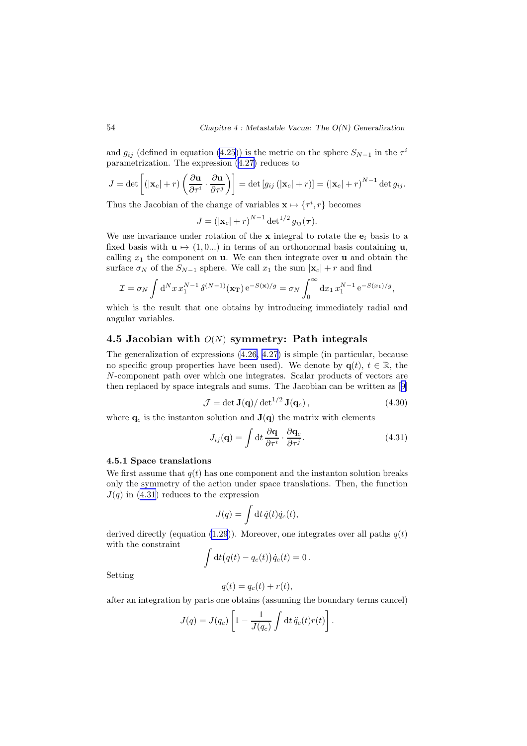and $g_{ij}$ (defined in equation (4.25)) is the metric on the sphere $S_{N-1}$ in the $\tau^i$ parametrization. The expression (4.27) reduces to

$$J = \det\left[(|\mathbf{x}_c| + r)\left(\frac{\partial \mathbf{u}}{\partial \tau^i} \cdot \frac{\partial \mathbf{u}}{\partial \tau^j}\right)\right] = \det\left[g_{ij}\,(|\mathbf{x}_c| + r)\right] = (|\mathbf{x}_c| + r)^{N-1} \det g_{ij}.$$

Thus the Jacobian of the change of variables $\mathbf{x} \mapsto \{\tau^i, r\}$ becomes

$$J = (|\mathbf{x}_c| + r)^{N-1} \det{}^{1/2} g_{ij}(\boldsymbol{\tau}).$$

We use invariance under rotation of the $\mathbf{x}$ integral to rotate the $\mathbf{e}_i$ basis to a fixed basis with $\mathbf{u} \mapsto (1, 0...)$ in terms of an orthonormal basis containing $\mathbf{u}$, calling $x_1$ the component on $\mathbf{u}$. We can then integrate over $\mathbf{u}$ and obtain the surface $\sigma_N$ of the $S_{N-1}$ sphere. We call $x_1$ the sum $|\mathbf{x}_c| + r$ and find

$$\mathcal{I} = \sigma_N \int \mathrm{d}^N x\, x_1^{N-1}\, \delta^{(N-1)}(\mathbf{x}_\mathrm{T})\, \mathrm{e}^{-S(\mathbf{x})/g} = \sigma_N \int_0^\infty \mathrm{d}x_1\, x_1^{N-1}\, \mathrm{e}^{-S(x_1)/g},$$

which is the result that one obtains by introducing immediately radial and angular variables.

## 4.5 Jacobian with $O(N)$ symmetry: Path integrals

The generalization of expressions (4.26, 4.27) is simple (in particular, because no specific group properties have been used). We denote by $\mathbf{q}(t)$, $t \in \mathbb{R}$, the $N$-component path over which one integrates. Scalar products of vectors are then replaced by space integrals and sums. The Jacobian can be written as [9]

$$\mathcal{J} = \det \mathbf{J}(\mathbf{q}) / \det{}^{1/2} \mathbf{J}(\mathbf{q}_c)\,, \tag{4.30}$$

where $\mathbf{q}_c$ is the instanton solution and $\mathbf{J}(\mathbf{q})$ the matrix with elements

$$J_{ij}(\mathbf{q}) = \int \mathrm{d}t\, \frac{\partial \mathbf{q}}{\partial \tau^i} \cdot \frac{\partial \mathbf{q}_c}{\partial \tau^j}. \tag{4.31}$$

### 4.5.1 Space translations

We first assume that $q(t)$ has one component and the instanton solution breaks only the symmetry of the action under space translations. Then, the function $J(q)$ in (4.31) reduces to the expression

$$J(q) = \int \mathrm{d}t\, \dot{q}(t) \dot{q}_c(t),$$

derived directly (equation (1.29)). Moreover, one integrates over all paths $q(t)$ with the constraint

$$\int \mathrm{d}t \big(q(t) - q_c(t)\big) \dot{q}_c(t) = 0\,.$$

Setting

$$q(t) = q_c(t) + r(t),$$

after an integration by parts one obtains (assuming the boundary terms cancel)

$$J(q) = J(q_c)\left[1 - \frac{1}{J(q_c)} \int \mathrm{d}t\, \ddot{q}_c(t) r(t)\right].$$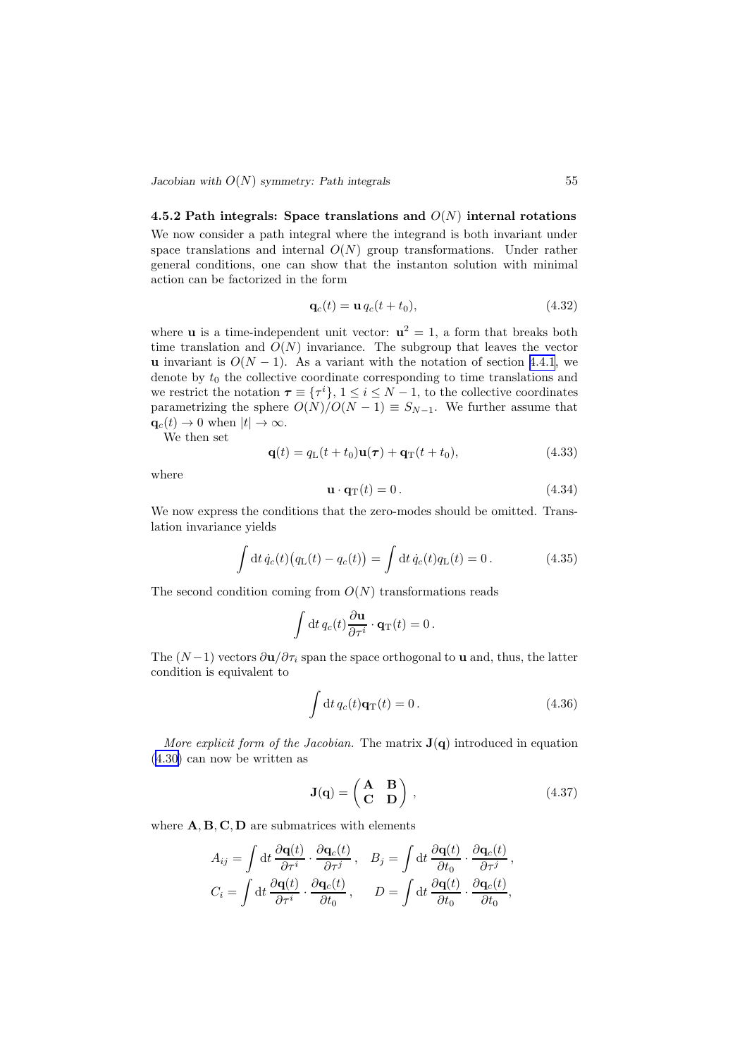### 4.5.2 Path integrals: Space translations and $O(N)$ internal rotations

We now consider a path integral where the integrand is both invariant under space translations and internal $O(N)$ group transformations. Under rather general conditions, one can show that the instanton solution with minimal action can be factorized in the form

$$\mathbf{q}_c(t) = \mathbf{u}\, q_c(t + t_0), \tag{4.32}$$

where $\mathbf{u}$ is a time-independent unit vector: $\mathbf{u}^2 = 1$, a form that breaks both time translation and $O(N)$ invariance. The subgroup that leaves the vector $\mathbf{u}$ invariant is $O(N-1)$. As a variant with the notation of section 4.4.1, we denote by $t_0$ the collective coordinate corresponding to time translations and we restrict the notation $\boldsymbol{\tau} \equiv \{\tau^i\}$, $1 \le i \le N-1$, to the collective coordinates parametrizing the sphere $O(N)/O(N-1) \equiv S_{N-1}$. We further assume that $\mathbf{q}_c(t) \to 0$ when $|t| \to \infty$.

We then set

$$\mathbf{q}(t) = q_{\mathrm{L}}(t + t_0)\mathbf{u}(\boldsymbol{\tau}) + \mathbf{q}_{\mathrm{T}}(t + t_0), \tag{4.33}$$

where

$$\mathbf{u} \cdot \mathbf{q}_{\mathrm{T}}(t) = 0\,. \tag{4.34}$$

We now express the conditions that the zero-modes should be omitted. Translation invariance yields

$$\int \mathrm{d}t\, \dot{q}_c(t)\big(q_{\mathrm{L}}(t) - q_c(t)\big) = \int \mathrm{d}t\, \dot{q}_c(t) q_{\mathrm{L}}(t) = 0\,. \tag{4.35}$$

The second condition coming from $O(N)$ transformations reads

$$\int \mathrm{d}t\, q_c(t) \frac{\partial \mathbf{u}}{\partial \tau^i} \cdot \mathbf{q}_{\mathrm{T}}(t) = 0\,.$$

The $(N-1)$ vectors $\partial \mathbf{u}/\partial \tau_i$ span the space orthogonal to $\mathbf{u}$ and, thus, the latter condition is equivalent to

$$\int \mathrm{d}t\, q_c(t) \mathbf{q}_{\mathrm{T}}(t) = 0\,. \tag{4.36}$$

*More explicit form of the Jacobian.* The matrix $\mathbf{J}(\mathbf{q})$ introduced in equation (4.30) can now be written as

$$\mathbf{J}(\mathbf{q}) = \begin{pmatrix} \mathbf{A} & \mathbf{B} \\ \mathbf{C} & \mathbf{D} \end{pmatrix}, \tag{4.37}$$

where $\mathbf{A}, \mathbf{B}, \mathbf{C}, \mathbf{D}$ are submatrices with elements

$$A_{ij} = \int \mathrm{d}t\, \frac{\partial \mathbf{q}(t)}{\partial \tau^i} \cdot \frac{\partial \mathbf{q}_c(t)}{\partial \tau^j}\,, \quad B_j = \int \mathrm{d}t\, \frac{\partial \mathbf{q}(t)}{\partial t_0} \cdot \frac{\partial \mathbf{q}_c(t)}{\partial \tau^j}\,,$$

$$C_i = \int \mathrm{d}t\, \frac{\partial \mathbf{q}(t)}{\partial \tau^i} \cdot \frac{\partial \mathbf{q}_c(t)}{\partial t_0}\,, \quad D = \int \mathrm{d}t\, \frac{\partial \mathbf{q}(t)}{\partial t_0} \cdot \frac{\partial \mathbf{q}_c(t)}{\partial t_0},$$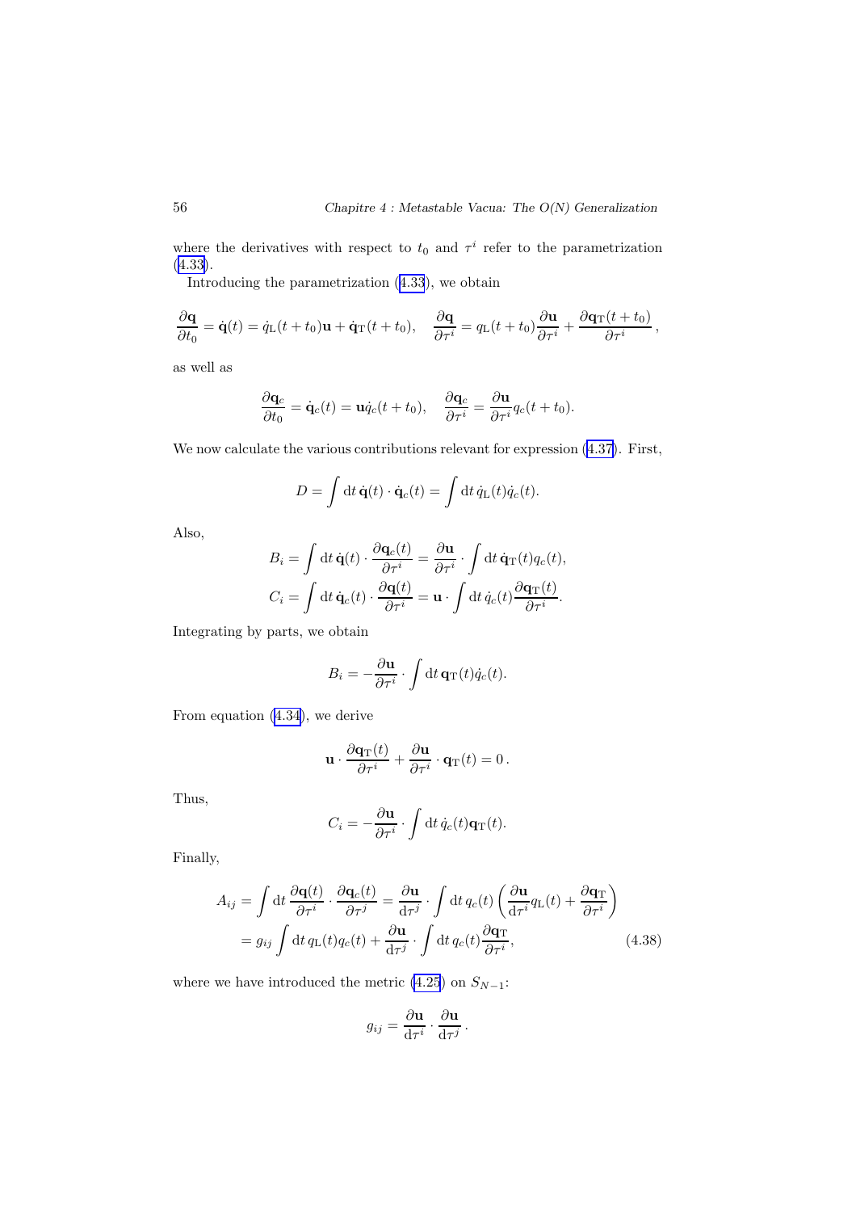where the derivatives with respect to $t_0$ and $\tau^i$ refer to the parametrization (4.33).

Introducing the parametrization (4.33), we obtain

$$\frac{\partial \mathbf{q}}{\partial t_0} = \dot{\mathbf{q}}(t) = \dot{q}_{\mathrm{L}}(t+t_0)\mathbf{u} + \dot{\mathbf{q}}_{\mathrm{T}}(t+t_0), \quad \frac{\partial \mathbf{q}}{\partial \tau^i} = q_{\mathrm{L}}(t+t_0)\frac{\partial \mathbf{u}}{\partial \tau^i} + \frac{\partial \mathbf{q}_{\mathrm{T}}(t+t_0)}{\partial \tau^i},$$

as well as

$$\frac{\partial \mathbf{q}_c}{\partial t_0} = \dot{\mathbf{q}}_c(t) = \mathbf{u}\dot{q}_c(t+t_0), \quad \frac{\partial \mathbf{q}_c}{\partial \tau^i} = \frac{\partial \mathbf{u}}{\partial \tau^i} q_c(t+t_0).$$

We now calculate the various contributions relevant for expression (4.37). First,

$$D = \int \mathrm{d}t\, \dot{\mathbf{q}}(t) \cdot \dot{\mathbf{q}}_c(t) = \int \mathrm{d}t\, \dot{q}_{\mathrm{L}}(t)\dot{q}_c(t).$$

Also,

$$B_i = \int \mathrm{d}t\, \dot{\mathbf{q}}(t) \cdot \frac{\partial \mathbf{q}_c(t)}{\partial \tau^i} = \frac{\partial \mathbf{u}}{\partial \tau^i} \cdot \int \mathrm{d}t\, \dot{\mathbf{q}}_{\mathrm{T}}(t) q_c(t),$$

$$C_i = \int \mathrm{d}t\, \dot{\mathbf{q}}_c(t) \cdot \frac{\partial \mathbf{q}(t)}{\partial \tau^i} = \mathbf{u} \cdot \int \mathrm{d}t\, \dot{q}_c(t) \frac{\partial \mathbf{q}_{\mathrm{T}}(t)}{\partial \tau^i}.$$

Integrating by parts, we obtain

$$B_i = -\frac{\partial \mathbf{u}}{\partial \tau^i} \cdot \int \mathrm{d}t\, \mathbf{q}_{\mathrm{T}}(t)\dot{q}_c(t).$$

From equation (4.34), we derive

$$\mathbf{u} \cdot \frac{\partial \mathbf{q}_{\mathrm{T}}(t)}{\partial \tau^i} + \frac{\partial \mathbf{u}}{\partial \tau^i} \cdot \mathbf{q}_{\mathrm{T}}(t) = 0\,.$$

Thus,

$$C_i = -\frac{\partial \mathbf{u}}{\partial \tau^i} \cdot \int \mathrm{d}t\, \dot{q}_c(t)\mathbf{q}_{\mathrm{T}}(t).$$

Finally,

$$\begin{aligned} A_{ij} &= \int \mathrm{d}t\, \frac{\partial \mathbf{q}(t)}{\partial \tau^i} \cdot \frac{\partial \mathbf{q}_c(t)}{\partial \tau^j} = \frac{\partial \mathbf{u}}{\mathrm{d}\tau^j} \cdot \int \mathrm{d}t\, q_c(t) \left( \frac{\partial \mathbf{u}}{\mathrm{d}\tau^i} q_{\mathrm{L}}(t) + \frac{\partial \mathbf{q}_{\mathrm{T}}}{\partial \tau^i} \right) \\ &= g_{ij} \int \mathrm{d}t\, q_{\mathrm{L}}(t) q_c(t) + \frac{\partial \mathbf{u}}{\mathrm{d}\tau^j} \cdot \int \mathrm{d}t\, q_c(t) \frac{\partial \mathbf{q}_{\mathrm{T}}}{\partial \tau^i}, \end{aligned} \tag{4.38}$$

where we have introduced the metric (4.25) on $S_{N-1}$:

$$g_{ij} = \frac{\partial \mathbf{u}}{\mathrm{d}\tau^i} \cdot \frac{\partial \mathbf{u}}{\mathrm{d}\tau^j}\,.$$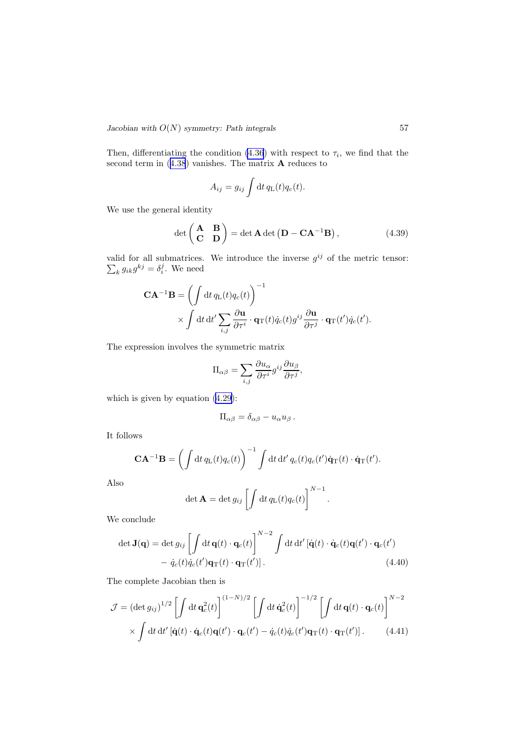Then, differentiating the condition (4.36) with respect to $\tau_i$, we find that the second term in (4.38) vanishes. The matrix $\mathbf{A}$ reduces to

$$A_{ij} = g_{ij} \int \mathrm{d}t\, q_{\mathrm{L}}(t) q_c(t).$$

We use the general identity

$$\det \begin{pmatrix} \mathbf{A} & \mathbf{B} \\ \mathbf{C} & \mathbf{D} \end{pmatrix} = \det \mathbf{A} \det \left( \mathbf{D} - \mathbf{C}\mathbf{A}^{-1}\mathbf{B} \right), \tag{4.39}$$

valid for all submatrices. We introduce the inverse $g^{ij}$ of the metric tensor: $\sum_k g_{ik} g^{kj} = \delta_i^j$. We need

$$\mathbf{C}\mathbf{A}^{-1}\mathbf{B} = \left( \int \mathrm{d}t\, q_{\mathrm{L}}(t) q_c(t) \right)^{-1} \times \int \mathrm{d}t\, \mathrm{d}t' \sum_{i,j} \frac{\partial \mathbf{u}}{\partial \tau^i} \cdot \mathbf{q}_{\mathrm{T}}(t) \dot{q}_c(t) g^{ij} \frac{\partial \mathbf{u}}{\partial \tau^j} \cdot \mathbf{q}_{\mathrm{T}}(t') \dot{q}_c(t').$$

The expression involves the symmetric matrix

$$\Pi_{\alpha\beta} = \sum_{i,j} \frac{\partial u_\alpha}{\partial \tau^i} g^{ij} \frac{\partial u_\beta}{\partial \tau^j},$$

which is given by equation (4.29):

$$\Pi_{\alpha\beta} = \delta_{\alpha\beta} - u_\alpha u_\beta \,.$$

It follows

$$\mathbf{C}\mathbf{A}^{-1}\mathbf{B} = \left( \int \mathrm{d}t\, q_{\mathrm{L}}(t) q_c(t) \right)^{-1} \int \mathrm{d}t\, \mathrm{d}t'\, q_c(t) q_c(t') \dot{\mathbf{q}}_{\mathrm{T}}(t) \cdot \dot{\mathbf{q}}_{\mathrm{T}}(t').$$

Also

$$\det \mathbf{A} = \det g_{ij} \left[ \int \mathrm{d}t\, q_{\mathrm{L}}(t) q_c(t) \right]^{N-1}.$$

We conclude

$$\det \mathbf{J}(\mathbf{q}) = \det g_{ij} \left[ \int \mathrm{d}t\, \mathbf{q}(t) \cdot \mathbf{q}_c(t) \right]^{N-2} \int \mathrm{d}t\, \mathrm{d}t' \left[ \dot{\mathbf{q}}(t) \cdot \dot{\mathbf{q}}_c(t) \mathbf{q}(t') \cdot \mathbf{q}_c(t') - \dot{q}_c(t) \dot{q}_c(t') \mathbf{q}_{\mathrm{T}}(t) \cdot \mathbf{q}_{\mathrm{T}}(t') \right]. \tag{4.40}$$

The complete Jacobian then is

$$\mathcal{J} = \left( \det g_{ij} \right)^{1/2} \left[ \int \mathrm{d}t\, \mathbf{q}_c^2(t) \right]^{(1-N)/2} \left[ \int \mathrm{d}t\, \dot{\mathbf{q}}_c^2(t) \right]^{-1/2} \left[ \int \mathrm{d}t\, \mathbf{q}(t) \cdot \mathbf{q}_c(t) \right]^{N-2} \times \int \mathrm{d}t\, \mathrm{d}t' \left[ \dot{\mathbf{q}}(t) \cdot \dot{\mathbf{q}}_c(t) \mathbf{q}(t') \cdot \mathbf{q}_c(t') - \dot{q}_c(t) \dot{q}_c(t') \mathbf{q}_{\mathrm{T}}(t) \cdot \mathbf{q}_{\mathrm{T}}(t') \right]. \tag{4.41}$$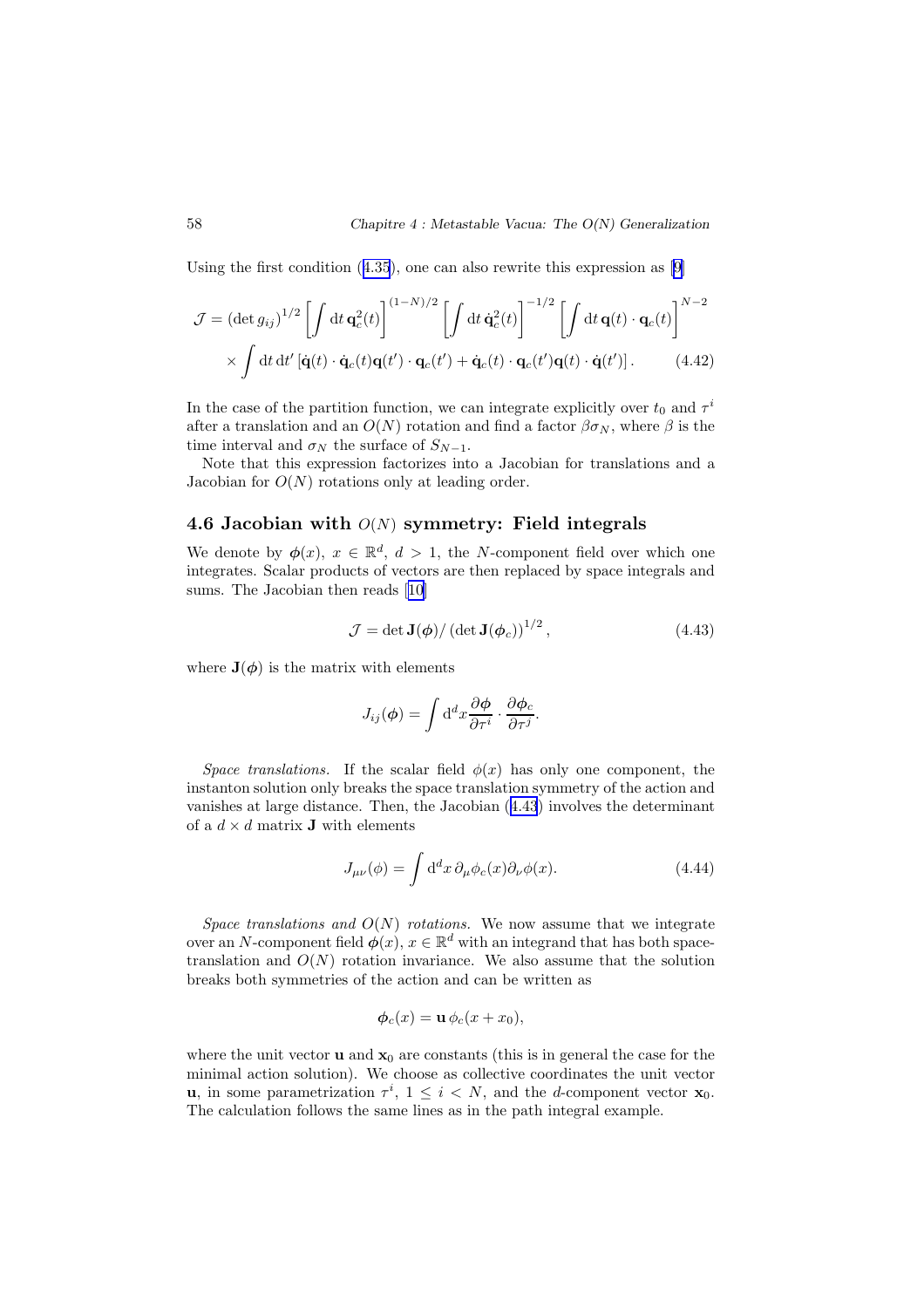Using the first condition (4.35), one can also rewrite this expression as [9]

$$\mathcal{J} = (\det g_{ij})^{1/2} \left[\int \mathrm{d}t\, \mathbf{q}_c^2(t)\right]^{(1-N)/2} \left[\int \mathrm{d}t\, \dot{\mathbf{q}}_c^2(t)\right]^{-1/2} \left[\int \mathrm{d}t\, \mathbf{q}(t)\cdot\mathbf{q}_c(t)\right]^{N-2}$$
$$\times \int \mathrm{d}t\, \mathrm{d}t' \left[\dot{\mathbf{q}}(t)\cdot\dot{\mathbf{q}}_c(t)\mathbf{q}(t')\cdot\mathbf{q}_c(t') + \dot{\mathbf{q}}_c(t)\cdot\mathbf{q}_c(t')\mathbf{q}(t)\cdot\dot{\mathbf{q}}(t')\right]. \qquad (4.42)$$

In the case of the partition function, we can integrate explicitly over $t_0$ and $\tau^i$ after a translation and an $O(N)$ rotation and find a factor $\beta\sigma_N$, where $\beta$ is the time interval and $\sigma_N$ the surface of $S_{N-1}$.

Note that this expression factorizes into a Jacobian for translations and a Jacobian for $O(N)$ rotations only at leading order.

## 4.6 Jacobian with $O(N)$ symmetry: Field integrals

We denote by $\boldsymbol{\phi}(x)$, $x \in \mathbb{R}^d$, $d > 1$, the $N$-component field over which one integrates. Scalar products of vectors are then replaced by space integrals and sums. The Jacobian then reads [10]

$$\mathcal{J} = \det \mathbf{J}(\boldsymbol{\phi}) / \left(\det \mathbf{J}(\boldsymbol{\phi}_c)\right)^{1/2}, \qquad (4.43)$$

where $\mathbf{J}(\boldsymbol{\phi})$ is the matrix with elements

$$J_{ij}(\boldsymbol{\phi}) = \int \mathrm{d}^d x \frac{\partial \boldsymbol{\phi}}{\partial \tau^i} \cdot \frac{\partial \boldsymbol{\phi}_c}{\partial \tau^j}.$$

*Space translations.* If the scalar field $\phi(x)$ has only one component, the instanton solution only breaks the space translation symmetry of the action and vanishes at large distance. Then, the Jacobian (4.43) involves the determinant of a $d \times d$ matrix $\mathbf{J}$ with elements

$$J_{\mu\nu}(\phi) = \int \mathrm{d}^d x\, \partial_\mu \phi_c(x) \partial_\nu \phi(x). \qquad (4.44)$$

*Space translations and $O(N)$ rotations.* We now assume that we integrate over an $N$-component field $\boldsymbol{\phi}(x)$, $x \in \mathbb{R}^d$ with an integrand that has both space-translation and $O(N)$ rotation invariance. We also assume that the solution breaks both symmetries of the action and can be written as

$$\boldsymbol{\phi}_c(x) = \mathbf{u}\, \phi_c(x + x_0),$$

where the unit vector $\mathbf{u}$ and $\mathbf{x}_0$ are constants (this is in general the case for the minimal action solution). We choose as collective coordinates the unit vector $\mathbf{u}$, in some parametrization $\tau^i$, $1 \leq i < N$, and the $d$-component vector $\mathbf{x}_0$. The calculation follows the same lines as in the path integral example.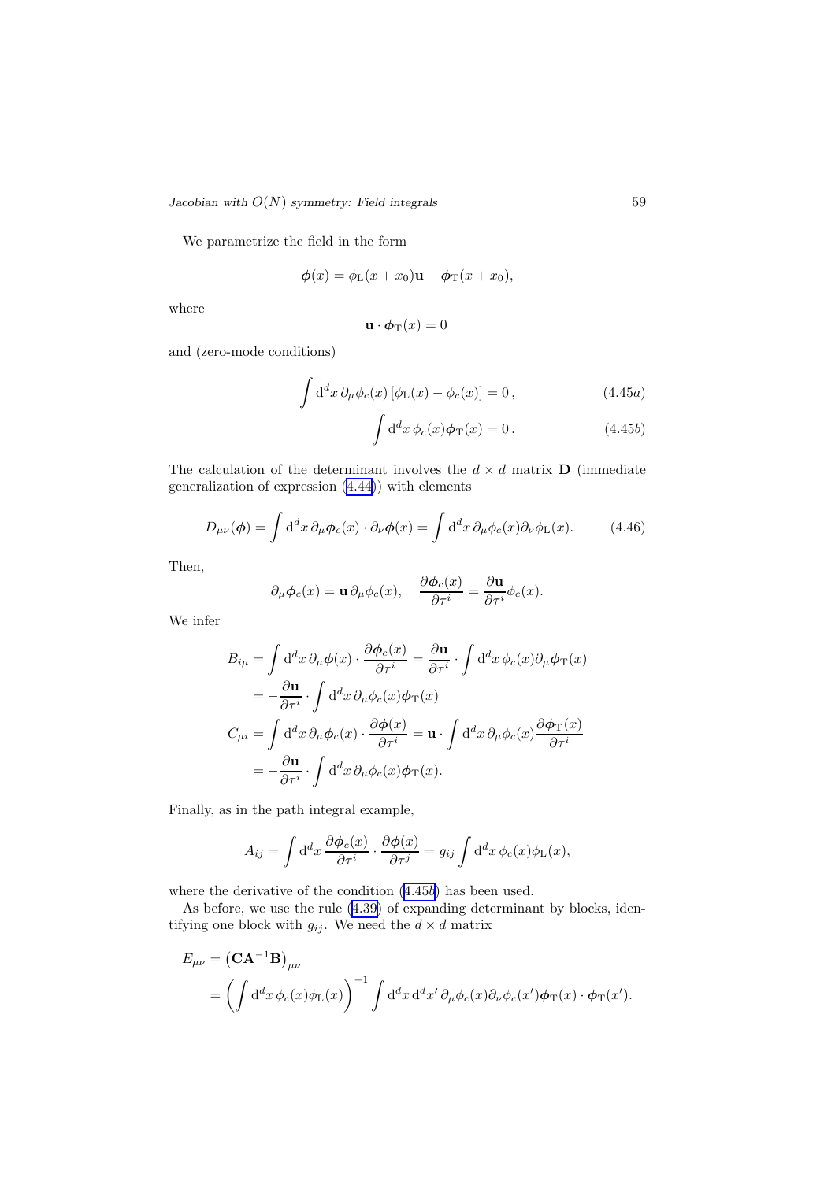We parametrize the field in the form

$$\boldsymbol{\phi}(x) = \phi_{\mathrm{L}}(x + x_0)\mathbf{u} + \boldsymbol{\phi}_{\mathrm{T}}(x + x_0),$$

where

$$\mathbf{u} \cdot \boldsymbol{\phi}_{\mathrm{T}}(x) = 0$$

and (zero-mode conditions)

$$\int \mathrm{d}^d x \, \partial_\mu \phi_c(x) \left[\phi_{\mathrm{L}}(x) - \phi_c(x)\right] = 0 \,, \tag{4.45a}$$

$$\int \mathrm{d}^d x \, \phi_c(x) \boldsymbol{\phi}_{\mathrm{T}}(x) = 0 \,. \tag{4.45b}$$

The calculation of the determinant involves the $d \times d$ matrix $\mathbf{D}$ (immediate generalization of expression (4.44)) with elements

$$D_{\mu\nu}(\boldsymbol{\phi}) = \int \mathrm{d}^d x \, \partial_\mu \boldsymbol{\phi}_c(x) \cdot \partial_\nu \boldsymbol{\phi}(x) = \int \mathrm{d}^d x \, \partial_\mu \phi_c(x) \partial_\nu \phi_{\mathrm{L}}(x). \tag{4.46}$$

Then,

$$\partial_\mu \boldsymbol{\phi}_c(x) = \mathbf{u} \, \partial_\mu \phi_c(x), \quad \frac{\partial \boldsymbol{\phi}_c(x)}{\partial \tau^i} = \frac{\partial \mathbf{u}}{\partial \tau^i} \phi_c(x).$$

We infer

$$\begin{aligned}
B_{i\mu} &= \int \mathrm{d}^d x \, \partial_\mu \boldsymbol{\phi}(x) \cdot \frac{\partial \boldsymbol{\phi}_c(x)}{\partial \tau^i} = \frac{\partial \mathbf{u}}{\partial \tau^i} \cdot \int \mathrm{d}^d x \, \phi_c(x) \partial_\mu \boldsymbol{\phi}_{\mathrm{T}}(x) \\
&= -\frac{\partial \mathbf{u}}{\partial \tau^i} \cdot \int \mathrm{d}^d x \, \partial_\mu \phi_c(x) \boldsymbol{\phi}_{\mathrm{T}}(x) \\
C_{\mu i} &= \int \mathrm{d}^d x \, \partial_\mu \boldsymbol{\phi}_c(x) \cdot \frac{\partial \boldsymbol{\phi}(x)}{\partial \tau^i} = \mathbf{u} \cdot \int \mathrm{d}^d x \, \partial_\mu \phi_c(x) \frac{\partial \boldsymbol{\phi}_{\mathrm{T}}(x)}{\partial \tau^i} \\
&= -\frac{\partial \mathbf{u}}{\partial \tau^i} \cdot \int \mathrm{d}^d x \, \partial_\mu \phi_c(x) \boldsymbol{\phi}_{\mathrm{T}}(x).
\end{aligned}$$

Finally, as in the path integral example,

$$A_{ij} = \int \mathrm{d}^d x \, \frac{\partial \boldsymbol{\phi}_c(x)}{\partial \tau^i} \cdot \frac{\partial \boldsymbol{\phi}(x)}{\partial \tau^j} = g_{ij} \int \mathrm{d}^d x \, \phi_c(x) \phi_{\mathrm{L}}(x),$$

where the derivative of the condition (4.45$b$) has been used.

As before, we use the rule (4.39) of expanding determinant by blocks, identifying one block with $g_{ij}$. We need the $d \times d$ matrix

$$\begin{aligned}
E_{\mu\nu} &= \left(\mathbf{C}\mathbf{A}^{-1}\mathbf{B}\right)_{\mu\nu} \\
&= \left(\int \mathrm{d}^d x \, \phi_c(x) \phi_{\mathrm{L}}(x)\right)^{-1} \int \mathrm{d}^d x \, \mathrm{d}^d x' \, \partial_\mu \phi_c(x) \partial_\nu \phi_c(x') \boldsymbol{\phi}_{\mathrm{T}}(x) \cdot \boldsymbol{\phi}_{\mathrm{T}}(x').
\end{aligned}$$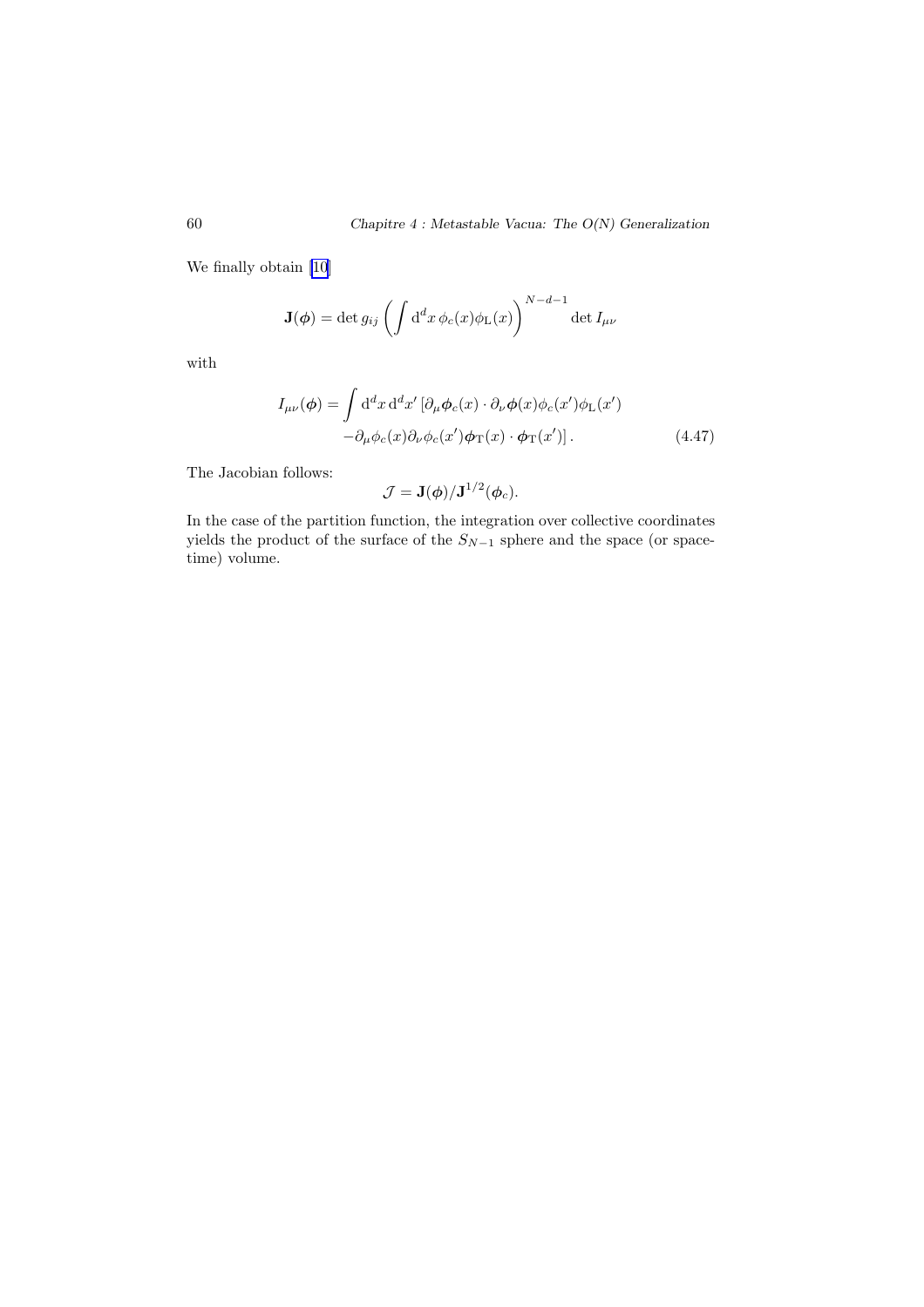We finally obtain [10]

$$\mathbf{J}(\boldsymbol{\phi}) = \det g_{ij} \left( \int \mathrm{d}^d x \, \phi_c(x) \phi_\mathrm{L}(x) \right)^{N-d-1} \det I_{\mu\nu}$$

with

$$\begin{aligned} I_{\mu\nu}(\boldsymbol{\phi}) = \int \mathrm{d}^d x \, \mathrm{d}^d x' \, [& \partial_\mu \boldsymbol{\phi}_c(x) \cdot \partial_\nu \boldsymbol{\phi}(x) \phi_c(x') \phi_\mathrm{L}(x') \\ & - \partial_\mu \phi_c(x) \partial_\nu \phi_c(x') \boldsymbol{\phi}_\mathrm{T}(x) \cdot \boldsymbol{\phi}_\mathrm{T}(x')] \, . \end{aligned} \tag{4.47}$$

The Jacobian follows:

$$\mathcal{J} = \mathbf{J}(\boldsymbol{\phi}) / \mathbf{J}^{1/2}(\boldsymbol{\phi}_c).$$

In the case of the partition function, the integration over collective coordinates yields the product of the surface of the $S_{N-1}$ sphere and the space (or space-time) volume.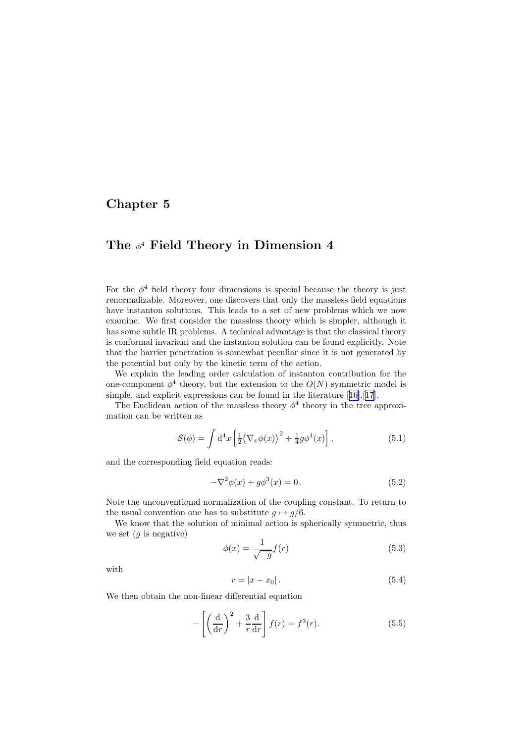# Chapter 5

# The $\phi^4$ Field Theory in Dimension 4

For the $\phi^4$ field theory four dimensions is special because the theory is just renormalizable. Moreover, one discovers that only the massless field equations have instanton solutions. This leads to a set of new problems which we now examine. We first consider the massless theory which is simpler, although it has some subtle IR problems. A technical advantage is that the classical theory is conformal invariant and the instanton solution can be found explicitly. Note that the barrier penetration is somewhat peculiar since it is not generated by the potential but only by the kinetic term of the action.

We explain the leading order calculation of instanton contribution for the one-component $\phi^4$ theory, but the extension to the $O(N)$ symmetric model is simple, and explicit expressions can be found in the literature [16],[17].

The Euclidean action of the massless theory $\phi^4$ theory in the tree approximation can be written as

$$\mathcal{S}(\phi) = \int \mathrm{d}^4 x \left[ \tfrac{1}{2}\big(\nabla_x \phi(x)\big)^2 + \tfrac{1}{4} g \phi^4(x) \right], \tag{5.1}$$

and the corresponding field equation reads:

$$-\nabla^2 \phi(x) + g\phi^3(x) = 0\,. \tag{5.2}$$

Note the unconventional normalization of the coupling constant. To return to the usual convention one has to substitute $g \mapsto g/6$.

We know that the solution of minimal action is spherically symmetric, thus we set ($g$ is negative)

$$\phi(x) = \frac{1}{\sqrt{-g}} f(r) \tag{5.3}$$

with

$$r = |x - x_0|\,. \tag{5.4}$$

We then obtain the non-linear differential equation

$$-\left[ \left( \frac{\mathrm{d}}{\mathrm{d}r} \right)^2 + \frac{3}{r} \frac{\mathrm{d}}{\mathrm{d}r} \right] f(r) = f^3(r). \tag{5.5}$$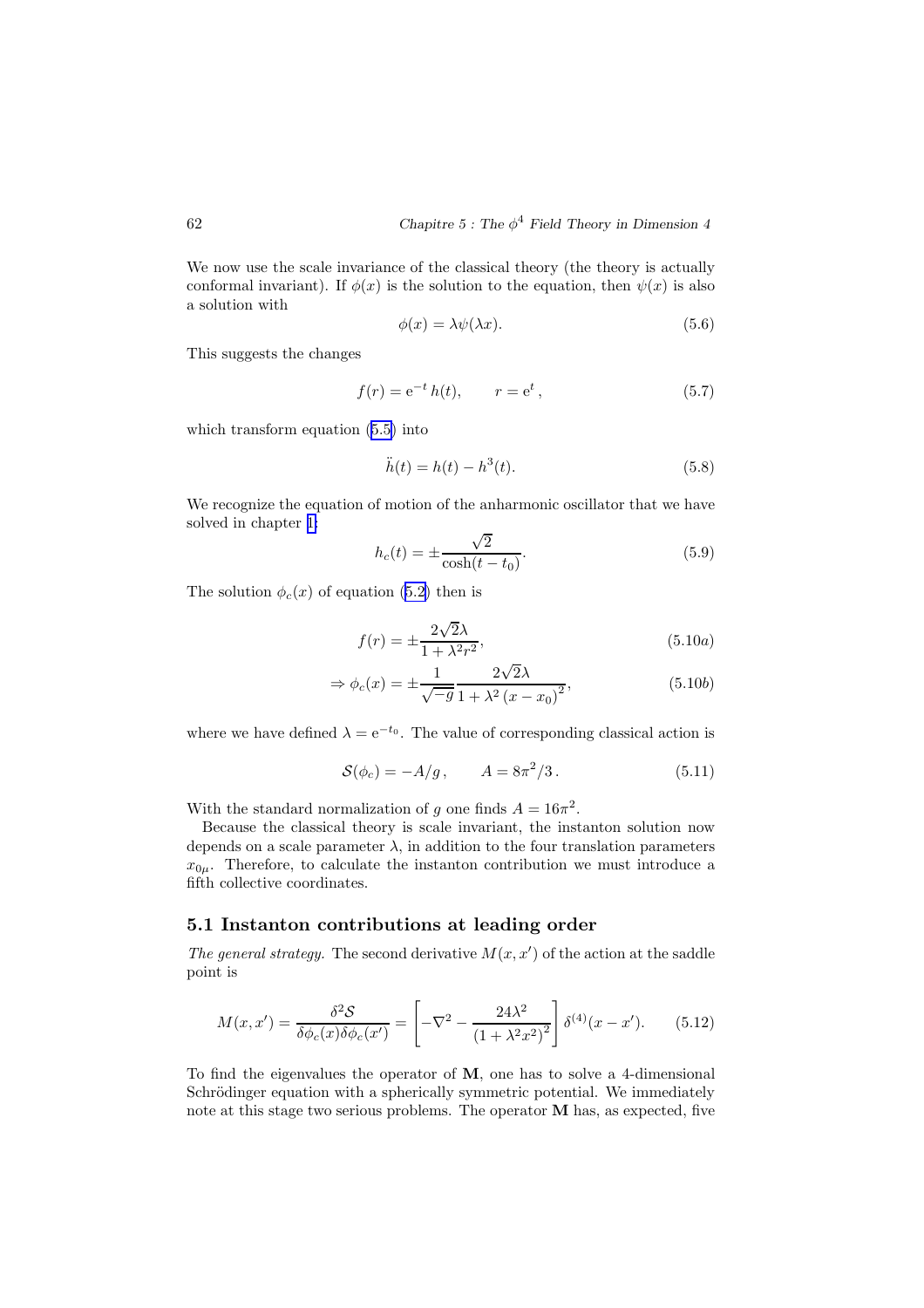We now use the scale invariance of the classical theory (the theory is actually conformal invariant). If $\phi(x)$ is the solution to the equation, then $\psi(x)$ is also a solution with

$$\phi(x) = \lambda\psi(\lambda x). \tag{5.6}$$

This suggests the changes

$$f(r) = \mathrm{e}^{-t}\,h(t), \qquad r = \mathrm{e}^{t}\,, \tag{5.7}$$

which transform equation (5.5) into

$$\ddot{h}(t) = h(t) - h^3(t). \tag{5.8}$$

We recognize the equation of motion of the anharmonic oscillator that we have solved in chapter 1:

$$h_c(t) = \pm\frac{\sqrt{2}}{\cosh(t-t_0)}. \tag{5.9}$$

The solution $\phi_c(x)$ of equation (5.2) then is

$$f(r) = \pm\frac{2\sqrt{2}\lambda}{1+\lambda^2 r^2}, \tag{5.10a}$$

$$\Rightarrow \phi_c(x) = \pm\frac{1}{\sqrt{-g}}\frac{2\sqrt{2}\lambda}{1+\lambda^2\left(x-x_0\right)^2}, \tag{5.10b}$$

where we have defined $\lambda = \mathrm{e}^{-t_0}$. The value of corresponding classical action is

$$\mathcal{S}(\phi_c) = -A/g\,, \qquad A = 8\pi^2/3\,. \tag{5.11}$$

With the standard normalization of $g$ one finds $A = 16\pi^2$.

Because the classical theory is scale invariant, the instanton solution now depends on a scale parameter $\lambda$, in addition to the four translation parameters $x_{0\mu}$. Therefore, to calculate the instanton contribution we must introduce a fifth collective coordinates.

## 5.1 Instanton contributions at leading order

*The general strategy.* The second derivative $M(x,x')$ of the action at the saddle point is

$$M(x,x') = \frac{\delta^2\mathcal{S}}{\delta\phi_c(x)\delta\phi_c(x')} = \left[-\nabla^2 - \frac{24\lambda^2}{\left(1+\lambda^2x^2\right)^2}\right]\delta^{(4)}(x-x'). \tag{5.12}$$

To find the eigenvalues the operator of $\mathbf{M}$, one has to solve a 4-dimensional Schrödinger equation with a spherically symmetric potential. We immediately note at this stage two serious problems. The operator $\mathbf{M}$ has, as expected, five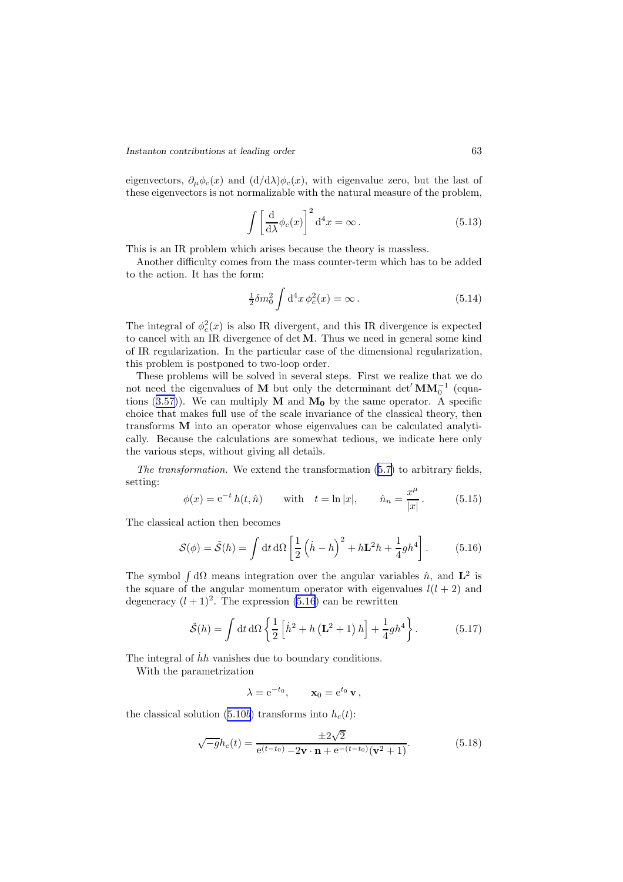eigenvectors, $\partial_\mu \phi_c(x)$ and $(\mathrm{d}/\mathrm{d}\lambda)\phi_c(x)$, with eigenvalue zero, but the last of these eigenvectors is not normalizable with the natural measure of the problem,

$$\int \left[\frac{\mathrm{d}}{\mathrm{d}\lambda}\phi_c(x)\right]^2 \mathrm{d}^4 x = \infty \,. \tag{5.13}$$

This is an IR problem which arises because the theory is massless.

Another difficulty comes from the mass counter-term which has to be added to the action. It has the form:

$$\tfrac{1}{2}\delta m_0^2 \int \mathrm{d}^4 x \, \phi_c^2(x) = \infty \,. \tag{5.14}$$

The integral of $\phi_c^2(x)$ is also IR divergent, and this IR divergence is expected to cancel with an IR divergence of $\det \mathbf{M}$. Thus we need in general some kind of IR regularization. In the particular case of the dimensional regularization, this problem is postponed to two-loop order.

These problems will be solved in several steps. First we realize that we do not need the eigenvalues of $\mathbf{M}$ but only the determinant $\det' \mathbf{M}\mathbf{M}_0^{-1}$ (equations (3.57)). We can multiply $\mathbf{M}$ and $\mathbf{M_0}$ by the same operator. A specific choice that makes full use of the scale invariance of the classical theory, then transforms $\mathbf{M}$ into an operator whose eigenvalues can be calculated analytically. Because the calculations are somewhat tedious, we indicate here only the various steps, without giving all details.

*The transformation.* We extend the transformation (5.7) to arbitrary fields, setting:

$$\phi(x) = \mathrm{e}^{-t}\, h(t,\hat{n}) \qquad \text{with} \quad t = \ln|x|, \qquad \hat{n}_n = \frac{x^\mu}{|x|} \,. \tag{5.15}$$

The classical action then becomes

$$\mathcal{S}(\phi) = \tilde{\mathcal{S}}(h) = \int \mathrm{d}t \, \mathrm{d}\Omega \left[\frac{1}{2}\left(\dot{h} - h\right)^2 + h\mathbf{L}^2 h + \frac{1}{4} g h^4\right]. \tag{5.16}$$

The symbol $\int \mathrm{d}\Omega$ means integration over the angular variables $\hat{n}$, and $\mathbf{L}^2$ is the square of the angular momentum operator with eigenvalues $l(l+2)$ and degeneracy $(l+1)^2$. The expression (5.16) can be rewritten

$$\tilde{\mathcal{S}}(h) = \int \mathrm{d}t \, \mathrm{d}\Omega \left\{\frac{1}{2}\left[\dot{h}^2 + h\left(\mathbf{L}^2 + 1\right)h\right] + \frac{1}{4} g h^4\right\}. \tag{5.17}$$

The integral of $\dot{h}h$ vanishes due to boundary conditions.

With the parametrization

$$\lambda = \mathrm{e}^{-t_0}, \qquad \mathbf{x}_0 = \mathrm{e}^{t_0}\, \mathbf{v} \,,$$

the classical solution (5.10*b*) transforms into $h_c(t)$:

$$\sqrt{-g}\, h_c(t) = \frac{\pm 2\sqrt{2}}{\mathrm{e}^{(t-t_0)} - 2\mathbf{v}\cdot\mathbf{n} + \mathrm{e}^{-(t-t_0)}(\mathbf{v}^2 + 1)}. \tag{5.18}$$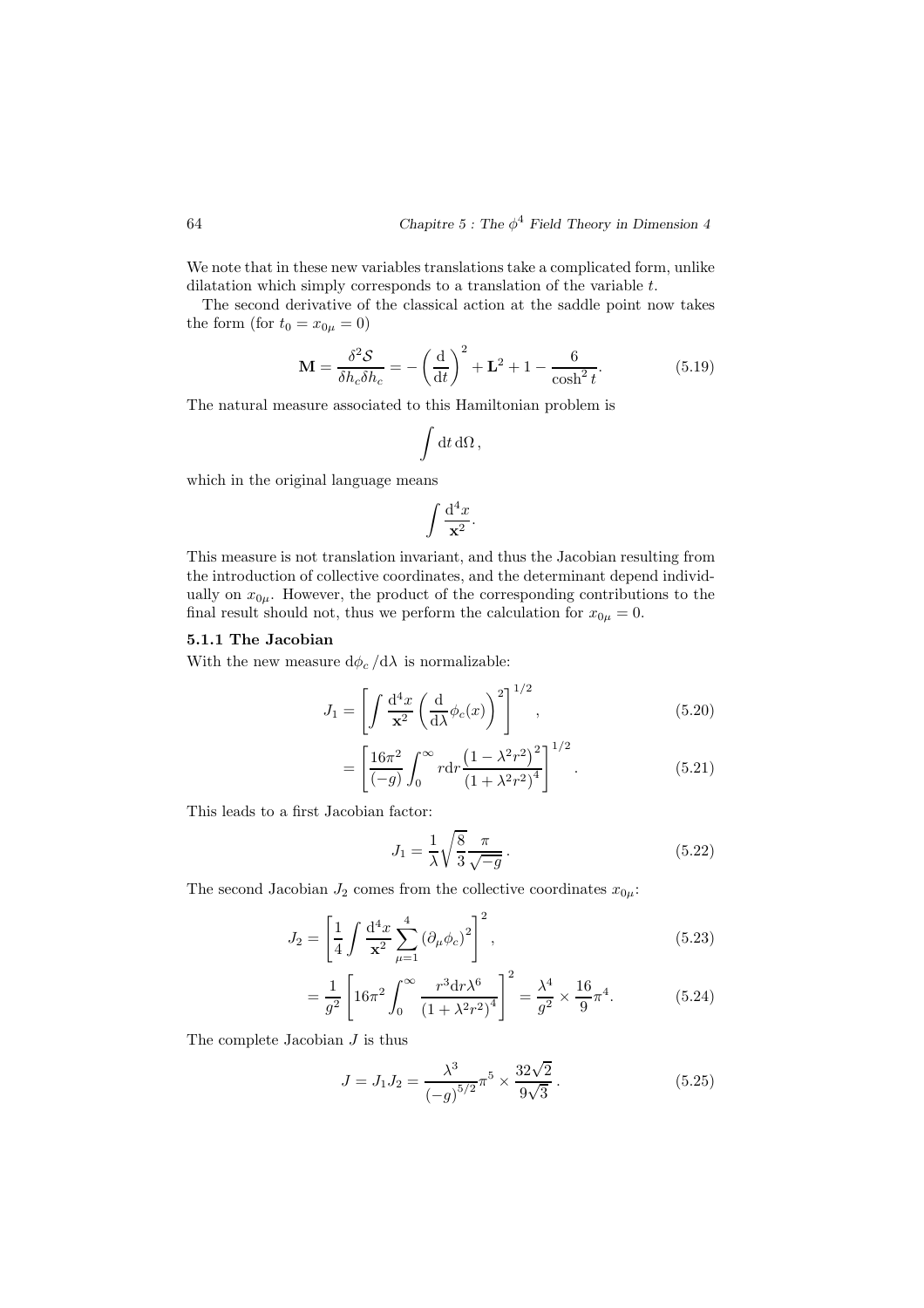We note that in these new variables translations take a complicated form, unlike dilatation which simply corresponds to a translation of the variable $t$.

The second derivative of the classical action at the saddle point now takes the form (for $t_0 = x_{0\mu} = 0$)

$$\mathbf{M} = \frac{\delta^2 \mathcal{S}}{\delta h_c \delta h_c} = -\left(\frac{\mathrm{d}}{\mathrm{d}t}\right)^2 + \mathbf{L}^2 + 1 - \frac{6}{\cosh^2 t}. \tag{5.19}$$

The natural measure associated to this Hamiltonian problem is

$$\int \mathrm{d}t \, \mathrm{d}\Omega \,,$$

which in the original language means

$$\int \frac{\mathrm{d}^4 x}{\mathbf{x}^2}.$$

This measure is not translation invariant, and thus the Jacobian resulting from the introduction of collective coordinates, and the determinant depend individually on $x_{0\mu}$. However, the product of the corresponding contributions to the final result should not, thus we perform the calculation for $x_{0\mu} = 0$.

### 5.1.1 The Jacobian

With the new measure $\mathrm{d}\phi_c / \mathrm{d}\lambda$ is normalizable:

$$J_1 = \left[\int \frac{\mathrm{d}^4 x}{\mathbf{x}^2} \left(\frac{\mathrm{d}}{\mathrm{d}\lambda} \phi_c(x)\right)^2\right]^{1/2}, \tag{5.20}$$

$$= \left[\frac{16\pi^2}{(-g)} \int_0^\infty r \mathrm{d}r \frac{\left(1 - \lambda^2 r^2\right)^2}{\left(1 + \lambda^2 r^2\right)^4}\right]^{1/2}. \tag{5.21}$$

This leads to a first Jacobian factor:

$$J_1 = \frac{1}{\lambda} \sqrt{\frac{8}{3}} \frac{\pi}{\sqrt{-g}} \,. \tag{5.22}$$

The second Jacobian $J_2$ comes from the collective coordinates $x_{0\mu}$:

$$J_2 = \left[\frac{1}{4} \int \frac{\mathrm{d}^4 x}{\mathbf{x}^2} \sum_{\mu=1}^{4} \left(\partial_\mu \phi_c\right)^2\right]^2, \tag{5.23}$$

$$= \frac{1}{g^2} \left[16\pi^2 \int_0^\infty \frac{r^3 \mathrm{d}r \lambda^6}{\left(1 + \lambda^2 r^2\right)^4}\right]^2 = \frac{\lambda^4}{g^2} \times \frac{16}{9} \pi^4. \tag{5.24}$$

The complete Jacobian $J$ is thus

$$J = J_1 J_2 = \frac{\lambda^3}{(-g)^{5/2}} \pi^5 \times \frac{32\sqrt{2}}{9\sqrt{3}} \,. \tag{5.25}$$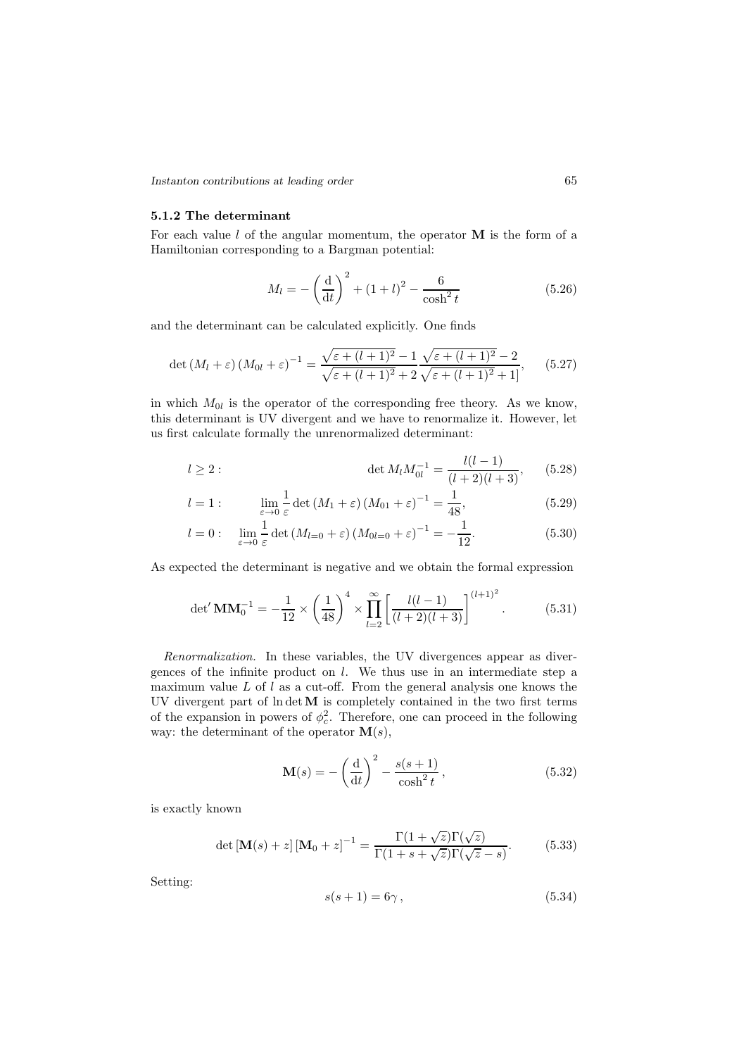### 5.1.2 The determinant

For each value $l$ of the angular momentum, the operator $\mathbf{M}$ is the form of a Hamiltonian corresponding to a Bargman potential:

$$M_l = -\left(\frac{\mathrm{d}}{\mathrm{d}t}\right)^2 + (1+l)^2 - \frac{6}{\cosh^2 t} \tag{5.26}$$

and the determinant can be calculated explicitly. One finds

$$\det\left(M_l + \varepsilon\right)\left(M_{0l} + \varepsilon\right)^{-1} = \frac{\sqrt{\varepsilon + (l+1)^2} - 1}{\sqrt{\varepsilon + (l+1)^2} + 2}\,\frac{\sqrt{\varepsilon + (l+1)^2} - 2}{\sqrt{\varepsilon + (l+1)^2} + 1]}, \tag{5.27}$$

in which $M_{0l}$ is the operator of the corresponding free theory. As we know, this determinant is UV divergent and we have to renormalize it. However, let us first calculate formally the unrenormalized determinant:

$$l \geq 2: \qquad \det M_l M_{0l}^{-1} = \frac{l(l-1)}{(l+2)(l+3)}, \tag{5.28}$$

$$l = 1: \qquad \lim_{\varepsilon \to 0} \frac{1}{\varepsilon} \det\left(M_1 + \varepsilon\right)\left(M_{01} + \varepsilon\right)^{-1} = \frac{1}{48}, \tag{5.29}$$

$$l = 0: \qquad \lim_{\varepsilon \to 0} \frac{1}{\varepsilon} \det\left(M_{l=0} + \varepsilon\right)\left(M_{0l=0} + \varepsilon\right)^{-1} = -\frac{1}{12}. \tag{5.30}$$

As expected the determinant is negative and we obtain the formal expression

$$\det{}' \mathbf{M}\mathbf{M}_0^{-1} = -\frac{1}{12} \times \left(\frac{1}{48}\right)^4 \times \prod_{l=2}^{\infty} \left[\frac{l(l-1)}{(l+2)(l+3)}\right]^{(l+1)^2}. \tag{5.31}$$

*Renormalization.* In these variables, the UV divergences appear as divergences of the infinite product on $l$. We thus use in an intermediate step a maximum value $L$ of $l$ as a cut-off. From the general analysis one knows the UV divergent part of $\ln \det \mathbf{M}$ is completely contained in the two first terms of the expansion in powers of $\phi_c^2$. Therefore, one can proceed in the following way: the determinant of the operator $\mathbf{M}(s)$,

$$\mathbf{M}(s) = -\left(\frac{\mathrm{d}}{\mathrm{d}t}\right)^2 - \frac{s(s+1)}{\cosh^2 t}\,, \tag{5.32}$$

is exactly known

$$\det\left[\mathbf{M}(s) + z\right]\left[\mathbf{M}_0 + z\right]^{-1} = \frac{\Gamma(1+\sqrt{z})\Gamma(\sqrt{z})}{\Gamma(1+s+\sqrt{z})\Gamma(\sqrt{z}-s)}. \tag{5.33}$$

Setting:

$$s(s+1) = 6\gamma\,, \tag{5.34}$$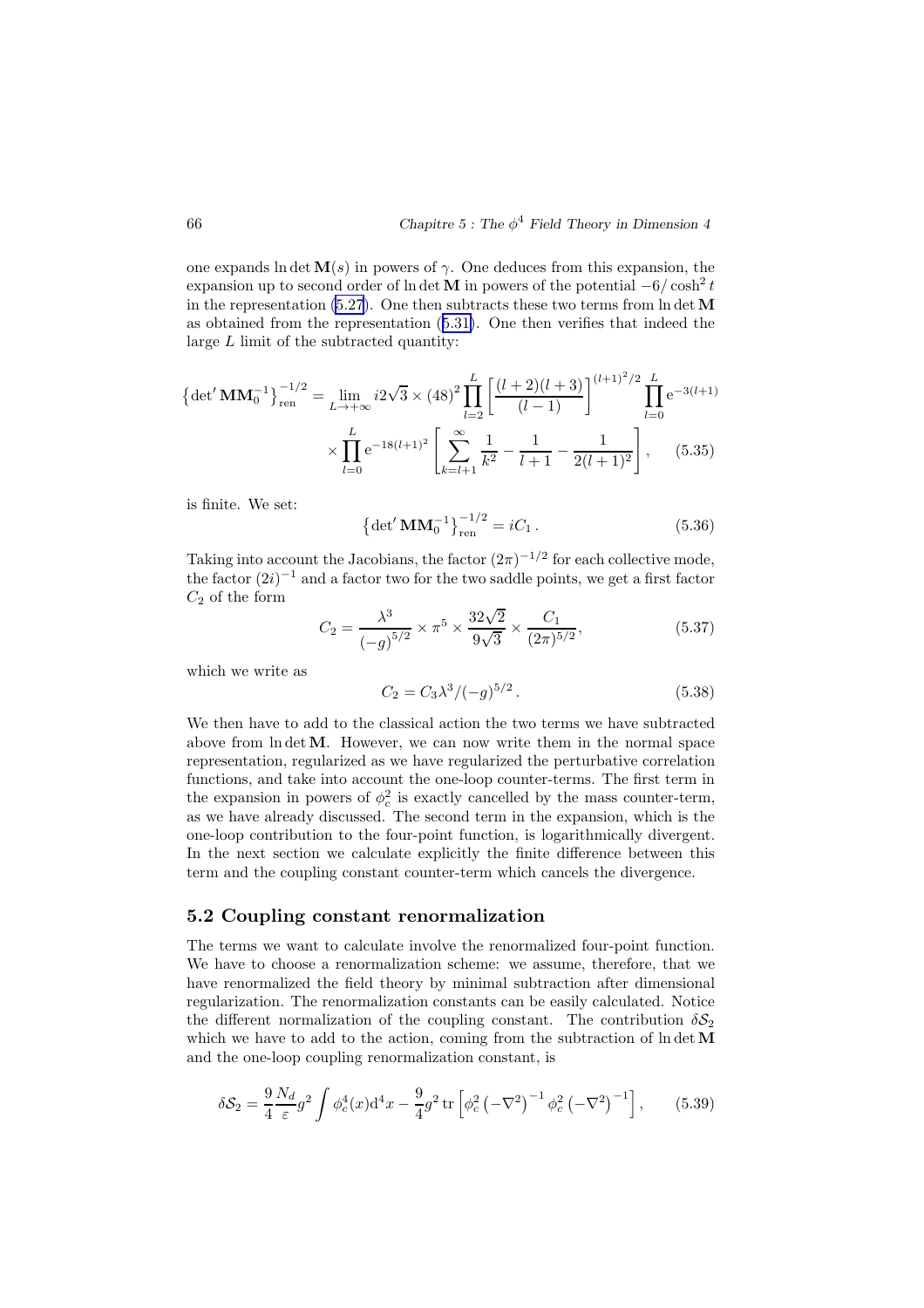one expands $\ln \det \mathbf{M}(s)$ in powers of $\gamma$. One deduces from this expansion, the expansion up to second order of $\ln \det \mathbf{M}$ in powers of the potential $-6/\cosh^2 t$ in the representation (5.27). One then subtracts these two terms from $\ln \det \mathbf{M}$ as obtained from the representation (5.31). One then verifies that indeed the large $L$ limit of the subtracted quantity:

$$\left\{\det{}' \mathbf{M}\mathbf{M}_0^{-1}\right\}_{\text{ren}}^{-1/2} = \lim_{L\to+\infty} i2\sqrt{3}\times(48)^2 \prod_{l=2}^{L}\left[\frac{(l+2)(l+3)}{(l-1)}\right]^{(l+1)^2/2} \prod_{l=0}^{L} \mathrm{e}^{-3(l+1)} \times \prod_{l=0}^{L} \mathrm{e}^{-18(l+1)^2}\left[\sum_{k=l+1}^{\infty}\frac{1}{k^2}-\frac{1}{l+1}-\frac{1}{2(l+1)^2}\right], \tag{5.35}$$

is finite. We set:

$$\left\{\det{}' \mathbf{M}\mathbf{M}_0^{-1}\right\}_{\text{ren}}^{-1/2} = iC_1\,. \tag{5.36}$$

Taking into account the Jacobians, the factor $(2\pi)^{-1/2}$ for each collective mode, the factor $(2i)^{-1}$ and a factor two for the two saddle points, we get a first factor $C_2$ of the form

$$C_2 = \frac{\lambda^3}{(-g)^{5/2}}\times\pi^5\times\frac{32\sqrt{2}}{9\sqrt{3}}\times\frac{C_1}{(2\pi)^{5/2}}, \tag{5.37}$$

which we write as

$$C_2 = C_3\lambda^3/(-g)^{5/2}\,. \tag{5.38}$$

We then have to add to the classical action the two terms we have subtracted above from $\ln \det \mathbf{M}$. However, we can now write them in the normal space representation, regularized as we have regularized the perturbative correlation functions, and take into account the one-loop counter-terms. The first term in the expansion in powers of $\phi_c^2$ is exactly cancelled by the mass counter-term, as we have already discussed. The second term in the expansion, which is the one-loop contribution to the four-point function, is logarithmically divergent. In the next section we calculate explicitly the finite difference between this term and the coupling constant counter-term which cancels the divergence.

## 5.2 Coupling constant renormalization

The terms we want to calculate involve the renormalized four-point function. We have to choose a renormalization scheme: we assume, therefore, that we have renormalized the field theory by minimal subtraction after dimensional regularization. The renormalization constants can be easily calculated. Notice the different normalization of the coupling constant. The contribution $\delta\mathcal{S}_2$ which we have to add to the action, coming from the subtraction of $\ln \det \mathbf{M}$ and the one-loop coupling renormalization constant, is

$$\delta\mathcal{S}_2 = \frac{9}{4}\frac{N_d}{\varepsilon}g^2\int\phi_c^4(x)\mathrm{d}^4x - \frac{9}{4}g^2\,\mathrm{tr}\left[\phi_c^2\left(-\nabla^2\right)^{-1}\phi_c^2\left(-\nabla^2\right)^{-1}\right], \tag{5.39}$$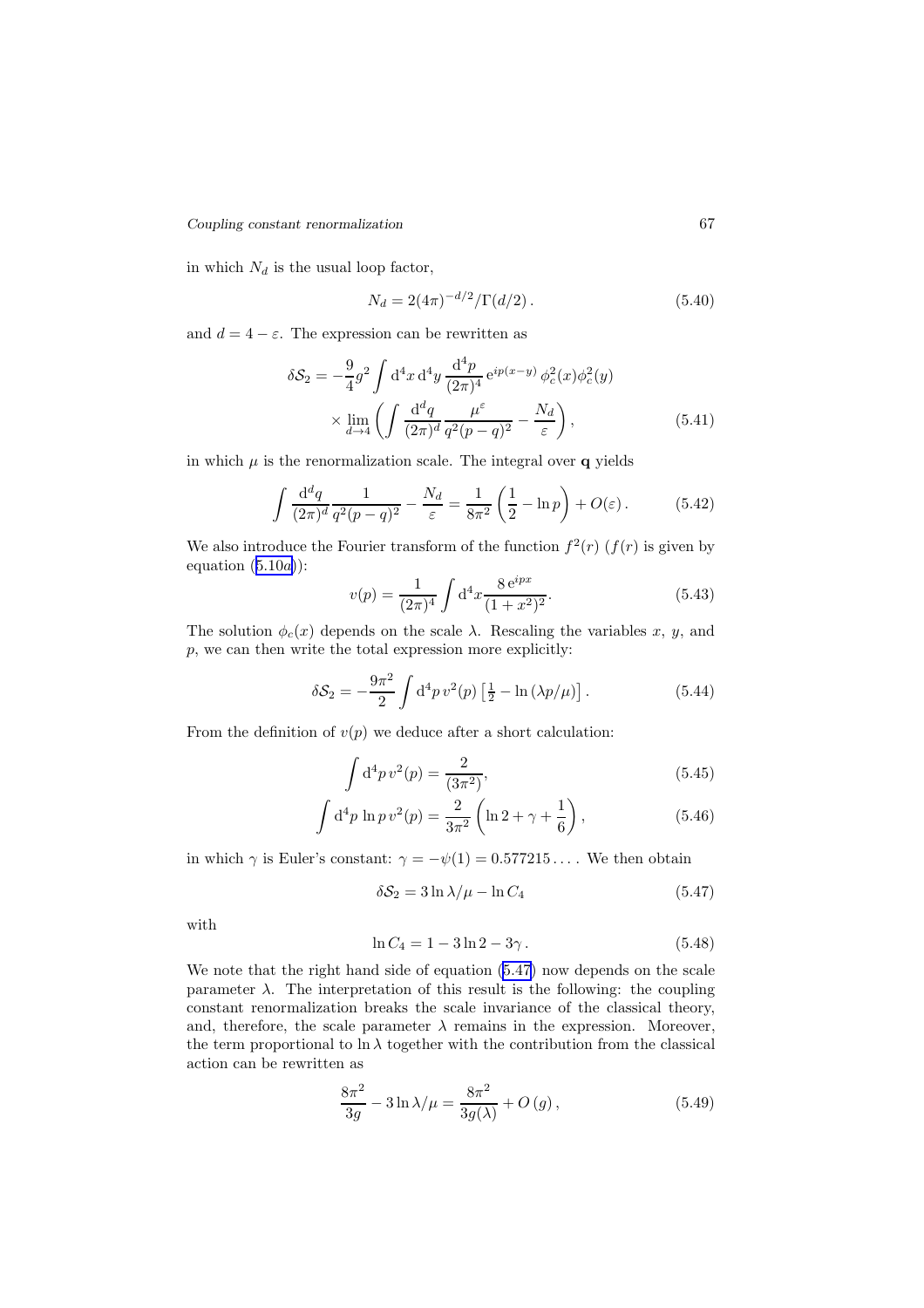in which $N_d$ is the usual loop factor,

$$N_d = 2(4\pi)^{-d/2}/\Gamma(d/2)\,. \tag{5.40}$$

and $d = 4 - \varepsilon$. The expression can be rewritten as

$$\delta\mathcal{S}_2 = -\frac{9}{4}g^2 \int \mathrm{d}^4x\,\mathrm{d}^4y\,\frac{\mathrm{d}^4p}{(2\pi)^4}\,\mathrm{e}^{ip(x-y)}\,\phi_c^2(x)\phi_c^2(y) \\ \times \lim_{d\to 4}\left(\int \frac{\mathrm{d}^dq}{(2\pi)^d}\frac{\mu^\varepsilon}{q^2(p-q)^2} - \frac{N_d}{\varepsilon}\right), \tag{5.41}$$

in which $\mu$ is the renormalization scale. The integral over $\mathbf{q}$ yields

$$\int \frac{\mathrm{d}^dq}{(2\pi)^d}\frac{1}{q^2(p-q)^2} - \frac{N_d}{\varepsilon} = \frac{1}{8\pi^2}\left(\frac{1}{2} - \ln p\right) + O(\varepsilon)\,. \tag{5.42}$$

We also introduce the Fourier transform of the function $f^2(r)$ ($f(r)$ is given by equation (5.10$a$)):

$$v(p) = \frac{1}{(2\pi)^4}\int \mathrm{d}^4x \frac{8\,\mathrm{e}^{ipx}}{(1+x^2)^2}. \tag{5.43}$$

The solution $\phi_c(x)$ depends on the scale $\lambda$. Rescaling the variables $x$, $y$, and $p$, we can then write the total expression more explicitly:

$$\delta\mathcal{S}_2 = -\frac{9\pi^2}{2}\int \mathrm{d}^4p\,v^2(p)\left[\tfrac{1}{2} - \ln(\lambda p/\mu)\right]. \tag{5.44}$$

From the definition of $v(p)$ we deduce after a short calculation:

$$\int \mathrm{d}^4p\,v^2(p) = \frac{2}{(3\pi^2)}, \tag{5.45}$$

$$\int \mathrm{d}^4p\,\ln p\,v^2(p) = \frac{2}{3\pi^2}\left(\ln 2 + \gamma + \frac{1}{6}\right), \tag{5.46}$$

in which $\gamma$ is Euler's constant: $\gamma = -\psi(1) = 0.577215\ldots$. We then obtain

$$\delta\mathcal{S}_2 = 3\ln\lambda/\mu - \ln C_4 \tag{5.47}$$

with

$$\ln C_4 = 1 - 3\ln 2 - 3\gamma\,. \tag{5.48}$$

We note that the right hand side of equation (5.47) now depends on the scale parameter $\lambda$. The interpretation of this result is the following: the coupling constant renormalization breaks the scale invariance of the classical theory, and, therefore, the scale parameter $\lambda$ remains in the expression. Moreover, the term proportional to $\ln\lambda$ together with the contribution from the classical action can be rewritten as

$$\frac{8\pi^2}{3g} - 3\ln\lambda/\mu = \frac{8\pi^2}{3g(\lambda)} + O(g)\,, \tag{5.49}$$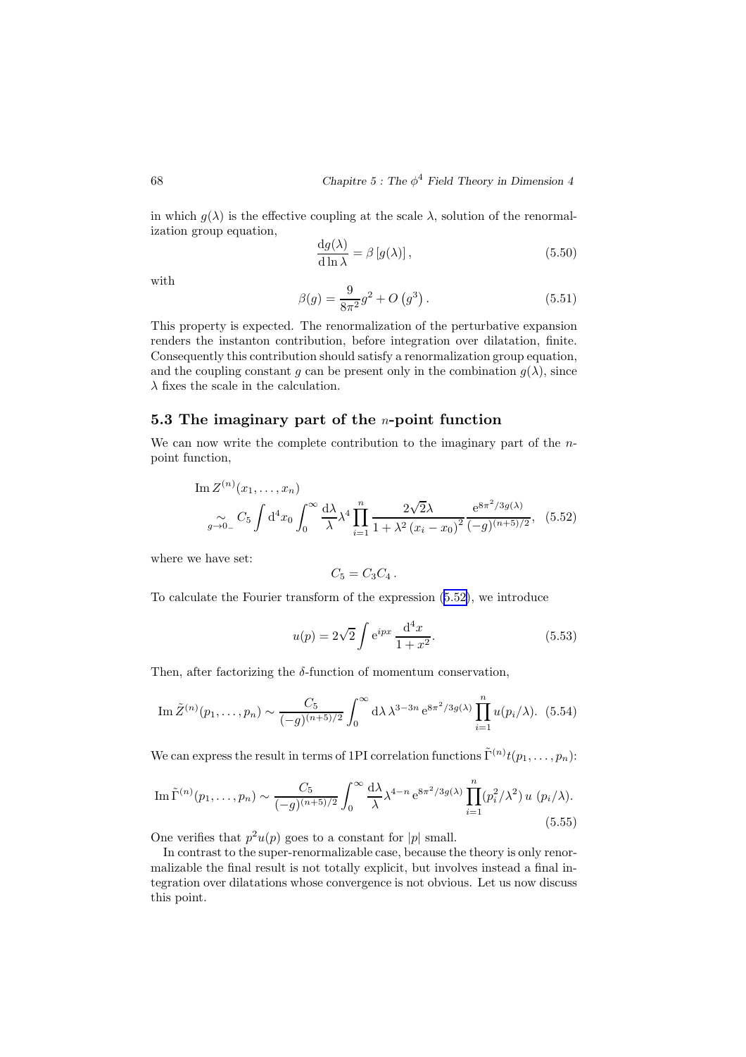in which $g(\lambda)$ is the effective coupling at the scale $\lambda$, solution of the renormalization group equation,

$$\frac{\mathrm{d}g(\lambda)}{\mathrm{d}\ln\lambda} = \beta\left[g(\lambda)\right], \tag{5.50}$$

with

$$\beta(g) = \frac{9}{8\pi^2}g^2 + O\left(g^3\right). \tag{5.51}$$

This property is expected. The renormalization of the perturbative expansion renders the instanton contribution, before integration over dilatation, finite. Consequently this contribution should satisfy a renormalization group equation, and the coupling constant $g$ can be present only in the combination $g(\lambda)$, since $\lambda$ fixes the scale in the calculation.

## 5.3 The imaginary part of the $n$-point function

We can now write the complete contribution to the imaginary part of the $n$-point function,

$$\operatorname{Im} Z^{(n)}(x_1,\ldots,x_n) \underset{g\to 0_-}{\sim} C_5 \int \mathrm{d}^4x_0 \int_0^\infty \frac{\mathrm{d}\lambda}{\lambda}\lambda^4 \prod_{i=1}^{n} \frac{2\sqrt{2}\lambda}{1+\lambda^2\left(x_i-x_0\right)^2} \frac{\mathrm{e}^{8\pi^2/3g(\lambda)}}{(-g)^{(n+5)/2}}, \tag{5.52}$$

where we have set:

$$C_5 = C_3 C_4\,.$$

To calculate the Fourier transform of the expression (5.52), we introduce

$$u(p) = 2\sqrt{2}\int \mathrm{e}^{ipx}\,\frac{\mathrm{d}^4x}{1+x^2}. \tag{5.53}$$

Then, after factorizing the $\delta$-function of momentum conservation,

$$\operatorname{Im}\tilde{Z}^{(n)}(p_1,\ldots,p_n) \sim \frac{C_5}{(-g)^{(n+5)/2}} \int_0^\infty \mathrm{d}\lambda\,\lambda^{3-3n}\,\mathrm{e}^{8\pi^2/3g(\lambda)} \prod_{i=1}^{n} u(p_i/\lambda). \tag{5.54}$$

We can express the result in terms of 1PI correlation functions $\tilde{\Gamma}^{(n)}t(p_1,\ldots,p_n)$:

$$\operatorname{Im}\tilde{\Gamma}^{(n)}(p_1,\ldots,p_n) \sim \frac{C_5}{(-g)^{(n+5)/2}} \int_0^\infty \frac{\mathrm{d}\lambda}{\lambda}\lambda^{4-n}\,\mathrm{e}^{8\pi^2/3g(\lambda)} \prod_{i=1}^{n}(p_i^2/\lambda^2)\,u\;(p_i/\lambda). \tag{5.55}$$

One verifies that $p^2u(p)$ goes to a constant for $|p|$ small.

In contrast to the super-renormalizable case, because the theory is only renormalizable the final result is not totally explicit, but involves instead a final integration over dilatations whose convergence is not obvious. Let us now discuss this point.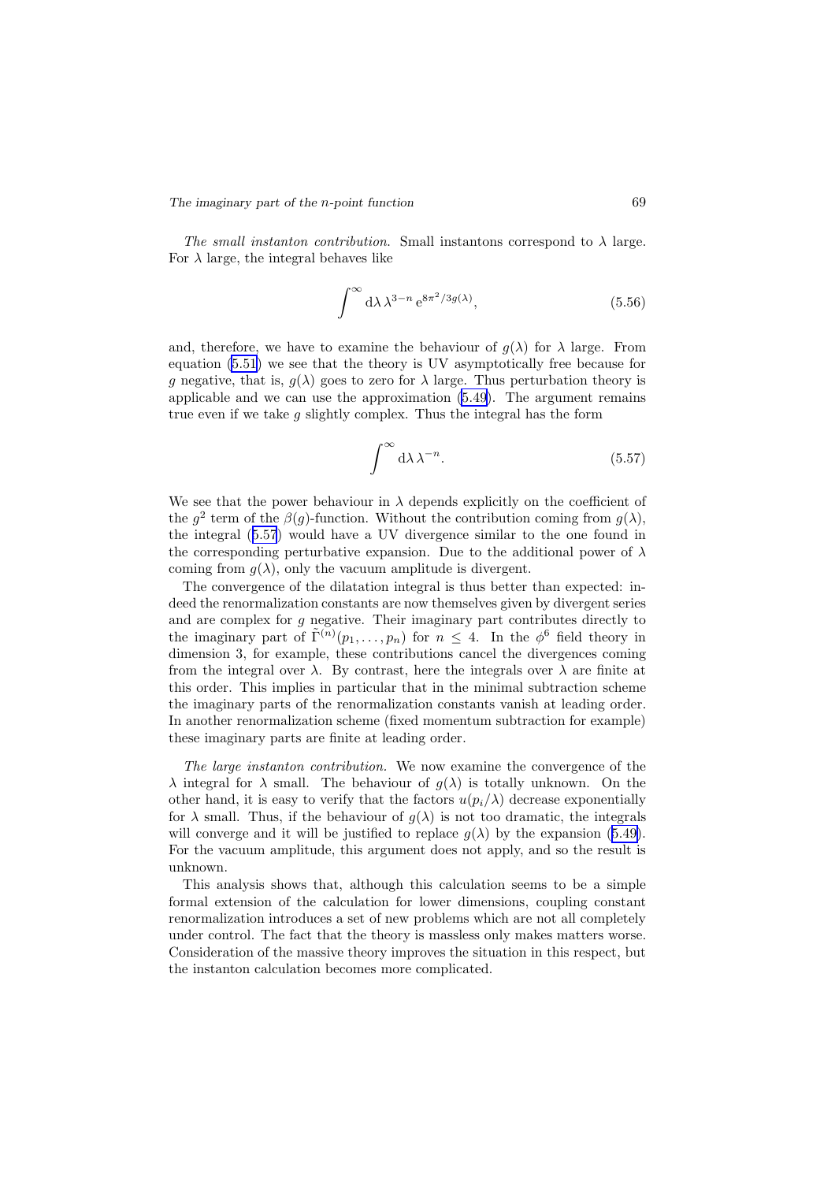*The small instanton contribution.* Small instantons correspond to $\lambda$ large. For $\lambda$ large, the integral behaves like

$$\int^{\infty} \mathrm{d}\lambda \, \lambda^{3-n} \, \mathrm{e}^{8\pi^2/3g(\lambda)}, \tag{5.56}$$

and, therefore, we have to examine the behaviour of $g(\lambda)$ for $\lambda$ large. From equation (5.51) we see that the theory is UV asymptotically free because for $g$ negative, that is, $g(\lambda)$ goes to zero for $\lambda$ large. Thus perturbation theory is applicable and we can use the approximation (5.49). The argument remains true even if we take $g$ slightly complex. Thus the integral has the form

$$\int^{\infty} \mathrm{d}\lambda \, \lambda^{-n}. \tag{5.57}$$

We see that the power behaviour in $\lambda$ depends explicitly on the coefficient of the $g^2$ term of the $\beta(g)$-function. Without the contribution coming from $g(\lambda)$, the integral (5.57) would have a UV divergence similar to the one found in the corresponding perturbative expansion. Due to the additional power of $\lambda$ coming from $g(\lambda)$, only the vacuum amplitude is divergent.

The convergence of the dilatation integral is thus better than expected: indeed the renormalization constants are now themselves given by divergent series and are complex for $g$ negative. Their imaginary part contributes directly to the imaginary part of $\tilde{\Gamma}^{(n)}(p_1, \ldots, p_n)$ for $n \leq 4$. In the $\phi^6$ field theory in dimension 3, for example, these contributions cancel the divergences coming from the integral over $\lambda$. By contrast, here the integrals over $\lambda$ are finite at this order. This implies in particular that in the minimal subtraction scheme the imaginary parts of the renormalization constants vanish at leading order. In another renormalization scheme (fixed momentum subtraction for example) these imaginary parts are finite at leading order.

*The large instanton contribution.* We now examine the convergence of the $\lambda$ integral for $\lambda$ small. The behaviour of $g(\lambda)$ is totally unknown. On the other hand, it is easy to verify that the factors $u(p_i/\lambda)$ decrease exponentially for $\lambda$ small. Thus, if the behaviour of $g(\lambda)$ is not too dramatic, the integrals will converge and it will be justified to replace $g(\lambda)$ by the expansion (5.49). For the vacuum amplitude, this argument does not apply, and so the result is unknown.

This analysis shows that, although this calculation seems to be a simple formal extension of the calculation for lower dimensions, coupling constant renormalization introduces a set of new problems which are not all completely under control. The fact that the theory is massless only makes matters worse. Consideration of the massive theory improves the situation in this respect, but the instanton calculation becomes more complicated.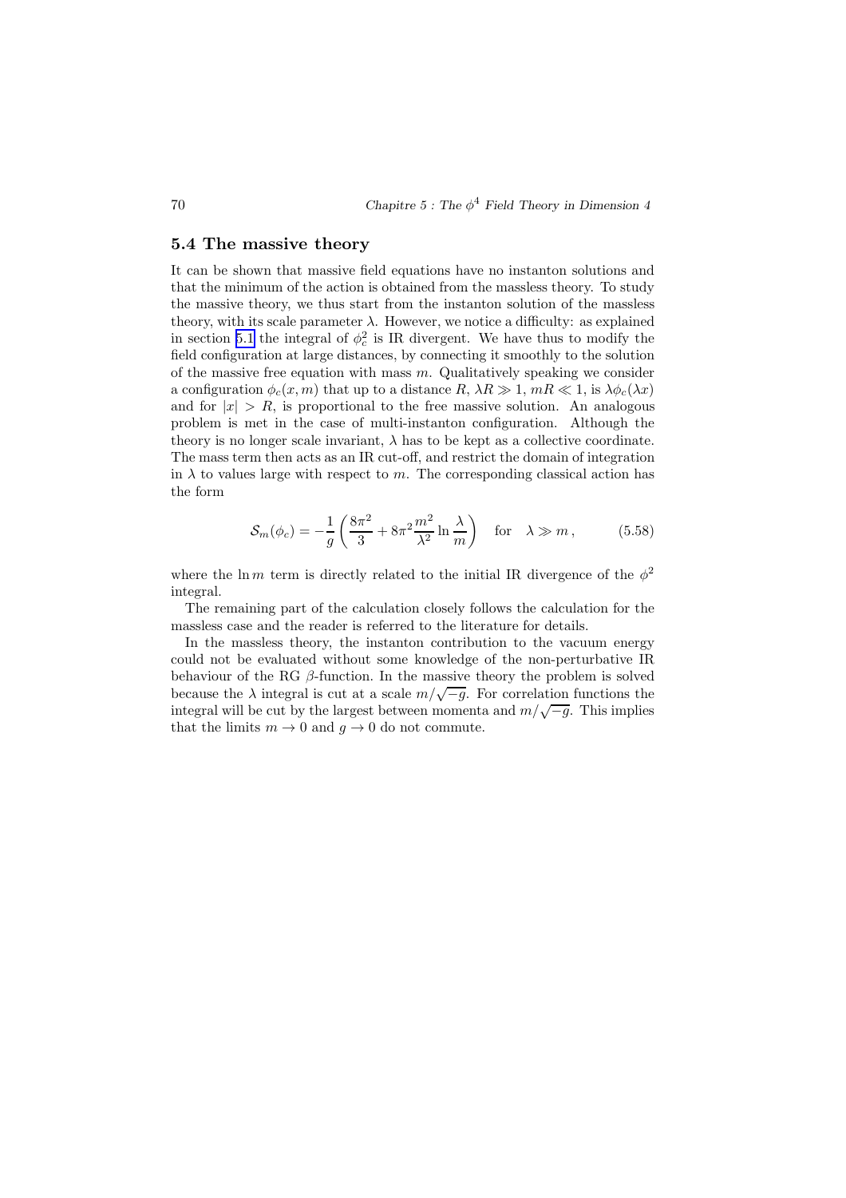## 5.4 The massive theory

It can be shown that massive field equations have no instanton solutions and that the minimum of the action is obtained from the massless theory. To study the massive theory, we thus start from the instanton solution of the massless theory, with its scale parameter $\lambda$. However, we notice a difficulty: as explained in section 5.1 the integral of $\phi_c^2$ is IR divergent. We have thus to modify the field configuration at large distances, by connecting it smoothly to the solution of the massive free equation with mass $m$. Qualitatively speaking we consider a configuration $\phi_c(x, m)$ that up to a distance $R$, $\lambda R \gg 1$, $mR \ll 1$, is $\lambda \phi_c(\lambda x)$ and for $|x| > R$, is proportional to the free massive solution. An analogous problem is met in the case of multi-instanton configuration. Although the theory is no longer scale invariant, $\lambda$ has to be kept as a collective coordinate. The mass term then acts as an IR cut-off, and restrict the domain of integration in $\lambda$ to values large with respect to $m$. The corresponding classical action has the form

$$\mathcal{S}_m(\phi_c) = -\frac{1}{g}\left(\frac{8\pi^2}{3} + 8\pi^2 \frac{m^2}{\lambda^2} \ln \frac{\lambda}{m}\right) \quad \text{for} \quad \lambda \gg m\,, \tag{5.58}$$

where the $\ln m$ term is directly related to the initial IR divergence of the $\phi^2$ integral.

The remaining part of the calculation closely follows the calculation for the massless case and the reader is referred to the literature for details.

In the massless theory, the instanton contribution to the vacuum energy could not be evaluated without some knowledge of the non-perturbative IR behaviour of the RG $\beta$-function. In the massive theory the problem is solved because the $\lambda$ integral is cut at a scale $m/\sqrt{-g}$. For correlation functions the integral will be cut by the largest between momenta and $m/\sqrt{-g}$. This implies that the limits $m \to 0$ and $g \to 0$ do not commute.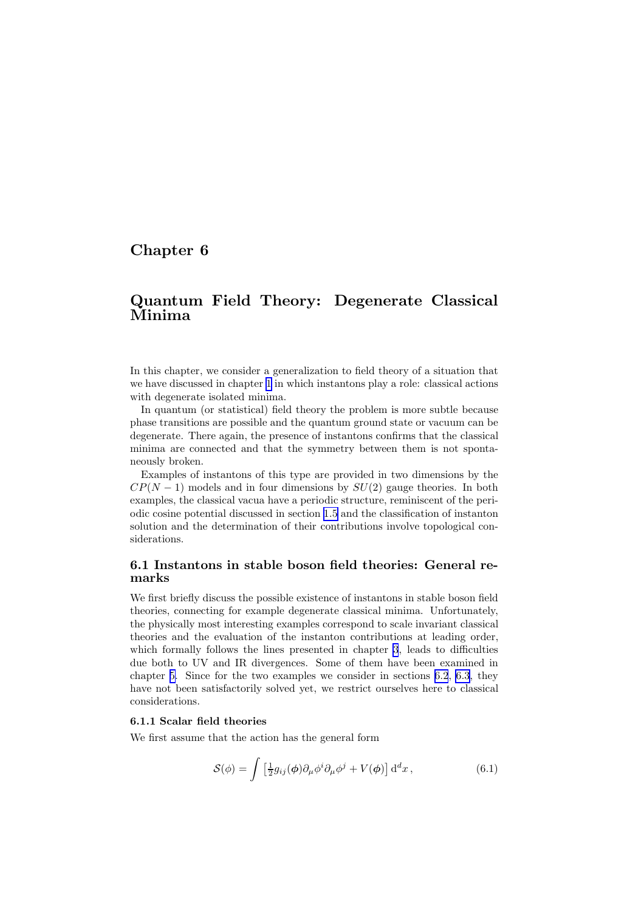# Chapter 6

# Quantum Field Theory: Degenerate Classical Minima

In this chapter, we consider a generalization to field theory of a situation that we have discussed in chapter 1 in which instantons play a role: classical actions with degenerate isolated minima.

In quantum (or statistical) field theory the problem is more subtle because phase transitions are possible and the quantum ground state or vacuum can be degenerate. There again, the presence of instantons confirms that the classical minima are connected and that the symmetry between them is not spontaneously broken.

Examples of instantons of this type are provided in two dimensions by the $CP(N-1)$ models and in four dimensions by $SU(2)$ gauge theories. In both examples, the classical vacua have a periodic structure, reminiscent of the periodic cosine potential discussed in section 1.5 and the classification of instanton solution and the determination of their contributions involve topological considerations.

## 6.1 Instantons in stable boson field theories: General remarks

We first briefly discuss the possible existence of instantons in stable boson field theories, connecting for example degenerate classical minima. Unfortunately, the physically most interesting examples correspond to scale invariant classical theories and the evaluation of the instanton contributions at leading order, which formally follows the lines presented in chapter 3, leads to difficulties due both to UV and IR divergences. Some of them have been examined in chapter 5. Since for the two examples we consider in sections 6.2, 6.3, they have not been satisfactorily solved yet, we restrict ourselves here to classical considerations.

### 6.1.1 Scalar field theories

We first assume that the action has the general form

$$\mathcal{S}(\phi) = \int \left[\tfrac{1}{2} g_{ij}(\boldsymbol{\phi})\partial_\mu \phi^i \partial_\mu \phi^j + V(\boldsymbol{\phi})\right] \mathrm{d}^d x \,, \tag{6.1}$$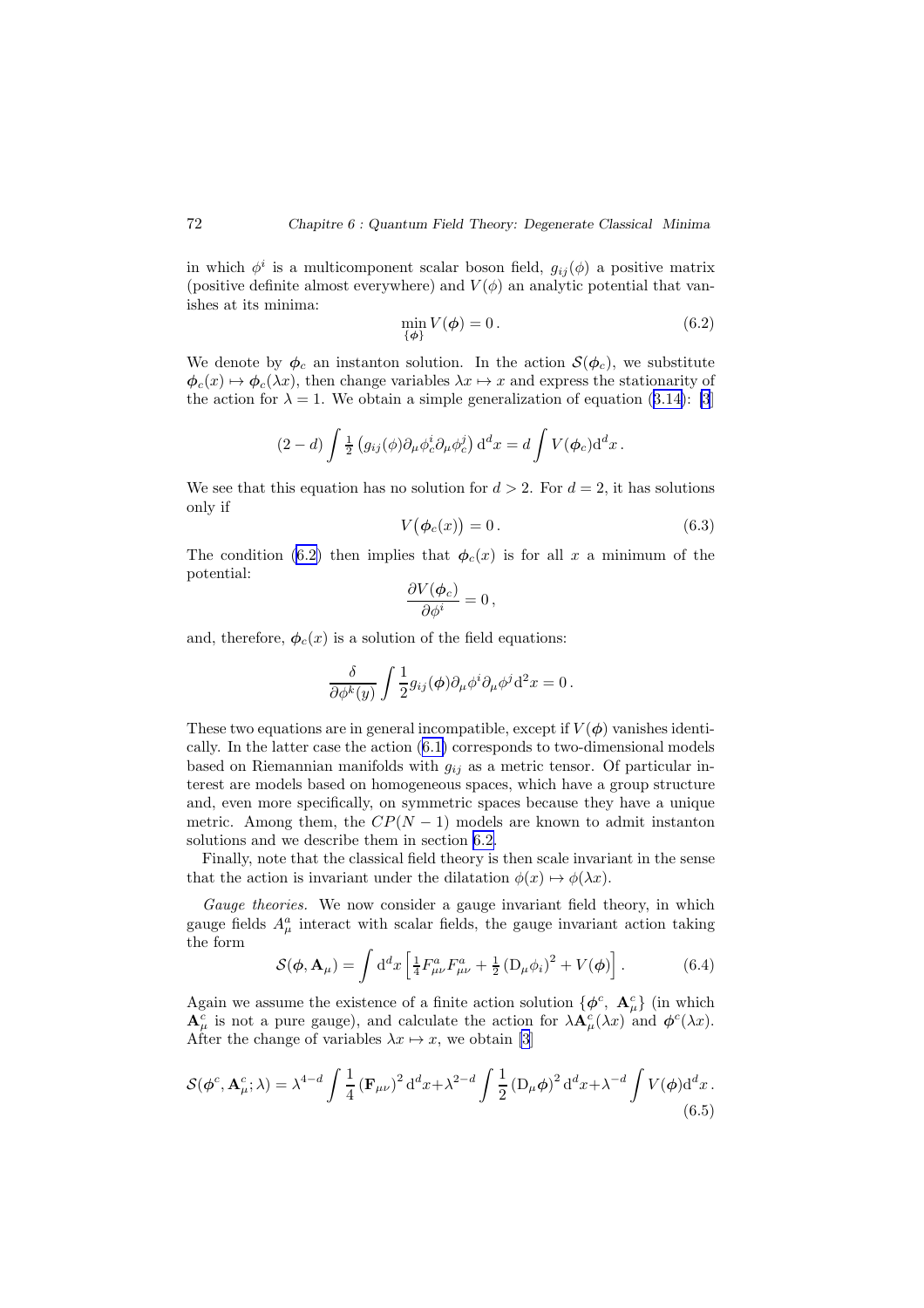in which $\phi^i$ is a multicomponent scalar boson field, $g_{ij}(\phi)$ a positive matrix (positive definite almost everywhere) and $V(\phi)$ an analytic potential that vanishes at its minima:

$$\min_{\{\boldsymbol{\phi}\}} V(\boldsymbol{\phi}) = 0\,. \tag{6.2}$$

We denote by $\boldsymbol{\phi}_c$ an instanton solution. In the action $\mathcal{S}(\boldsymbol{\phi}_c)$, we substitute $\boldsymbol{\phi}_c(x) \mapsto \boldsymbol{\phi}_c(\lambda x)$, then change variables $\lambda x \mapsto x$ and express the stationarity of the action for $\lambda = 1$. We obtain a simple generalization of equation (3.14): [3]

$$(2-d)\int \tfrac{1}{2}\left(g_{ij}(\phi)\partial_\mu \phi_c^i \partial_\mu \phi_c^j\right) \mathrm{d}^d x = d\int V(\boldsymbol{\phi}_c)\mathrm{d}^d x\,.$$

We see that this equation has no solution for $d > 2$. For $d = 2$, it has solutions only if

$$V\big(\boldsymbol{\phi}_c(x)\big) = 0\,. \tag{6.3}$$

The condition (6.2) then implies that $\boldsymbol{\phi}_c(x)$ is for all $x$ a minimum of the potential:

$$\frac{\partial V(\boldsymbol{\phi}_c)}{\partial \phi^i} = 0\,,$$

and, therefore, $\boldsymbol{\phi}_c(x)$ is a solution of the field equations:

$$\frac{\delta}{\partial \phi^k(y)}\int \frac{1}{2} g_{ij}(\boldsymbol{\phi})\partial_\mu \phi^i \partial_\mu \phi^j \mathrm{d}^2 x = 0\,.$$

These two equations are in general incompatible, except if $V(\boldsymbol{\phi})$ vanishes identically. In the latter case the action (6.1) corresponds to two-dimensional models based on Riemannian manifolds with $g_{ij}$ as a metric tensor. Of particular interest are models based on homogeneous spaces, which have a group structure and, even more specifically, on symmetric spaces because they have a unique metric. Among them, the $CP(N-1)$ models are known to admit instanton solutions and we describe them in section 6.2.

Finally, note that the classical field theory is then scale invariant in the sense that the action is invariant under the dilatation $\phi(x) \mapsto \phi(\lambda x)$.

*Gauge theories.* We now consider a gauge invariant field theory, in which gauge fields $A_\mu^a$ interact with scalar fields, the gauge invariant action taking the form

$$\mathcal{S}(\boldsymbol{\phi}, \mathbf{A}_\mu) = \int \mathrm{d}^d x \left[\tfrac{1}{4} F_{\mu\nu}^a F_{\mu\nu}^a + \tfrac{1}{2}\left(\mathrm{D}_\mu \phi_i\right)^2 + V(\boldsymbol{\phi})\right]. \tag{6.4}$$

Again we assume the existence of a finite action solution $\{\boldsymbol{\phi}^c,\ \mathbf{A}_\mu^c\}$ (in which $\mathbf{A}_\mu^c$ is not a pure gauge), and calculate the action for $\lambda \mathbf{A}_\mu^c(\lambda x)$ and $\boldsymbol{\phi}^c(\lambda x)$. After the change of variables $\lambda x \mapsto x$, we obtain [3]

$$\mathcal{S}(\boldsymbol{\phi}^c, \mathbf{A}_\mu^c; \lambda) = \lambda^{4-d}\int \frac{1}{4}\left(\mathbf{F}_{\mu\nu}\right)^2 \mathrm{d}^d x + \lambda^{2-d}\int \frac{1}{2}\left(\mathrm{D}_\mu \boldsymbol{\phi}\right)^2 \mathrm{d}^d x + \lambda^{-d}\int V(\boldsymbol{\phi})\mathrm{d}^d x\,. \tag{6.5}$$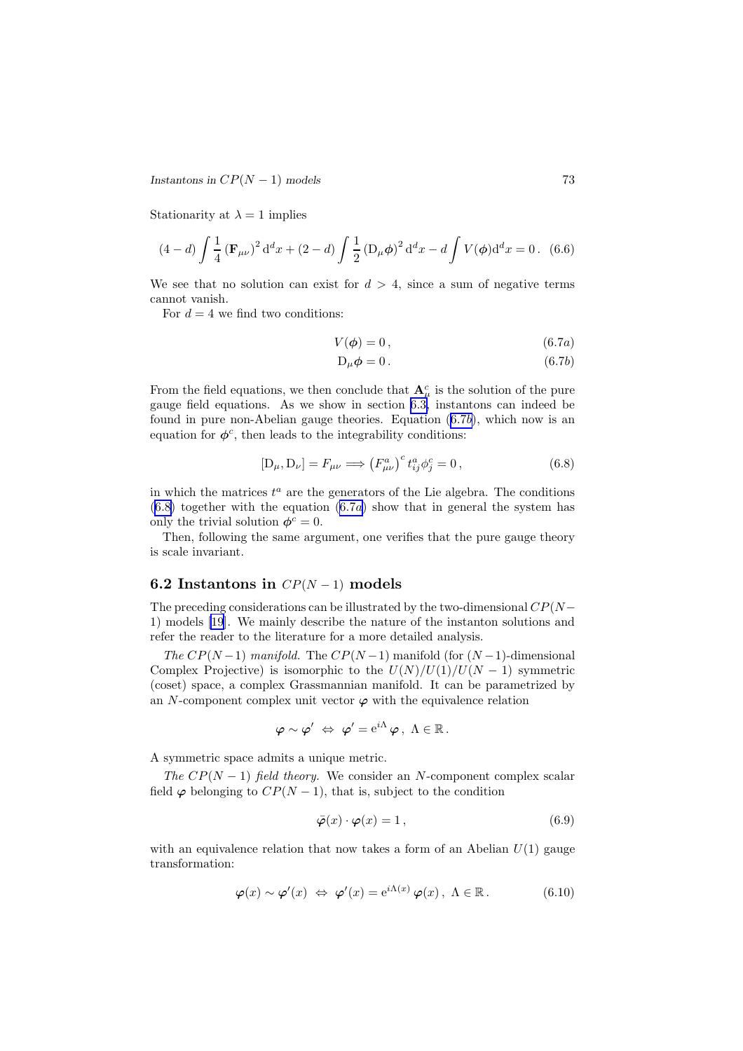Stationarity at $\lambda = 1$ implies

$$(4-d)\int \frac{1}{4}\left(\mathbf{F}_{\mu\nu}\right)^2 \mathrm{d}^d x + (2-d)\int \frac{1}{2}\left(\mathrm{D}_\mu \boldsymbol{\phi}\right)^2 \mathrm{d}^d x - d\int V(\boldsymbol{\phi})\mathrm{d}^d x = 0\,. \quad (6.6)$$

We see that no solution can exist for $d > 4$, since a sum of negative terms cannot vanish.

For $d = 4$ we find two conditions:

$$V(\boldsymbol{\phi}) = 0\,, \quad (6.7a)$$

$$\mathrm{D}_\mu \boldsymbol{\phi} = 0\,. \quad (6.7b)$$

From the field equations, we then conclude that $\mathbf{A}^c_\mu$ is the solution of the pure gauge field equations. As we show in section 6.3, instantons can indeed be found in pure non-Abelian gauge theories. Equation (6.7b), which now is an equation for $\boldsymbol{\phi}^c$, then leads to the integrability conditions:

$$[\mathrm{D}_\mu, \mathrm{D}_\nu] = F_{\mu\nu} \Longrightarrow \left(F^a_{\mu\nu}\right)^c t^a_{ij}\phi^c_j = 0\,, \quad (6.8)$$

in which the matrices $t^a$ are the generators of the Lie algebra. The conditions (6.8) together with the equation (6.7a) show that in general the system has only the trivial solution $\boldsymbol{\phi}^c = 0$.

Then, following the same argument, one verifies that the pure gauge theory is scale invariant.

## 6.2 Instantons in $CP(N-1)$ models

The preceding considerations can be illustrated by the two-dimensional $CP(N-1)$ models [19]. We mainly describe the nature of the instanton solutions and refer the reader to the literature for a more detailed analysis.

*The $CP(N-1)$ manifold.* The $CP(N-1)$ manifold (for $(N-1)$-dimensional Complex Projective) is isomorphic to the $U(N)/U(1)/U(N-1)$ symmetric (coset) space, a complex Grassmannian manifold. It can be parametrized by an $N$-component complex unit vector $\boldsymbol{\varphi}$ with the equivalence relation

$$\boldsymbol{\varphi} \sim \boldsymbol{\varphi}' \;\Leftrightarrow\; \boldsymbol{\varphi}' = \mathrm{e}^{i\Lambda}\,\boldsymbol{\varphi}\,,\; \Lambda \in \mathbb{R}\,.$$

A symmetric space admits a unique metric.

*The $CP(N-1)$ field theory.* We consider an $N$-component complex scalar field $\boldsymbol{\varphi}$ belonging to $CP(N-1)$, that is, subject to the condition

$$\bar{\boldsymbol{\varphi}}(x)\cdot\boldsymbol{\varphi}(x) = 1\,, \quad (6.9)$$

with an equivalence relation that now takes a form of an Abelian $U(1)$ gauge transformation:

$$\boldsymbol{\varphi}(x) \sim \boldsymbol{\varphi}'(x) \;\Leftrightarrow\; \boldsymbol{\varphi}'(x) = \mathrm{e}^{i\Lambda(x)}\,\boldsymbol{\varphi}(x)\,,\; \Lambda \in \mathbb{R}\,. \quad (6.10)$$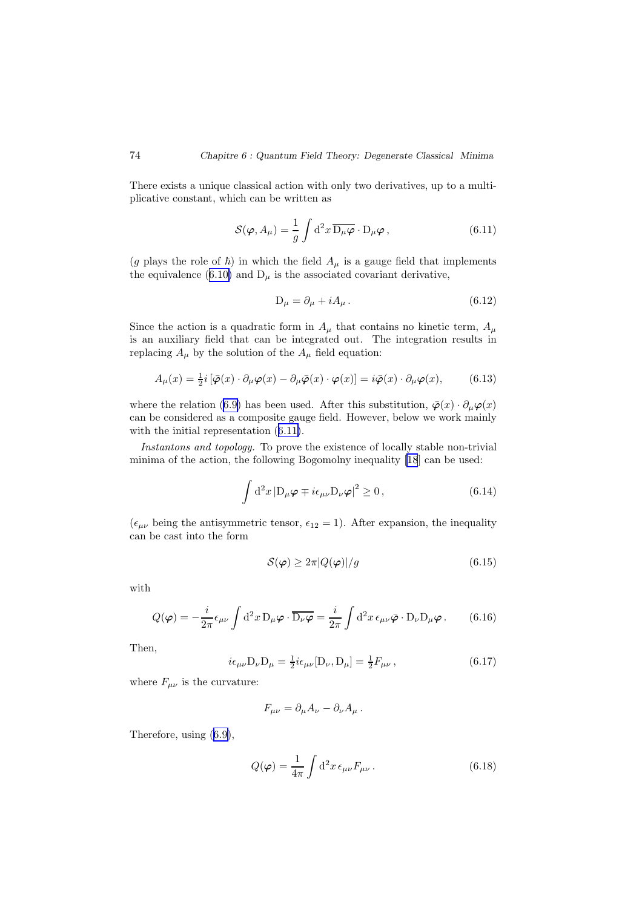There exists a unique classical action with only two derivatives, up to a multiplicative constant, which can be written as

$$\mathcal{S}(\boldsymbol{\varphi}, A_\mu) = \frac{1}{g} \int \mathrm{d}^2 x \, \overline{\mathrm{D}_\mu \boldsymbol{\varphi}} \cdot \mathrm{D}_\mu \boldsymbol{\varphi} \,, \tag{6.11}$$

($g$ plays the role of $\hbar$) in which the field $A_\mu$ is a gauge field that implements the equivalence (6.10) and $\mathrm{D}_\mu$ is the associated covariant derivative,

$$\mathrm{D}_\mu = \partial_\mu + i A_\mu \,. \tag{6.12}$$

Since the action is a quadratic form in $A_\mu$ that contains no kinetic term, $A_\mu$ is an auxiliary field that can be integrated out. The integration results in replacing $A_\mu$ by the solution of the $A_\mu$ field equation:

$$A_\mu(x) = \tfrac{1}{2} i \left[ \bar{\boldsymbol{\varphi}}(x) \cdot \partial_\mu \boldsymbol{\varphi}(x) - \partial_\mu \bar{\boldsymbol{\varphi}}(x) \cdot \boldsymbol{\varphi}(x) \right] = i \bar{\boldsymbol{\varphi}}(x) \cdot \partial_\mu \boldsymbol{\varphi}(x), \tag{6.13}$$

where the relation (6.9) has been used. After this substitution, $\bar{\boldsymbol{\varphi}}(x) \cdot \partial_\mu \boldsymbol{\varphi}(x)$ can be considered as a composite gauge field. However, below we work mainly with the initial representation (6.11).

*Instantons and topology.* To prove the existence of locally stable non-trivial minima of the action, the following Bogomolny inequality [18] can be used:

$$\int \mathrm{d}^2 x \left| \mathrm{D}_\mu \boldsymbol{\varphi} \mp i \epsilon_{\mu\nu} \mathrm{D}_\nu \boldsymbol{\varphi} \right|^2 \geq 0 \,, \tag{6.14}$$

($\epsilon_{\mu\nu}$ being the antisymmetric tensor, $\epsilon_{12} = 1$). After expansion, the inequality can be cast into the form

$$\mathcal{S}(\boldsymbol{\varphi}) \geq 2\pi |Q(\boldsymbol{\varphi})| / g \tag{6.15}$$

with

$$Q(\boldsymbol{\varphi}) = -\frac{i}{2\pi} \epsilon_{\mu\nu} \int \mathrm{d}^2 x \, \mathrm{D}_\mu \boldsymbol{\varphi} \cdot \overline{\mathrm{D}_\nu \boldsymbol{\varphi}} = \frac{i}{2\pi} \int \mathrm{d}^2 x \, \epsilon_{\mu\nu} \bar{\boldsymbol{\varphi}} \cdot \mathrm{D}_\nu \mathrm{D}_\mu \boldsymbol{\varphi} \,. \tag{6.16}$$

Then,

$$i \epsilon_{\mu\nu} \mathrm{D}_\nu \mathrm{D}_\mu = \tfrac{1}{2} i \epsilon_{\mu\nu} [\mathrm{D}_\nu, \mathrm{D}_\mu] = \tfrac{1}{2} F_{\mu\nu} \,, \tag{6.17}$$

where $F_{\mu\nu}$ is the curvature:

$$F_{\mu\nu} = \partial_\mu A_\nu - \partial_\nu A_\mu \,.$$

Therefore, using (6.9),

$$Q(\boldsymbol{\varphi}) = \frac{1}{4\pi} \int \mathrm{d}^2 x \, \epsilon_{\mu\nu} F_{\mu\nu} \,. \tag{6.18}$$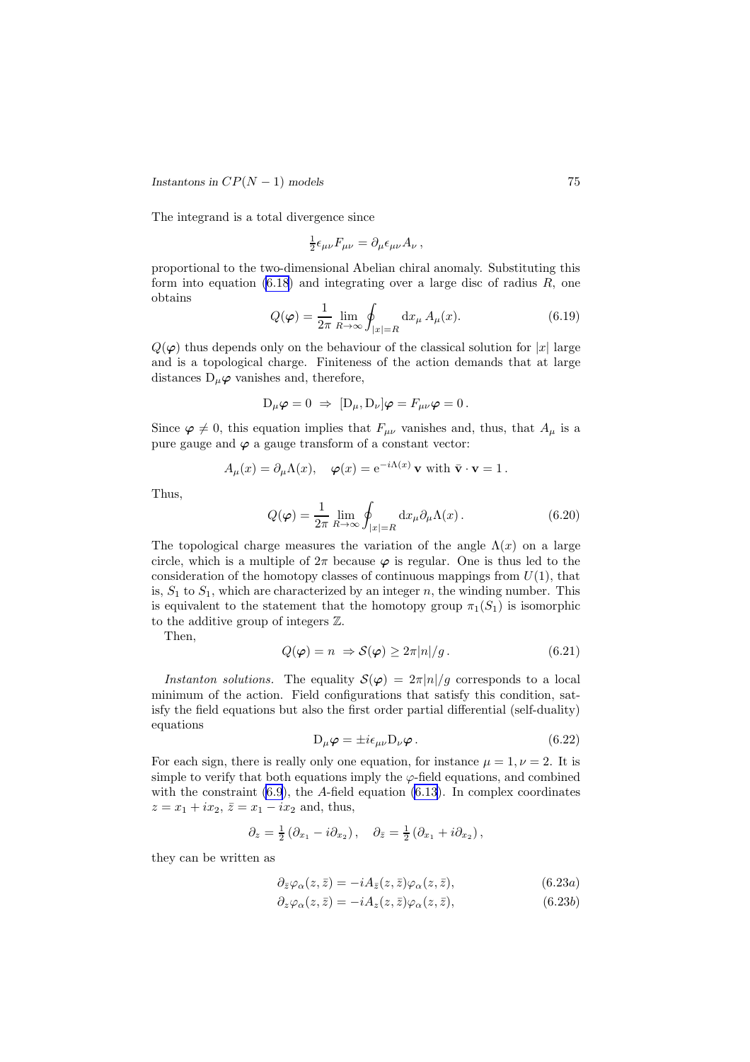The integrand is a total divergence since

$$\tfrac{1}{2}\epsilon_{\mu\nu}F_{\mu\nu} = \partial_\mu \epsilon_{\mu\nu} A_\nu \,,$$

proportional to the two-dimensional Abelian chiral anomaly. Substituting this form into equation (6.18) and integrating over a large disc of radius $R$, one obtains

$$Q(\boldsymbol{\varphi}) = \frac{1}{2\pi} \lim_{R\to\infty} \oint_{|x|=R} \mathrm{d}x_\mu \, A_\mu(x). \tag{6.19}$$

$Q(\boldsymbol{\varphi})$ thus depends only on the behaviour of the classical solution for $|x|$ large and is a topological charge. Finiteness of the action demands that at large distances $\mathrm{D}_\mu\boldsymbol{\varphi}$ vanishes and, therefore,

$$\mathrm{D}_\mu \boldsymbol{\varphi} = 0 \;\Rightarrow\; [\mathrm{D}_\mu, \mathrm{D}_\nu]\boldsymbol{\varphi} = F_{\mu\nu}\boldsymbol{\varphi} = 0 \,.$$

Since $\boldsymbol{\varphi} \neq 0$, this equation implies that $F_{\mu\nu}$ vanishes and, thus, that $A_\mu$ is a pure gauge and $\boldsymbol{\varphi}$ a gauge transform of a constant vector:

$$A_\mu(x) = \partial_\mu \Lambda(x), \quad \boldsymbol{\varphi}(x) = \mathrm{e}^{-i\Lambda(x)}\, \mathbf{v} \text{ with } \bar{\mathbf{v}}\cdot\mathbf{v} = 1 \,.$$

Thus,

$$Q(\boldsymbol{\varphi}) = \frac{1}{2\pi} \lim_{R\to\infty} \oint_{|x|=R} \mathrm{d}x_\mu \partial_\mu \Lambda(x) \,. \tag{6.20}$$

The topological charge measures the variation of the angle $\Lambda(x)$ on a large circle, which is a multiple of $2\pi$ because $\boldsymbol{\varphi}$ is regular. One is thus led to the consideration of the homotopy classes of continuous mappings from $U(1)$, that is, $S_1$ to $S_1$, which are characterized by an integer $n$, the winding number. This is equivalent to the statement that the homotopy group $\pi_1(S_1)$ is isomorphic to the additive group of integers $\mathbb{Z}$.

Then,

$$Q(\boldsymbol{\varphi}) = n \;\Rightarrow \mathcal{S}(\boldsymbol{\varphi}) \geq 2\pi|n|/g \,. \tag{6.21}$$

*Instanton solutions.* The equality $\mathcal{S}(\boldsymbol{\varphi}) = 2\pi|n|/g$ corresponds to a local minimum of the action. Field configurations that satisfy this condition, satisfy the field equations but also the first order partial differential (self-duality) equations

$$\mathrm{D}_\mu \boldsymbol{\varphi} = \pm i \epsilon_{\mu\nu} \mathrm{D}_\nu \boldsymbol{\varphi} \,. \tag{6.22}$$

For each sign, there is really only one equation, for instance $\mu = 1, \nu = 2$. It is simple to verify that both equations imply the $\varphi$-field equations, and combined with the constraint (6.9), the $A$-field equation (6.13). In complex coordinates $z = x_1 + ix_2$, $\bar{z} = x_1 - ix_2$ and, thus,

$$\partial_z = \tfrac{1}{2}\left(\partial_{x_1} - i\partial_{x_2}\right), \quad \partial_{\bar{z}} = \tfrac{1}{2}\left(\partial_{x_1} + i\partial_{x_2}\right),$$

they can be written as

$$\partial_{\bar{z}} \varphi_\alpha(z,\bar{z}) = -iA_{\bar{z}}(z,\bar{z})\varphi_\alpha(z,\bar{z}), \tag{6.23a}$$

$$\partial_z \varphi_\alpha(z,\bar{z}) = -iA_z(z,\bar{z})\varphi_\alpha(z,\bar{z}), \tag{6.23b}$$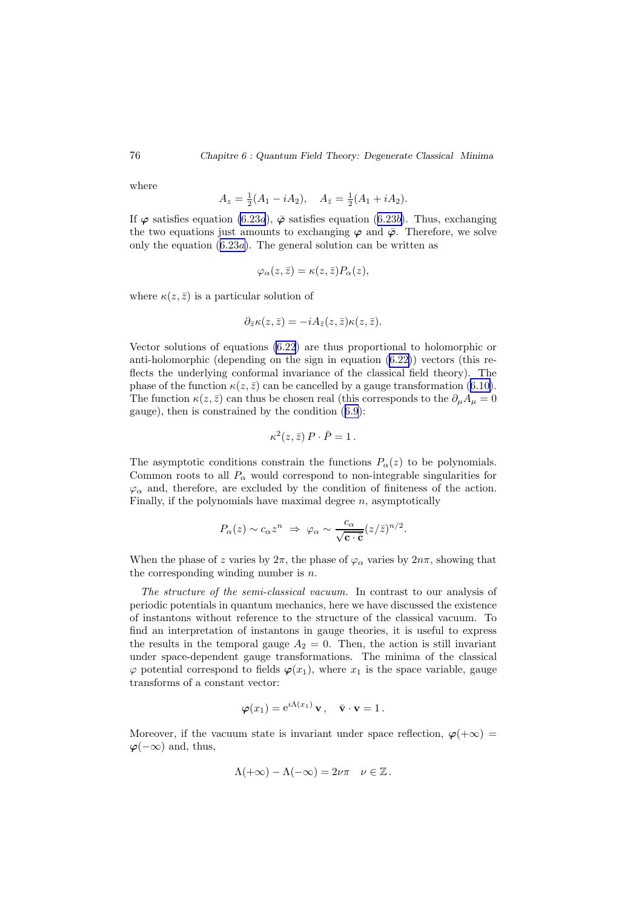where

$$A_z = \tfrac{1}{2}(A_1 - iA_2), \quad A_{\bar{z}} = \tfrac{1}{2}(A_1 + iA_2).$$

If $\boldsymbol{\varphi}$ satisfies equation (6.23*a*), $\bar{\boldsymbol{\varphi}}$ satisfies equation (6.23*b*). Thus, exchanging the two equations just amounts to exchanging $\boldsymbol{\varphi}$ and $\bar{\boldsymbol{\varphi}}$. Therefore, we solve only the equation (6.23*a*). The general solution can be written as

$$\varphi_\alpha(z, \bar{z}) = \kappa(z, \bar{z}) P_\alpha(z),$$

where $\kappa(z, \bar{z})$ is a particular solution of

$$\partial_{\bar{z}} \kappa(z, \bar{z}) = -iA_{\bar{z}}(z, \bar{z}) \kappa(z, \bar{z}).$$

Vector solutions of equations (6.22) are thus proportional to holomorphic or anti-holomorphic (depending on the sign in equation (6.22)) vectors (this reflects the underlying conformal invariance of the classical field theory). The phase of the function $\kappa(z, \bar{z})$ can be cancelled by a gauge transformation (6.10). The function $\kappa(z, \bar{z})$ can thus be chosen real (this corresponds to the $\partial_\mu A_\mu = 0$ gauge), then is constrained by the condition (6.9):

$$\kappa^2(z, \bar{z})\, P \cdot \bar{P} = 1\,.$$

The asymptotic conditions constrain the functions $P_\alpha(z)$ to be polynomials. Common roots to all $P_\alpha$ would correspond to non-integrable singularities for $\varphi_\alpha$ and, therefore, are excluded by the condition of finiteness of the action. Finally, if the polynomials have maximal degree $n$, asymptotically

$$P_\alpha(z) \sim c_\alpha z^n \ \Rightarrow\ \varphi_\alpha \sim \frac{c_\alpha}{\sqrt{\mathbf{c} \cdot \bar{\mathbf{c}}}} (z/\bar{z})^{n/2}.$$

When the phase of $z$ varies by $2\pi$, the phase of $\varphi_\alpha$ varies by $2n\pi$, showing that the corresponding winding number is $n$.

*The structure of the semi-classical vacuum.* In contrast to our analysis of periodic potentials in quantum mechanics, here we have discussed the existence of instantons without reference to the structure of the classical vacuum. To find an interpretation of instantons in gauge theories, it is useful to express the results in the temporal gauge $A_2 = 0$. Then, the action is still invariant under space-dependent gauge transformations. The minima of the classical $\varphi$ potential correspond to fields $\boldsymbol{\varphi}(x_1)$, where $x_1$ is the space variable, gauge transforms of a constant vector:

$$\boldsymbol{\varphi}(x_1) = \mathrm{e}^{i\Lambda(x_1)}\, \mathbf{v}\,, \quad \bar{\mathbf{v}} \cdot \mathbf{v} = 1\,.$$

Moreover, if the vacuum state is invariant under space reflection, $\boldsymbol{\varphi}(+\infty) = \boldsymbol{\varphi}(-\infty)$ and, thus,

$$\Lambda(+\infty) - \Lambda(-\infty) = 2\nu\pi \quad \nu \in \mathbb{Z}\,.$$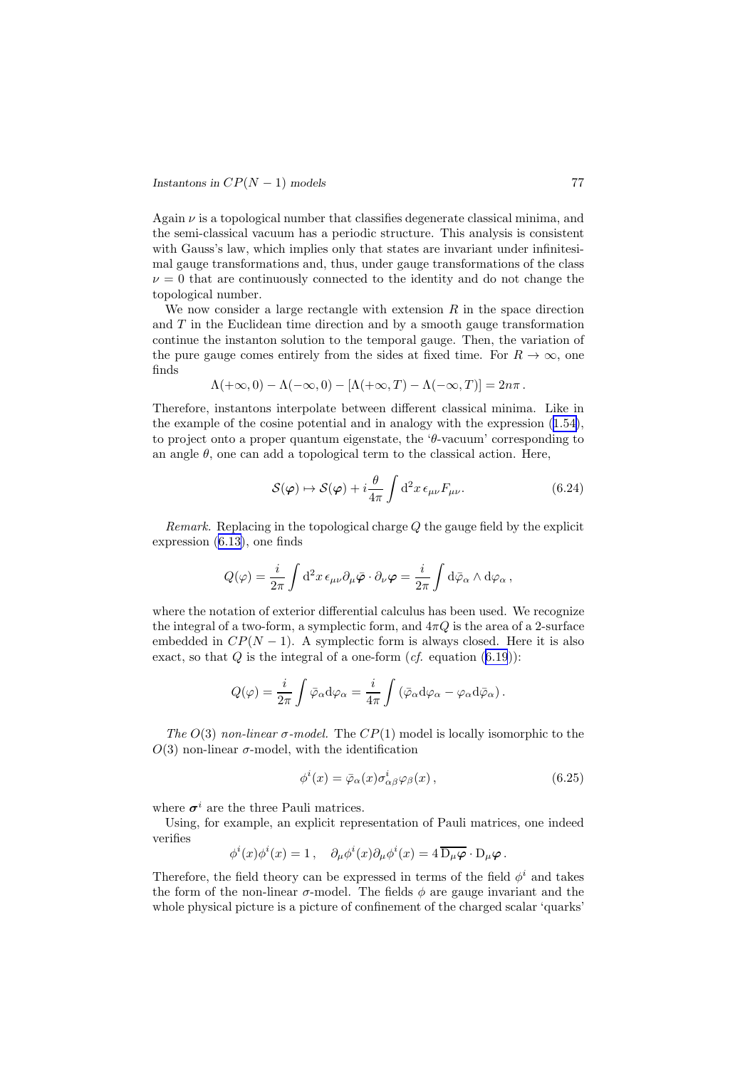Again $\nu$ is a topological number that classifies degenerate classical minima, and the semi-classical vacuum has a periodic structure. This analysis is consistent with Gauss's law, which implies only that states are invariant under infinitesimal gauge transformations and, thus, under gauge transformations of the class $\nu = 0$ that are continuously connected to the identity and do not change the topological number.

We now consider a large rectangle with extension $R$ in the space direction and $T$ in the Euclidean time direction and by a smooth gauge transformation continue the instanton solution to the temporal gauge. Then, the variation of the pure gauge comes entirely from the sides at fixed time. For $R \to \infty$, one finds

$$\Lambda(+\infty, 0) - \Lambda(-\infty, 0) - [\Lambda(+\infty, T) - \Lambda(-\infty, T)] = 2n\pi\,.$$

Therefore, instantons interpolate between different classical minima. Like in the example of the cosine potential and in analogy with the expression (1.54), to project onto a proper quantum eigenstate, the '$\theta$-vacuum' corresponding to an angle $\theta$, one can add a topological term to the classical action. Here,

$$\mathcal{S}(\boldsymbol{\varphi}) \mapsto \mathcal{S}(\boldsymbol{\varphi}) + i\frac{\theta}{4\pi}\int \mathrm{d}^2x\,\epsilon_{\mu\nu}F_{\mu\nu}. \tag{6.24}$$

*Remark.* Replacing in the topological charge $Q$ the gauge field by the explicit expression (6.13), one finds

$$Q(\varphi) = \frac{i}{2\pi}\int \mathrm{d}^2x\,\epsilon_{\mu\nu}\partial_\mu\bar{\boldsymbol{\varphi}}\cdot\partial_\nu\boldsymbol{\varphi} = \frac{i}{2\pi}\int \mathrm{d}\bar{\varphi}_\alpha \wedge \mathrm{d}\varphi_\alpha\,,$$

where the notation of exterior differential calculus has been used. We recognize the integral of a two-form, a symplectic form, and $4\pi Q$ is the area of a 2-surface embedded in $CP(N-1)$. A symplectic form is always closed. Here it is also exact, so that $Q$ is the integral of a one-form (*cf.* equation (6.19)):

$$Q(\varphi) = \frac{i}{2\pi}\int \bar{\varphi}_\alpha \mathrm{d}\varphi_\alpha = \frac{i}{4\pi}\int\left(\bar{\varphi}_\alpha\mathrm{d}\varphi_\alpha - \varphi_\alpha\mathrm{d}\bar{\varphi}_\alpha\right).$$

*The $O(3)$ non-linear $\sigma$-model.* The $CP(1)$ model is locally isomorphic to the $O(3)$ non-linear $\sigma$-model, with the identification

$$\phi^i(x) = \bar{\varphi}_\alpha(x)\sigma^i_{\alpha\beta}\varphi_\beta(x)\,, \tag{6.25}$$

where $\boldsymbol{\sigma}^i$ are the three Pauli matrices.

Using, for example, an explicit representation of Pauli matrices, one indeed verifies

$$\phi^i(x)\phi^i(x) = 1\,, \quad \partial_\mu\phi^i(x)\partial_\mu\phi^i(x) = 4\,\overline{\mathrm{D}_\mu\boldsymbol{\varphi}}\cdot\mathrm{D}_\mu\boldsymbol{\varphi}\,.$$

Therefore, the field theory can be expressed in terms of the field $\phi^i$ and takes the form of the non-linear $\sigma$-model. The fields $\phi$ are gauge invariant and the whole physical picture is a picture of confinement of the charged scalar 'quarks'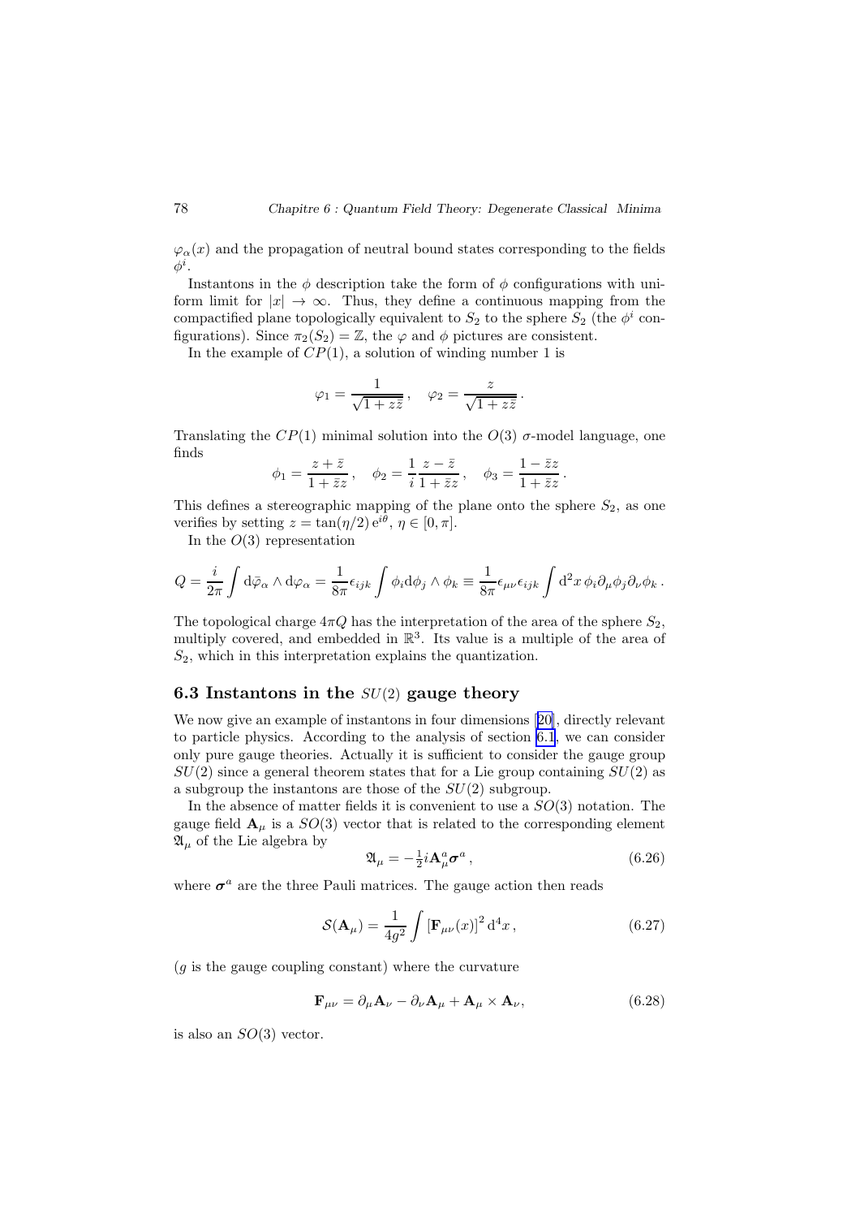$\varphi_\alpha(x)$ and the propagation of neutral bound states corresponding to the fields $\phi^i$.

Instantons in the $\phi$ description take the form of $\phi$ configurations with uniform limit for $|x| \to \infty$. Thus, they define a continuous mapping from the compactified plane topologically equivalent to $S_2$ to the sphere $S_2$ (the $\phi^i$ configurations). Since $\pi_2(S_2) = \mathbb{Z}$, the $\varphi$ and $\phi$ pictures are consistent.

In the example of $CP(1)$, a solution of winding number 1 is

$$\varphi_1 = \frac{1}{\sqrt{1+z\bar{z}}}\,, \quad \varphi_2 = \frac{z}{\sqrt{1+z\bar{z}}}\,.$$

Translating the $CP(1)$ minimal solution into the $O(3)$ $\sigma$-model language, one finds

$$\phi_1 = \frac{z+\bar{z}}{1+\bar{z}z}\,, \quad \phi_2 = \frac{1}{i}\frac{z-\bar{z}}{1+\bar{z}z}\,, \quad \phi_3 = \frac{1-\bar{z}z}{1+\bar{z}z}\,.$$

This defines a stereographic mapping of the plane onto the sphere $S_2$, as one verifies by setting $z = \tan(\eta/2)\,\mathrm{e}^{i\theta}$, $\eta \in [0,\pi]$.

In the $O(3)$ representation

$$Q = \frac{i}{2\pi}\int \mathrm{d}\bar{\varphi}_\alpha \wedge \mathrm{d}\varphi_\alpha = \frac{1}{8\pi}\epsilon_{ijk}\int \phi_i \mathrm{d}\phi_j \wedge \phi_k \equiv \frac{1}{8\pi}\epsilon_{\mu\nu}\epsilon_{ijk}\int \mathrm{d}^2x\, \phi_i \partial_\mu \phi_j \partial_\nu \phi_k\,.$$

The topological charge $4\pi Q$ has the interpretation of the area of the sphere $S_2$, multiply covered, and embedded in $\mathbb{R}^3$. Its value is a multiple of the area of $S_2$, which in this interpretation explains the quantization.

## 6.3 Instantons in the $SU(2)$ gauge theory

We now give an example of instantons in four dimensions [20], directly relevant to particle physics. According to the analysis of section 6.1, we can consider only pure gauge theories. Actually it is sufficient to consider the gauge group $SU(2)$ since a general theorem states that for a Lie group containing $SU(2)$ as a subgroup the instantons are those of the $SU(2)$ subgroup.

In the absence of matter fields it is convenient to use a $SO(3)$ notation. The gauge field $\mathbf{A}_\mu$ is a $SO(3)$ vector that is related to the corresponding element $\mathfrak{A}_\mu$ of the Lie algebra by

$$\mathfrak{A}_\mu = -\tfrac{1}{2} i \mathbf{A}_\mu^a \boldsymbol{\sigma}^a\,, \tag{6.26}$$

where $\boldsymbol{\sigma}^a$ are the three Pauli matrices. The gauge action then reads

$$\mathcal{S}(\mathbf{A}_\mu) = \frac{1}{4g^2}\int \left[\mathbf{F}_{\mu\nu}(x)\right]^2 \mathrm{d}^4x\,, \tag{6.27}$$

($g$ is the gauge coupling constant) where the curvature

$$\mathbf{F}_{\mu\nu} = \partial_\mu \mathbf{A}_\nu - \partial_\nu \mathbf{A}_\mu + \mathbf{A}_\mu \times \mathbf{A}_\nu, \tag{6.28}$$

is also an $SO(3)$ vector.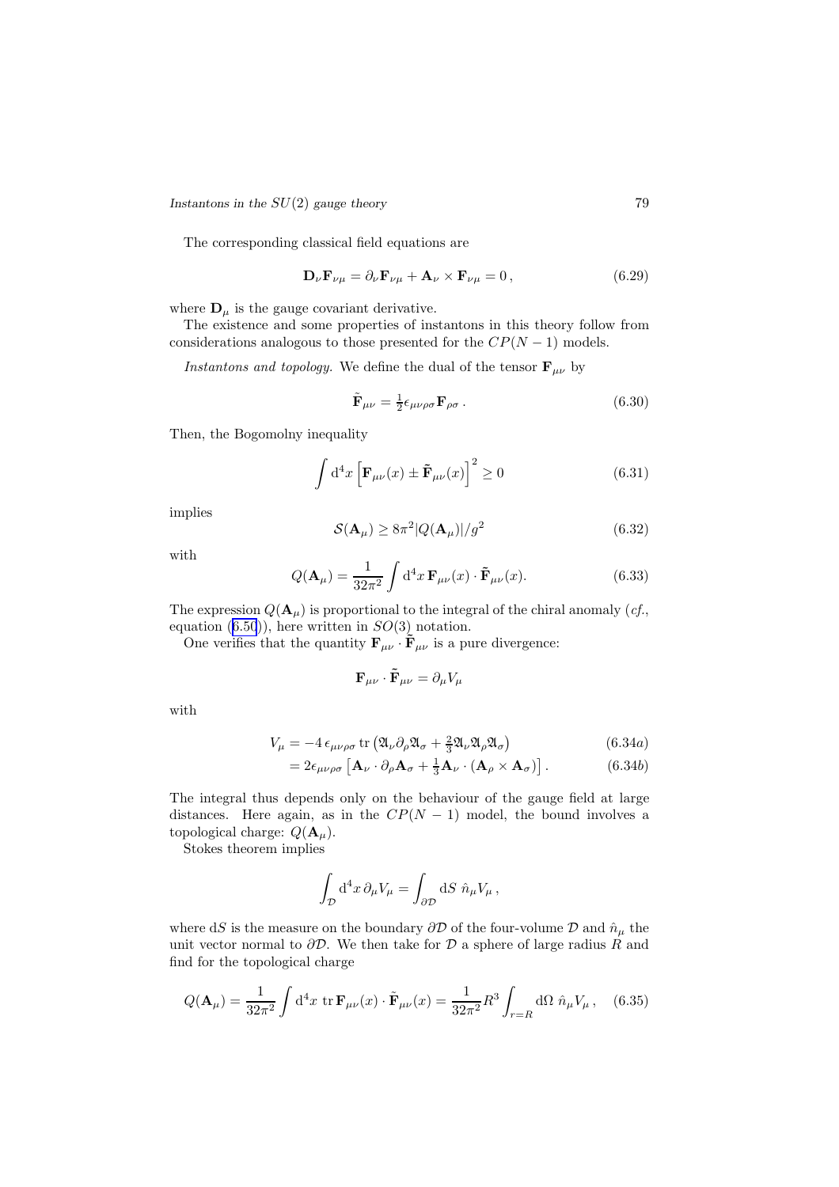The corresponding classical field equations are

$$\mathbf{D}_\nu \mathbf{F}_{\nu\mu} = \partial_\nu \mathbf{F}_{\nu\mu} + \mathbf{A}_\nu \times \mathbf{F}_{\nu\mu} = 0\,, \tag{6.29}$$

where $\mathbf{D}_\mu$ is the gauge covariant derivative.

The existence and some properties of instantons in this theory follow from considerations analogous to those presented for the $CP(N-1)$ models.

*Instantons and topology.* We define the dual of the tensor $\mathbf{F}_{\mu\nu}$ by

$$\tilde{\mathbf{F}}_{\mu\nu} = \tfrac{1}{2}\epsilon_{\mu\nu\rho\sigma}\mathbf{F}_{\rho\sigma}\,. \tag{6.30}$$

Then, the Bogomolny inequality

$$\int \mathrm{d}^4 x \left[\mathbf{F}_{\mu\nu}(x) \pm \tilde{\mathbf{F}}_{\mu\nu}(x)\right]^2 \geq 0 \tag{6.31}$$

implies

$$\mathcal{S}(\mathbf{A}_\mu) \geq 8\pi^2 |Q(\mathbf{A}_\mu)|/g^2 \tag{6.32}$$

with

$$Q(\mathbf{A}_\mu) = \frac{1}{32\pi^2}\int \mathrm{d}^4 x\, \mathbf{F}_{\mu\nu}(x)\cdot \tilde{\mathbf{F}}_{\mu\nu}(x). \tag{6.33}$$

The expression $Q(\mathbf{A}_\mu)$ is proportional to the integral of the chiral anomaly (*cf.*, equation (6.50)), here written in $SO(3)$ notation.

One verifies that the quantity $\mathbf{F}_{\mu\nu}\cdot\tilde{\mathbf{F}}_{\mu\nu}$ is a pure divergence:

$$\mathbf{F}_{\mu\nu}\cdot\tilde{\mathbf{F}}_{\mu\nu} = \partial_\mu V_\mu$$

with

$$V_\mu = -4\,\epsilon_{\mu\nu\rho\sigma}\,\mathrm{tr}\left(\mathfrak{A}_\nu\partial_\rho\mathfrak{A}_\sigma + \tfrac{2}{3}\mathfrak{A}_\nu\mathfrak{A}_\rho\mathfrak{A}_\sigma\right) \tag{6.34a}$$

$$= 2\epsilon_{\mu\nu\rho\sigma}\left[\mathbf{A}_\nu\cdot\partial_\rho\mathbf{A}_\sigma + \tfrac{1}{3}\mathbf{A}_\nu\cdot(\mathbf{A}_\rho\times\mathbf{A}_\sigma)\right]. \tag{6.34b}$$

The integral thus depends only on the behaviour of the gauge field at large distances. Here again, as in the $CP(N-1)$ model, the bound involves a topological charge: $Q(\mathbf{A}_\mu)$.

Stokes theorem implies

$$\int_{\mathcal{D}} \mathrm{d}^4 x\, \partial_\mu V_\mu = \int_{\partial\mathcal{D}} \mathrm{d}S\;\hat{n}_\mu V_\mu\,,$$

where $\mathrm{d}S$ is the measure on the boundary $\partial\mathcal{D}$ of the four-volume $\mathcal{D}$ and $\hat{n}_\mu$ the unit vector normal to $\partial\mathcal{D}$. We then take for $\mathcal{D}$ a sphere of large radius $R$ and find for the topological charge

$$Q(\mathbf{A}_\mu) = \frac{1}{32\pi^2}\int \mathrm{d}^4 x\;\mathrm{tr}\,\mathbf{F}_{\mu\nu}(x)\cdot\tilde{\mathbf{F}}_{\mu\nu}(x) = \frac{1}{32\pi^2}R^3\int_{r=R}\mathrm{d}\Omega\;\hat{n}_\mu V_\mu\,, \tag{6.35}$$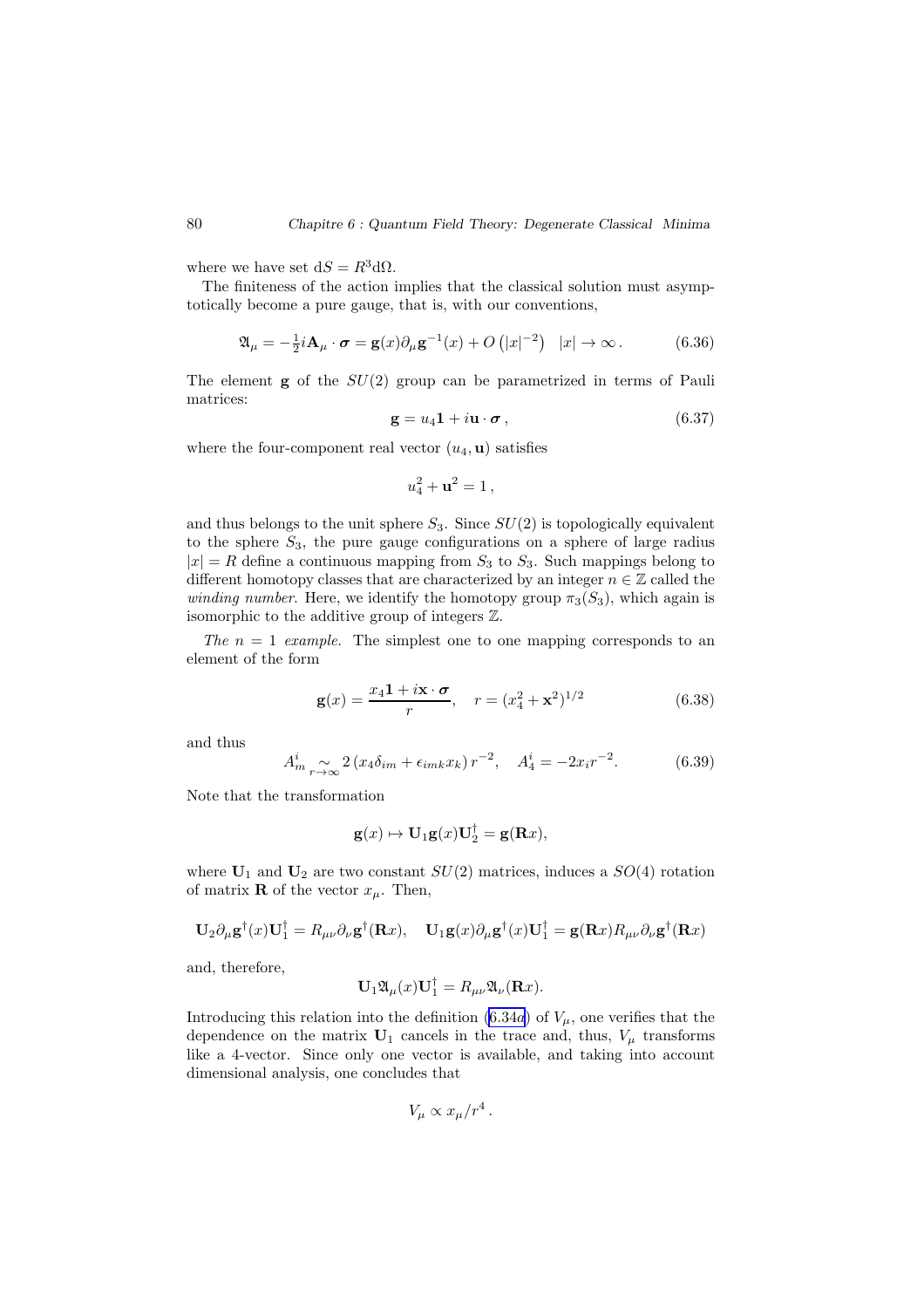where we have set $\mathrm{d}S = R^3 \mathrm{d}\Omega$.

The finiteness of the action implies that the classical solution must asymptotically become a pure gauge, that is, with our conventions,

$$\mathfrak{A}_\mu = -\tfrac{1}{2} i \mathbf{A}_\mu \cdot \boldsymbol{\sigma} = \mathbf{g}(x) \partial_\mu \mathbf{g}^{-1}(x) + O\left(|x|^{-2}\right) \quad |x| \to \infty \,. \tag{6.36}$$

The element $\mathbf{g}$ of the $SU(2)$ group can be parametrized in terms of Pauli matrices:

$$\mathbf{g} = u_4 \mathbf{1} + i \mathbf{u} \cdot \boldsymbol{\sigma} \,, \tag{6.37}$$

where the four-component real vector $(u_4, \mathbf{u})$ satisfies

$$u_4^2 + \mathbf{u}^2 = 1 \,,$$

and thus belongs to the unit sphere $S_3$. Since $SU(2)$ is topologically equivalent to the sphere $S_3$, the pure gauge configurations on a sphere of large radius $|x| = R$ define a continuous mapping from $S_3$ to $S_3$. Such mappings belong to different homotopy classes that are characterized by an integer $n \in \mathbb{Z}$ called the *winding number*. Here, we identify the homotopy group $\pi_3(S_3)$, which again is isomorphic to the additive group of integers $\mathbb{Z}$.

*The $n = 1$ example.* The simplest one to one mapping corresponds to an element of the form

$$\mathbf{g}(x) = \frac{x_4 \mathbf{1} + i \mathbf{x} \cdot \boldsymbol{\sigma}}{r}, \quad r = (x_4^2 + \mathbf{x}^2)^{1/2} \tag{6.38}$$

and thus

$$A_m^i \underset{r \to \infty}{\sim} 2 \left( x_4 \delta_{im} + \epsilon_{imk} x_k \right) r^{-2}, \quad A_4^i = -2 x_i r^{-2}. \tag{6.39}$$

Note that the transformation

$$\mathbf{g}(x) \mapsto \mathbf{U}_1 \mathbf{g}(x) \mathbf{U}_2^\dagger = \mathbf{g}(\mathbf{R}x),$$

where $\mathbf{U}_1$ and $\mathbf{U}_2$ are two constant $SU(2)$ matrices, induces a $SO(4)$ rotation of matrix $\mathbf{R}$ of the vector $x_\mu$. Then,

$$\mathbf{U}_2 \partial_\mu \mathbf{g}^\dagger(x) \mathbf{U}_1^\dagger = R_{\mu\nu} \partial_\nu \mathbf{g}^\dagger(\mathbf{R}x), \quad \mathbf{U}_1 \mathbf{g}(x) \partial_\mu \mathbf{g}^\dagger(x) \mathbf{U}_1^\dagger = \mathbf{g}(\mathbf{R}x) R_{\mu\nu} \partial_\nu \mathbf{g}^\dagger(\mathbf{R}x)$$

and, therefore,

$$\mathbf{U}_1 \mathfrak{A}_\mu(x) \mathbf{U}_1^\dagger = R_{\mu\nu} \mathfrak{A}_\nu(\mathbf{R}x).$$

Introducing this relation into the definition (6.34*a*) of $V_\mu$, one verifies that the dependence on the matrix $\mathbf{U}_1$ cancels in the trace and, thus, $V_\mu$ transforms like a 4-vector. Since only one vector is available, and taking into account dimensional analysis, one concludes that

$$V_\mu \propto x_\mu / r^4 \,.$$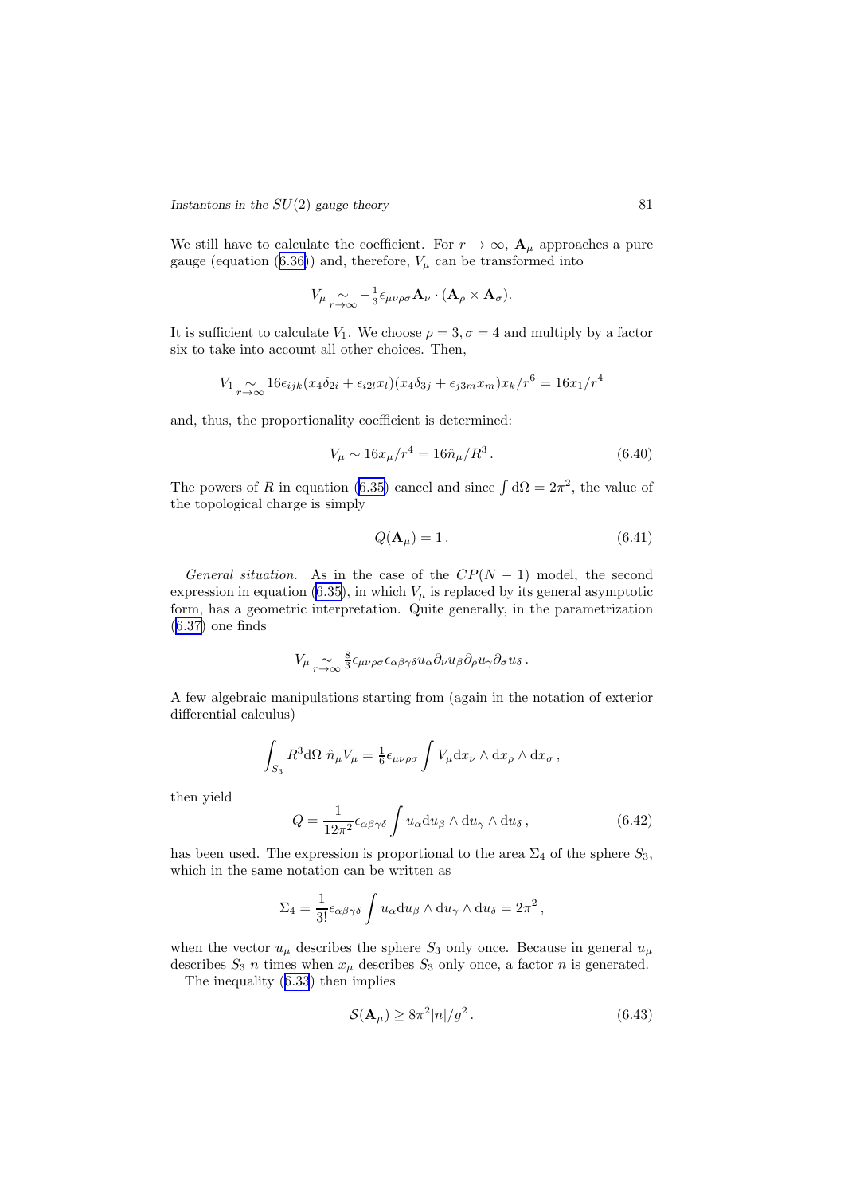We still have to calculate the coefficient. For $r \to \infty$, $\mathbf{A}_\mu$ approaches a pure gauge (equation (6.36)) and, therefore, $V_\mu$ can be transformed into

$$V_\mu \underset{r\to\infty}{\sim} -\tfrac{1}{3}\epsilon_{\mu\nu\rho\sigma}\mathbf{A}_\nu \cdot (\mathbf{A}_\rho \times \mathbf{A}_\sigma).$$

It is sufficient to calculate $V_1$. We choose $\rho = 3, \sigma = 4$ and multiply by a factor six to take into account all other choices. Then,

$$V_1 \underset{r\to\infty}{\sim} 16\epsilon_{ijk}(x_4\delta_{2i} + \epsilon_{i2l}x_l)(x_4\delta_{3j} + \epsilon_{j3m}x_m)x_k/r^6 = 16x_1/r^4$$

and, thus, the proportionality coefficient is determined:

$$V_\mu \sim 16x_\mu/r^4 = 16\hat{n}_\mu/R^3\,. \tag{6.40}$$

The powers of $R$ in equation (6.35) cancel and since $\int \mathrm{d}\Omega = 2\pi^2$, the value of the topological charge is simply

$$Q(\mathbf{A}_\mu) = 1\,. \tag{6.41}$$

*General situation.* As in the case of the $CP(N-1)$ model, the second expression in equation (6.35), in which $V_\mu$ is replaced by its general asymptotic form, has a geometric interpretation. Quite generally, in the parametrization (6.37) one finds

$$V_\mu \underset{r\to\infty}{\sim} \tfrac{8}{3}\epsilon_{\mu\nu\rho\sigma}\epsilon_{\alpha\beta\gamma\delta}u_\alpha\partial_\nu u_\beta\partial_\rho u_\gamma\partial_\sigma u_\delta\,.$$

A few algebraic manipulations starting from (again in the notation of exterior differential calculus)

$$\int_{S_3} R^3\mathrm{d}\Omega\; \hat{n}_\mu V_\mu = \tfrac{1}{6}\epsilon_{\mu\nu\rho\sigma}\int V_\mu \mathrm{d}x_\nu \wedge \mathrm{d}x_\rho \wedge \mathrm{d}x_\sigma\,,$$

then yield

$$Q = \frac{1}{12\pi^2}\epsilon_{\alpha\beta\gamma\delta}\int u_\alpha \mathrm{d}u_\beta \wedge \mathrm{d}u_\gamma \wedge \mathrm{d}u_\delta\,, \tag{6.42}$$

has been used. The expression is proportional to the area $\Sigma_4$ of the sphere $S_3$, which in the same notation can be written as

$$\Sigma_4 = \frac{1}{3!}\epsilon_{\alpha\beta\gamma\delta}\int u_\alpha \mathrm{d}u_\beta \wedge \mathrm{d}u_\gamma \wedge \mathrm{d}u_\delta = 2\pi^2\,,$$

when the vector $u_\mu$ describes the sphere $S_3$ only once. Because in general $u_\mu$ describes $S_3$ $n$ times when $x_\mu$ describes $S_3$ only once, a factor $n$ is generated.

The inequality (6.33) then implies

$$\mathcal{S}(\mathbf{A}_\mu) \geq 8\pi^2|n|/g^2\,. \tag{6.43}$$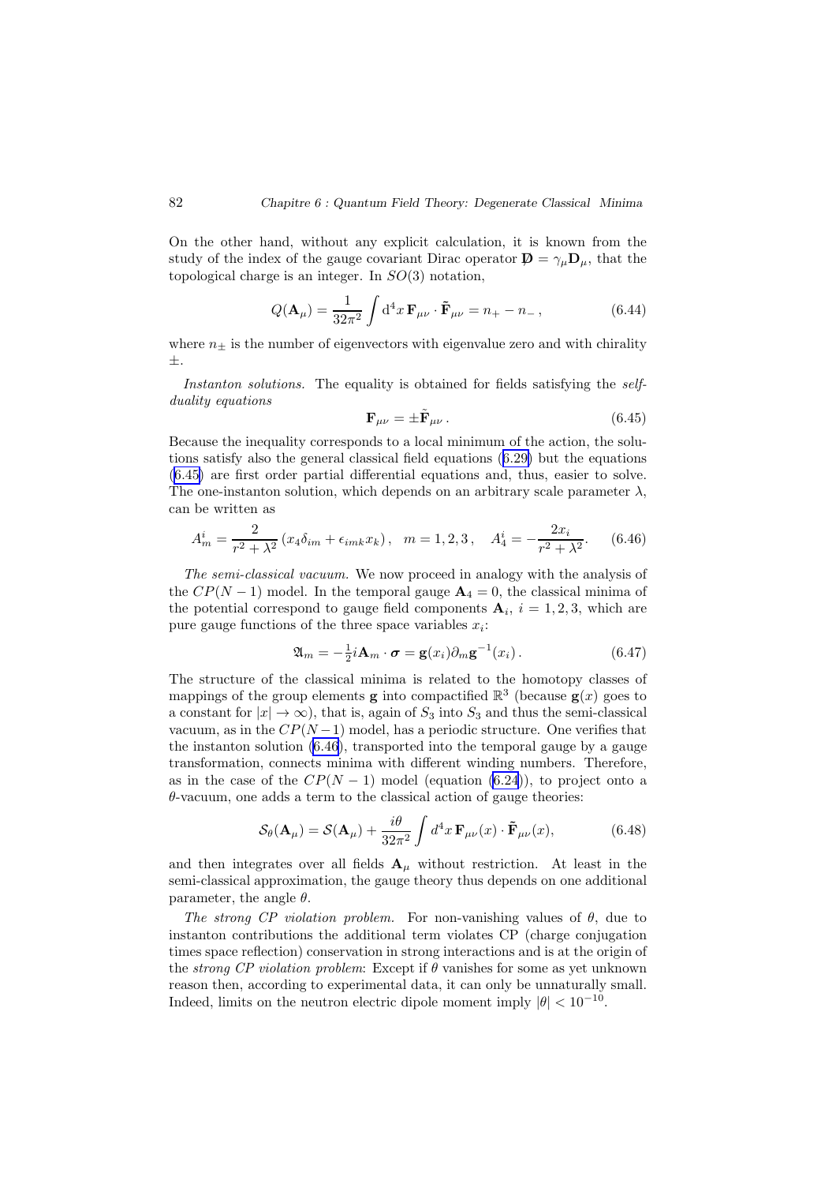On the other hand, without any explicit calculation, it is known from the study of the index of the gauge covariant Dirac operator $\not{\mathbf{D}} = \gamma_\mu \mathbf{D}_\mu$, that the topological charge is an integer. In $SO(3)$ notation,

$$Q(\mathbf{A}_\mu) = \frac{1}{32\pi^2} \int \mathrm{d}^4 x \, \mathbf{F}_{\mu\nu} \cdot \tilde{\mathbf{F}}_{\mu\nu} = n_+ - n_- \,, \tag{6.44}$$

where $n_\pm$ is the number of eigenvectors with eigenvalue zero and with chirality $\pm$.

*Instanton solutions.* The equality is obtained for fields satisfying the *self-duality equations*

$$\mathbf{F}_{\mu\nu} = \pm \tilde{\mathbf{F}}_{\mu\nu} \,. \tag{6.45}$$

Because the inequality corresponds to a local minimum of the action, the solutions satisfy also the general classical field equations (6.29) but the equations (6.45) are first order partial differential equations and, thus, easier to solve. The one-instanton solution, which depends on an arbitrary scale parameter $\lambda$, can be written as

$$A_m^i = \frac{2}{r^2+\lambda^2} \left( x_4 \delta_{im} + \epsilon_{imk} x_k \right), \quad m = 1,2,3 \,, \quad A_4^i = -\frac{2x_i}{r^2+\lambda^2}. \tag{6.46}$$

*The semi-classical vacuum.* We now proceed in analogy with the analysis of the $CP(N-1)$ model. In the temporal gauge $\mathbf{A}_4 = 0$, the classical minima of the potential correspond to gauge field components $\mathbf{A}_i$, $i = 1,2,3$, which are pure gauge functions of the three space variables $x_i$:

$$\mathfrak{A}_m = -\tfrac{1}{2} i \mathbf{A}_m \cdot \boldsymbol{\sigma} = \mathbf{g}(x_i) \partial_m \mathbf{g}^{-1}(x_i) \,. \tag{6.47}$$

The structure of the classical minima is related to the homotopy classes of mappings of the group elements $\mathbf{g}$ into compactified $\mathbb{R}^3$ (because $\mathbf{g}(x)$ goes to a constant for $|x| \to \infty$), that is, again of $S_3$ into $S_3$ and thus the semi-classical vacuum, as in the $CP(N-1)$ model, has a periodic structure. One verifies that the instanton solution (6.46), transported into the temporal gauge by a gauge transformation, connects minima with different winding numbers. Therefore, as in the case of the $CP(N-1)$ model (equation (6.24)), to project onto a $\theta$-vacuum, one adds a term to the classical action of gauge theories:

$$\mathcal{S}_\theta(\mathbf{A}_\mu) = \mathcal{S}(\mathbf{A}_\mu) + \frac{i\theta}{32\pi^2} \int d^4 x \, \mathbf{F}_{\mu\nu}(x) \cdot \tilde{\mathbf{F}}_{\mu\nu}(x), \tag{6.48}$$

and then integrates over all fields $\mathbf{A}_\mu$ without restriction. At least in the semi-classical approximation, the gauge theory thus depends on one additional parameter, the angle $\theta$.

*The strong CP violation problem.* For non-vanishing values of $\theta$, due to instanton contributions the additional term violates CP (charge conjugation times space reflection) conservation in strong interactions and is at the origin of the *strong CP violation problem*: Except if $\theta$ vanishes for some as yet unknown reason then, according to experimental data, it can only be unnaturally small. Indeed, limits on the neutron electric dipole moment imply $|\theta| < 10^{-10}$.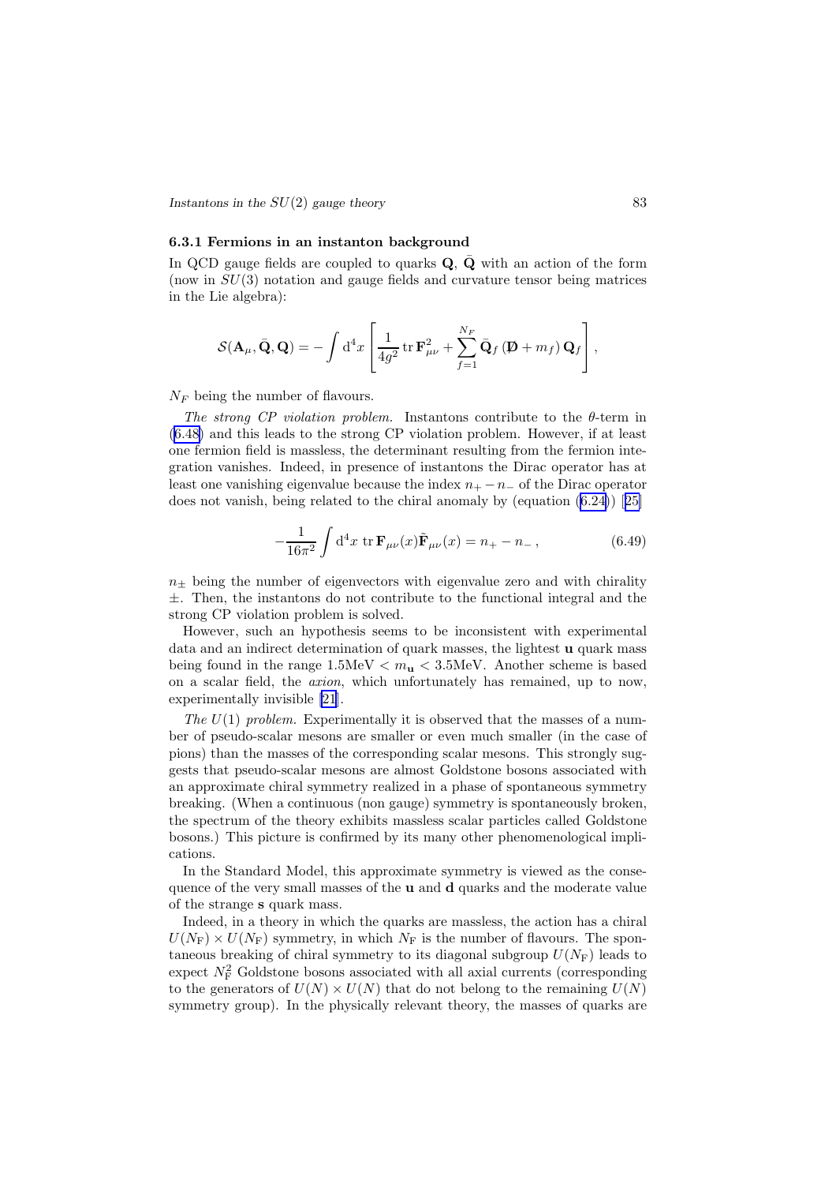### 6.3.1 Fermions in an instanton background

In QCD gauge fields are coupled to quarks $\mathbf{Q}$, $\bar{\mathbf{Q}}$ with an action of the form (now in $SU(3)$ notation and gauge fields and curvature tensor being matrices in the Lie algebra):

$$\mathcal{S}(\mathbf{A}_\mu, \bar{\mathbf{Q}}, \mathbf{Q}) = -\int \mathrm{d}^4 x \left[ \frac{1}{4g^2} \operatorname{tr} \mathbf{F}_{\mu\nu}^2 + \sum_{f=1}^{N_F} \bar{\mathbf{Q}}_f \left( \not{\mathbf{D}} + m_f \right) \mathbf{Q}_f \right],$$

$N_F$ being the number of flavours.

*The strong CP violation problem.* Instantons contribute to the $\theta$-term in (6.48) and this leads to the strong CP violation problem. However, if at least one fermion field is massless, the determinant resulting from the fermion integration vanishes. Indeed, in presence of instantons the Dirac operator has at least one vanishing eigenvalue because the index $n_+ - n_-$ of the Dirac operator does not vanish, being related to the chiral anomaly by (equation (6.24)) [25]

$$-\frac{1}{16\pi^2} \int \mathrm{d}^4 x \; \operatorname{tr} \mathbf{F}_{\mu\nu}(x) \tilde{\mathbf{F}}_{\mu\nu}(x) = n_+ - n_-\,, \tag{6.49}$$

$n_\pm$ being the number of eigenvectors with eigenvalue zero and with chirality $\pm$. Then, the instantons do not contribute to the functional integral and the strong CP violation problem is solved.

However, such an hypothesis seems to be inconsistent with experimental data and an indirect determination of quark masses, the lightest $\mathbf{u}$ quark mass being found in the range $1.5\mathrm{MeV} < m_{\mathbf{u}} < 3.5\mathrm{MeV}$. Another scheme is based on a scalar field, the *axion*, which unfortunately has remained, up to now, experimentally invisible [21].

*The $U(1)$ problem.* Experimentally it is observed that the masses of a number of pseudo-scalar mesons are smaller or even much smaller (in the case of pions) than the masses of the corresponding scalar mesons. This strongly suggests that pseudo-scalar mesons are almost Goldstone bosons associated with an approximate chiral symmetry realized in a phase of spontaneous symmetry breaking. (When a continuous (non gauge) symmetry is spontaneously broken, the spectrum of the theory exhibits massless scalar particles called Goldstone bosons.) This picture is confirmed by its many other phenomenological implications.

In the Standard Model, this approximate symmetry is viewed as the consequence of the very small masses of the $\mathbf{u}$ and $\mathbf{d}$ quarks and the moderate value of the strange $\mathbf{s}$ quark mass.

Indeed, in a theory in which the quarks are massless, the action has a chiral $U(N_\mathrm{F}) \times U(N_\mathrm{F})$ symmetry, in which $N_\mathrm{F}$ is the number of flavours. The spontaneous breaking of chiral symmetry to its diagonal subgroup $U(N_\mathrm{F})$ leads to expect $N_\mathrm{F}^2$ Goldstone bosons associated with all axial currents (corresponding to the generators of $U(N) \times U(N)$ that do not belong to the remaining $U(N)$ symmetry group). In the physically relevant theory, the masses of quarks are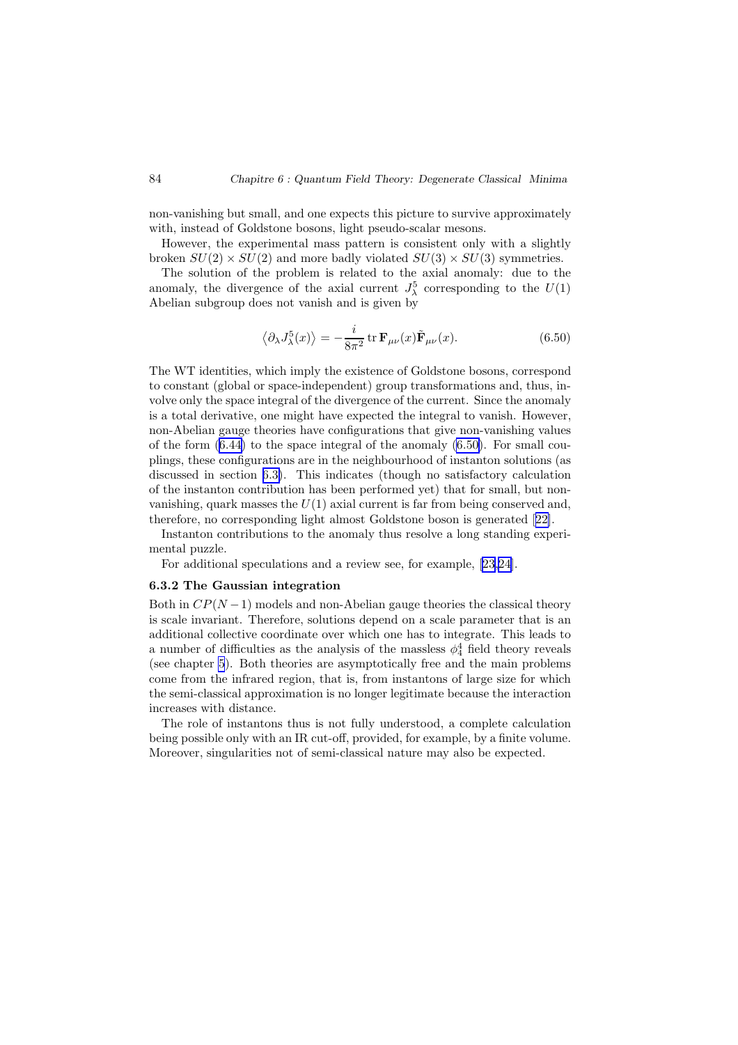non-vanishing but small, and one expects this picture to survive approximately with, instead of Goldstone bosons, light pseudo-scalar mesons.

However, the experimental mass pattern is consistent only with a slightly broken $SU(2) \times SU(2)$ and more badly violated $SU(3) \times SU(3)$ symmetries.

The solution of the problem is related to the axial anomaly: due to the anomaly, the divergence of the axial current $J^5_\lambda$ corresponding to the $U(1)$ Abelian subgroup does not vanish and is given by

$$\left\langle \partial_\lambda J^5_\lambda(x) \right\rangle = -\frac{i}{8\pi^2} \operatorname{tr} \mathbf{F}_{\mu\nu}(x) \tilde{\mathbf{F}}_{\mu\nu}(x). \tag{6.50}$$

The WT identities, which imply the existence of Goldstone bosons, correspond to constant (global or space-independent) group transformations and, thus, involve only the space integral of the divergence of the current. Since the anomaly is a total derivative, one might have expected the integral to vanish. However, non-Abelian gauge theories have configurations that give non-vanishing values of the form (6.44) to the space integral of the anomaly (6.50). For small couplings, these configurations are in the neighbourhood of instanton solutions (as discussed in section 6.3). This indicates (though no satisfactory calculation of the instanton contribution has been performed yet) that for small, but non-vanishing, quark masses the $U(1)$ axial current is far from being conserved and, therefore, no corresponding light almost Goldstone boson is generated [22].

Instanton contributions to the anomaly thus resolve a long standing experimental puzzle.

For additional speculations and a review see, for example, [23,24].

### 6.3.2 The Gaussian integration

Both in $CP(N-1)$ models and non-Abelian gauge theories the classical theory is scale invariant. Therefore, solutions depend on a scale parameter that is an additional collective coordinate over which one has to integrate. This leads to a number of difficulties as the analysis of the massless $\phi^4_4$ field theory reveals (see chapter 5). Both theories are asymptotically free and the main problems come from the infrared region, that is, from instantons of large size for which the semi-classical approximation is no longer legitimate because the interaction increases with distance.

The role of instantons thus is not fully understood, a complete calculation being possible only with an IR cut-off, provided, for example, by a finite volume. Moreover, singularities not of semi-classical nature may also be expected.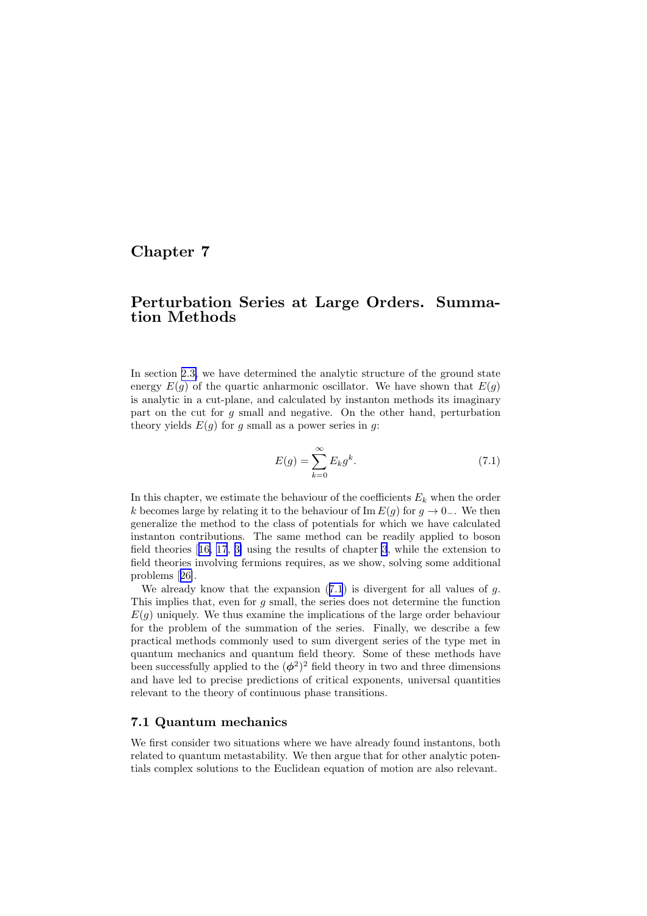# Chapter 7

## Perturbation Series at Large Orders. Summation Methods

In section 2.3, we have determined the analytic structure of the ground state energy $E(g)$ of the quartic anharmonic oscillator. We have shown that $E(g)$ is analytic in a cut-plane, and calculated by instanton methods its imaginary part on the cut for $g$ small and negative. On the other hand, perturbation theory yields $E(g)$ for $g$ small as a power series in $g$:

$$E(g) = \sum_{k=0}^{\infty} E_k g^k. \tag{7.1}$$

In this chapter, we estimate the behaviour of the coefficients $E_k$ when the order $k$ becomes large by relating it to the behaviour of $\operatorname{Im} E(g)$ for $g \to 0_-$. We then generalize the method to the class of potentials for which we have calculated instanton contributions. The same method can be readily applied to boson field theories [16, 17, 3] using the results of chapter 3, while the extension to field theories involving fermions requires, as we show, solving some additional problems [26].

We already know that the expansion (7.1) is divergent for all values of $g$. This implies that, even for $g$ small, the series does not determine the function $E(g)$ uniquely. We thus examine the implications of the large order behaviour for the problem of the summation of the series. Finally, we describe a few practical methods commonly used to sum divergent series of the type met in quantum mechanics and quantum field theory. Some of these methods have been successfully applied to the $(\phi^2)^2$ field theory in two and three dimensions and have led to precise predictions of critical exponents, universal quantities relevant to the theory of continuous phase transitions.

### 7.1 Quantum mechanics

We first consider two situations where we have already found instantons, both related to quantum metastability. We then argue that for other analytic potentials complex solutions to the Euclidean equation of motion are also relevant.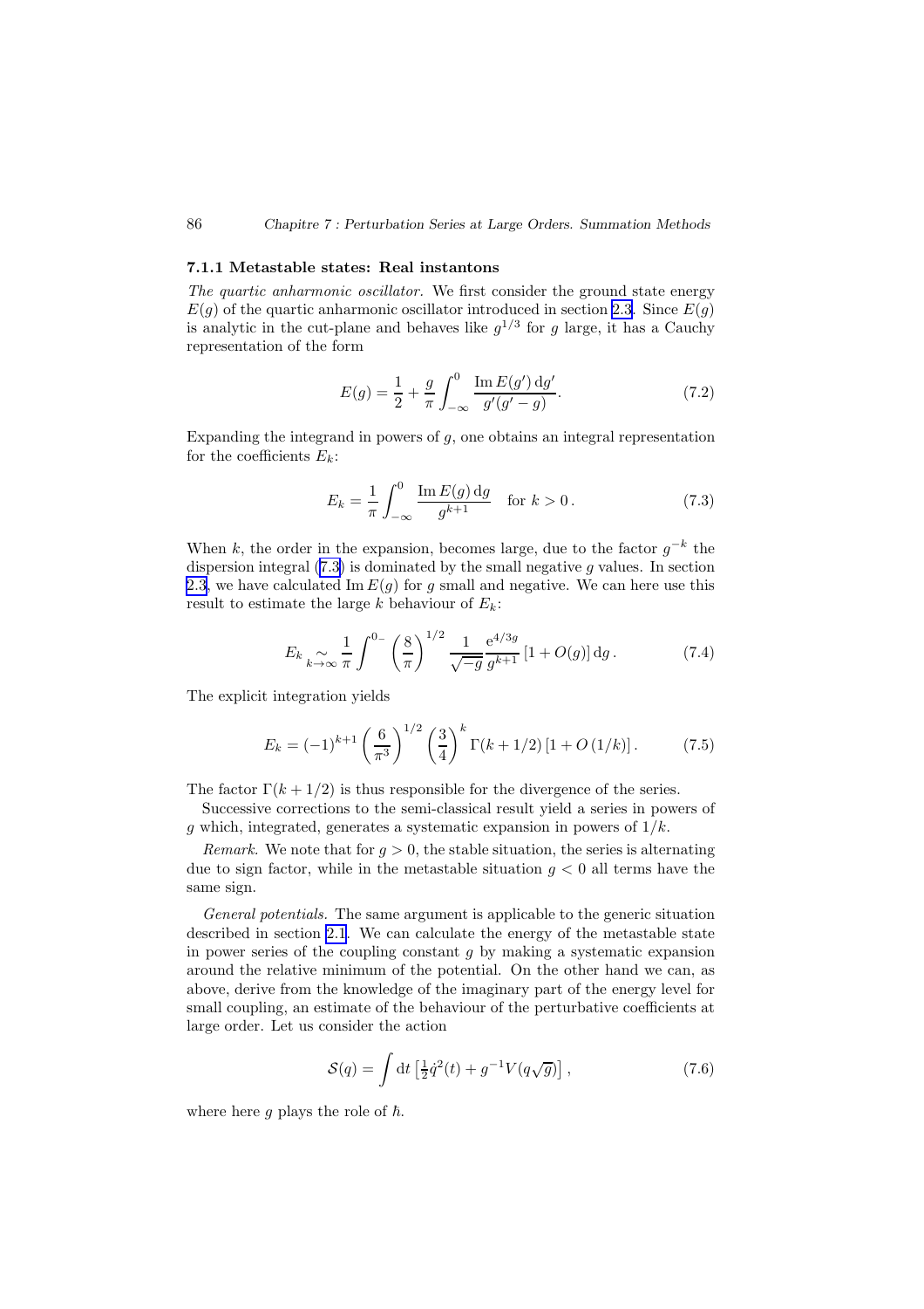### 7.1.1 Metastable states: Real instantons

*The quartic anharmonic oscillator.* We first consider the ground state energy $E(g)$ of the quartic anharmonic oscillator introduced in section 2.3. Since $E(g)$ is analytic in the cut-plane and behaves like $g^{1/3}$ for $g$ large, it has a Cauchy representation of the form

$$E(g) = \frac{1}{2} + \frac{g}{\pi} \int_{-\infty}^{0} \frac{\operatorname{Im} E(g')\,\mathrm{d}g'}{g'(g'-g)}. \tag{7.2}$$

Expanding the integrand in powers of $g$, one obtains an integral representation for the coefficients $E_k$:

$$E_k = \frac{1}{\pi} \int_{-\infty}^{0} \frac{\operatorname{Im} E(g)\,\mathrm{d}g}{g^{k+1}} \quad \text{for } k > 0\,. \tag{7.3}$$

When $k$, the order in the expansion, becomes large, due to the factor $g^{-k}$ the dispersion integral (7.3) is dominated by the small negative $g$ values. In section 2.3, we have calculated $\operatorname{Im} E(g)$ for $g$ small and negative. We can here use this result to estimate the large $k$ behaviour of $E_k$:

$$E_k \underset{k\to\infty}{\sim} \frac{1}{\pi} \int^{0-} \left(\frac{8}{\pi}\right)^{1/2} \frac{1}{\sqrt{-g}} \frac{\mathrm{e}^{4/3g}}{g^{k+1}} \left[1 + O(g)\right] \mathrm{d}g\,. \tag{7.4}$$

The explicit integration yields

$$E_k = (-1)^{k+1} \left(\frac{6}{\pi^3}\right)^{1/2} \left(\frac{3}{4}\right)^{k} \Gamma(k + 1/2) \left[1 + O\left(1/k\right)\right]. \tag{7.5}$$

The factor $\Gamma(k + 1/2)$ is thus responsible for the divergence of the series.

Successive corrections to the semi-classical result yield a series in powers of $g$ which, integrated, generates a systematic expansion in powers of $1/k$.

*Remark.* We note that for $g > 0$, the stable situation, the series is alternating due to sign factor, while in the metastable situation $g < 0$ all terms have the same sign.

*General potentials.* The same argument is applicable to the generic situation described in section 2.1. We can calculate the energy of the metastable state in power series of the coupling constant $g$ by making a systematic expansion around the relative minimum of the potential. On the other hand we can, as above, derive from the knowledge of the imaginary part of the energy level for small coupling, an estimate of the behaviour of the perturbative coefficients at large order. Let us consider the action

$$\mathcal{S}(q) = \int \mathrm{d}t \left[\tfrac{1}{2}\dot{q}^2(t) + g^{-1} V(q\sqrt{g})\right], \tag{7.6}$$

where here $g$ plays the role of $\hbar$.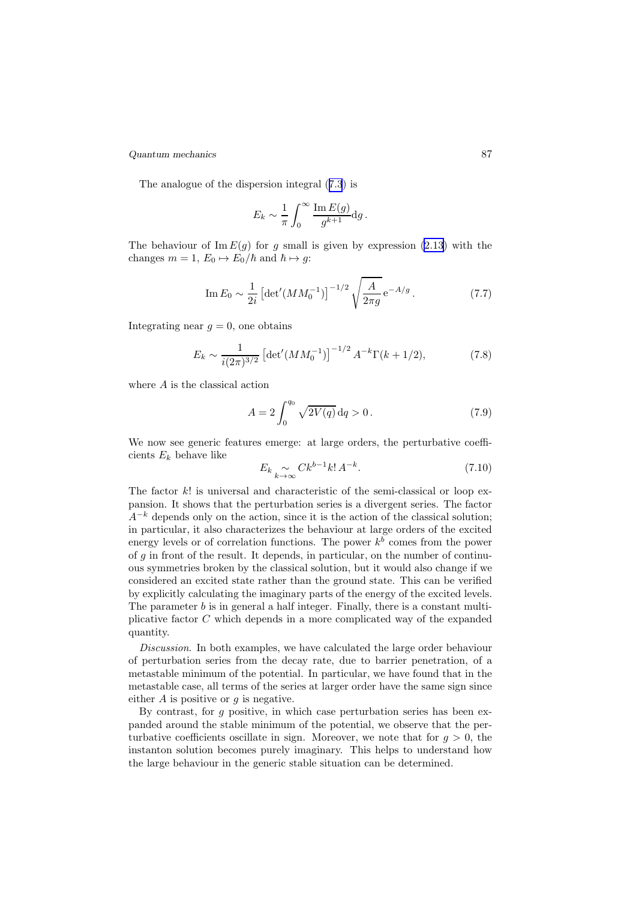The analogue of the dispersion integral (7.3) is

$$E_k \sim \frac{1}{\pi} \int_0^\infty \frac{\operatorname{Im} E(g)}{g^{k+1}} \mathrm{d}g \,.$$

The behaviour of $\operatorname{Im} E(g)$ for $g$ small is given by expression (2.13) with the changes $m = 1$, $E_0 \mapsto E_0/\hbar$ and $\hbar \mapsto g$:

$$\operatorname{Im} E_0 \sim \frac{1}{2i} \left[\det{}'(MM_0^{-1})\right]^{-1/2} \sqrt{\frac{A}{2\pi g}}\, \mathrm{e}^{-A/g} \,. \tag{7.7}$$

Integrating near $g = 0$, one obtains

$$E_k \sim \frac{1}{i(2\pi)^{3/2}} \left[\det{}'(MM_0^{-1})\right]^{-1/2} A^{-k} \Gamma(k + 1/2), \tag{7.8}$$

where $A$ is the classical action

$$A = 2 \int_0^{q_0} \sqrt{2V(q)}\, \mathrm{d}q > 0 \,. \tag{7.9}$$

We now see generic features emerge: at large orders, the perturbative coefficients $E_k$ behave like

$$E_k \underset{k\to\infty}{\sim} C k^{b-1} k!\, A^{-k}. \tag{7.10}$$

The factor $k!$ is universal and characteristic of the semi-classical or loop expansion. It shows that the perturbation series is a divergent series. The factor $A^{-k}$ depends only on the action, since it is the action of the classical solution; in particular, it also characterizes the behaviour at large orders of the excited energy levels or of correlation functions. The power $k^b$ comes from the power of $g$ in front of the result. It depends, in particular, on the number of continuous symmetries broken by the classical solution, but it would also change if we considered an excited state rather than the ground state. This can be verified by explicitly calculating the imaginary parts of the energy of the excited levels. The parameter $b$ is in general a half integer. Finally, there is a constant multiplicative factor $C$ which depends in a more complicated way of the expanded quantity.

*Discussion*. In both examples, we have calculated the large order behaviour of perturbation series from the decay rate, due to barrier penetration, of a metastable minimum of the potential. In particular, we have found that in the metastable case, all terms of the series at larger order have the same sign since either $A$ is positive or $g$ is negative.

By contrast, for $g$ positive, in which case perturbation series has been expanded around the stable minimum of the potential, we observe that the perturbative coefficients oscillate in sign. Moreover, we note that for $g > 0$, the instanton solution becomes purely imaginary. This helps to understand how the large behaviour in the generic stable situation can be determined.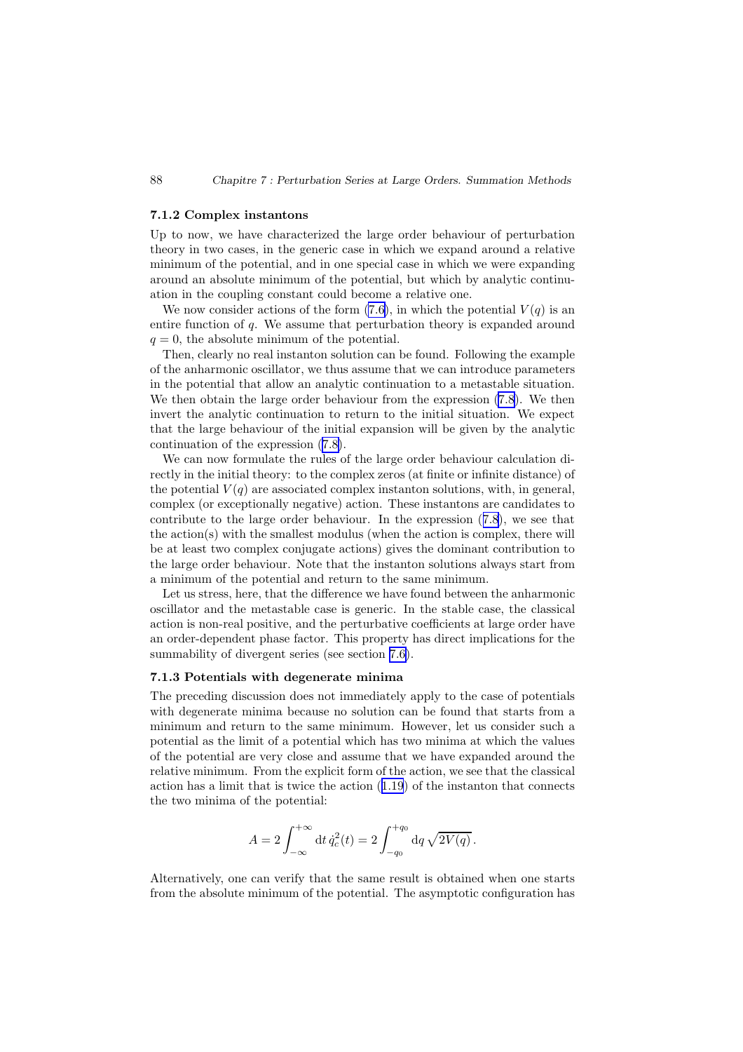### 7.1.2 Complex instantons

Up to now, we have characterized the large order behaviour of perturbation theory in two cases, in the generic case in which we expand around a relative minimum of the potential, and in one special case in which we were expanding around an absolute minimum of the potential, but which by analytic continuation in the coupling constant could become a relative one.

We now consider actions of the form (7.6), in which the potential $V(q)$ is an entire function of $q$. We assume that perturbation theory is expanded around $q = 0$, the absolute minimum of the potential.

Then, clearly no real instanton solution can be found. Following the example of the anharmonic oscillator, we thus assume that we can introduce parameters in the potential that allow an analytic continuation to a metastable situation. We then obtain the large order behaviour from the expression (7.8). We then invert the analytic continuation to return to the initial situation. We expect that the large behaviour of the initial expansion will be given by the analytic continuation of the expression (7.8).

We can now formulate the rules of the large order behaviour calculation directly in the initial theory: to the complex zeros (at finite or infinite distance) of the potential $V(q)$ are associated complex instanton solutions, with, in general, complex (or exceptionally negative) action. These instantons are candidates to contribute to the large order behaviour. In the expression (7.8), we see that the action(s) with the smallest modulus (when the action is complex, there will be at least two complex conjugate actions) gives the dominant contribution to the large order behaviour. Note that the instanton solutions always start from a minimum of the potential and return to the same minimum.

Let us stress, here, that the difference we have found between the anharmonic oscillator and the metastable case is generic. In the stable case, the classical action is non-real positive, and the perturbative coefficients at large order have an order-dependent phase factor. This property has direct implications for the summability of divergent series (see section 7.6).

### 7.1.3 Potentials with degenerate minima

The preceding discussion does not immediately apply to the case of potentials with degenerate minima because no solution can be found that starts from a minimum and return to the same minimum. However, let us consider such a potential as the limit of a potential which has two minima at which the values of the potential are very close and assume that we have expanded around the relative minimum. From the explicit form of the action, we see that the classical action has a limit that is twice the action (1.19) of the instanton that connects the two minima of the potential:

$$A = 2\int_{-\infty}^{+\infty} \mathrm{d}t\, \dot{q}_c^2(t) = 2\int_{-q_0}^{+q_0} \mathrm{d}q\, \sqrt{2V(q)}\,.$$

Alternatively, one can verify that the same result is obtained when one starts from the absolute minimum of the potential. The asymptotic configuration has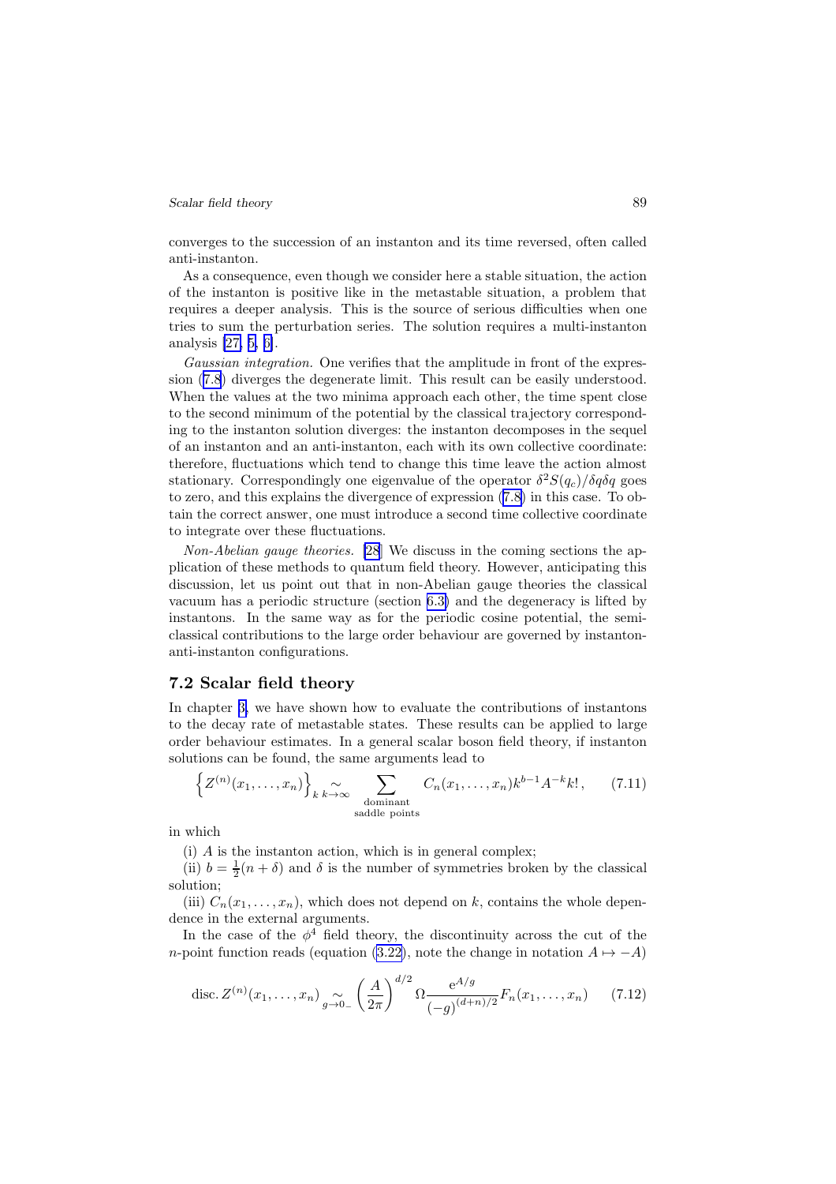converges to the succession of an instanton and its time reversed, often called anti-instanton.

As a consequence, even though we consider here a stable situation, the action of the instanton is positive like in the metastable situation, a problem that requires a deeper analysis. This is the source of serious difficulties when one tries to sum the perturbation series. The solution requires a multi-instanton analysis [27, 5, 6].

*Gaussian integration.* One verifies that the amplitude in front of the expression (7.8) diverges the degenerate limit. This result can be easily understood. When the values at the two minima approach each other, the time spent close to the second minimum of the potential by the classical trajectory corresponding to the instanton solution diverges: the instanton decomposes in the sequel of an instanton and an anti-instanton, each with its own collective coordinate: therefore, fluctuations which tend to change this time leave the action almost stationary. Correspondingly one eigenvalue of the operator $\delta^2 S(q_c)/\delta q \delta q$ goes to zero, and this explains the divergence of expression (7.8) in this case. To obtain the correct answer, one must introduce a second time collective coordinate to integrate over these fluctuations.

*Non-Abelian gauge theories.* [28] We discuss in the coming sections the application of these methods to quantum field theory. However, anticipating this discussion, let us point out that in non-Abelian gauge theories the classical vacuum has a periodic structure (section 6.3) and the degeneracy is lifted by instantons. In the same way as for the periodic cosine potential, the semi-classical contributions to the large order behaviour are governed by instanton-anti-instanton configurations.

## 7.2 Scalar field theory

In chapter 3, we have shown how to evaluate the contributions of instantons to the decay rate of metastable states. These results can be applied to large order behaviour estimates. In a general scalar boson field theory, if instanton solutions can be found, the same arguments lead to

$$\left\{ Z^{(n)}(x_1, \ldots, x_n) \right\}_k \underset{k \to \infty}{\sim} \sum_{\substack{\text{dominant} \\ \text{saddle points}}} C_n(x_1, \ldots, x_n) k^{b-1} A^{-k} k! \,, \tag{7.11}$$

in which

(i) $A$ is the instanton action, which is in general complex;

(ii) $b = \frac{1}{2}(n + \delta)$ and $\delta$ is the number of symmetries broken by the classical solution;

(iii) $C_n(x_1, \ldots, x_n)$, which does not depend on $k$, contains the whole dependence in the external arguments.

In the case of the $\phi^4$ field theory, the discontinuity across the cut of the $n$-point function reads (equation (3.22), note the change in notation $A \mapsto -A$)

$$\text{disc.}\, Z^{(n)}(x_1, \ldots, x_n) \underset{g \to 0_-}{\sim} \left( \frac{A}{2\pi} \right)^{d/2} \Omega \frac{\mathrm{e}^{A/g}}{(-g)^{(d+n)/2}} F_n(x_1, \ldots, x_n) \tag{7.12}$$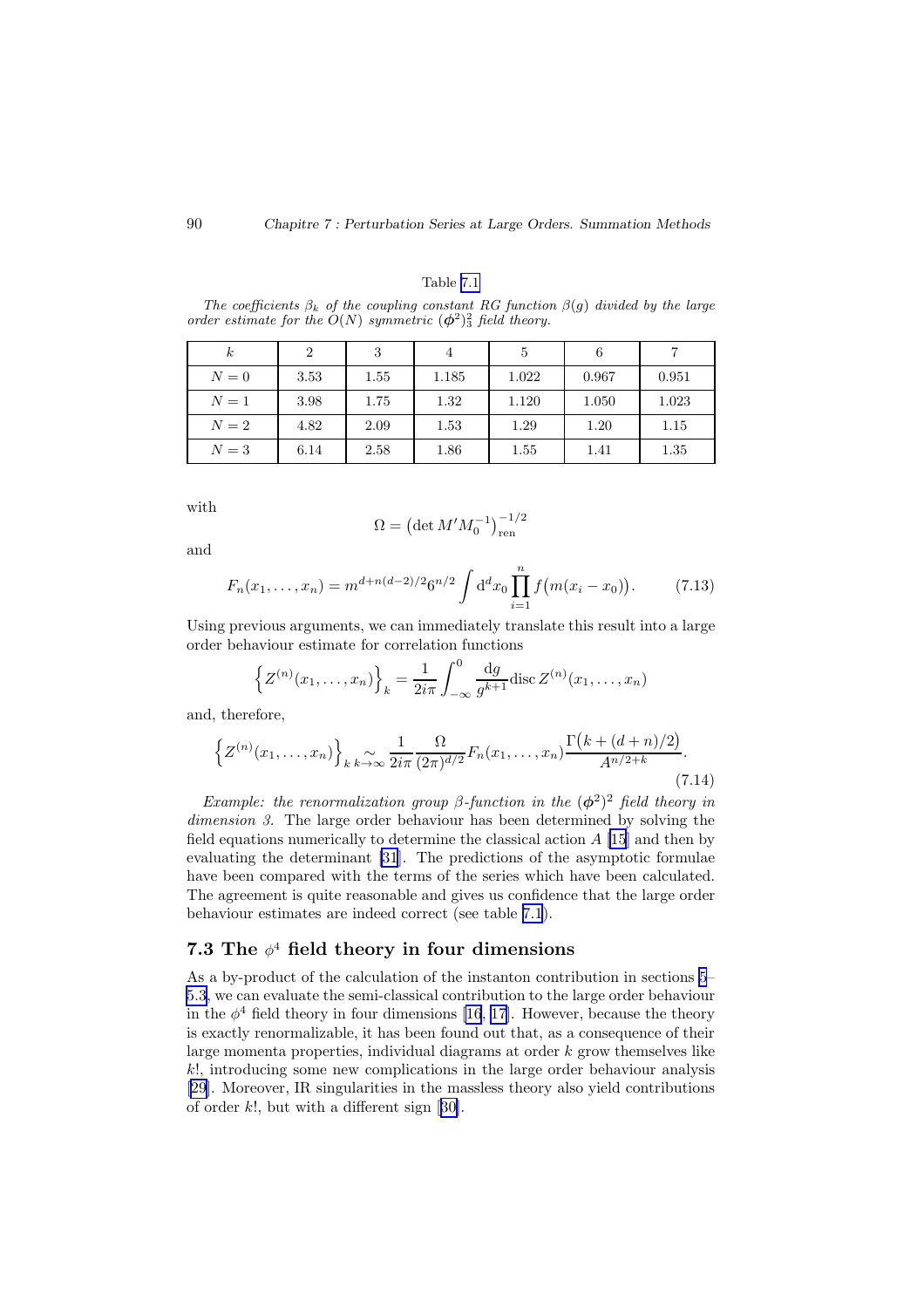Table 7.1

*The coefficients $\beta_k$ of the coupling constant RG function $\beta(g)$ divided by the large order estimate for the $O(N)$ symmetric $(\phi^2)^2_3$ field theory.*

| $k$ | 2 | 3 | 4 | 5 | 6 | 7 |
|---|---|---|---|---|---|---|
| $N=0$ | 3.53 | 1.55 | 1.185 | 1.022 | 0.967 | 0.951 |
| $N=1$ | 3.98 | 1.75 | 1.32 | 1.120 | 1.050 | 1.023 |
| $N=2$ | 4.82 | 2.09 | 1.53 | 1.29 | 1.20 | 1.15 |
| $N=3$ | 6.14 | 2.58 | 1.86 | 1.55 | 1.41 | 1.35 |

with

$$\Omega = \left(\det M' M_0^{-1}\right)^{-1/2}_{\text{ren}}$$

and

$$F_n(x_1,\ldots,x_n) = m^{d+n(d-2)/2} 6^{n/2} \int \mathrm{d}^d x_0 \prod_{i=1}^{n} f\big(m(x_i - x_0)\big). \tag{7.13}$$

Using previous arguments, we can immediately translate this result into a large order behaviour estimate for correlation functions

$$\left\{Z^{(n)}(x_1,\ldots,x_n)\right\}_k = \frac{1}{2i\pi}\int_{-\infty}^{0} \frac{\mathrm{d}g}{g^{k+1}} \operatorname{disc} Z^{(n)}(x_1,\ldots,x_n)$$

and, therefore,

$$\left\{Z^{(n)}(x_1,\ldots,x_n)\right\}_k \underset{k\to\infty}{\sim} \frac{1}{2i\pi} \frac{\Omega}{(2\pi)^{d/2}} F_n(x_1,\ldots,x_n) \frac{\Gamma\big(k+(d+n)/2\big)}{A^{n/2+k}}. \tag{7.14}$$

*Example: the renormalization group $\beta$-function in the $(\phi^2)^2$ field theory in dimension 3.* The large order behaviour has been determined by solving the field equations numerically to determine the classical action $A$ [15] and then by evaluating the determinant [31]. The predictions of the asymptotic formulae have been compared with the terms of the series which have been calculated. The agreement is quite reasonable and gives us confidence that the large order behaviour estimates are indeed correct (see table 7.1).

## 7.3 The $\phi^4$ field theory in four dimensions

As a by-product of the calculation of the instanton contribution in sections 5–5.3, we can evaluate the semi-classical contribution to the large order behaviour in the $\phi^4$ field theory in four dimensions [16, 17]. However, because the theory is exactly renormalizable, it has been found out that, as a consequence of their large momenta properties, individual diagrams at order $k$ grow themselves like $k!$, introducing some new complications in the large order behaviour analysis [29]. Moreover, IR singularities in the massless theory also yield contributions of order $k!$, but with a different sign [30].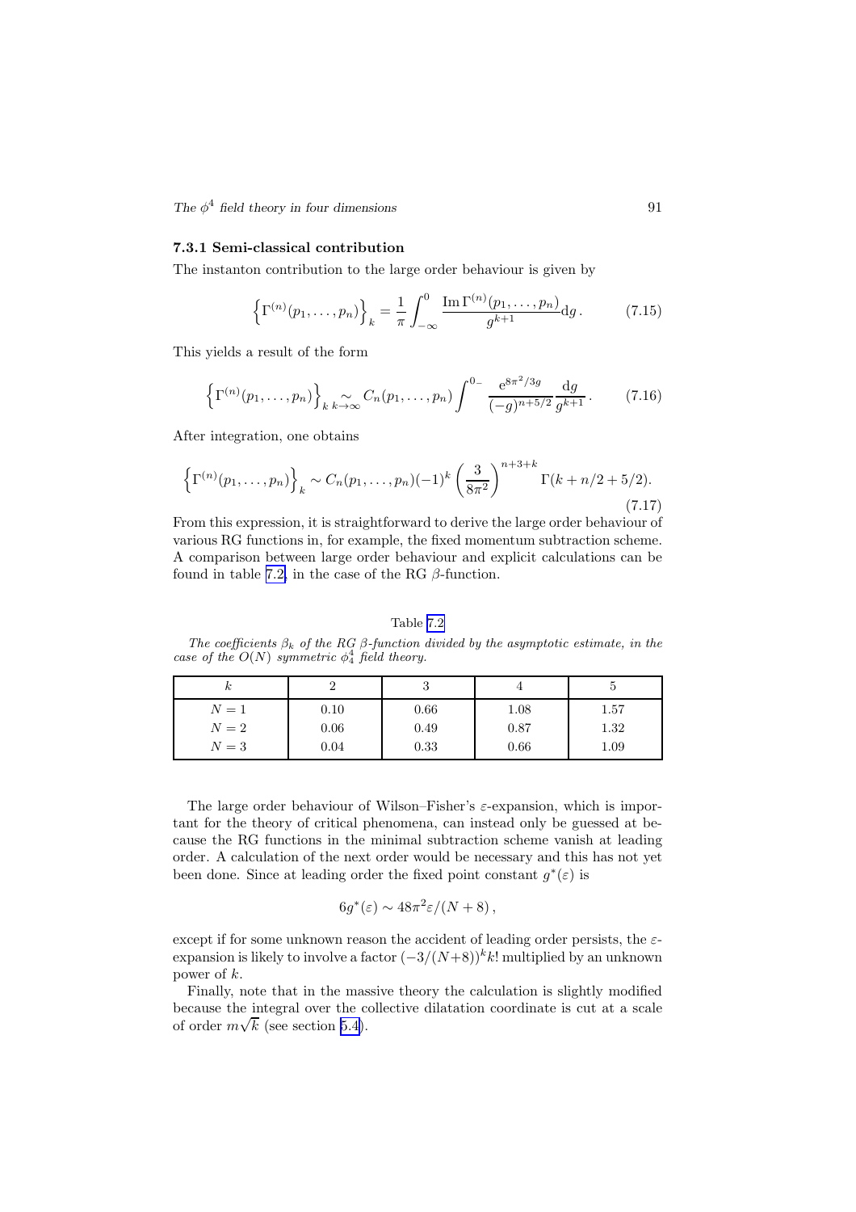### 7.3.1 Semi-classical contribution

The instanton contribution to the large order behaviour is given by

$$\left\{\Gamma^{(n)}(p_1,\ldots,p_n)\right\}_k = \frac{1}{\pi}\int_{-\infty}^{0} \frac{\operatorname{Im}\Gamma^{(n)}(p_1,\ldots,p_n)}{g^{k+1}}\mathrm{d}g\,. \tag{7.15}$$

This yields a result of the form

$$\left\{\Gamma^{(n)}(p_1,\ldots,p_n)\right\}_k \underset{k\to\infty}{\sim} C_n(p_1,\ldots,p_n)\int^{0-} \frac{\mathrm{e}^{8\pi^2/3g}}{(-g)^{n+5/2}}\frac{\mathrm{d}g}{g^{k+1}}\,. \tag{7.16}$$

After integration, one obtains

$$\left\{\Gamma^{(n)}(p_1,\ldots,p_n)\right\}_k \sim C_n(p_1,\ldots,p_n)(-1)^k\left(\frac{3}{8\pi^2}\right)^{n+3+k}\Gamma(k+n/2+5/2). \tag{7.17}$$

From this expression, it is straightforward to derive the large order behaviour of various RG functions in, for example, the fixed momentum subtraction scheme. A comparison between large order behaviour and explicit calculations can be found in table 7.2, in the case of the RG $\beta$-function.

Table 7.2

*The coefficients $\beta_k$ of the RG $\beta$-function divided by the asymptotic estimate, in the case of the $O(N)$ symmetric $\phi_4^4$ field theory.*

| $k$ | 2 | 3 | 4 | 5 |
|---|---|---|---|---|
| $N=1$ | 0.10 | 0.66 | 1.08 | 1.57 |
| $N=2$ | 0.06 | 0.49 | 0.87 | 1.32 |
| $N=3$ | 0.04 | 0.33 | 0.66 | 1.09 |

The large order behaviour of Wilson–Fisher's $\varepsilon$-expansion, which is important for the theory of critical phenomena, can instead only be guessed at because the RG functions in the minimal subtraction scheme vanish at leading order. A calculation of the next order would be necessary and this has not yet been done. Since at leading order the fixed point constant $g^*(\varepsilon)$ is

$$6g^*(\varepsilon) \sim 48\pi^2\varepsilon/(N+8)\,,$$

except if for some unknown reason the accident of leading order persists, the $\varepsilon$-expansion is likely to involve a factor $(-3/(N+8))^k k!$ multiplied by an unknown power of $k$.

Finally, note that in the massive theory the calculation is slightly modified because the integral over the collective dilatation coordinate is cut at a scale of order $m\sqrt{k}$ (see section 5.4).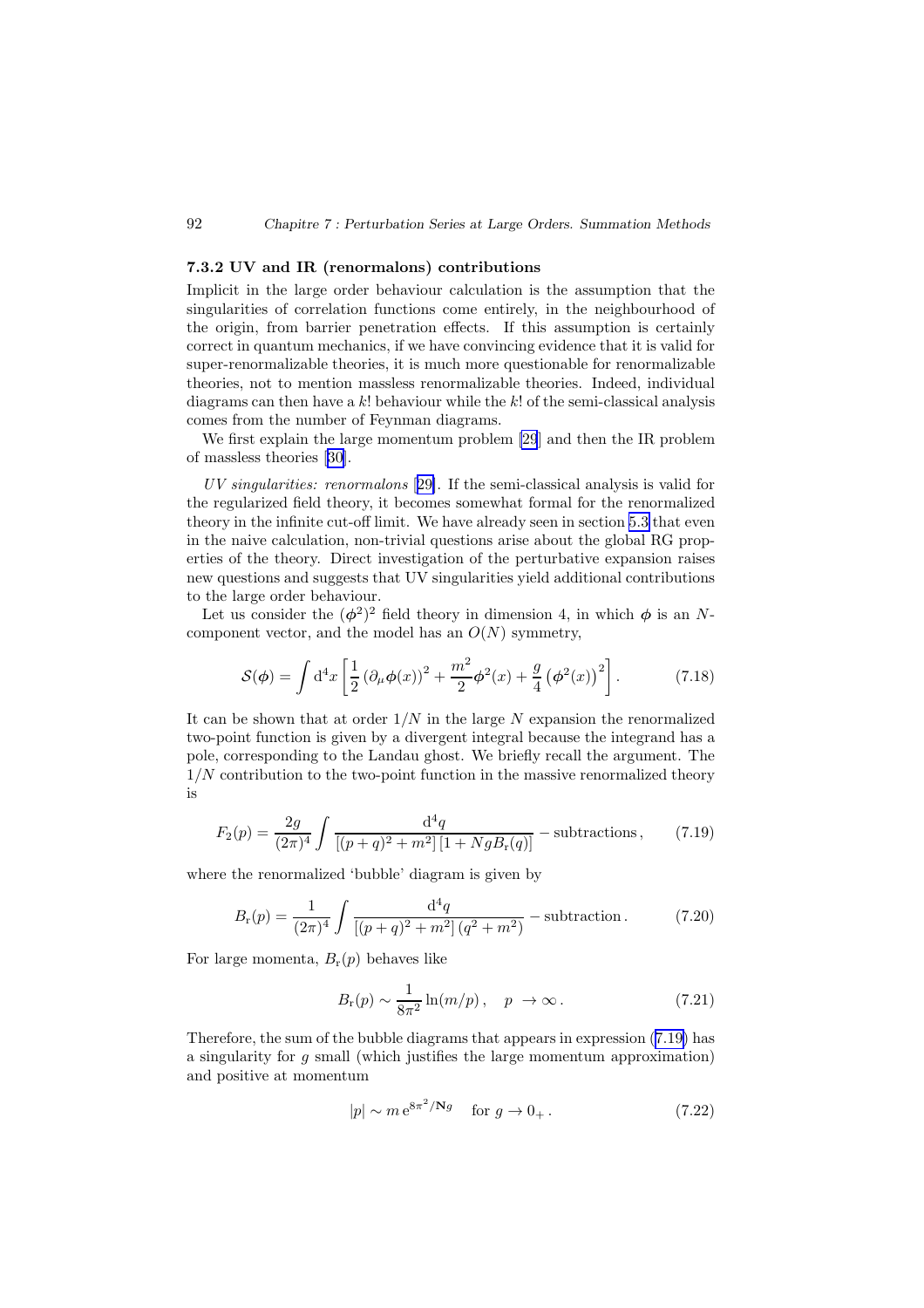### 7.3.2 UV and IR (renormalons) contributions

Implicit in the large order behaviour calculation is the assumption that the singularities of correlation functions come entirely, in the neighbourhood of the origin, from barrier penetration effects. If this assumption is certainly correct in quantum mechanics, if we have convincing evidence that it is valid for super-renormalizable theories, it is much more questionable for renormalizable theories, not to mention massless renormalizable theories. Indeed, individual diagrams can then have a $k!$ behaviour while the $k!$ of the semi-classical analysis comes from the number of Feynman diagrams.

We first explain the large momentum problem [29] and then the IR problem of massless theories [30].

*UV singularities: renormalons* [29]. If the semi-classical analysis is valid for the regularized field theory, it becomes somewhat formal for the renormalized theory in the infinite cut-off limit. We have already seen in section 5.3 that even in the naive calculation, non-trivial questions arise about the global RG properties of the theory. Direct investigation of the perturbative expansion raises new questions and suggests that UV singularities yield additional contributions to the large order behaviour.

Let us consider the $(\boldsymbol{\phi}^2)^2$ field theory in dimension 4, in which $\boldsymbol{\phi}$ is an $N$-component vector, and the model has an $O(N)$ symmetry,

$$\mathcal{S}(\boldsymbol{\phi}) = \int \mathrm{d}^4 x \left[ \frac{1}{2} \left( \partial_\mu \boldsymbol{\phi}(x) \right)^2 + \frac{m^2}{2} \boldsymbol{\phi}^2(x) + \frac{g}{4} \left( \boldsymbol{\phi}^2(x) \right)^2 \right]. \tag{7.18}$$

It can be shown that at order $1/N$ in the large $N$ expansion the renormalized two-point function is given by a divergent integral because the integrand has a pole, corresponding to the Landau ghost. We briefly recall the argument. The $1/N$ contribution to the two-point function in the massive renormalized theory is

$$F_2(p) = \frac{2g}{(2\pi)^4} \int \frac{\mathrm{d}^4 q}{\left[(p+q)^2 + m^2\right]\left[1 + N g B_{\mathrm{r}}(q)\right]} - \text{subtractions}, \tag{7.19}$$

where the renormalized 'bubble' diagram is given by

$$B_{\mathrm{r}}(p) = \frac{1}{(2\pi)^4} \int \frac{\mathrm{d}^4 q}{\left[(p+q)^2 + m^2\right]\left(q^2 + m^2\right)} - \text{subtraction}. \tag{7.20}$$

For large momenta, $B_{\mathrm{r}}(p)$ behaves like

$$B_{\mathrm{r}}(p) \sim \frac{1}{8\pi^2} \ln(m/p), \quad p \to \infty. \tag{7.21}$$

Therefore, the sum of the bubble diagrams that appears in expression (7.19) has a singularity for $g$ small (which justifies the large momentum approximation) and positive at momentum

$$|p| \sim m\, \mathrm{e}^{8\pi^2/\mathbf{N}g} \quad \text{for } g \to 0_+ . \tag{7.22}$$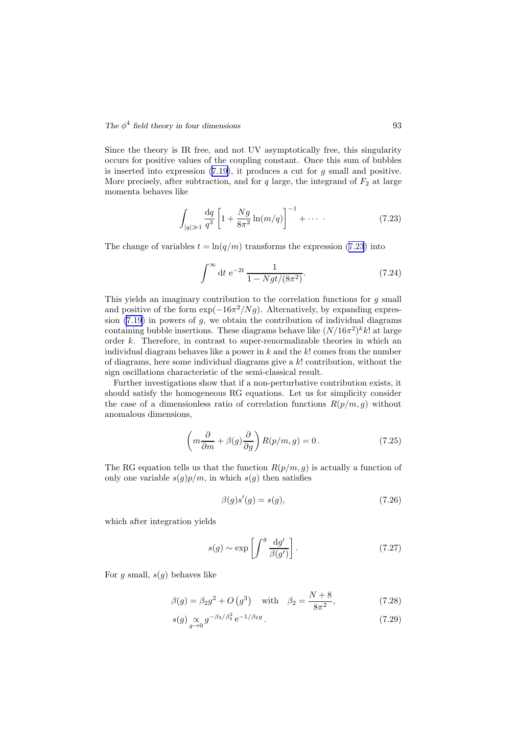Since the theory is IR free, and not UV asymptotically free, this singularity occurs for positive values of the coupling constant. Once this sum of bubbles is inserted into expression (7.19), it produces a cut for $g$ small and positive. More precisely, after subtraction, and for $q$ large, the integrand of $F_2$ at large momenta behaves like

$$\int_{|q|\gg 1} \frac{\mathrm{d}q}{q^3}\left[1+\frac{Ng}{8\pi^2}\ln(m/q)\right]^{-1}+\cdots . \tag{7.23}$$

The change of variables $t=\ln(q/m)$ transforms the expression (7.23) into

$$\int^{\infty} \mathrm{d}t\ \mathrm{e}^{-2t}\,\frac{1}{1-Ngt/(8\pi^2)}. \tag{7.24}$$

This yields an imaginary contribution to the correlation functions for $g$ small and positive of the form $\exp(-16\pi^2/Ng)$. Alternatively, by expanding expression (7.19) in powers of $g$, we obtain the contribution of individual diagrams containing bubble insertions. These diagrams behave like $(N/16\pi^2)^k k!$ at large order $k$. Therefore, in contrast to super-renormalizable theories in which an individual diagram behaves like a power in $k$ and the $k!$ comes from the number of diagrams, here some individual diagrams give a $k!$ contribution, without the sign oscillations characteristic of the semi-classical result.

Further investigations show that if a non-perturbative contribution exists, it should satisfy the homogeneous RG equations. Let us for simplicity consider the case of a dimensionless ratio of correlation functions $R(p/m,g)$ without anomalous dimensions,

$$\left(m\frac{\partial}{\partial m}+\beta(g)\frac{\partial}{\partial g}\right)R(p/m,g)=0\,. \tag{7.25}$$

The RG equation tells us that the function $R(p/m,g)$ is actually a function of only one variable $s(g)p/m$, in which $s(g)$ then satisfies

$$\beta(g)s'(g)=s(g), \tag{7.26}$$

which after integration yields

$$s(g)\sim \exp\left[\int^{g}\frac{\mathrm{d}g'}{\beta(g')}\right]. \tag{7.27}$$

For $g$ small, $s(g)$ behaves like

$$\beta(g)=\beta_2 g^2+O\left(g^3\right)\quad \text{with}\quad \beta_2=\frac{N+8}{8\pi^2}, \tag{7.28}$$

$$s(g)\underset{g\to 0}{\propto} g^{-\beta_3/\beta_2^2}\,\mathrm{e}^{-1/\beta_2 g}\,. \tag{7.29}$$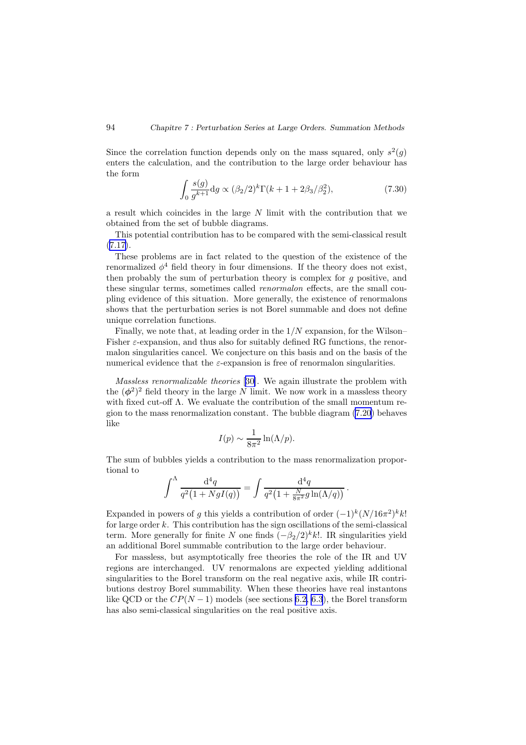Since the correlation function depends only on the mass squared, only $s^2(g)$ enters the calculation, and the contribution to the large order behaviour has the form

$$\int_0 \frac{s(g)}{g^{k+1}} \mathrm{d}g \propto (\beta_2/2)^k \Gamma(k+1+2\beta_3/\beta_2^2), \tag{7.30}$$

a result which coincides in the large $N$ limit with the contribution that we obtained from the set of bubble diagrams.

This potential contribution has to be compared with the semi-classical result (7.17).

These problems are in fact related to the question of the existence of the renormalized $\phi^4$ field theory in four dimensions. If the theory does not exist, then probably the sum of perturbation theory is complex for $g$ positive, and these singular terms, sometimes called *renormalon* effects, are the small coupling evidence of this situation. More generally, the existence of renormalons shows that the perturbation series is not Borel summable and does not define unique correlation functions.

Finally, we note that, at leading order in the $1/N$ expansion, for the Wilson–Fisher $\varepsilon$-expansion, and thus also for suitably defined RG functions, the renormalon singularities cancel. We conjecture on this basis and on the basis of the numerical evidence that the $\varepsilon$-expansion is free of renormalon singularities.

*Massless renormalizable theories* [30]. We again illustrate the problem with the $(\boldsymbol{\phi}^2)^2$ field theory in the large $N$ limit. We now work in a massless theory with fixed cut-off $\Lambda$. We evaluate the contribution of the small momentum region to the mass renormalization constant. The bubble diagram (7.20) behaves like

$$I(p) \sim \frac{1}{8\pi^2} \ln(\Lambda/p).$$

The sum of bubbles yields a contribution to the mass renormalization proportional to

$$\int^{\Lambda} \frac{\mathrm{d}^4 q}{q^2\big(1+NgI(q)\big)} = \int \frac{\mathrm{d}^4 q}{q^2\big(1+\frac{N}{8\pi^2} g \ln(\Lambda/q)\big)} \,.$$

Expanded in powers of $g$ this yields a contribution of order $(-1)^k (N/16\pi^2)^k k!$ for large order $k$. This contribution has the sign oscillations of the semi-classical term. More generally for finite $N$ one finds $(-\beta_2/2)^k k!$. IR singularities yield an additional Borel summable contribution to the large order behaviour.

For massless, but asymptotically free theories the role of the IR and UV regions are interchanged. UV renormalons are expected yielding additional singularities to the Borel transform on the real negative axis, while IR contributions destroy Borel summability. When these theories have real instantons like QCD or the $CP(N-1)$ models (see sections 6.2, 6.3), the Borel transform has also semi-classical singularities on the real positive axis.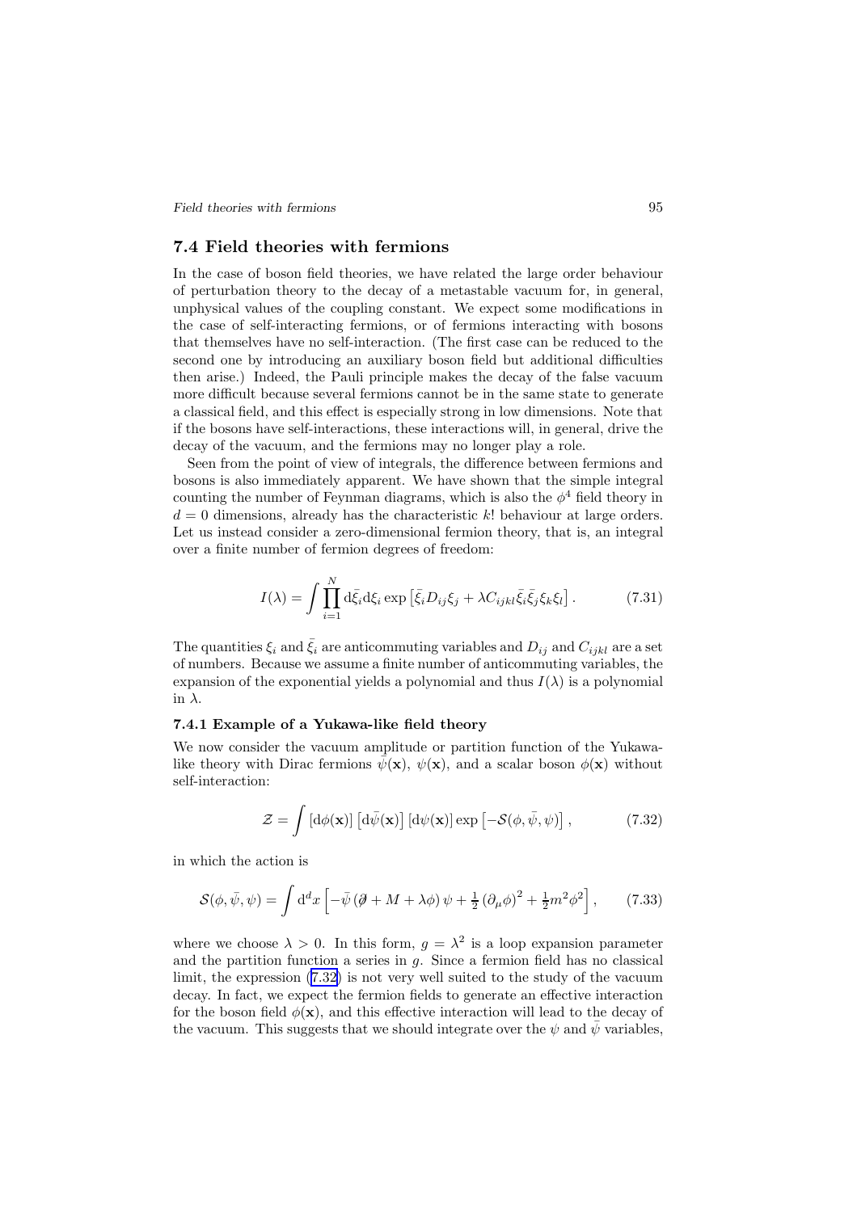## 7.4 Field theories with fermions

In the case of boson field theories, we have related the large order behaviour of perturbation theory to the decay of a metastable vacuum for, in general, unphysical values of the coupling constant. We expect some modifications in the case of self-interacting fermions, or of fermions interacting with bosons that themselves have no self-interaction. (The first case can be reduced to the second one by introducing an auxiliary boson field but additional difficulties then arise.) Indeed, the Pauli principle makes the decay of the false vacuum more difficult because several fermions cannot be in the same state to generate a classical field, and this effect is especially strong in low dimensions. Note that if the bosons have self-interactions, these interactions will, in general, drive the decay of the vacuum, and the fermions may no longer play a role.

Seen from the point of view of integrals, the difference between fermions and bosons is also immediately apparent. We have shown that the simple integral counting the number of Feynman diagrams, which is also the $\phi^4$ field theory in $d = 0$ dimensions, already has the characteristic $k!$ behaviour at large orders. Let us instead consider a zero-dimensional fermion theory, that is, an integral over a finite number of fermion degrees of freedom:

$$I(\lambda) = \int \prod_{i=1}^{N} \mathrm{d}\bar{\xi}_i \mathrm{d}\xi_i \exp\left[\bar{\xi}_i D_{ij} \xi_j + \lambda C_{ijkl} \bar{\xi}_i \bar{\xi}_j \xi_k \xi_l\right]. \tag{7.31}$$

The quantities $\xi_i$ and $\bar{\xi}_i$ are anticommuting variables and $D_{ij}$ and $C_{ijkl}$ are a set of numbers. Because we assume a finite number of anticommuting variables, the expansion of the exponential yields a polynomial and thus $I(\lambda)$ is a polynomial in $\lambda$.

### 7.4.1 Example of a Yukawa-like field theory

We now consider the vacuum amplitude or partition function of the Yukawa-like theory with Dirac fermions $\bar{\psi}(\mathbf{x})$, $\psi(\mathbf{x})$, and a scalar boson $\phi(\mathbf{x})$ without self-interaction:

$$\mathcal{Z} = \int [\mathrm{d}\phi(\mathbf{x})] \left[\mathrm{d}\bar{\psi}(\mathbf{x})\right] [\mathrm{d}\psi(\mathbf{x})] \exp\left[-\mathcal{S}(\phi, \bar{\psi}, \psi)\right], \tag{7.32}$$

in which the action is

$$\mathcal{S}(\phi, \bar{\psi}, \psi) = \int \mathrm{d}^d x \left[-\bar{\psi}\left(\not{\partial} + M + \lambda\phi\right)\psi + \tfrac{1}{2}\left(\partial_\mu \phi\right)^2 + \tfrac{1}{2} m^2 \phi^2\right], \tag{7.33}$$

where we choose $\lambda > 0$. In this form, $g = \lambda^2$ is a loop expansion parameter and the partition function a series in $g$. Since a fermion field has no classical limit, the expression (7.32) is not very well suited to the study of the vacuum decay. In fact, we expect the fermion fields to generate an effective interaction for the boson field $\phi(\mathbf{x})$, and this effective interaction will lead to the decay of the vacuum. This suggests that we should integrate over the $\psi$ and $\bar{\psi}$ variables,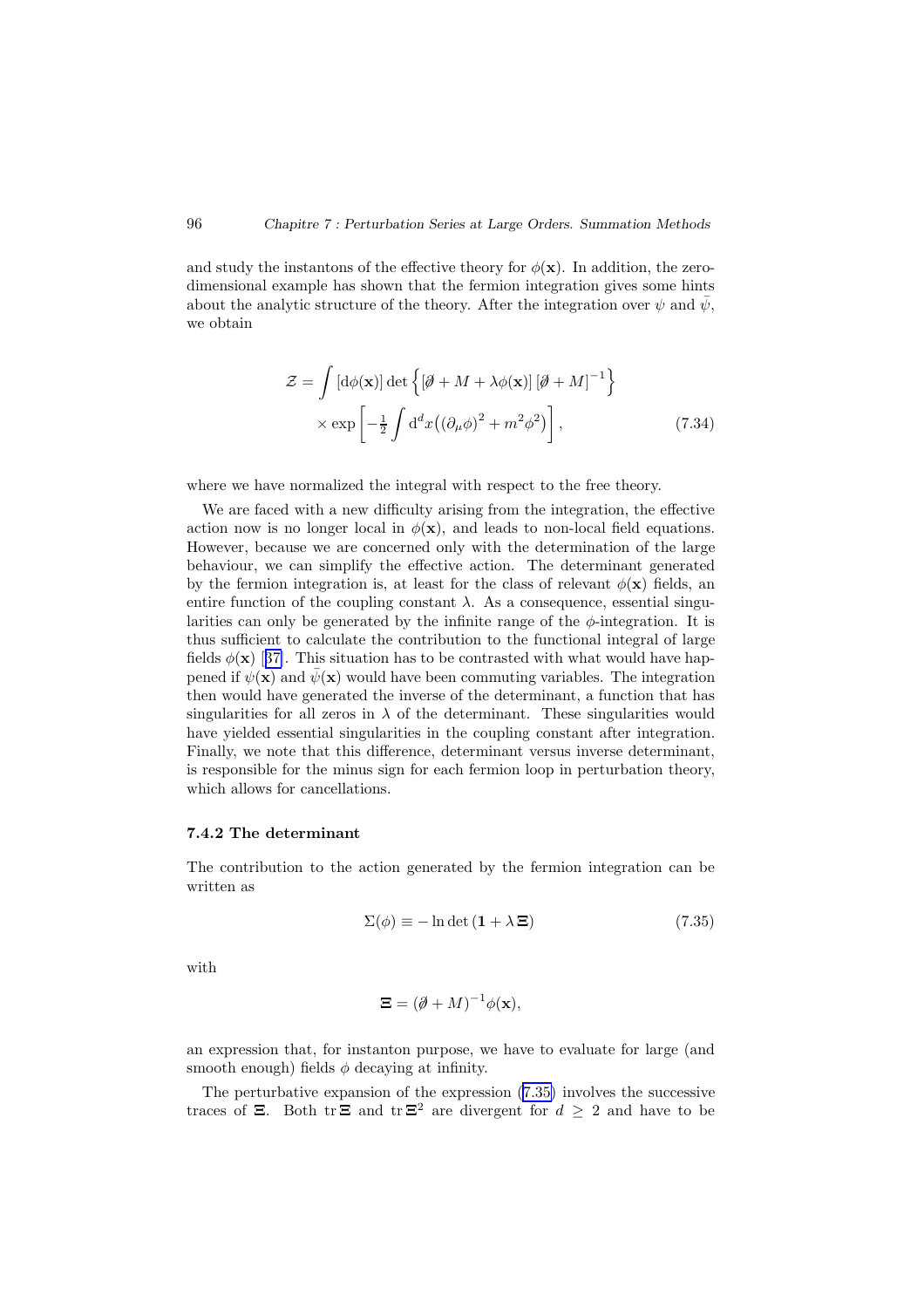and study the instantons of the effective theory for $\phi(\mathbf{x})$. In addition, the zero-dimensional example has shown that the fermion integration gives some hints about the analytic structure of the theory. After the integration over $\psi$ and $\bar{\psi}$, we obtain

$$\mathcal{Z} = \int [\mathrm{d}\phi(\mathbf{x})] \det \left\{ [\not\partial + M + \lambda\phi(\mathbf{x})] [\not\partial + M]^{-1} \right\} \\ \times \exp \left[ -\tfrac{1}{2} \int \mathrm{d}^d x \big( (\partial_\mu \phi)^2 + m^2 \phi^2 \big) \right], \tag{7.34}$$

where we have normalized the integral with respect to the free theory.

We are faced with a new difficulty arising from the integration, the effective action now is no longer local in $\phi(\mathbf{x})$, and leads to non-local field equations. However, because we are concerned only with the determination of the large behaviour, we can simplify the effective action. The determinant generated by the fermion integration is, at least for the class of relevant $\phi(\mathbf{x})$ fields, an entire function of the coupling constant $\lambda$. As a consequence, essential singularities can only be generated by the infinite range of the $\phi$-integration. It is thus sufficient to calculate the contribution to the functional integral of large fields $\phi(\mathbf{x})$ [37]. This situation has to be contrasted with what would have happened if $\psi(\mathbf{x})$ and $\bar{\psi}(\mathbf{x})$ would have been commuting variables. The integration then would have generated the inverse of the determinant, a function that has singularities for all zeros in $\lambda$ of the determinant. These singularities would have yielded essential singularities in the coupling constant after integration. Finally, we note that this difference, determinant versus inverse determinant, is responsible for the minus sign for each fermion loop in perturbation theory, which allows for cancellations.

### 7.4.2 The determinant

The contribution to the action generated by the fermion integration can be written as

$$\Sigma(\phi) \equiv -\ln\det(\mathbf{1} + \lambda\,\boldsymbol{\Xi}) \tag{7.35}$$

with

$$\boldsymbol{\Xi} = (\not\partial + M)^{-1}\phi(\mathbf{x}),$$

an expression that, for instanton purpose, we have to evaluate for large (and smooth enough) fields $\phi$ decaying at infinity.

The perturbative expansion of the expression (7.35) involves the successive traces of $\boldsymbol{\Xi}$. Both $\operatorname{tr}\boldsymbol{\Xi}$ and $\operatorname{tr}\boldsymbol{\Xi}^2$ are divergent for $d \geq 2$ and have to be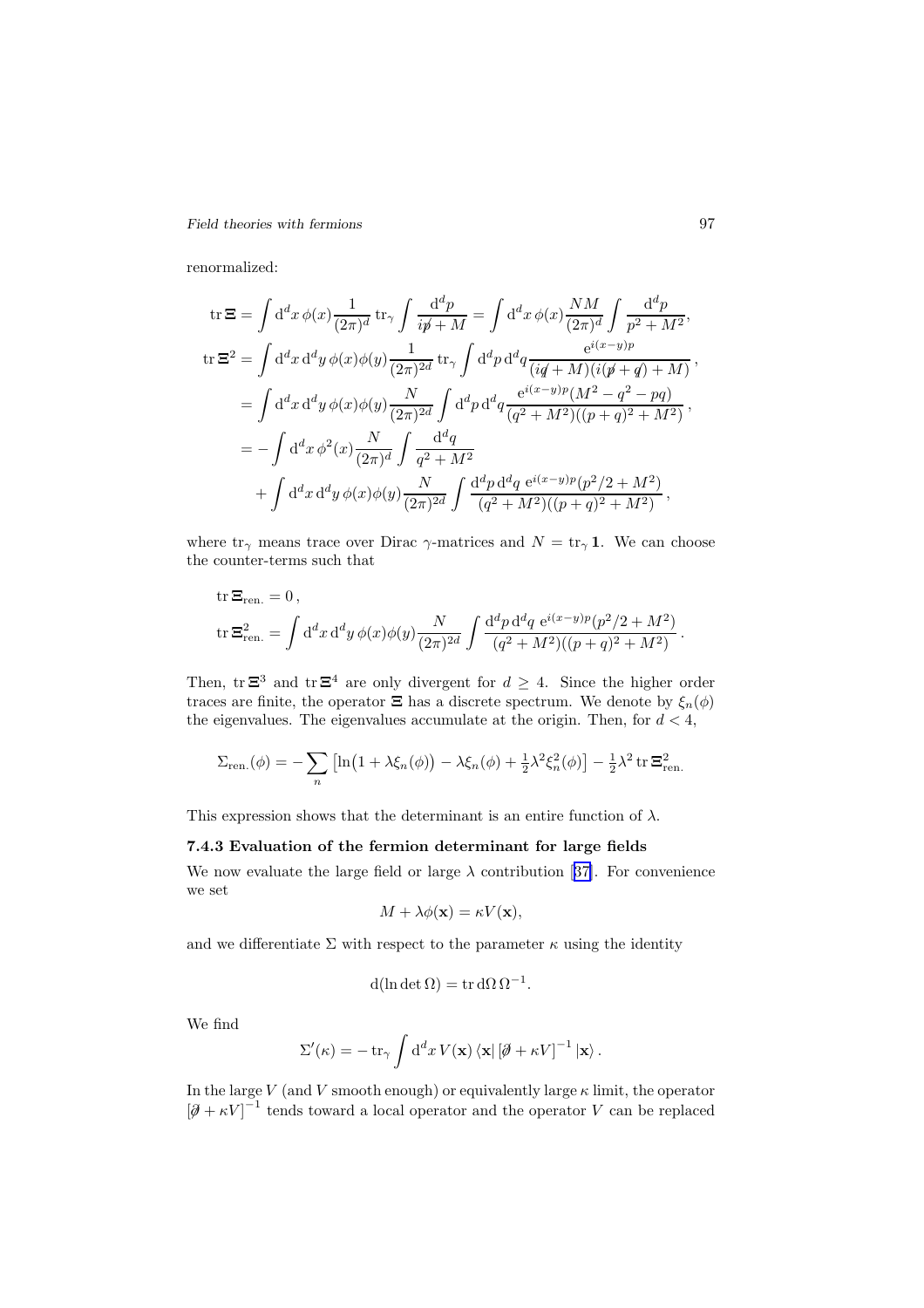renormalized:

$$
\begin{aligned}
\operatorname{tr} \boldsymbol{\Xi} &= \int \mathrm{d}^d x\, \phi(x) \frac{1}{(2\pi)^d} \operatorname{tr}_\gamma \int \frac{\mathrm{d}^d p}{i\not{p} + M} = \int \mathrm{d}^d x\, \phi(x) \frac{NM}{(2\pi)^d} \int \frac{\mathrm{d}^d p}{p^2 + M^2}, \\
\operatorname{tr} \boldsymbol{\Xi}^2 &= \int \mathrm{d}^d x\, \mathrm{d}^d y\, \phi(x)\phi(y) \frac{1}{(2\pi)^{2d}} \operatorname{tr}_\gamma \int \mathrm{d}^d p\, \mathrm{d}^d q \frac{\mathrm{e}^{i(x-y)p}}{(i\not{q} + M)(i(\not{p} + \not{q}) + M)}\,, \\
&= \int \mathrm{d}^d x\, \mathrm{d}^d y\, \phi(x)\phi(y) \frac{N}{(2\pi)^{2d}} \int \mathrm{d}^d p\, \mathrm{d}^d q \frac{\mathrm{e}^{i(x-y)p}(M^2 - q^2 - pq)}{(q^2 + M^2)((p+q)^2 + M^2)}\,, \\
&= -\int \mathrm{d}^d x\, \phi^2(x) \frac{N}{(2\pi)^d} \int \frac{\mathrm{d}^d q}{q^2 + M^2} \\
&\quad + \int \mathrm{d}^d x\, \mathrm{d}^d y\, \phi(x)\phi(y) \frac{N}{(2\pi)^{2d}} \int \frac{\mathrm{d}^d p\, \mathrm{d}^d q\ \mathrm{e}^{i(x-y)p}(p^2/2 + M^2)}{(q^2 + M^2)((p+q)^2 + M^2)}\,,
\end{aligned}
$$

where $\operatorname{tr}_\gamma$ means trace over Dirac $\gamma$-matrices and $N = \operatorname{tr}_\gamma \mathbf{1}$. We can choose the counter-terms such that

$$
\begin{aligned}
&\operatorname{tr} \boldsymbol{\Xi}_{\text{ren.}} = 0\,, \\
&\operatorname{tr} \boldsymbol{\Xi}^2_{\text{ren.}} = \int \mathrm{d}^d x\, \mathrm{d}^d y\, \phi(x)\phi(y) \frac{N}{(2\pi)^{2d}} \int \frac{\mathrm{d}^d p\, \mathrm{d}^d q\ \mathrm{e}^{i(x-y)p}(p^2/2 + M^2)}{(q^2 + M^2)((p+q)^2 + M^2)}\,.
\end{aligned}
$$

Then, $\operatorname{tr} \boldsymbol{\Xi}^3$ and $\operatorname{tr} \boldsymbol{\Xi}^4$ are only divergent for $d \geq 4$. Since the higher order traces are finite, the operator $\boldsymbol{\Xi}$ has a discrete spectrum. We denote by $\xi_n(\phi)$ the eigenvalues. The eigenvalues accumulate at the origin. Then, for $d < 4$,

$$
\Sigma_{\text{ren.}}(\phi) = -\sum_n \left[\ln\bigl(1 + \lambda \xi_n(\phi)\bigr) - \lambda \xi_n(\phi) + \tfrac{1}{2}\lambda^2 \xi_n^2(\phi)\right] - \tfrac{1}{2}\lambda^2 \operatorname{tr} \boldsymbol{\Xi}^2_{\text{ren.}}
$$

This expression shows that the determinant is an entire function of $\lambda$.

### 7.4.3 Evaluation of the fermion determinant for large fields

We now evaluate the large field or large $\lambda$ contribution [37]. For convenience we set

$$
M + \lambda \phi(\mathbf{x}) = \kappa V(\mathbf{x}),
$$

and we differentiate $\Sigma$ with respect to the parameter $\kappa$ using the identity

$$
\mathrm{d}(\ln \det \Omega) = \operatorname{tr} \mathrm{d}\Omega\, \Omega^{-1}.
$$

We find

$$
\Sigma'(\kappa) = -\operatorname{tr}_\gamma \int \mathrm{d}^d x\, V(\mathbf{x}) \left\langle \mathbf{x} \right| \left[\not{\partial} + \kappa V\right]^{-1} \left| \mathbf{x} \right\rangle.
$$

In the large $V$ (and $V$ smooth enough) or equivalently large $\kappa$ limit, the operator $\left[\not{\partial} + \kappa V\right]^{-1}$ tends toward a local operator and the operator $V$ can be replaced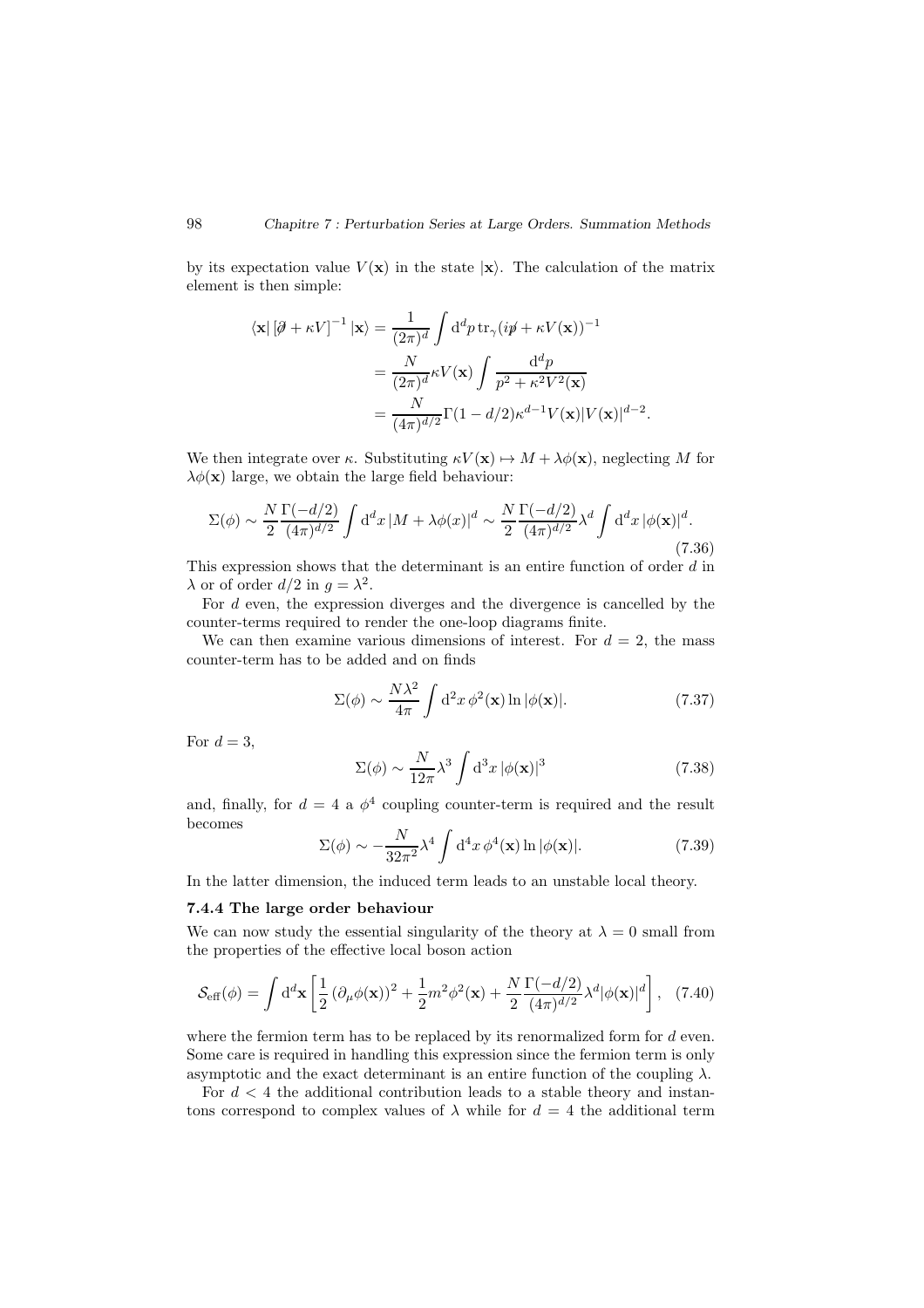by its expectation value $V(\mathbf{x})$ in the state $|\mathbf{x}\rangle$. The calculation of the matrix element is then simple:

$$
\begin{aligned}
\langle \mathbf{x}| \left[\partial\!\!\!/ + \kappa V\right]^{-1} |\mathbf{x}\rangle &= \frac{1}{(2\pi)^d} \int \mathrm{d}^d p \, \mathrm{tr}_\gamma (i p\!\!\!/ + \kappa V(\mathbf{x}))^{-1} \\
&= \frac{N}{(2\pi)^d} \kappa V(\mathbf{x}) \int \frac{\mathrm{d}^d p}{p^2 + \kappa^2 V^2(\mathbf{x})} \\
&= \frac{N}{(4\pi)^{d/2}} \Gamma(1-d/2) \kappa^{d-1} V(\mathbf{x}) |V(\mathbf{x})|^{d-2}.
\end{aligned}
$$

We then integrate over $\kappa$. Substituting $\kappa V(\mathbf{x}) \mapsto M + \lambda\phi(\mathbf{x})$, neglecting $M$ for $\lambda\phi(\mathbf{x})$ large, we obtain the large field behaviour:

$$
\Sigma(\phi) \sim \frac{N}{2} \frac{\Gamma(-d/2)}{(4\pi)^{d/2}} \int \mathrm{d}^d x \, |M + \lambda\phi(x)|^d \sim \frac{N}{2} \frac{\Gamma(-d/2)}{(4\pi)^{d/2}} \lambda^d \int \mathrm{d}^d x \, |\phi(\mathbf{x})|^d. \tag{7.36}
$$

This expression shows that the determinant is an entire function of order $d$ in $\lambda$ or of order $d/2$ in $g = \lambda^2$.

For $d$ even, the expression diverges and the divergence is cancelled by the counter-terms required to render the one-loop diagrams finite.

We can then examine various dimensions of interest. For $d = 2$, the mass counter-term has to be added and on finds

$$
\Sigma(\phi) \sim \frac{N\lambda^2}{4\pi} \int \mathrm{d}^2 x \, \phi^2(\mathbf{x}) \ln |\phi(\mathbf{x})|. \tag{7.37}
$$

For $d = 3$,

$$
\Sigma(\phi) \sim \frac{N}{12\pi} \lambda^3 \int \mathrm{d}^3 x \, |\phi(\mathbf{x})|^3 \tag{7.38}
$$

and, finally, for $d = 4$ a $\phi^4$ coupling counter-term is required and the result becomes

$$
\Sigma(\phi) \sim -\frac{N}{32\pi^2} \lambda^4 \int \mathrm{d}^4 x \, \phi^4(\mathbf{x}) \ln |\phi(\mathbf{x})|. \tag{7.39}
$$

In the latter dimension, the induced term leads to an unstable local theory.

### 7.4.4 The large order behaviour

We can now study the essential singularity of the theory at $\lambda = 0$ small from the properties of the effective local boson action

$$
\mathcal{S}_{\mathrm{eff}}(\phi) = \int \mathrm{d}^d \mathbf{x} \left[ \frac{1}{2} \left(\partial_\mu \phi(\mathbf{x})\right)^2 + \frac{1}{2} m^2 \phi^2(\mathbf{x}) + \frac{N}{2} \frac{\Gamma(-d/2)}{(4\pi)^{d/2}} \lambda^d |\phi(\mathbf{x})|^d \right], \tag{7.40}
$$

where the fermion term has to be replaced by its renormalized form for $d$ even. Some care is required in handling this expression since the fermion term is only asymptotic and the exact determinant is an entire function of the coupling $\lambda$.

For $d < 4$ the additional contribution leads to a stable theory and instantons correspond to complex values of $\lambda$ while for $d = 4$ the additional term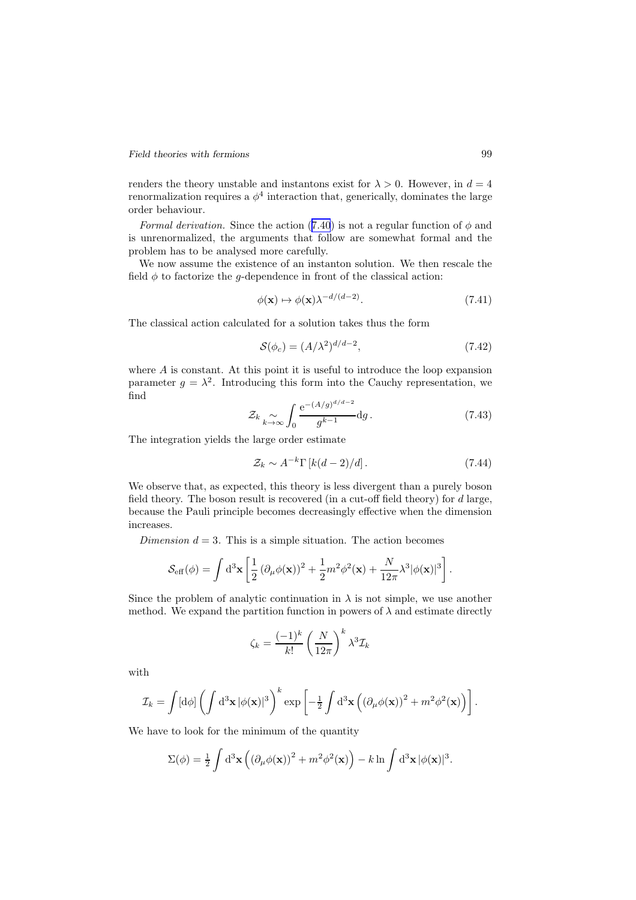renders the theory unstable and instantons exist for $\lambda > 0$. However, in $d = 4$ renormalization requires a $\phi^4$ interaction that, generically, dominates the large order behaviour.

*Formal derivation.* Since the action (7.40) is not a regular function of $\phi$ and is unrenormalized, the arguments that follow are somewhat formal and the problem has to be analysed more carefully.

We now assume the existence of an instanton solution. We then rescale the field $\phi$ to factorize the $g$-dependence in front of the classical action:

$$\phi(\mathbf{x}) \mapsto \phi(\mathbf{x})\lambda^{-d/(d-2)}. \tag{7.41}$$

The classical action calculated for a solution takes thus the form

$$\mathcal{S}(\phi_c) = (A/\lambda^2)^{d/d-2}, \tag{7.42}$$

where $A$ is constant. At this point it is useful to introduce the loop expansion parameter $g = \lambda^2$. Introducing this form into the Cauchy representation, we find

$$\mathcal{Z}_k \underset{k\to\infty}{\sim} \int_0 \frac{\mathrm{e}^{-(A/g)^{d/d-2}}}{g^{k-1}} \mathrm{d}g\,. \tag{7.43}$$

The integration yields the large order estimate

$$\mathcal{Z}_k \sim A^{-k}\Gamma\left[k(d-2)/d\right]. \tag{7.44}$$

We observe that, as expected, this theory is less divergent than a purely boson field theory. The boson result is recovered (in a cut-off field theory) for $d$ large, because the Pauli principle becomes decreasingly effective when the dimension increases.

*Dimension $d = 3$.* This is a simple situation. The action becomes

$$\mathcal{S}_{\text{eff}}(\phi) = \int \mathrm{d}^3\mathbf{x} \left[\frac{1}{2}\left(\partial_\mu \phi(\mathbf{x})\right)^2 + \frac{1}{2}m^2\phi^2(\mathbf{x}) + \frac{N}{12\pi}\lambda^3|\phi(\mathbf{x})|^3\right].$$

Since the problem of analytic continuation in $\lambda$ is not simple, we use another method. We expand the partition function in powers of $\lambda$ and estimate directly

$$\zeta_k = \frac{(-1)^k}{k!}\left(\frac{N}{12\pi}\right)^k \lambda^3 \mathcal{I}_k$$

with

$$\mathcal{I}_k = \int [\mathrm{d}\phi] \left(\int \mathrm{d}^3\mathbf{x}\, |\phi(\mathbf{x})|^3\right)^k \exp\left[-\tfrac{1}{2}\int \mathrm{d}^3\mathbf{x}\left(\left(\partial_\mu\phi(\mathbf{x})\right)^2 + m^2\phi^2(\mathbf{x})\right)\right].$$

We have to look for the minimum of the quantity

$$\Sigma(\phi) = \tfrac{1}{2}\int \mathrm{d}^3\mathbf{x}\left(\left(\partial_\mu\phi(\mathbf{x})\right)^2 + m^2\phi^2(\mathbf{x})\right) - k\ln\int \mathrm{d}^3\mathbf{x}\, |\phi(\mathbf{x})|^3.$$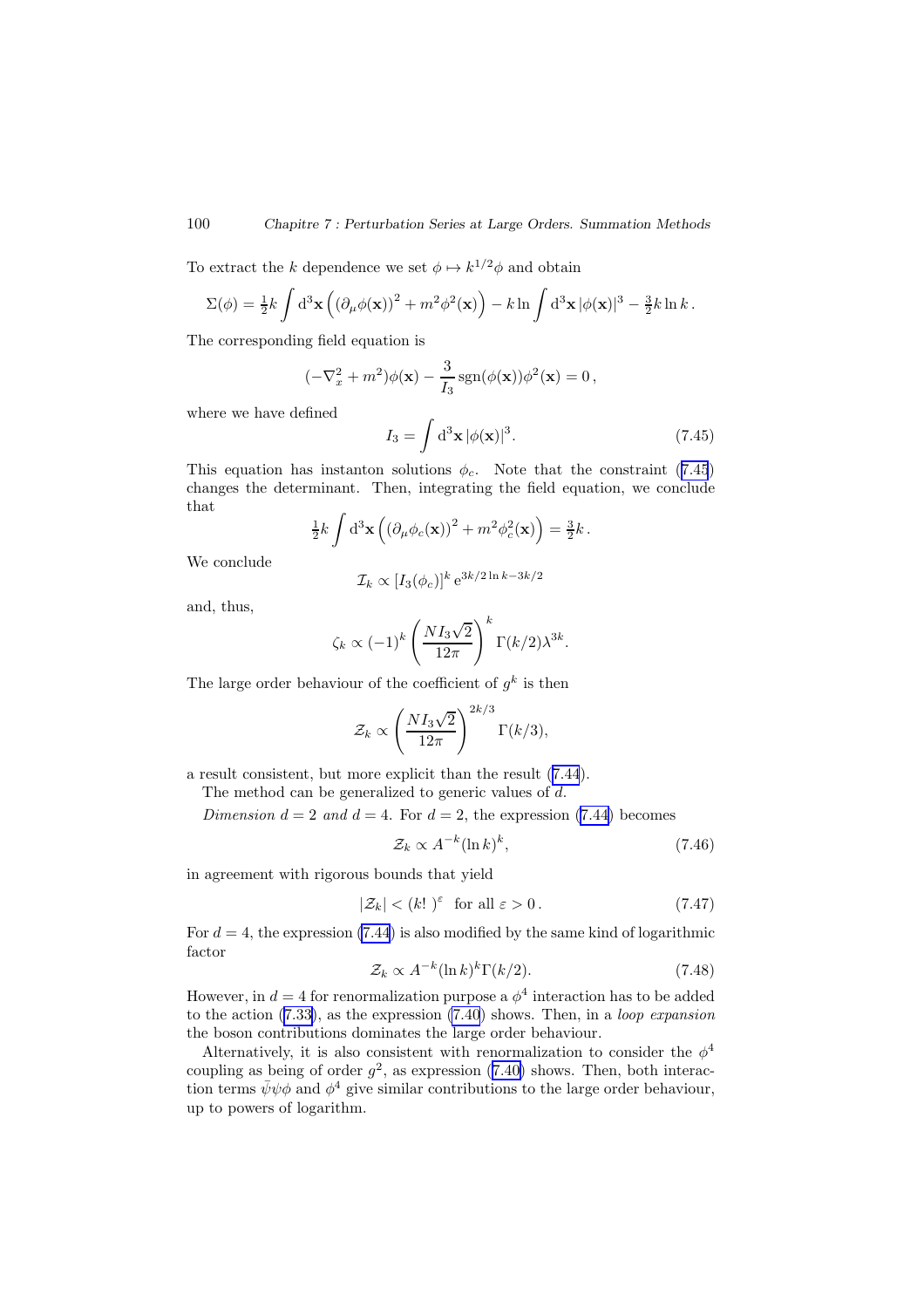To extract the $k$ dependence we set $\phi \mapsto k^{1/2}\phi$ and obtain

$$\Sigma(\phi) = \tfrac{1}{2}k \int \mathrm{d}^3\mathbf{x} \left( (\partial_\mu \phi(\mathbf{x}))^2 + m^2 \phi^2(\mathbf{x}) \right) - k \ln \int \mathrm{d}^3\mathbf{x}\, |\phi(\mathbf{x})|^3 - \tfrac{3}{2} k \ln k \,.$$

The corresponding field equation is

$$(-\nabla_x^2 + m^2)\phi(\mathbf{x}) - \frac{3}{I_3}\,\mathrm{sgn}(\phi(\mathbf{x}))\phi^2(\mathbf{x}) = 0\,,$$

where we have defined

$$I_3 = \int \mathrm{d}^3\mathbf{x}\, |\phi(\mathbf{x})|^3. \tag{7.45}$$

This equation has instanton solutions $\phi_c$. Note that the constraint (7.45) changes the determinant. Then, integrating the field equation, we conclude that

$$\tfrac{1}{2}k \int \mathrm{d}^3\mathbf{x} \left( (\partial_\mu \phi_c(\mathbf{x}))^2 + m^2 \phi_c^2(\mathbf{x}) \right) = \tfrac{3}{2}k\,.$$

We conclude

$$\mathcal{I}_k \propto [I_3(\phi_c)]^k\, \mathrm{e}^{3k/2 \ln k - 3k/2}$$

and, thus,

$$\zeta_k \propto (-1)^k \left( \frac{N I_3 \sqrt{2}}{12\pi} \right)^k \Gamma(k/2) \lambda^{3k}.$$

The large order behaviour of the coefficient of $g^k$ is then

$$\mathcal{Z}_k \propto \left( \frac{N I_3 \sqrt{2}}{12\pi} \right)^{2k/3} \Gamma(k/3),$$

a result consistent, but more explicit than the result (7.44).

The method can be generalized to generic values of $d$.

*Dimension $d = 2$ and $d = 4$.* For $d = 2$, the expression (7.44) becomes

$$\mathcal{Z}_k \propto A^{-k} (\ln k)^k, \tag{7.46}$$

in agreement with rigorous bounds that yield

$$|\mathcal{Z}_k| < (k!\ )^{\varepsilon} \quad \text{for all } \varepsilon > 0\,. \tag{7.47}$$

For $d = 4$, the expression (7.44) is also modified by the same kind of logarithmic factor

$$\mathcal{Z}_k \propto A^{-k} (\ln k)^k \Gamma(k/2). \tag{7.48}$$

However, in $d = 4$ for renormalization purpose a $\phi^4$ interaction has to be added to the action (7.33), as the expression (7.40) shows. Then, in a *loop expansion* the boson contributions dominates the large order behaviour.

Alternatively, it is also consistent with renormalization to consider the $\phi^4$ coupling as being of order $g^2$, as expression (7.40) shows. Then, both interaction terms $\bar{\psi}\psi\phi$ and $\phi^4$ give similar contributions to the large order behaviour, up to powers of logarithm.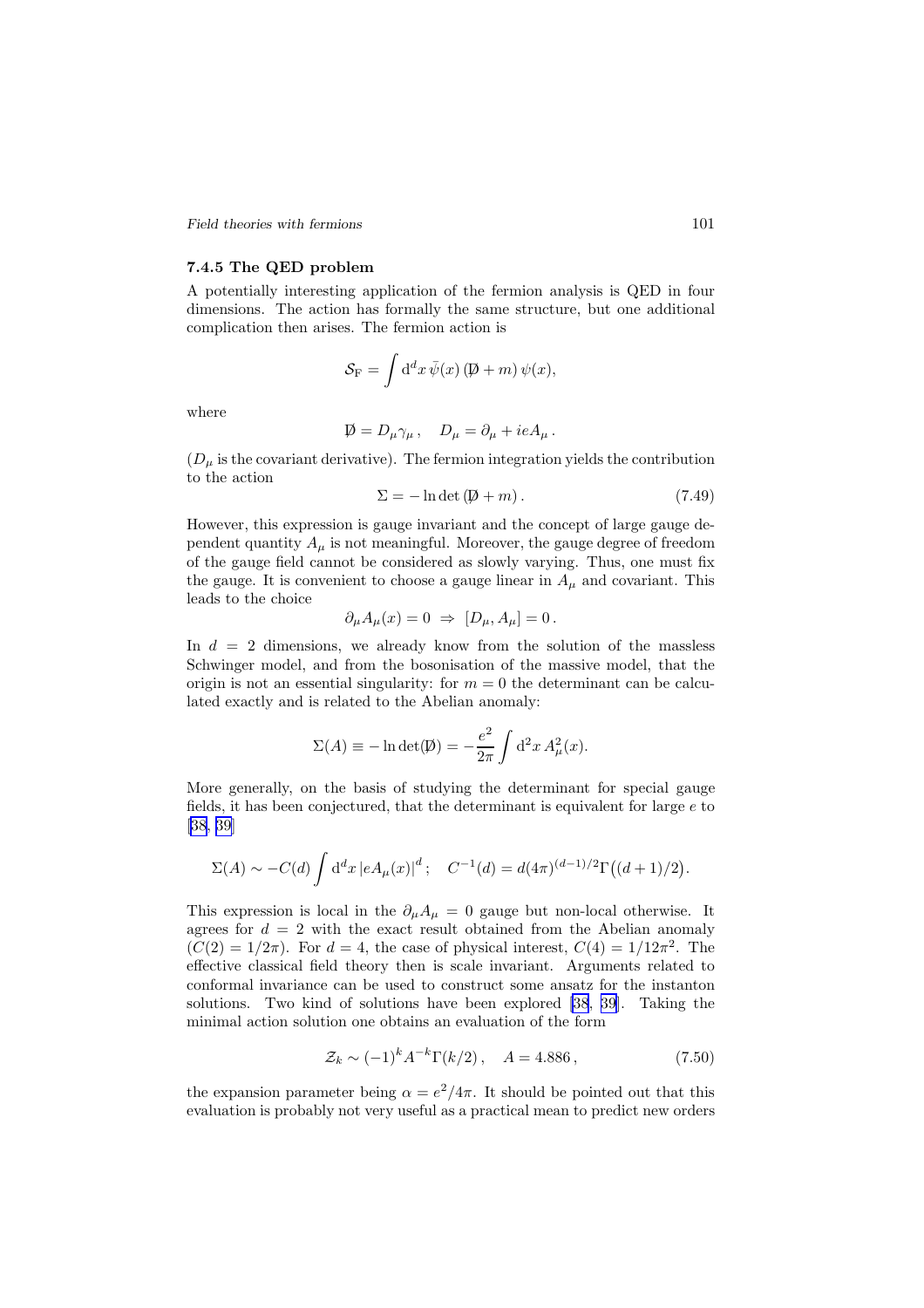### 7.4.5 The QED problem

A potentially interesting application of the fermion analysis is QED in four dimensions. The action has formally the same structure, but one additional complication then arises. The fermion action is

$$\mathcal{S}_{\mathrm{F}} = \int \mathrm{d}^d x \, \bar{\psi}(x) \left( \not{D} + m \right) \psi(x),$$

where

$$\not{D} = D_\mu \gamma_\mu \,, \quad D_\mu = \partial_\mu + ieA_\mu \,.$$

($D_\mu$ is the covariant derivative). The fermion integration yields the contribution to the action

$$\Sigma = -\ln \det \left( \not{D} + m \right). \tag{7.49}$$

However, this expression is gauge invariant and the concept of large gauge dependent quantity $A_\mu$ is not meaningful. Moreover, the gauge degree of freedom of the gauge field cannot be considered as slowly varying. Thus, one must fix the gauge. It is convenient to choose a gauge linear in $A_\mu$ and covariant. This leads to the choice

$$\partial_\mu A_\mu(x) = 0 \;\Rightarrow\; [D_\mu, A_\mu] = 0 \,.$$

In $d = 2$ dimensions, we already know from the solution of the massless Schwinger model, and from the bosonisation of the massive model, that the origin is not an essential singularity: for $m = 0$ the determinant can be calculated exactly and is related to the Abelian anomaly:

$$\Sigma(A) \equiv -\ln \det(\not{D}) = -\frac{e^2}{2\pi} \int \mathrm{d}^2 x \, A_\mu^2(x).$$

More generally, on the basis of studying the determinant for special gauge fields, it has been conjectured, that the determinant is equivalent for large $e$ to [38, 39]

$$\Sigma(A) \sim -C(d) \int \mathrm{d}^d x \left| e A_\mu(x) \right|^d ; \quad C^{-1}(d) = d (4\pi)^{(d-1)/2} \Gamma\big((d+1)/2\big).$$

This expression is local in the $\partial_\mu A_\mu = 0$ gauge but non-local otherwise. It agrees for $d = 2$ with the exact result obtained from the Abelian anomaly ($C(2) = 1/2\pi$). For $d = 4$, the case of physical interest, $C(4) = 1/12\pi^2$. The effective classical field theory then is scale invariant. Arguments related to conformal invariance can be used to construct some ansatz for the instanton solutions. Two kind of solutions have been explored [38, 39]. Taking the minimal action solution one obtains an evaluation of the form

$$\mathcal{Z}_k \sim (-1)^k A^{-k} \Gamma(k/2) \,, \quad A = 4.886 \,, \tag{7.50}$$

the expansion parameter being $\alpha = e^2/4\pi$. It should be pointed out that this evaluation is probably not very useful as a practical mean to predict new orders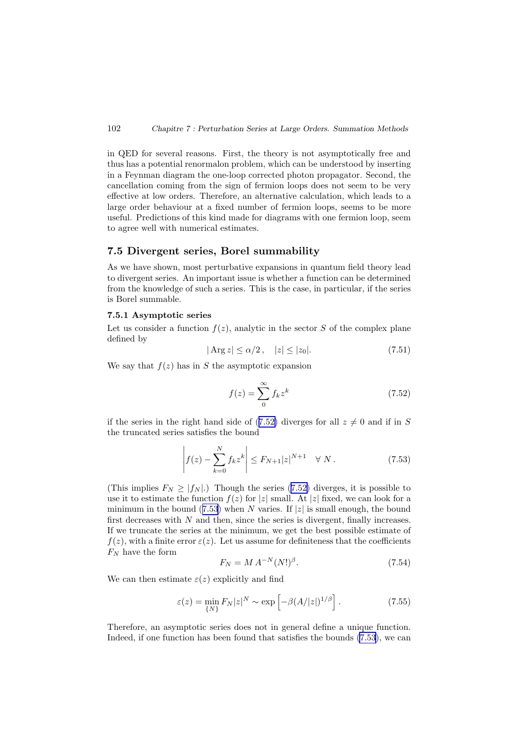in QED for several reasons. First, the theory is not asymptotically free and thus has a potential renormalon problem, which can be understood by inserting in a Feynman diagram the one-loop corrected photon propagator. Second, the cancellation coming from the sign of fermion loops does not seem to be very effective at low orders. Therefore, an alternative calculation, which leads to a large order behaviour at a fixed number of fermion loops, seems to be more useful. Predictions of this kind made for diagrams with one fermion loop, seem to agree well with numerical estimates.

## 7.5 Divergent series, Borel summability

As we have shown, most perturbative expansions in quantum field theory lead to divergent series. An important issue is whether a function can be determined from the knowledge of such a series. This is the case, in particular, if the series is Borel summable.

### 7.5.1 Asymptotic series

Let us consider a function $f(z)$, analytic in the sector $S$ of the complex plane defined by

$$|\operatorname{Arg} z| \le \alpha/2\,, \quad |z| \le |z_0|. \tag{7.51}$$

We say that $f(z)$ has in $S$ the asymptotic expansion

$$f(z) = \sum_{0}^{\infty} f_k z^k \tag{7.52}$$

if the series in the right hand side of (7.52) diverges for all $z \neq 0$ and if in $S$ the truncated series satisfies the bound

$$\left| f(z) - \sum_{k=0}^{N} f_k z^k \right| \le F_{N+1} |z|^{N+1} \quad \forall\, N\,. \tag{7.53}$$

(This implies $F_N \ge |f_N|$.) Though the series (7.52) diverges, it is possible to use it to estimate the function $f(z)$ for $|z|$ small. At $|z|$ fixed, we can look for a minimum in the bound (7.53) when $N$ varies. If $|z|$ is small enough, the bound first decreases with $N$ and then, since the series is divergent, finally increases. If we truncate the series at the minimum, we get the best possible estimate of $f(z)$, with a finite error $\varepsilon(z)$. Let us assume for definiteness that the coefficients $F_N$ have the form

$$F_N = M\, A^{-N} (N!)^{\beta}. \tag{7.54}$$

We can then estimate $\varepsilon(z)$ explicitly and find

$$\varepsilon(z) = \min_{\{N\}} F_N |z|^N \sim \exp\left[-\beta (A/|z|)^{1/\beta}\right]. \tag{7.55}$$

Therefore, an asymptotic series does not in general define a unique function. Indeed, if one function has been found that satisfies the bounds (7.53), we can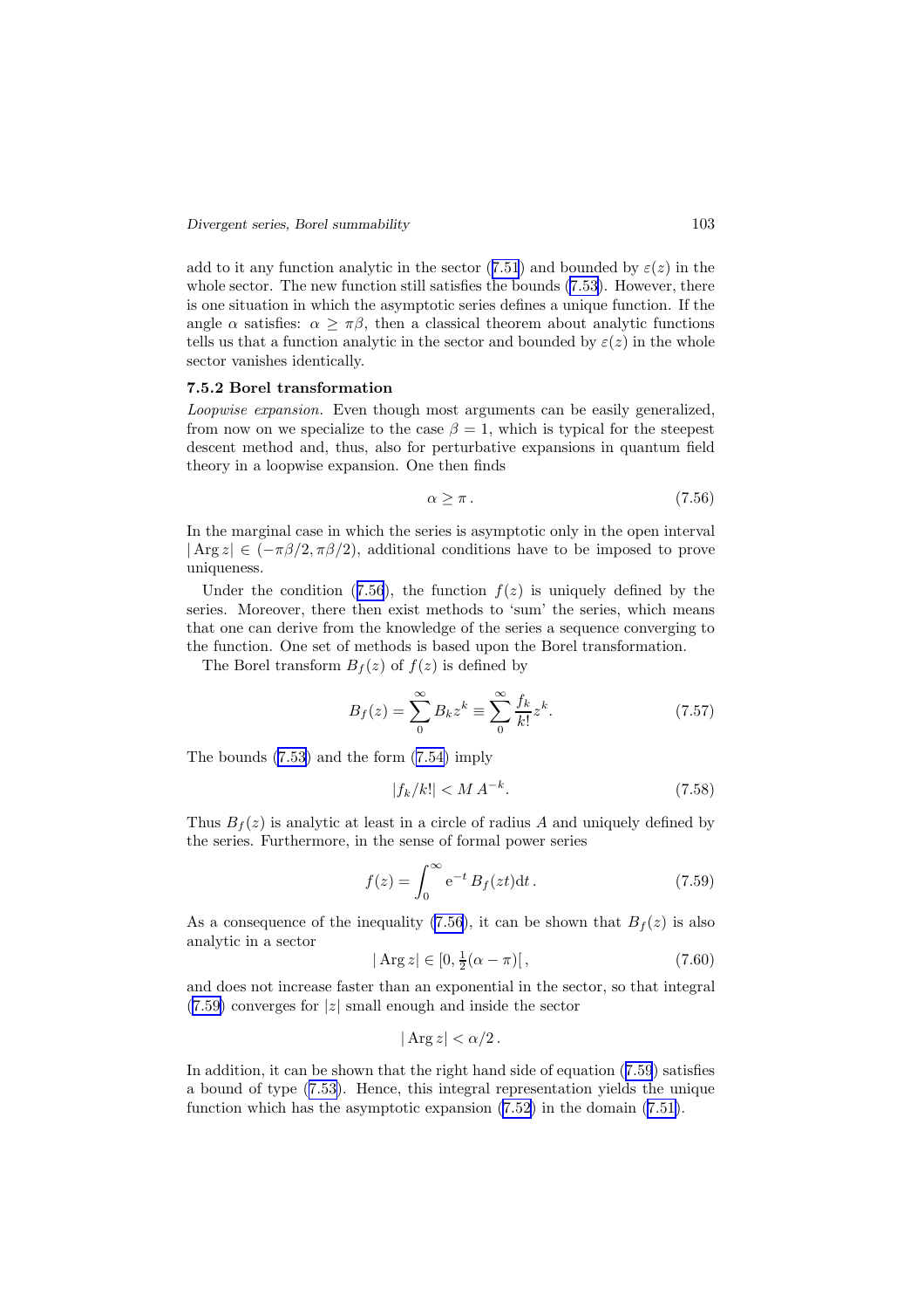add to it any function analytic in the sector (7.51) and bounded by $\varepsilon(z)$ in the whole sector. The new function still satisfies the bounds (7.53). However, there is one situation in which the asymptotic series defines a unique function. If the angle $\alpha$ satisfies: $\alpha \geq \pi\beta$, then a classical theorem about analytic functions tells us that a function analytic in the sector and bounded by $\varepsilon(z)$ in the whole sector vanishes identically.

### 7.5.2 Borel transformation

*Loopwise expansion.* Even though most arguments can be easily generalized, from now on we specialize to the case $\beta = 1$, which is typical for the steepest descent method and, thus, also for perturbative expansions in quantum field theory in a loopwise expansion. One then finds

$$\alpha \geq \pi \,. \tag{7.56}$$

In the marginal case in which the series is asymptotic only in the open interval $|\operatorname{Arg} z| \in (-\pi\beta/2, \pi\beta/2)$, additional conditions have to be imposed to prove uniqueness.

Under the condition (7.56), the function $f(z)$ is uniquely defined by the series. Moreover, there then exist methods to 'sum' the series, which means that one can derive from the knowledge of the series a sequence converging to the function. One set of methods is based upon the Borel transformation.

The Borel transform $B_f(z)$ of $f(z)$ is defined by

$$B_f(z) = \sum_0^\infty B_k z^k \equiv \sum_0^\infty \frac{f_k}{k!} z^k . \tag{7.57}$$

The bounds (7.53) and the form (7.54) imply

$$|f_k/k!| < M\, A^{-k}. \tag{7.58}$$

Thus $B_f(z)$ is analytic at least in a circle of radius $A$ and uniquely defined by the series. Furthermore, in the sense of formal power series

$$f(z) = \int_0^\infty \mathrm{e}^{-t}\, B_f(zt) \mathrm{d}t \,. \tag{7.59}$$

As a consequence of the inequality (7.56), it can be shown that $B_f(z)$ is also analytic in a sector

$$|\operatorname{Arg} z| \in [0, \tfrac{1}{2}(\alpha - \pi)[\,, \tag{7.60}$$

and does not increase faster than an exponential in the sector, so that integral (7.59) converges for $|z|$ small enough and inside the sector

$$|\operatorname{Arg} z| < \alpha/2 \,.$$

In addition, it can be shown that the right hand side of equation (7.59) satisfies a bound of type (7.53). Hence, this integral representation yields the unique function which has the asymptotic expansion (7.52) in the domain (7.51).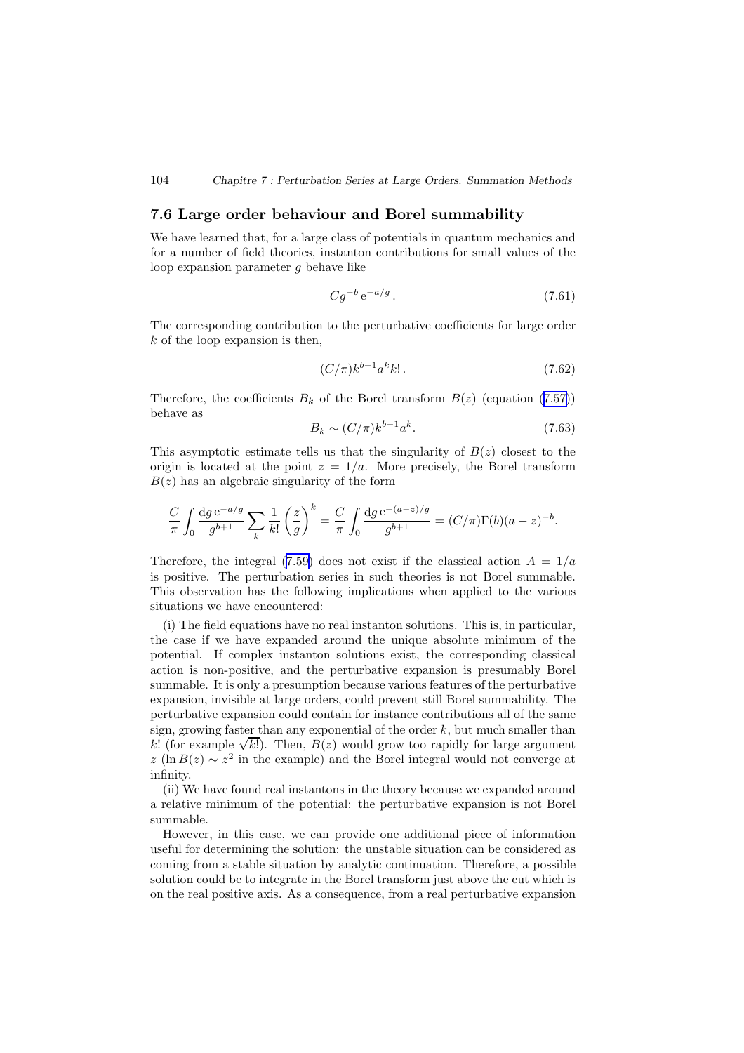## 7.6 Large order behaviour and Borel summability

We have learned that, for a large class of potentials in quantum mechanics and for a number of field theories, instanton contributions for small values of the loop expansion parameter $g$ behave like

$$Cg^{-b}\,\mathrm{e}^{-a/g}\,. \tag{7.61}$$

The corresponding contribution to the perturbative coefficients for large order $k$ of the loop expansion is then,

$$(C/\pi)k^{b-1}a^k k!\,. \tag{7.62}$$

Therefore, the coefficients $B_k$ of the Borel transform $B(z)$ (equation (7.57)) behave as

$$B_k \sim (C/\pi)k^{b-1}a^k. \tag{7.63}$$

This asymptotic estimate tells us that the singularity of $B(z)$ closest to the origin is located at the point $z = 1/a$. More precisely, the Borel transform $B(z)$ has an algebraic singularity of the form

$$\frac{C}{\pi}\int_0 \frac{\mathrm{d}g\,\mathrm{e}^{-a/g}}{g^{b+1}}\sum_k \frac{1}{k!}\left(\frac{z}{g}\right)^k = \frac{C}{\pi}\int_0 \frac{\mathrm{d}g\,\mathrm{e}^{-(a-z)/g}}{g^{b+1}} = (C/\pi)\Gamma(b)(a-z)^{-b}.$$

Therefore, the integral (7.59) does not exist if the classical action $A = 1/a$ is positive. The perturbation series in such theories is not Borel summable. This observation has the following implications when applied to the various situations we have encountered:

(i) The field equations have no real instanton solutions. This is, in particular, the case if we have expanded around the unique absolute minimum of the potential. If complex instanton solutions exist, the corresponding classical action is non-positive, and the perturbative expansion is presumably Borel summable. It is only a presumption because various features of the perturbative expansion, invisible at large orders, could prevent still Borel summability. The perturbative expansion could contain for instance contributions all of the same sign, growing faster than any exponential of the order $k$, but much smaller than $k!$ (for example $\sqrt{k!}$). Then, $B(z)$ would grow too rapidly for large argument $z$ ($\ln B(z) \sim z^2$ in the example) and the Borel integral would not converge at infinity.

(ii) We have found real instantons in the theory because we expanded around a relative minimum of the potential: the perturbative expansion is not Borel summable.

However, in this case, we can provide one additional piece of information useful for determining the solution: the unstable situation can be considered as coming from a stable situation by analytic continuation. Therefore, a possible solution could be to integrate in the Borel transform just above the cut which is on the real positive axis. As a consequence, from a real perturbative expansion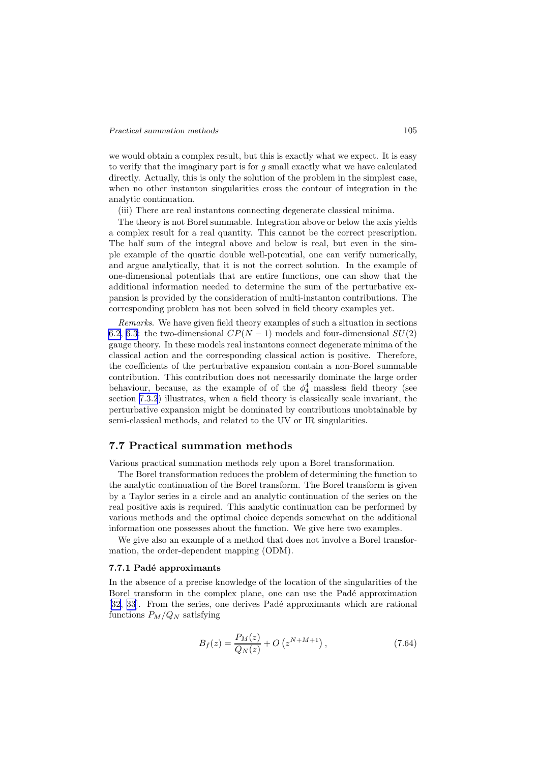we would obtain a complex result, but this is exactly what we expect. It is easy to verify that the imaginary part is for $g$ small exactly what we have calculated directly. Actually, this is only the solution of the problem in the simplest case, when no other instanton singularities cross the contour of integration in the analytic continuation.

(iii) There are real instantons connecting degenerate classical minima.

The theory is not Borel summable. Integration above or below the axis yields a complex result for a real quantity. This cannot be the correct prescription. The half sum of the integral above and below is real, but even in the simple example of the quartic double well-potential, one can verify numerically, and argue analytically, that it is not the correct solution. In the example of one-dimensional potentials that are entire functions, one can show that the additional information needed to determine the sum of the perturbative expansion is provided by the consideration of multi-instanton contributions. The corresponding problem has not been solved in field theory examples yet.

*Remarks*. We have given field theory examples of such a situation in sections 6.2, 6.3: the two-dimensional $CP(N-1)$ models and four-dimensional $SU(2)$ gauge theory. In these models real instantons connect degenerate minima of the classical action and the corresponding classical action is positive. Therefore, the coefficients of the perturbative expansion contain a non-Borel summable contribution. This contribution does not necessarily dominate the large order behaviour, because, as the example of of the $\phi^4_4$ massless field theory (see section 7.3.2) illustrates, when a field theory is classically scale invariant, the perturbative expansion might be dominated by contributions unobtainable by semi-classical methods, and related to the UV or IR singularities.

## 7.7 Practical summation methods

Various practical summation methods rely upon a Borel transformation.

The Borel transformation reduces the problem of determining the function to the analytic continuation of the Borel transform. The Borel transform is given by a Taylor series in a circle and an analytic continuation of the series on the real positive axis is required. This analytic continuation can be performed by various methods and the optimal choice depends somewhat on the additional information one possesses about the function. We give here two examples.

We give also an example of a method that does not involve a Borel transformation, the order-dependent mapping (ODM).

### 7.7.1 Padé approximants

In the absence of a precise knowledge of the location of the singularities of the Borel transform in the complex plane, one can use the Padé approximation [32, 33]. From the series, one derives Padé approximants which are rational functions $P_M/Q_N$ satisfying

$$B_f(z) = \frac{P_M(z)}{Q_N(z)} + O\left(z^{N+M+1}\right), \tag{7.64}$$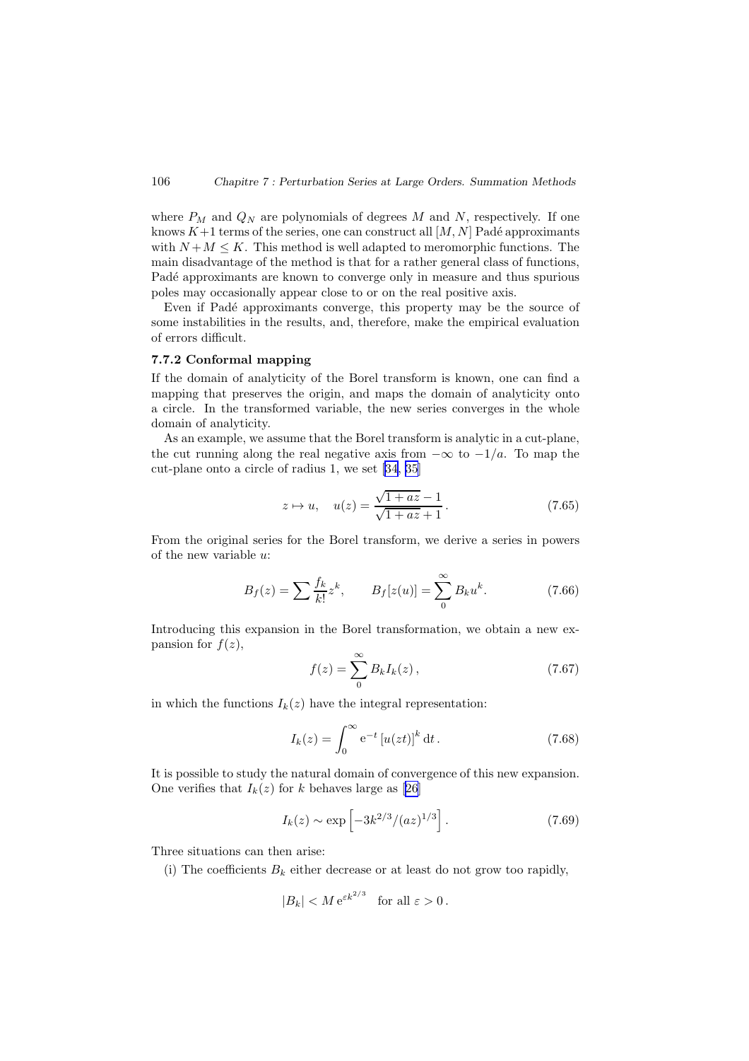where $P_M$ and $Q_N$ are polynomials of degrees $M$ and $N$, respectively. If one knows $K+1$ terms of the series, one can construct all $[M, N]$ Padé approximants with $N + M \le K$. This method is well adapted to meromorphic functions. The main disadvantage of the method is that for a rather general class of functions, Padé approximants are known to converge only in measure and thus spurious poles may occasionally appear close to or on the real positive axis.

Even if Padé approximants converge, this property may be the source of some instabilities in the results, and, therefore, make the empirical evaluation of errors difficult.

### 7.7.2 Conformal mapping

If the domain of analyticity of the Borel transform is known, one can find a mapping that preserves the origin, and maps the domain of analyticity onto a circle. In the transformed variable, the new series converges in the whole domain of analyticity.

As an example, we assume that the Borel transform is analytic in a cut-plane, the cut running along the real negative axis from $-\infty$ to $-1/a$. To map the cut-plane onto a circle of radius 1, we set [34, 35]

$$z \mapsto u, \quad u(z) = \frac{\sqrt{1+az}-1}{\sqrt{1+az}+1}\,. \tag{7.65}$$

From the original series for the Borel transform, we derive a series in powers of the new variable $u$:

$$B_f(z) = \sum \frac{f_k}{k!} z^k, \qquad B_f[z(u)] = \sum_0^\infty B_k u^k. \tag{7.66}$$

Introducing this expansion in the Borel transformation, we obtain a new expansion for $f(z)$,

$$f(z) = \sum_0^\infty B_k I_k(z)\,, \tag{7.67}$$

in which the functions $I_k(z)$ have the integral representation:

$$I_k(z) = \int_0^\infty \mathrm{e}^{-t} \left[u(zt)\right]^k \mathrm{d}t\,. \tag{7.68}$$

It is possible to study the natural domain of convergence of this new expansion. One verifies that $I_k(z)$ for $k$ behaves large as [26]

$$I_k(z) \sim \exp\left[-3k^{2/3}/(az)^{1/3}\right]. \tag{7.69}$$

Three situations can then arise:

(i) The coefficients $B_k$ either decrease or at least do not grow too rapidly,

$$|B_k| < M\,\mathrm{e}^{\varepsilon k^{2/3}} \quad \text{for all } \varepsilon > 0\,.$$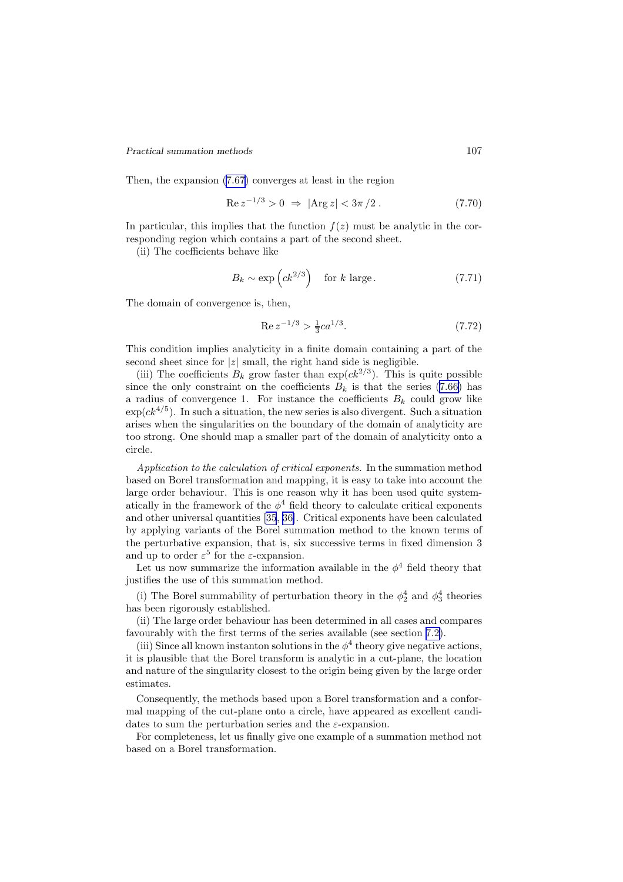Then, the expansion (7.67) converges at least in the region

$$\operatorname{Re} z^{-1/3} > 0 \ \Rightarrow \ |\operatorname{Arg} z| < 3\pi/2 \,. \tag{7.70}$$

In particular, this implies that the function $f(z)$ must be analytic in the corresponding region which contains a part of the second sheet.

(ii) The coefficients behave like

$$B_k \sim \exp\left(ck^{2/3}\right) \quad \text{for } k \text{ large}. \tag{7.71}$$

The domain of convergence is, then,

$$\operatorname{Re} z^{-1/3} > \tfrac{1}{3} c a^{1/3}. \tag{7.72}$$

This condition implies analyticity in a finite domain containing a part of the second sheet since for $|z|$ small, the right hand side is negligible.

(iii) The coefficients $B_k$ grow faster than $\exp(ck^{2/3})$. This is quite possible since the only constraint on the coefficients $B_k$ is that the series (7.66) has a radius of convergence 1. For instance the coefficients $B_k$ could grow like $\exp(ck^{4/5})$. In such a situation, the new series is also divergent. Such a situation arises when the singularities on the boundary of the domain of analyticity are too strong. One should map a smaller part of the domain of analyticity onto a circle.

*Application to the calculation of critical exponents.* In the summation method based on Borel transformation and mapping, it is easy to take into account the large order behaviour. This is one reason why it has been used quite systematically in the framework of the $\phi^4$ field theory to calculate critical exponents and other universal quantities [35, 36]. Critical exponents have been calculated by applying variants of the Borel summation method to the known terms of the perturbative expansion, that is, six successive terms in fixed dimension 3 and up to order $\varepsilon^5$ for the $\varepsilon$-expansion.

Let us now summarize the information available in the $\phi^4$ field theory that justifies the use of this summation method.

(i) The Borel summability of perturbation theory in the $\phi^4_2$ and $\phi^4_3$ theories has been rigorously established.

(ii) The large order behaviour has been determined in all cases and compares favourably with the first terms of the series available (see section 7.2).

(iii) Since all known instanton solutions in the $\phi^4$ theory give negative actions, it is plausible that the Borel transform is analytic in a cut-plane, the location and nature of the singularity closest to the origin being given by the large order estimates.

Consequently, the methods based upon a Borel transformation and a conformal mapping of the cut-plane onto a circle, have appeared as excellent candidates to sum the perturbation series and the $\varepsilon$-expansion.

For completeness, let us finally give one example of a summation method not based on a Borel transformation.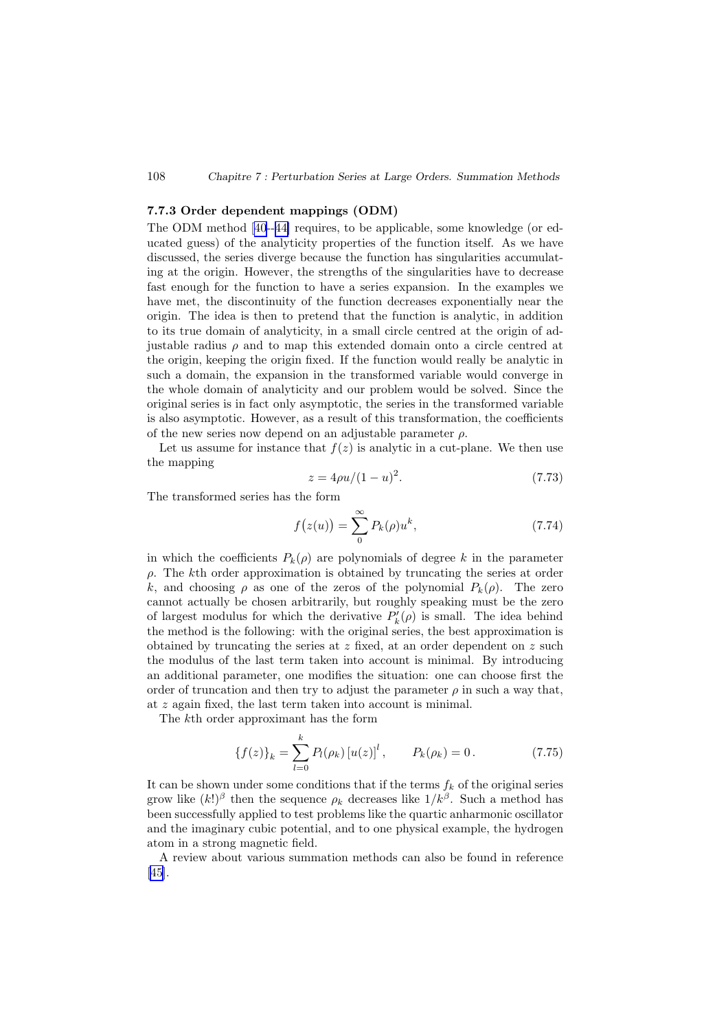### 7.7.3 Order dependent mappings (ODM)

The ODM method [40–44] requires, to be applicable, some knowledge (or educated guess) of the analyticity properties of the function itself. As we have discussed, the series diverge because the function has singularities accumulating at the origin. However, the strengths of the singularities have to decrease fast enough for the function to have a series expansion. In the examples we have met, the discontinuity of the function decreases exponentially near the origin. The idea is then to pretend that the function is analytic, in addition to its true domain of analyticity, in a small circle centred at the origin of adjustable radius $\rho$ and to map this extended domain onto a circle centred at the origin, keeping the origin fixed. If the function would really be analytic in such a domain, the expansion in the transformed variable would converge in the whole domain of analyticity and our problem would be solved. Since the original series is in fact only asymptotic, the series in the transformed variable is also asymptotic. However, as a result of this transformation, the coefficients of the new series now depend on an adjustable parameter $\rho$.

Let us assume for instance that $f(z)$ is analytic in a cut-plane. We then use the mapping

$$z = 4\rho u/(1-u)^2. \tag{7.73}$$

The transformed series has the form

$$f\big(z(u)\big) = \sum_0^\infty P_k(\rho) u^k, \tag{7.74}$$

in which the coefficients $P_k(\rho)$ are polynomials of degree $k$ in the parameter $\rho$. The $k$th order approximation is obtained by truncating the series at order $k$, and choosing $\rho$ as one of the zeros of the polynomial $P_k(\rho)$. The zero cannot actually be chosen arbitrarily, but roughly speaking must be the zero of largest modulus for which the derivative $P'_k(\rho)$ is small. The idea behind the method is the following: with the original series, the best approximation is obtained by truncating the series at $z$ fixed, at an order dependent on $z$ such the modulus of the last term taken into account is minimal. By introducing an additional parameter, one modifies the situation: one can choose first the order of truncation and then try to adjust the parameter $\rho$ in such a way that, at $z$ again fixed, the last term taken into account is minimal.

The $k$th order approximant has the form

$$\{f(z)\}_k = \sum_{l=0}^{k} P_l(\rho_k) \left[u(z)\right]^l , \qquad P_k(\rho_k) = 0\,. \tag{7.75}$$

It can be shown under some conditions that if the terms $f_k$ of the original series grow like $(k!)^\beta$ then the sequence $\rho_k$ decreases like $1/k^\beta$. Such a method has been successfully applied to test problems like the quartic anharmonic oscillator and the imaginary cubic potential, and to one physical example, the hydrogen atom in a strong magnetic field.

A review about various summation methods can also be found in reference [45].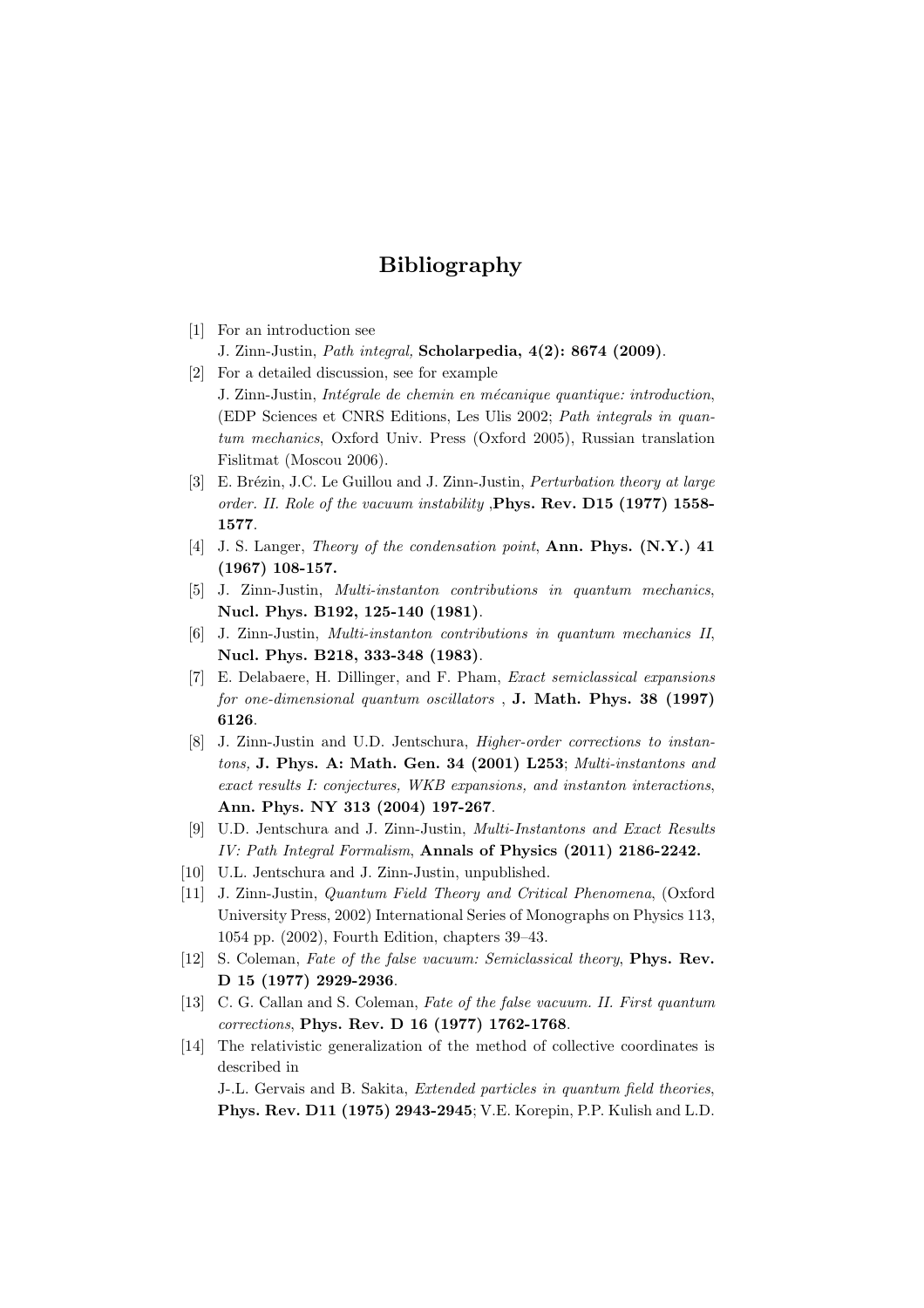# Bibliography

[1] For an introduction see
J. Zinn-Justin, *Path integral,* **Scholarpedia, 4(2): 8674 (2009)**.

[2] For a detailed discussion, see for example
J. Zinn-Justin, *Intégrale de chemin en mécanique quantique: introduction*, (EDP Sciences et CNRS Editions, Les Ulis 2002; *Path integrals in quantum mechanics*, Oxford Univ. Press (Oxford 2005), Russian translation Fislitmat (Moscou 2006).

[3] E. Brézin, J.C. Le Guillou and J. Zinn-Justin, *Perturbation theory at large order. II. Role of the vacuum instability* ,**Phys. Rev. D15 (1977) 1558-1577**.

[4] J. S. Langer, *Theory of the condensation point*, **Ann. Phys. (N.Y.) 41 (1967) 108-157.**

[5] J. Zinn-Justin, *Multi-instanton contributions in quantum mechanics*, **Nucl. Phys. B192, 125-140 (1981)**.

[6] J. Zinn-Justin, *Multi-instanton contributions in quantum mechanics II*, **Nucl. Phys. B218, 333-348 (1983)**.

[7] E. Delabaere, H. Dillinger, and F. Pham, *Exact semiclassical expansions for one-dimensional quantum oscillators* , **J. Math. Phys. 38 (1997) 6126**.

[8] J. Zinn-Justin and U.D. Jentschura, *Higher-order corrections to instantons,* **J. Phys. A: Math. Gen. 34 (2001) L253**; *Multi-instantons and exact results I: conjectures, WKB expansions, and instanton interactions*, **Ann. Phys. NY 313 (2004) 197-267**.

[9] U.D. Jentschura and J. Zinn-Justin, *Multi-Instantons and Exact Results IV: Path Integral Formalism*, **Annals of Physics (2011) 2186-2242.**

[10] U.L. Jentschura and J. Zinn-Justin, unpublished.

[11] J. Zinn-Justin, *Quantum Field Theory and Critical Phenomena*, (Oxford University Press, 2002) International Series of Monographs on Physics 113, 1054 pp. (2002), Fourth Edition, chapters 39–43.

[12] S. Coleman, *Fate of the false vacuum: Semiclassical theory*, **Phys. Rev. D 15 (1977) 2929-2936**.

[13] C. G. Callan and S. Coleman, *Fate of the false vacuum. II. First quantum corrections*, **Phys. Rev. D 16 (1977) 1762-1768**.

[14] The relativistic generalization of the method of collective coordinates is described in
J-.L. Gervais and B. Sakita, *Extended particles in quantum field theories*, **Phys. Rev. D11 (1975) 2943-2945**; V.E. Korepin, P.P. Kulish and L.D.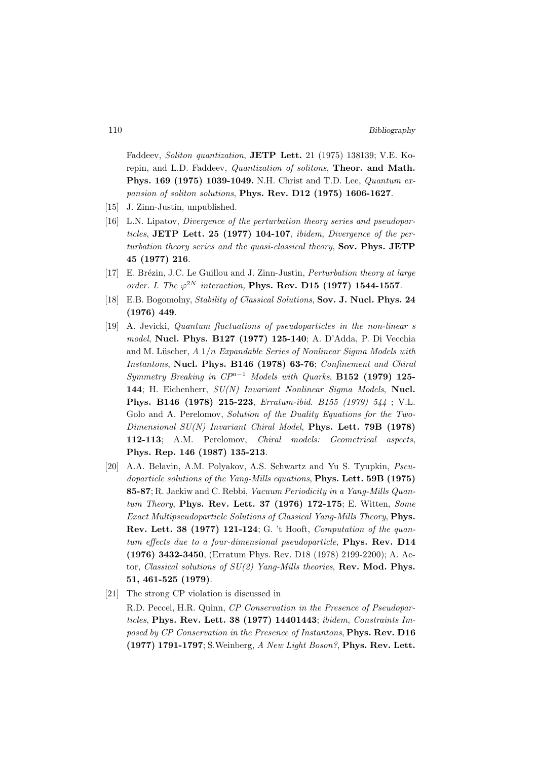Faddeev, *Soliton quantization*, **JETP Lett.** 21 (1975) 138139; V.E. Korepin, and L.D. Faddeev, *Quantization of solitons*, **Theor. and Math. Phys. 169 (1975) 1039-1049.** N.H. Christ and T.D. Lee, *Quantum expansion of soliton solutions*, **Phys. Rev. D12 (1975) 1606-1627**.

[15] J. Zinn-Justin, unpublished.

[16] L.N. Lipatov, *Divergence of the perturbation theory series and pseudoparticles*, **JETP Lett. 25 (1977) 104-107**, *ibidem*, *Divergence of the perturbation theory series and the quasi-classical theory,* **Sov. Phys. JETP 45 (1977) 216**.

[17] E. Brézin, J.C. Le Guillou and J. Zinn-Justin, *Perturbation theory at large order. I. The $\varphi^{2N}$ interaction,* **Phys. Rev. D15 (1977) 1544-1557**.

[18] E.B. Bogomolny, *Stability of Classical Solutions*, **Sov. J. Nucl. Phys. 24 (1976) 449**.

[19] A. Jevicki, *Quantum fluctuations of pseudoparticles in the non-linear s model*, **Nucl. Phys. B127 (1977) 125-140**; A. D'Adda, P. Di Vecchia and M. Lüscher, *A $1/n$ Expandable Series of Nonlinear Sigma Models with Instantons*, **Nucl. Phys. B146 (1978) 63-76**; *Confinement and Chiral Symmetry Breaking in $CP^{n-1}$ Models with Quarks*, **B152 (1979) 125-144**; H. Eichenherr, *SU(N) Invariant Nonlinear Sigma Models*, **Nucl. Phys. B146 (1978) 215-223**, *Erratum-ibid. B155 (1979) 544* ; V.L. Golo and A. Perelomov, *Solution of the Duality Equations for the Two-Dimensional SU(N) Invariant Chiral Model*, **Phys. Lett. 79B (1978) 112-113**; A.M. Perelomov, *Chiral models: Geometrical aspects*, **Phys. Rep. 146 (1987) 135-213**.

[20] A.A. Belavin, A.M. Polyakov, A.S. Schwartz and Yu S. Tyupkin, *Pseudoparticle solutions of the Yang-Mills equations*, **Phys. Lett. 59B (1975) 85-87**; R. Jackiw and C. Rebbi, *Vacuum Periodicity in a Yang-Mills Quantum Theory*, **Phys. Rev. Lett. 37 (1976) 172-175**; E. Witten, *Some Exact Multipseudoparticle Solutions of Classical Yang-Mills Theory*, **Phys. Rev. Lett. 38 (1977) 121-124**; G. 't Hooft, *Computation of the quantum effects due to a four-dimensional pseudoparticle*, **Phys. Rev. D14 (1976) 3432-3450**, (Erratum Phys. Rev. D18 (1978) 2199-2200); A. Actor, *Classical solutions of SU(2) Yang-Mills theories*, **Rev. Mod. Phys. 51, 461-525 (1979)**.

[21] The strong CP violation is discussed in

R.D. Peccei, H.R. Quinn, *CP Conservation in the Presence of Pseudoparticles*, **Phys. Rev. Lett. 38 (1977) 14401443**; *ibidem*, *Constraints Imposed by CP Conservation in the Presence of Instantons*, **Phys. Rev. D16 (1977) 1791-1797**; S.Weinberg, *A New Light Boson?*, **Phys. Rev. Lett.**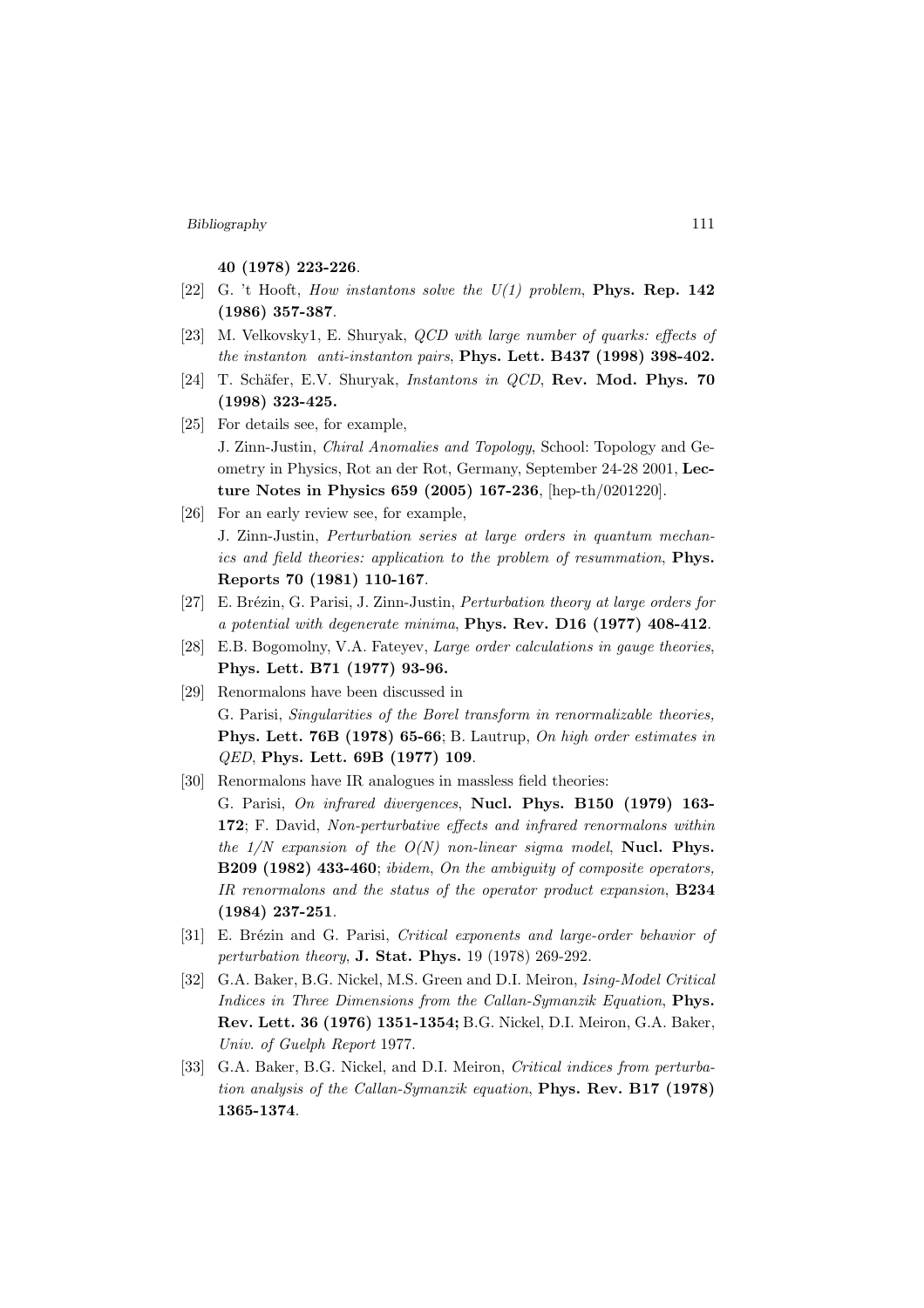**40 (1978) 223-226**.

[22] G. 't Hooft, *How instantons solve the U(1) problem*, **Phys. Rep. 142 (1986) 357-387**.

[23] M. Velkovsky1, E. Shuryak, *QCD with large number of quarks: effects of the instanton anti-instanton pairs*, **Phys. Lett. B437 (1998) 398-402.**

[24] T. Schäfer, E.V. Shuryak, *Instantons in QCD*, **Rev. Mod. Phys. 70 (1998) 323-425.**

[25] For details see, for example,
J. Zinn-Justin, *Chiral Anomalies and Topology*, School: Topology and Geometry in Physics, Rot an der Rot, Germany, September 24-28 2001, **Lecture Notes in Physics 659 (2005) 167-236**, [hep-th/0201220].

[26] For an early review see, for example,
J. Zinn-Justin, *Perturbation series at large orders in quantum mechanics and field theories: application to the problem of resummation*, **Phys. Reports 70 (1981) 110-167**.

[27] E. Brézin, G. Parisi, J. Zinn-Justin, *Perturbation theory at large orders for a potential with degenerate minima*, **Phys. Rev. D16 (1977) 408-412**.

[28] E.B. Bogomolny, V.A. Fateyev, *Large order calculations in gauge theories*, **Phys. Lett. B71 (1977) 93-96.**

[29] Renormalons have been discussed in
G. Parisi, *Singularities of the Borel transform in renormalizable theories,* **Phys. Lett. 76B (1978) 65-66**; B. Lautrup, *On high order estimates in QED*, **Phys. Lett. 69B (1977) 109**.

[30] Renormalons have IR analogues in massless field theories:
G. Parisi, *On infrared divergences*, **Nucl. Phys. B150 (1979) 163-172**; F. David, *Non-perturbative effects and infrared renormalons within the 1/N expansion of the O(N) non-linear sigma model*, **Nucl. Phys. B209 (1982) 433-460**; *ibidem*, *On the ambiguity of composite operators, IR renormalons and the status of the operator product expansion*, **B234 (1984) 237-251**.

[31] E. Brézin and G. Parisi, *Critical exponents and large-order behavior of perturbation theory*, **J. Stat. Phys.** 19 (1978) 269-292.

[32] G.A. Baker, B.G. Nickel, M.S. Green and D.I. Meiron, *Ising-Model Critical Indices in Three Dimensions from the Callan-Symanzik Equation*, **Phys. Rev. Lett. 36 (1976) 1351-1354;** B.G. Nickel, D.I. Meiron, G.A. Baker, *Univ. of Guelph Report* 1977.

[33] G.A. Baker, B.G. Nickel, and D.I. Meiron, *Critical indices from perturbation analysis of the Callan-Symanzik equation*, **Phys. Rev. B17 (1978) 1365-1374**.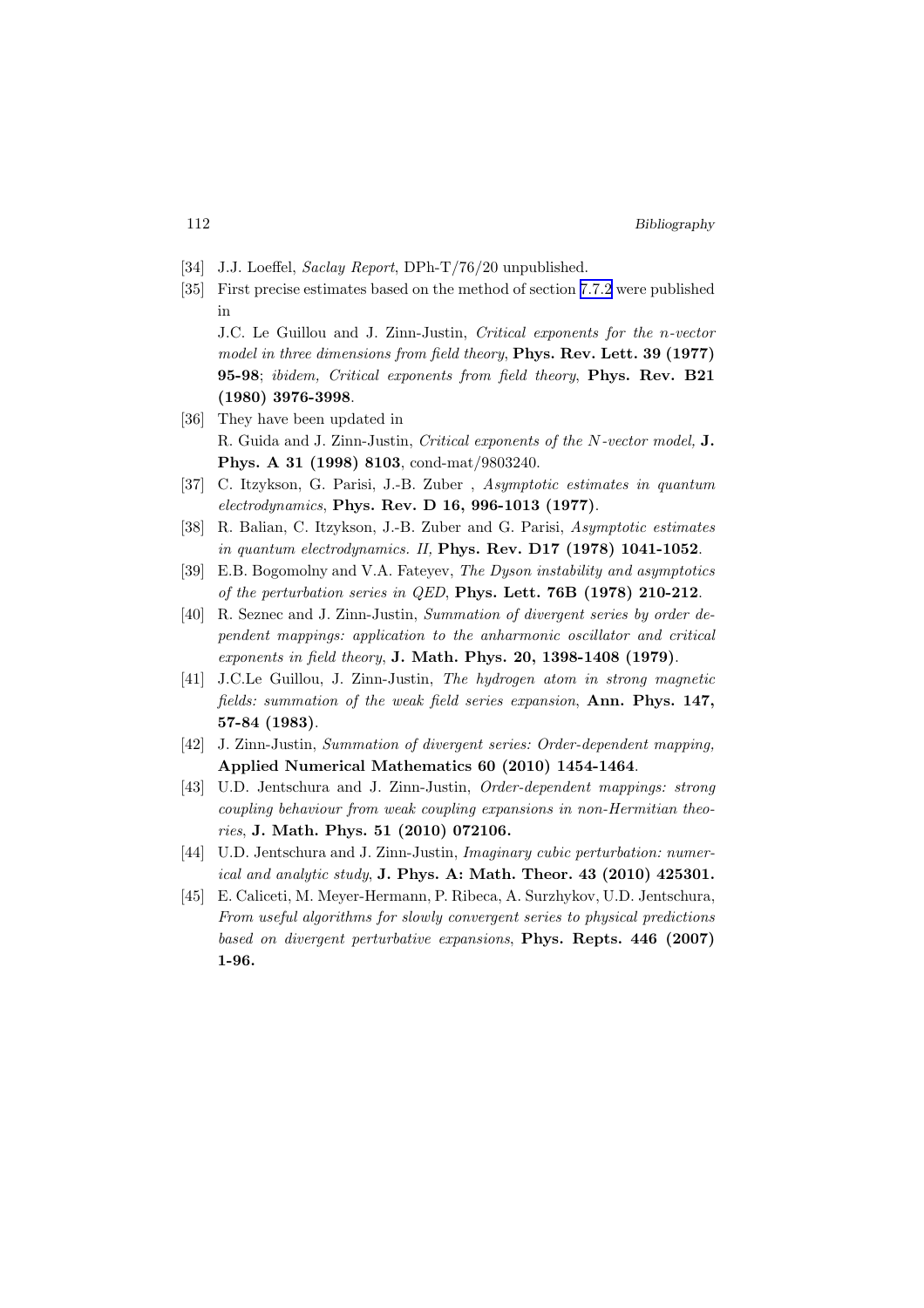[34] J.J. Loeffel, *Saclay Report*, DPh-T/76/20 unpublished.

[35] First precise estimates based on the method of section 7.7.2 were published in

J.C. Le Guillou and J. Zinn-Justin, *Critical exponents for the $n$-vector model in three dimensions from field theory*, **Phys. Rev. Lett. 39 (1977) 95-98**; *ibidem, Critical exponents from field theory*, **Phys. Rev. B21 (1980) 3976-3998**.

[36] They have been updated in

R. Guida and J. Zinn-Justin, *Critical exponents of the $N$-vector model,* **J. Phys. A 31 (1998) 8103**, cond-mat/9803240.

[37] C. Itzykson, G. Parisi, J.-B. Zuber , *Asymptotic estimates in quantum electrodynamics*, **Phys. Rev. D 16, 996-1013 (1977)**.

[38] R. Balian, C. Itzykson, J.-B. Zuber and G. Parisi, *Asymptotic estimates in quantum electrodynamics. II,* **Phys. Rev. D17 (1978) 1041-1052**.

[39] E.B. Bogomolny and V.A. Fateyev, *The Dyson instability and asymptotics of the perturbation series in QED*, **Phys. Lett. 76B (1978) 210-212**.

[40] R. Seznec and J. Zinn-Justin, *Summation of divergent series by order dependent mappings: application to the anharmonic oscillator and critical exponents in field theory*, **J. Math. Phys. 20, 1398-1408 (1979)**.

[41] J.C.Le Guillou, J. Zinn-Justin, *The hydrogen atom in strong magnetic fields: summation of the weak field series expansion*, **Ann. Phys. 147, 57-84 (1983)**.

[42] J. Zinn-Justin, *Summation of divergent series: Order-dependent mapping,* **Applied Numerical Mathematics 60 (2010) 1454-1464**.

[43] U.D. Jentschura and J. Zinn-Justin, *Order-dependent mappings: strong coupling behaviour from weak coupling expansions in non-Hermitian theories*, **J. Math. Phys. 51 (2010) 072106.**

[44] U.D. Jentschura and J. Zinn-Justin, *Imaginary cubic perturbation: numerical and analytic study*, **J. Phys. A: Math. Theor. 43 (2010) 425301.**

[45] E. Caliceti, M. Meyer-Hermann, P. Ribeca, A. Surzhykov, U.D. Jentschura, *From useful algorithms for slowly convergent series to physical predictions based on divergent perturbative expansions*, **Phys. Repts. 446 (2007) 1-96.**